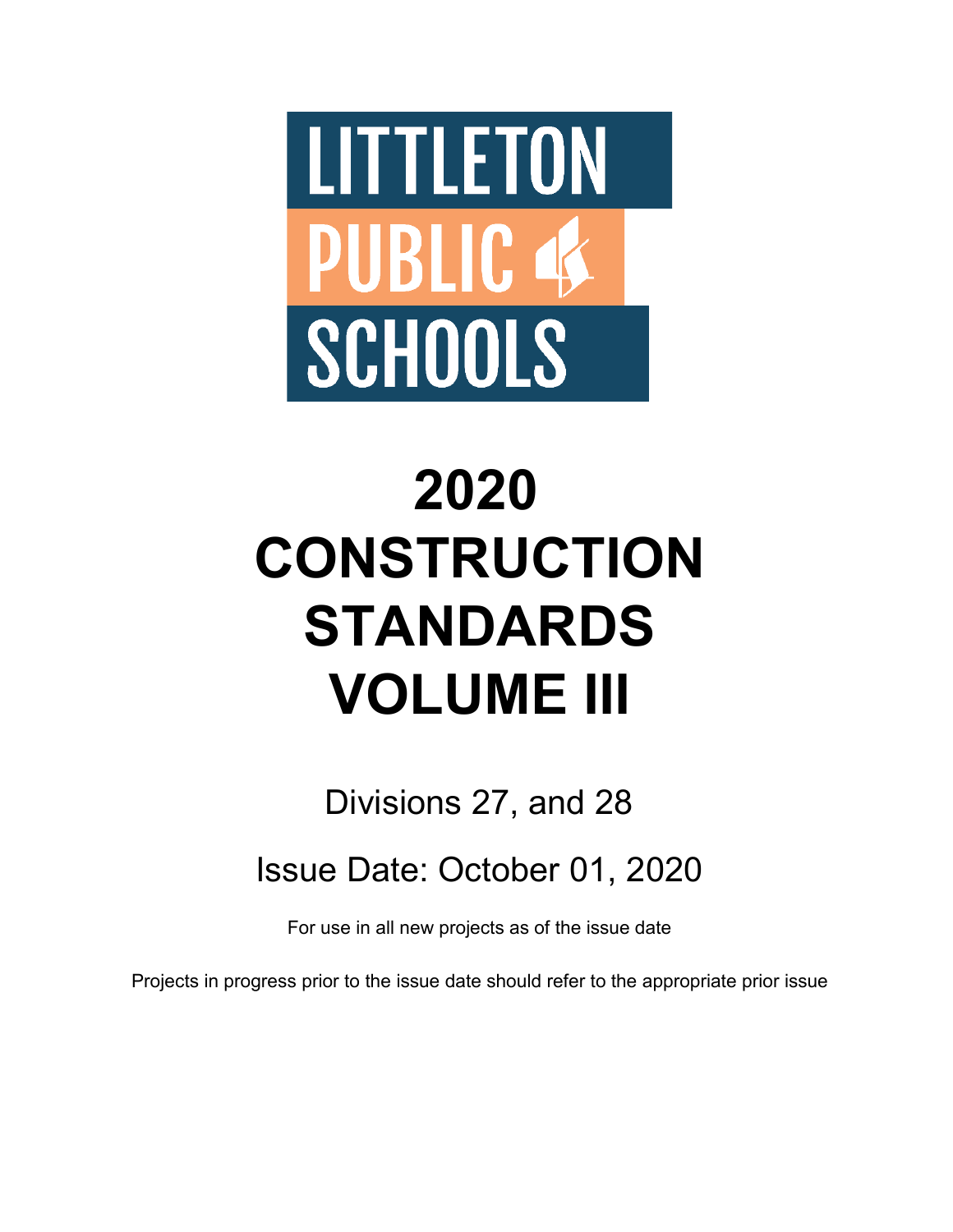LITTLETON PUBLIC SCHOOLS

# 2020 CONSTRUCTION STANDARDS VOLUME III

Divisions 27, and 28

Issue Date: October 01, 2020

For use in all new projects as of the issue date

Projects in progress prior to the issue date should refer to the appropriate prior issue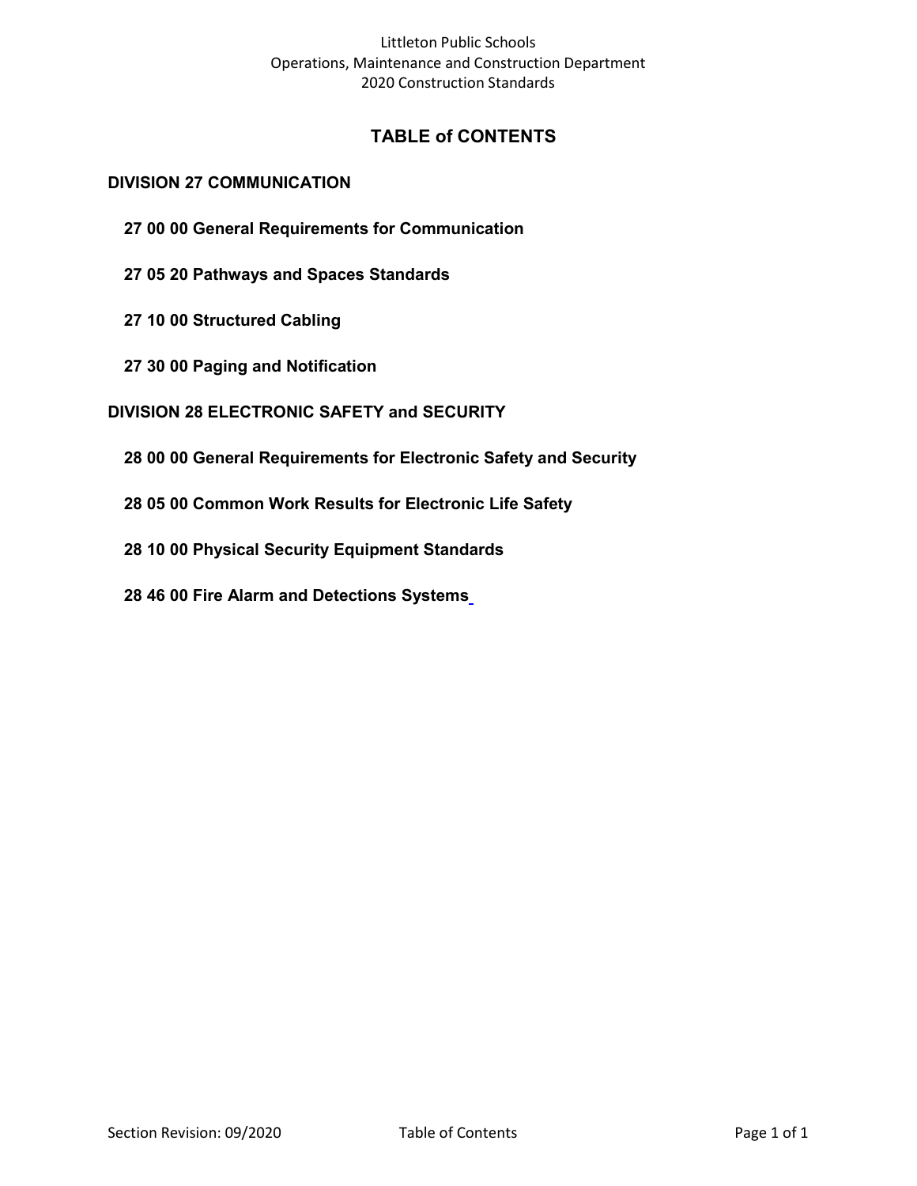# TABLE of CONTENTS

## DIVISION 27 COMMUNICATION

**27 00 00 General Requirements for Communication**

**27 05 20 Pathways and Spaces Standards**

**27 10 00 Structured Cabling**

**27 30 00 Paging and Notification**

## DIVISION 28 ELECTRONIC SAFETY and SECURITY

**28 00 00 General Requirements for Electronic Safety and Security**

**28 05 00 Common Work Results for Electronic Life Safety**

**28 10 00 Physical Security Equipment Standards**

**28 46 00 Fire Alarm and Detections Systems**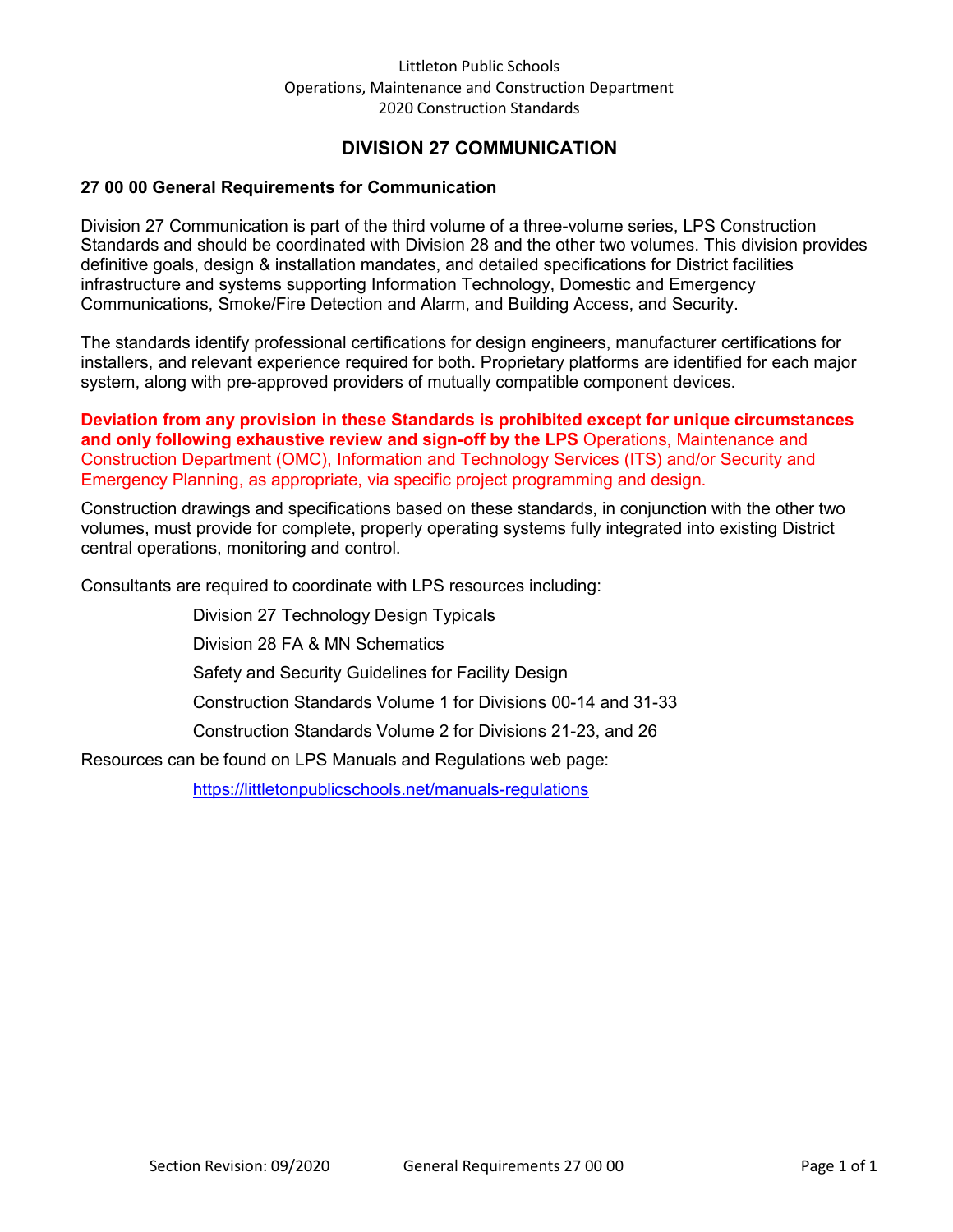# DIVISION 27 COMMUNICATION

## 27 00 00 General Requirements for Communication

Division 27 Communication is part of the third volume of a three-volume series, LPS Construction Standards and should be coordinated with Division 28 and the other two volumes. This division provides definitive goals, design & installation mandates, and detailed specifications for District facilities infrastructure and systems supporting Information Technology, Domestic and Emergency Communications, Smoke/Fire Detection and Alarm, and Building Access, and Security.

The standards identify professional certifications for design engineers, manufacturer certifications for installers, and relevant experience required for both. Proprietary platforms are identified for each major system, along with pre-approved providers of mutually compatible component devices.

**Deviation from any provision in these Standards is prohibited except for unique circumstances and only following exhaustive review and sign-off by the LPS** Operations, Maintenance and Construction Department (OMC), Information and Technology Services (ITS) and/or Security and Emergency Planning, as appropriate, via specific project programming and design.

Construction drawings and specifications based on these standards, in conjunction with the other two volumes, must provide for complete, properly operating systems fully integrated into existing District central operations, monitoring and control.

Consultants are required to coordinate with LPS resources including:

- Division 27 Technology Design Typicals
- Division 28 FA & MN Schematics
- Safety and Security Guidelines for Facility Design
- Construction Standards Volume 1 for Divisions 00-14 and 31-33
- Construction Standards Volume 2 for Divisions 21-23, and 26

Resources can be found on LPS Manuals and Regulations web page:

https://littletonpublicschools.net/manuals-regulations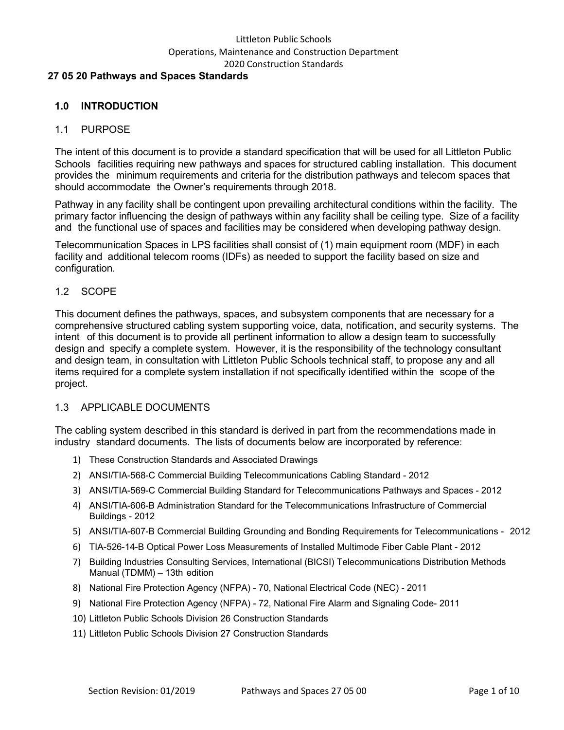## 27 05 20 Pathways and Spaces Standards

### 1.0 INTRODUCTION

#### 1.1 PURPOSE

The intent of this document is to provide a standard specification that will be used for all Littleton Public Schools facilities requiring new pathways and spaces for structured cabling installation. This document provides the minimum requirements and criteria for the distribution pathways and telecom spaces that should accommodate the Owner's requirements through 2018.

Pathway in any facility shall be contingent upon prevailing architectural conditions within the facility. The primary factor influencing the design of pathways within any facility shall be ceiling type. Size of a facility and the functional use of spaces and facilities may be considered when developing pathway design.

Telecommunication Spaces in LPS facilities shall consist of (1) main equipment room (MDF) in each facility and additional telecom rooms (IDFs) as needed to support the facility based on size and configuration.

#### 1.2 SCOPE

This document defines the pathways, spaces, and subsystem components that are necessary for a comprehensive structured cabling system supporting voice, data, notification, and security systems. The intent of this document is to provide all pertinent information to allow a design team to successfully design and specify a complete system. However, it is the responsibility of the technology consultant and design team, in consultation with Littleton Public Schools technical staff, to propose any and all items required for a complete system installation if not specifically identified within the scope of the project.

#### 1.3 APPLICABLE DOCUMENTS

The cabling system described in this standard is derived in part from the recommendations made in industry standard documents. The lists of documents below are incorporated by reference:

1) These Construction Standards and Associated Drawings
2) ANSI/TIA-568-C Commercial Building Telecommunications Cabling Standard - 2012
3) ANSI/TIA-569-C Commercial Building Standard for Telecommunications Pathways and Spaces - 2012
4) ANSI/TIA-606-B Administration Standard for the Telecommunications Infrastructure of Commercial Buildings - 2012
5) ANSI/TIA-607-B Commercial Building Grounding and Bonding Requirements for Telecommunications - 2012
6) TIA-526-14-B Optical Power Loss Measurements of Installed Multimode Fiber Cable Plant - 2012
7) Building Industries Consulting Services, International (BICSI) Telecommunications Distribution Methods Manual (TDMM) – 13th edition
8) National Fire Protection Agency (NFPA) - 70, National Electrical Code (NEC) - 2011
9) National Fire Protection Agency (NFPA) - 72, National Fire Alarm and Signaling Code- 2011
10) Littleton Public Schools Division 26 Construction Standards
11) Littleton Public Schools Division 27 Construction Standards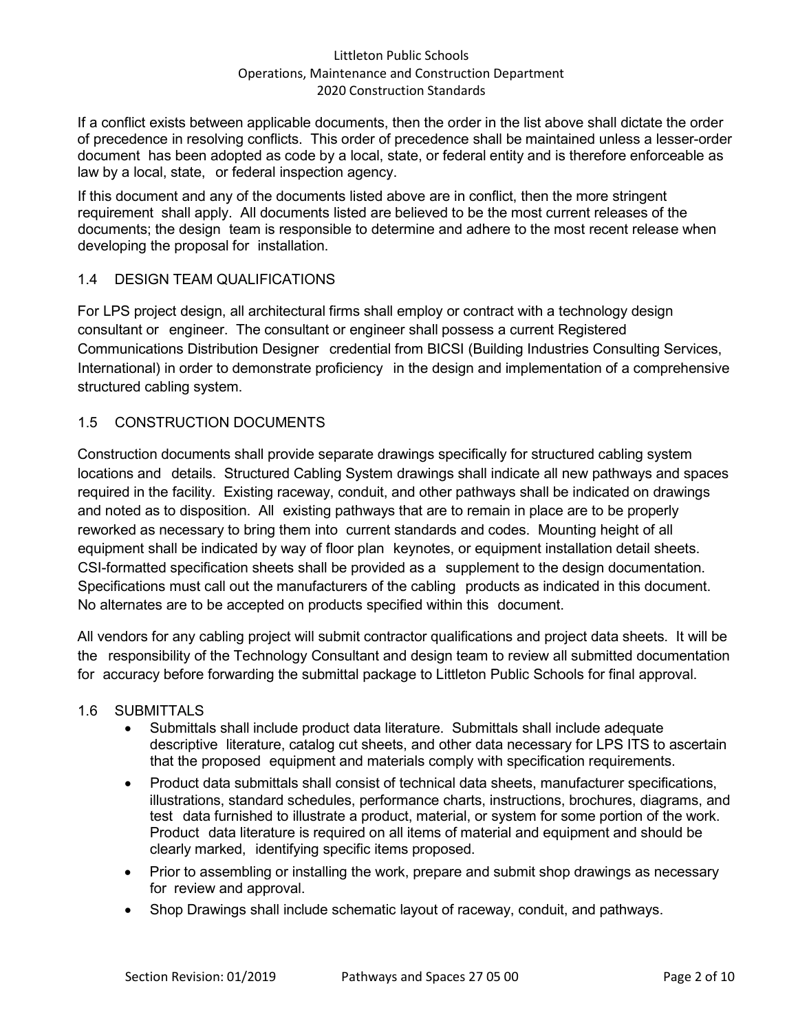If a conflict exists between applicable documents, then the order in the list above shall dictate the order of precedence in resolving conflicts. This order of precedence shall be maintained unless a lesser-order document has been adopted as code by a local, state, or federal entity and is therefore enforceable as law by a local, state, or federal inspection agency.

If this document and any of the documents listed above are in conflict, then the more stringent requirement shall apply. All documents listed are believed to be the most current releases of the documents; the design team is responsible to determine and adhere to the most recent release when developing the proposal for installation.

## 1.4 DESIGN TEAM QUALIFICATIONS

For LPS project design, all architectural firms shall employ or contract with a technology design consultant or engineer. The consultant or engineer shall possess a current Registered Communications Distribution Designer credential from BICSI (Building Industries Consulting Services, International) in order to demonstrate proficiency in the design and implementation of a comprehensive structured cabling system.

## 1.5 CONSTRUCTION DOCUMENTS

Construction documents shall provide separate drawings specifically for structured cabling system locations and details. Structured Cabling System drawings shall indicate all new pathways and spaces required in the facility. Existing raceway, conduit, and other pathways shall be indicated on drawings and noted as to disposition. All existing pathways that are to remain in place are to be properly reworked as necessary to bring them into current standards and codes. Mounting height of all equipment shall be indicated by way of floor plan keynotes, or equipment installation detail sheets. CSI-formatted specification sheets shall be provided as a supplement to the design documentation. Specifications must call out the manufacturers of the cabling products as indicated in this document. No alternates are to be accepted on products specified within this document.

All vendors for any cabling project will submit contractor qualifications and project data sheets. It will be the responsibility of the Technology Consultant and design team to review all submitted documentation for accuracy before forwarding the submittal package to Littleton Public Schools for final approval.

## 1.6 SUBMITTALS

- Submittals shall include product data literature. Submittals shall include adequate descriptive literature, catalog cut sheets, and other data necessary for LPS ITS to ascertain that the proposed equipment and materials comply with specification requirements.
- Product data submittals shall consist of technical data sheets, manufacturer specifications, illustrations, standard schedules, performance charts, instructions, brochures, diagrams, and test data furnished to illustrate a product, material, or system for some portion of the work. Product data literature is required on all items of material and equipment and should be clearly marked, identifying specific items proposed.
- Prior to assembling or installing the work, prepare and submit shop drawings as necessary for review and approval.
- Shop Drawings shall include schematic layout of raceway, conduit, and pathways.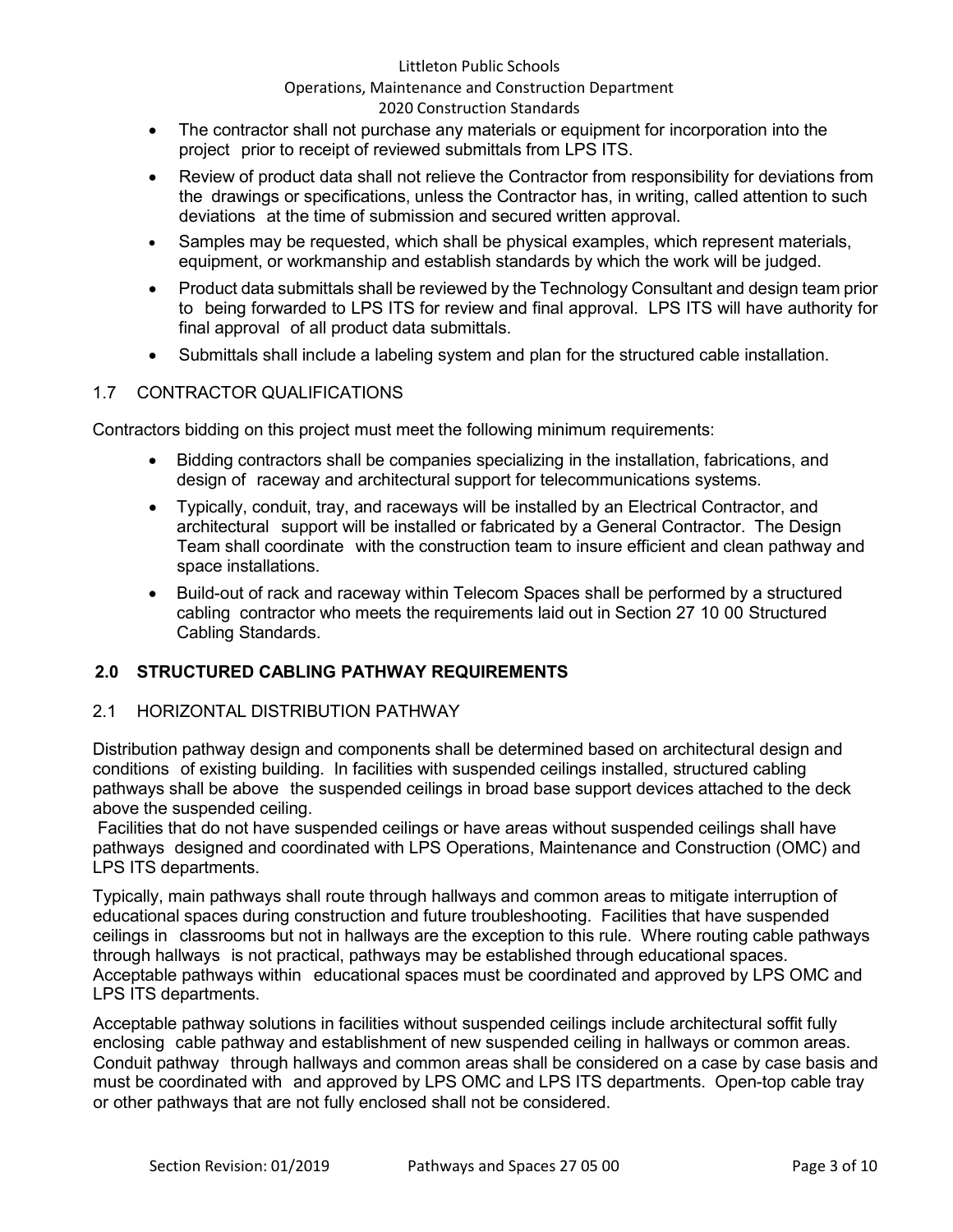- The contractor shall not purchase any materials or equipment for incorporation into the project prior to receipt of reviewed submittals from LPS ITS.
- Review of product data shall not relieve the Contractor from responsibility for deviations from the drawings or specifications, unless the Contractor has, in writing, called attention to such deviations at the time of submission and secured written approval.
- Samples may be requested, which shall be physical examples, which represent materials, equipment, or workmanship and establish standards by which the work will be judged.
- Product data submittals shall be reviewed by the Technology Consultant and design team prior to being forwarded to LPS ITS for review and final approval. LPS ITS will have authority for final approval of all product data submittals.
- Submittals shall include a labeling system and plan for the structured cable installation.

### 1.7 CONTRACTOR QUALIFICATIONS

Contractors bidding on this project must meet the following minimum requirements:

- Bidding contractors shall be companies specializing in the installation, fabrications, and design of raceway and architectural support for telecommunications systems.
- Typically, conduit, tray, and raceways will be installed by an Electrical Contractor, and architectural support will be installed or fabricated by a General Contractor. The Design Team shall coordinate with the construction team to insure efficient and clean pathway and space installations.
- Build-out of rack and raceway within Telecom Spaces shall be performed by a structured cabling contractor who meets the requirements laid out in Section 27 10 00 Structured Cabling Standards.

## 2.0 STRUCTURED CABLING PATHWAY REQUIREMENTS

### 2.1 HORIZONTAL DISTRIBUTION PATHWAY

Distribution pathway design and components shall be determined based on architectural design and conditions of existing building. In facilities with suspended ceilings installed, structured cabling pathways shall be above the suspended ceilings in broad base support devices attached to the deck above the suspended ceiling.

Facilities that do not have suspended ceilings or have areas without suspended ceilings shall have pathways designed and coordinated with LPS Operations, Maintenance and Construction (OMC) and LPS ITS departments.

Typically, main pathways shall route through hallways and common areas to mitigate interruption of educational spaces during construction and future troubleshooting. Facilities that have suspended ceilings in classrooms but not in hallways are the exception to this rule. Where routing cable pathways through hallways is not practical, pathways may be established through educational spaces. Acceptable pathways within educational spaces must be coordinated and approved by LPS OMC and LPS ITS departments.

Acceptable pathway solutions in facilities without suspended ceilings include architectural soffit fully enclosing cable pathway and establishment of new suspended ceiling in hallways or common areas. Conduit pathway through hallways and common areas shall be considered on a case by case basis and must be coordinated with and approved by LPS OMC and LPS ITS departments. Open-top cable tray or other pathways that are not fully enclosed shall not be considered.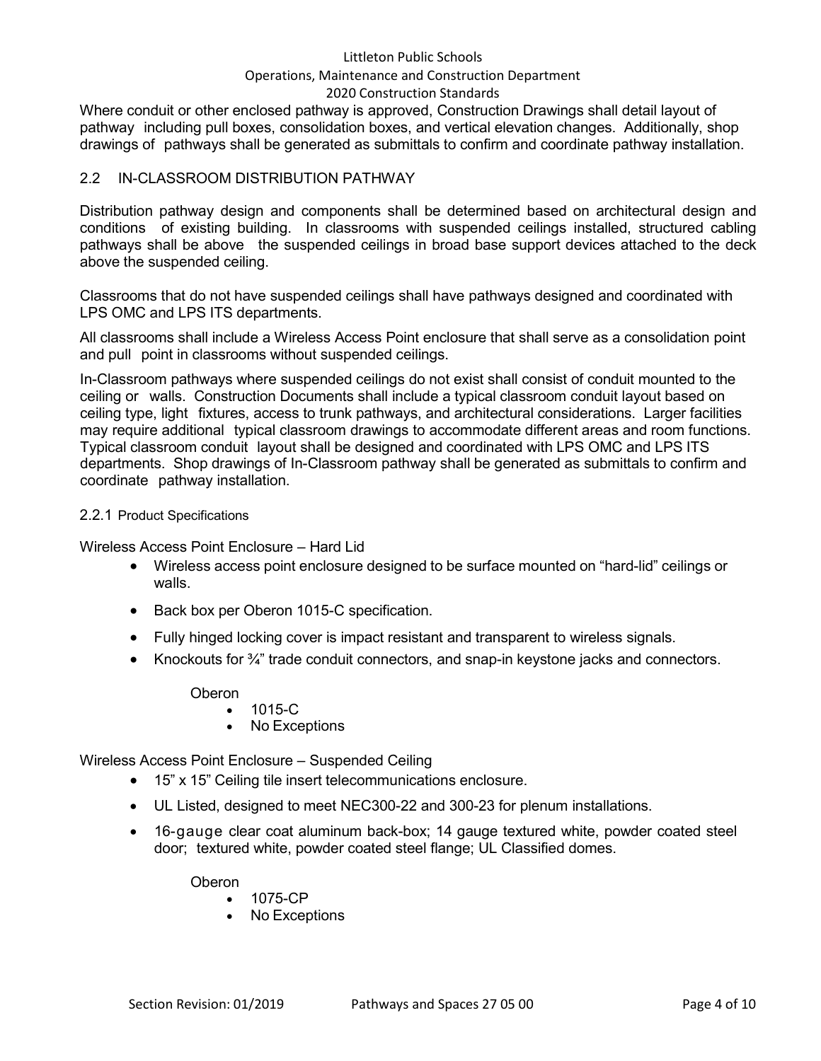Where conduit or other enclosed pathway is approved, Construction Drawings shall detail layout of pathway including pull boxes, consolidation boxes, and vertical elevation changes. Additionally, shop drawings of pathways shall be generated as submittals to confirm and coordinate pathway installation.

## 2.2 IN-CLASSROOM DISTRIBUTION PATHWAY

Distribution pathway design and components shall be determined based on architectural design and conditions of existing building. In classrooms with suspended ceilings installed, structured cabling pathways shall be above the suspended ceilings in broad base support devices attached to the deck above the suspended ceiling.

Classrooms that do not have suspended ceilings shall have pathways designed and coordinated with LPS OMC and LPS ITS departments.

All classrooms shall include a Wireless Access Point enclosure that shall serve as a consolidation point and pull point in classrooms without suspended ceilings.

In-Classroom pathways where suspended ceilings do not exist shall consist of conduit mounted to the ceiling or walls. Construction Documents shall include a typical classroom conduit layout based on ceiling type, light fixtures, access to trunk pathways, and architectural considerations. Larger facilities may require additional typical classroom drawings to accommodate different areas and room functions. Typical classroom conduit layout shall be designed and coordinated with LPS OMC and LPS ITS departments. Shop drawings of In-Classroom pathway shall be generated as submittals to confirm and coordinate pathway installation.

### 2.2.1 Product Specifications

Wireless Access Point Enclosure – Hard Lid

- Wireless access point enclosure designed to be surface mounted on "hard-lid" ceilings or walls.
- Back box per Oberon 1015-C specification.
- Fully hinged locking cover is impact resistant and transparent to wireless signals.
- Knockouts for ¾" trade conduit connectors, and snap-in keystone jacks and connectors.

Oberon

- 1015-C
- No Exceptions

Wireless Access Point Enclosure – Suspended Ceiling

- 15" x 15" Ceiling tile insert telecommunications enclosure.
- UL Listed, designed to meet NEC300-22 and 300-23 for plenum installations.
- 16-gauge clear coat aluminum back-box; 14 gauge textured white, powder coated steel door; textured white, powder coated steel flange; UL Classified domes.

Oberon

- 1075-CP
- No Exceptions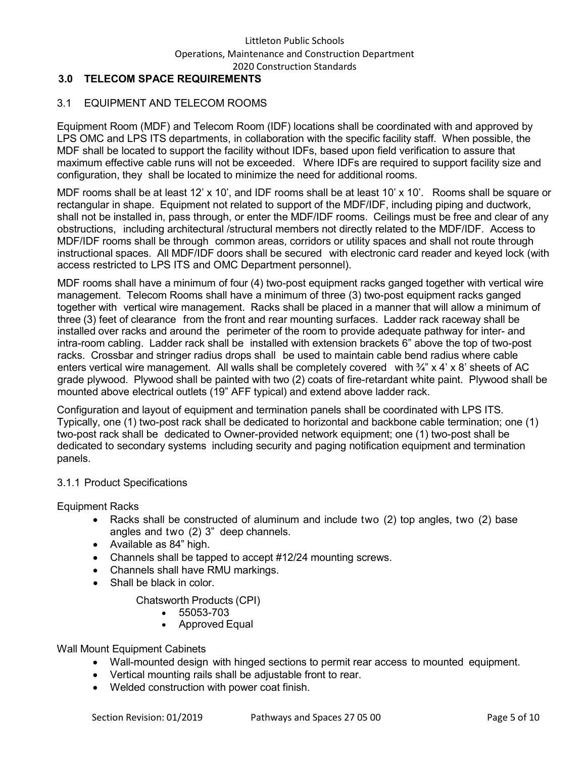## 3.0 TELECOM SPACE REQUIREMENTS

### 3.1 EQUIPMENT AND TELECOM ROOMS

Equipment Room (MDF) and Telecom Room (IDF) locations shall be coordinated with and approved by LPS OMC and LPS ITS departments, in collaboration with the specific facility staff. When possible, the MDF shall be located to support the facility without IDFs, based upon field verification to assure that maximum effective cable runs will not be exceeded. Where IDFs are required to support facility size and configuration, they shall be located to minimize the need for additional rooms.

MDF rooms shall be at least 12' x 10', and IDF rooms shall be at least 10' x 10'. Rooms shall be square or rectangular in shape. Equipment not related to support of the MDF/IDF, including piping and ductwork, shall not be installed in, pass through, or enter the MDF/IDF rooms. Ceilings must be free and clear of any obstructions, including architectural /structural members not directly related to the MDF/IDF. Access to MDF/IDF rooms shall be through common areas, corridors or utility spaces and shall not route through instructional spaces. All MDF/IDF doors shall be secured with electronic card reader and keyed lock (with access restricted to LPS ITS and OMC Department personnel).

MDF rooms shall have a minimum of four (4) two-post equipment racks ganged together with vertical wire management. Telecom Rooms shall have a minimum of three (3) two-post equipment racks ganged together with vertical wire management. Racks shall be placed in a manner that will allow a minimum of three (3) feet of clearance from the front and rear mounting surfaces. Ladder rack raceway shall be installed over racks and around the perimeter of the room to provide adequate pathway for inter- and intra-room cabling. Ladder rack shall be installed with extension brackets 6" above the top of two-post racks. Crossbar and stringer radius drops shall be used to maintain cable bend radius where cable enters vertical wire management. All walls shall be completely covered with ¾" x 4' x 8' sheets of AC grade plywood. Plywood shall be painted with two (2) coats of fire-retardant white paint. Plywood shall be mounted above electrical outlets (19" AFF typical) and extend above ladder rack.

Configuration and layout of equipment and termination panels shall be coordinated with LPS ITS. Typically, one (1) two-post rack shall be dedicated to horizontal and backbone cable termination; one (1) two-post rack shall be dedicated to Owner-provided network equipment; one (1) two-post shall be dedicated to secondary systems including security and paging notification equipment and termination panels.

#### 3.1.1 Product Specifications

Equipment Racks

- Racks shall be constructed of aluminum and include two (2) top angles, two (2) base angles and two (2) 3" deep channels.
- Available as 84" high.
- Channels shall be tapped to accept #12/24 mounting screws.
- Channels shall have RMU markings.
- Shall be black in color.

    Chatsworth Products (CPI)
    - 55053-703
    - Approved Equal

Wall Mount Equipment Cabinets

- Wall-mounted design with hinged sections to permit rear access to mounted equipment.
- Vertical mounting rails shall be adjustable front to rear.
- Welded construction with power coat finish.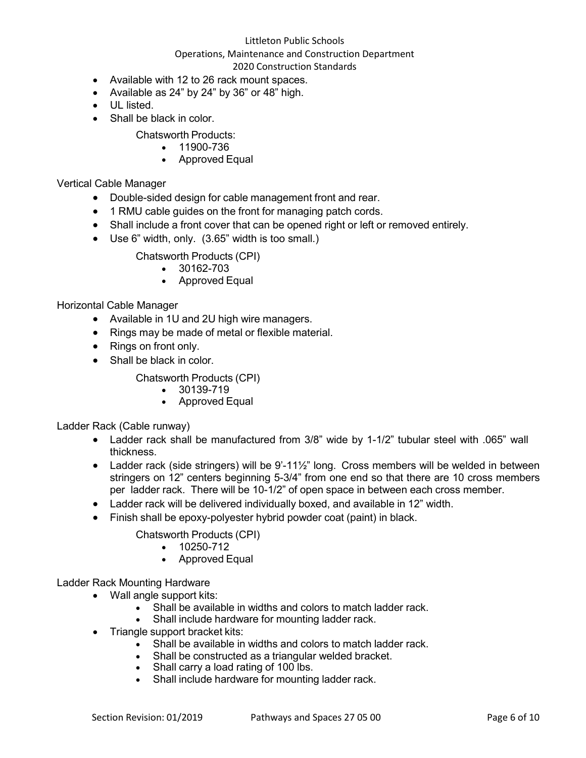- Available with 12 to 26 rack mount spaces.
- Available as 24” by 24” by 36” or 48” high.
- UL listed.
- Shall be black in color.

  Chatsworth Products:
  - 11900-736
  - Approved Equal

Vertical Cable Manager

- Double-sided design for cable management front and rear.
- 1 RMU cable guides on the front for managing patch cords.
- Shall include a front cover that can be opened right or left or removed entirely.
- Use 6” width, only. (3.65” width is too small.)

  Chatsworth Products (CPI)
  - 30162-703
  - Approved Equal

Horizontal Cable Manager

- Available in 1U and 2U high wire managers.
- Rings may be made of metal or flexible material.
- Rings on front only.
- Shall be black in color.

  Chatsworth Products (CPI)
  - 30139-719
  - Approved Equal

Ladder Rack (Cable runway)

- Ladder rack shall be manufactured from 3/8” wide by 1-1/2” tubular steel with .065” wall thickness.
- Ladder rack (side stringers) will be 9’-11½” long. Cross members will be welded in between stringers on 12” centers beginning 5-3/4” from one end so that there are 10 cross members per ladder rack. There will be 10-1/2” of open space in between each cross member.
- Ladder rack will be delivered individually boxed, and available in 12” width.
- Finish shall be epoxy-polyester hybrid powder coat (paint) in black.

  Chatsworth Products (CPI)
  - 10250-712
  - Approved Equal

Ladder Rack Mounting Hardware

- Wall angle support kits:
  - Shall be available in widths and colors to match ladder rack.
  - Shall include hardware for mounting ladder rack.
- Triangle support bracket kits:
  - Shall be available in widths and colors to match ladder rack.
  - Shall be constructed as a triangular welded bracket.
  - Shall carry a load rating of 100 lbs.
  - Shall include hardware for mounting ladder rack.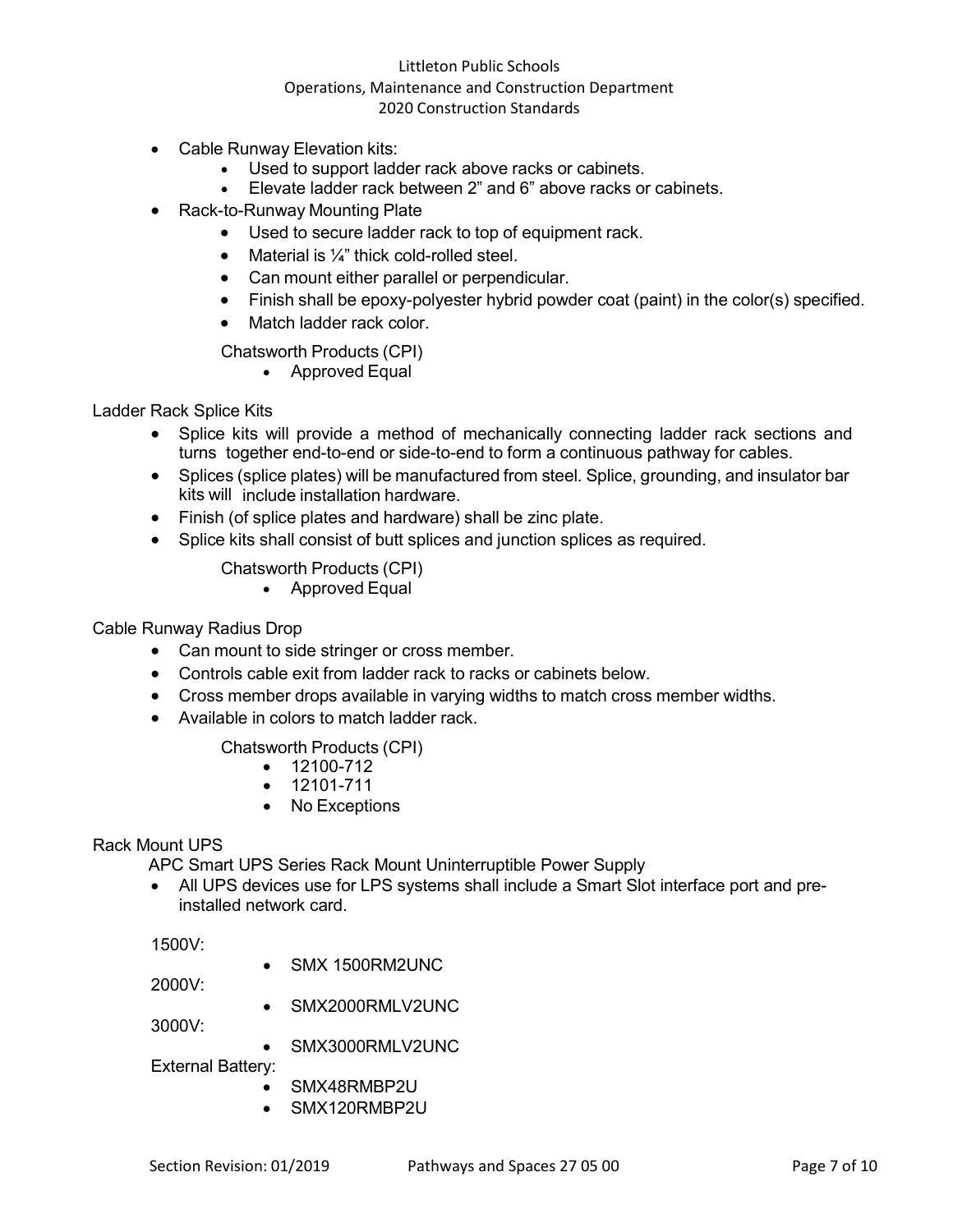- Cable Runway Elevation kits:
  - Used to support ladder rack above racks or cabinets.
  - Elevate ladder rack between 2" and 6" above racks or cabinets.
- Rack-to-Runway Mounting Plate
  - Used to secure ladder rack to top of equipment rack.
  - Material is ¼" thick cold-rolled steel.
  - Can mount either parallel or perpendicular.
  - Finish shall be epoxy-polyester hybrid powder coat (paint) in the color(s) specified.
  - Match ladder rack color.

  Chatsworth Products (CPI)
  - Approved Equal

Ladder Rack Splice Kits

- Splice kits will provide a method of mechanically connecting ladder rack sections and turns together end-to-end or side-to-end to form a continuous pathway for cables.
- Splices (splice plates) will be manufactured from steel. Splice, grounding, and insulator bar kits will include installation hardware.
- Finish (of splice plates and hardware) shall be zinc plate.
- Splice kits shall consist of butt splices and junction splices as required.

  Chatsworth Products (CPI)
  - Approved Equal

Cable Runway Radius Drop

- Can mount to side stringer or cross member.
- Controls cable exit from ladder rack to racks or cabinets below.
- Cross member drops available in varying widths to match cross member widths.
- Available in colors to match ladder rack.

  Chatsworth Products (CPI)
  - 12100-712
  - 12101-711
  - No Exceptions

Rack Mount UPS

APC Smart UPS Series Rack Mount Uninterruptible Power Supply

- All UPS devices use for LPS systems shall include a Smart Slot interface port and pre-installed network card.

1500V:
- SMX 1500RM2UNC

2000V:
- SMX2000RMLV2UNC

3000V:
- SMX3000RMLV2UNC

External Battery:
- SMX48RMBP2U
- SMX120RMBP2U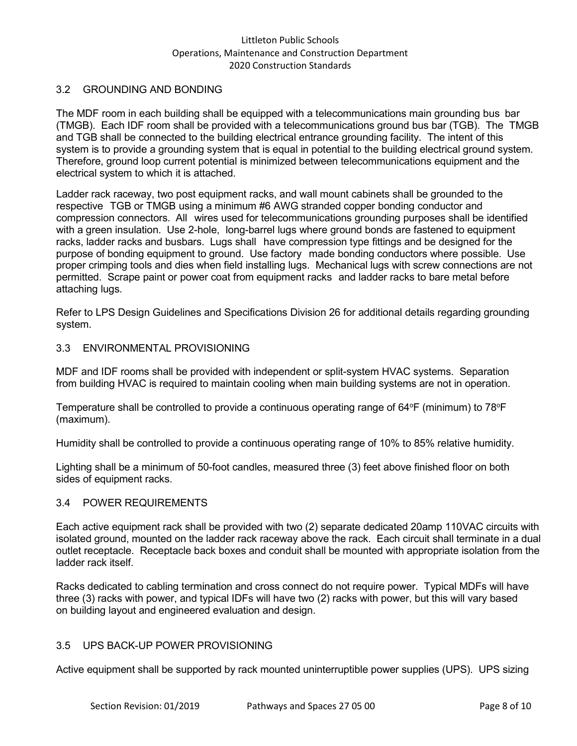## 3.2 GROUNDING AND BONDING

The MDF room in each building shall be equipped with a telecommunications main grounding bus bar (TMGB). Each IDF room shall be provided with a telecommunications ground bus bar (TGB). The TMGB and TGB shall be connected to the building electrical entrance grounding facility. The intent of this system is to provide a grounding system that is equal in potential to the building electrical ground system. Therefore, ground loop current potential is minimized between telecommunications equipment and the electrical system to which it is attached.

Ladder rack raceway, two post equipment racks, and wall mount cabinets shall be grounded to the respective TGB or TMGB using a minimum #6 AWG stranded copper bonding conductor and compression connectors. All wires used for telecommunications grounding purposes shall be identified with a green insulation. Use 2-hole, long-barrel lugs where ground bonds are fastened to equipment racks, ladder racks and busbars. Lugs shall have compression type fittings and be designed for the purpose of bonding equipment to ground. Use factory made bonding conductors where possible. Use proper crimping tools and dies when field installing lugs. Mechanical lugs with screw connections are not permitted. Scrape paint or power coat from equipment racks and ladder racks to bare metal before attaching lugs.

Refer to LPS Design Guidelines and Specifications Division 26 for additional details regarding grounding system.

## 3.3 ENVIRONMENTAL PROVISIONING

MDF and IDF rooms shall be provided with independent or split-system HVAC systems. Separation from building HVAC is required to maintain cooling when main building systems are not in operation.

Temperature shall be controlled to provide a continuous operating range of 64°F (minimum) to 78°F (maximum).

Humidity shall be controlled to provide a continuous operating range of 10% to 85% relative humidity.

Lighting shall be a minimum of 50-foot candles, measured three (3) feet above finished floor on both sides of equipment racks.

## 3.4 POWER REQUIREMENTS

Each active equipment rack shall be provided with two (2) separate dedicated 20amp 110VAC circuits with isolated ground, mounted on the ladder rack raceway above the rack. Each circuit shall terminate in a dual outlet receptacle. Receptacle back boxes and conduit shall be mounted with appropriate isolation from the ladder rack itself.

Racks dedicated to cabling termination and cross connect do not require power. Typical MDFs will have three (3) racks with power, and typical IDFs will have two (2) racks with power, but this will vary based on building layout and engineered evaluation and design.

## 3.5 UPS BACK-UP POWER PROVISIONING

Active equipment shall be supported by rack mounted uninterruptible power supplies (UPS). UPS sizing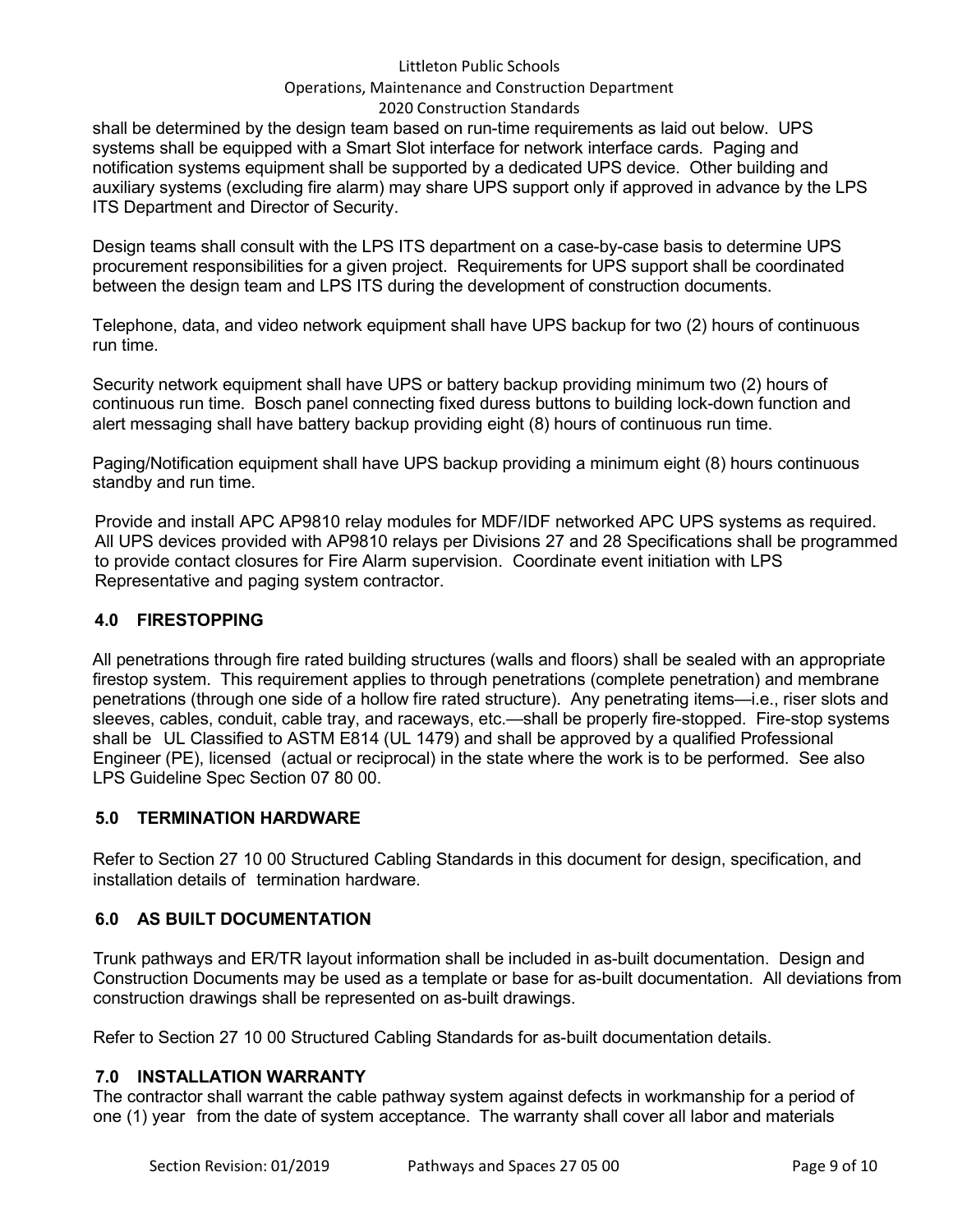shall be determined by the design team based on run-time requirements as laid out below. UPS systems shall be equipped with a Smart Slot interface for network interface cards. Paging and notification systems equipment shall be supported by a dedicated UPS device. Other building and auxiliary systems (excluding fire alarm) may share UPS support only if approved in advance by the LPS ITS Department and Director of Security.

Design teams shall consult with the LPS ITS department on a case-by-case basis to determine UPS procurement responsibilities for a given project. Requirements for UPS support shall be coordinated between the design team and LPS ITS during the development of construction documents.

Telephone, data, and video network equipment shall have UPS backup for two (2) hours of continuous run time.

Security network equipment shall have UPS or battery backup providing minimum two (2) hours of continuous run time. Bosch panel connecting fixed duress buttons to building lock-down function and alert messaging shall have battery backup providing eight (8) hours of continuous run time.

Paging/Notification equipment shall have UPS backup providing a minimum eight (8) hours continuous standby and run time.

Provide and install APC AP9810 relay modules for MDF/IDF networked APC UPS systems as required. All UPS devices provided with AP9810 relays per Divisions 27 and 28 Specifications shall be programmed to provide contact closures for Fire Alarm supervision. Coordinate event initiation with LPS Representative and paging system contractor.

## 4.0 FIRESTOPPING

All penetrations through fire rated building structures (walls and floors) shall be sealed with an appropriate firestop system. This requirement applies to through penetrations (complete penetration) and membrane penetrations (through one side of a hollow fire rated structure). Any penetrating items—i.e., riser slots and sleeves, cables, conduit, cable tray, and raceways, etc.—shall be properly fire-stopped. Fire-stop systems shall be UL Classified to ASTM E814 (UL 1479) and shall be approved by a qualified Professional Engineer (PE), licensed (actual or reciprocal) in the state where the work is to be performed. See also LPS Guideline Spec Section 07 80 00.

## 5.0 TERMINATION HARDWARE

Refer to Section 27 10 00 Structured Cabling Standards in this document for design, specification, and installation details of termination hardware.

## 6.0 AS BUILT DOCUMENTATION

Trunk pathways and ER/TR layout information shall be included in as-built documentation. Design and Construction Documents may be used as a template or base for as-built documentation. All deviations from construction drawings shall be represented on as-built drawings.

Refer to Section 27 10 00 Structured Cabling Standards for as-built documentation details.

## 7.0 INSTALLATION WARRANTY

The contractor shall warrant the cable pathway system against defects in workmanship for a period of one (1) year from the date of system acceptance. The warranty shall cover all labor and materials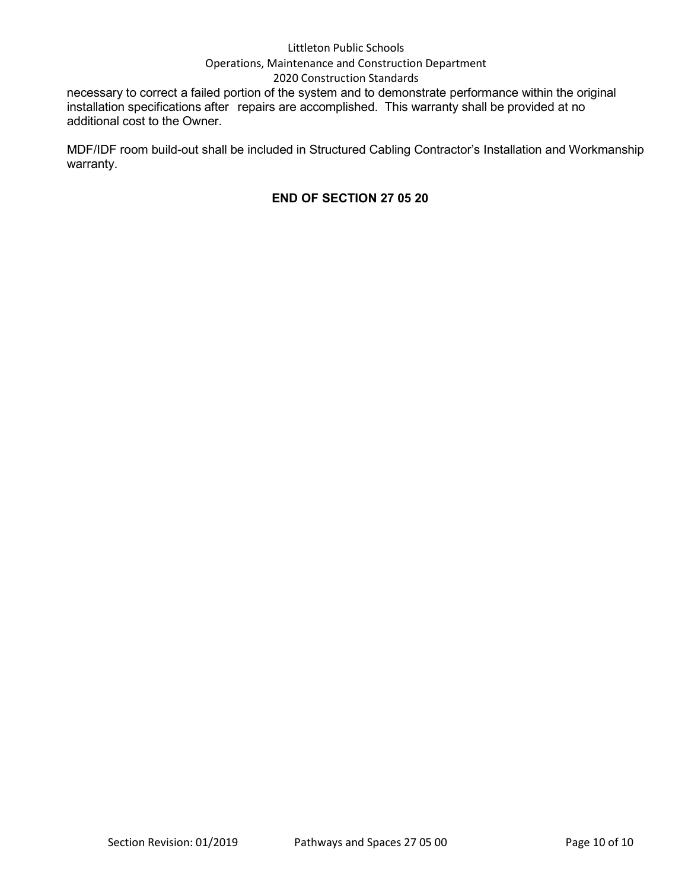necessary to correct a failed portion of the system and to demonstrate performance within the original installation specifications after repairs are accomplished. This warranty shall be provided at no additional cost to the Owner.

MDF/IDF room build-out shall be included in Structured Cabling Contractor's Installation and Workmanship warranty.

**END OF SECTION 27 05 20**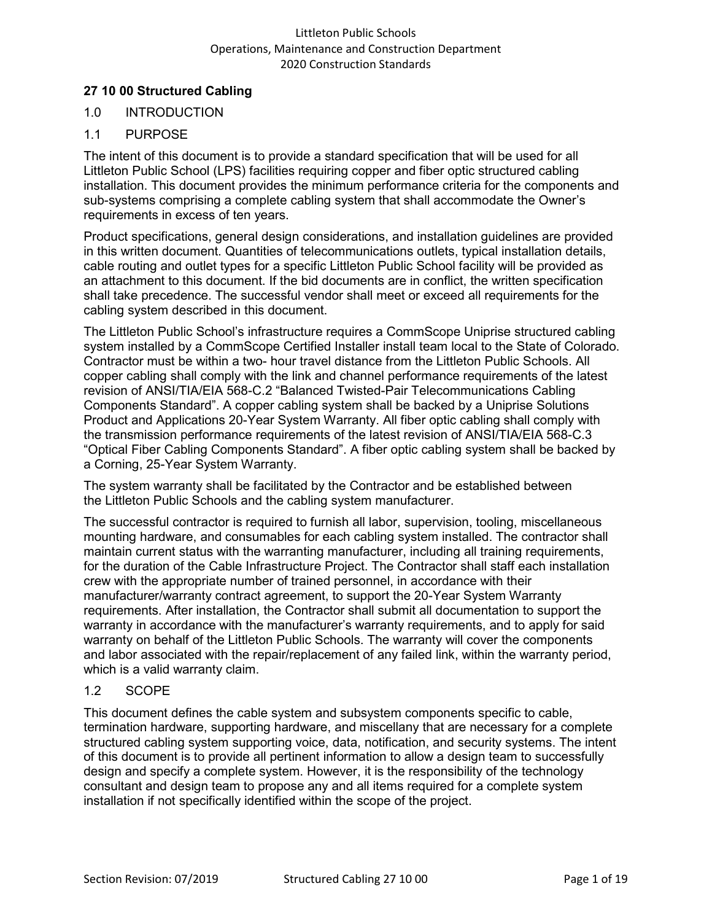## 27 10 00 Structured Cabling

### 1.0 INTRODUCTION

### 1.1 PURPOSE

The intent of this document is to provide a standard specification that will be used for all Littleton Public School (LPS) facilities requiring copper and fiber optic structured cabling installation. This document provides the minimum performance criteria for the components and sub-systems comprising a complete cabling system that shall accommodate the Owner's requirements in excess of ten years.

Product specifications, general design considerations, and installation guidelines are provided in this written document. Quantities of telecommunications outlets, typical installation details, cable routing and outlet types for a specific Littleton Public School facility will be provided as an attachment to this document. If the bid documents are in conflict, the written specification shall take precedence. The successful vendor shall meet or exceed all requirements for the cabling system described in this document.

The Littleton Public School's infrastructure requires a CommScope Uniprise structured cabling system installed by a CommScope Certified Installer install team local to the State of Colorado. Contractor must be within a two- hour travel distance from the Littleton Public Schools. All copper cabling shall comply with the link and channel performance requirements of the latest revision of ANSI/TIA/EIA 568-C.2 "Balanced Twisted-Pair Telecommunications Cabling Components Standard". A copper cabling system shall be backed by a Uniprise Solutions Product and Applications 20-Year System Warranty. All fiber optic cabling shall comply with the transmission performance requirements of the latest revision of ANSI/TIA/EIA 568-C.3 "Optical Fiber Cabling Components Standard". A fiber optic cabling system shall be backed by a Corning, 25-Year System Warranty.

The system warranty shall be facilitated by the Contractor and be established between the Littleton Public Schools and the cabling system manufacturer.

The successful contractor is required to furnish all labor, supervision, tooling, miscellaneous mounting hardware, and consumables for each cabling system installed. The contractor shall maintain current status with the warranting manufacturer, including all training requirements, for the duration of the Cable Infrastructure Project. The Contractor shall staff each installation crew with the appropriate number of trained personnel, in accordance with their manufacturer/warranty contract agreement, to support the 20-Year System Warranty requirements. After installation, the Contractor shall submit all documentation to support the warranty in accordance with the manufacturer's warranty requirements, and to apply for said warranty on behalf of the Littleton Public Schools. The warranty will cover the components and labor associated with the repair/replacement of any failed link, within the warranty period, which is a valid warranty claim.

### 1.2 SCOPE

This document defines the cable system and subsystem components specific to cable, termination hardware, supporting hardware, and miscellany that are necessary for a complete structured cabling system supporting voice, data, notification, and security systems. The intent of this document is to provide all pertinent information to allow a design team to successfully design and specify a complete system. However, it is the responsibility of the technology consultant and design team to propose any and all items required for a complete system installation if not specifically identified within the scope of the project.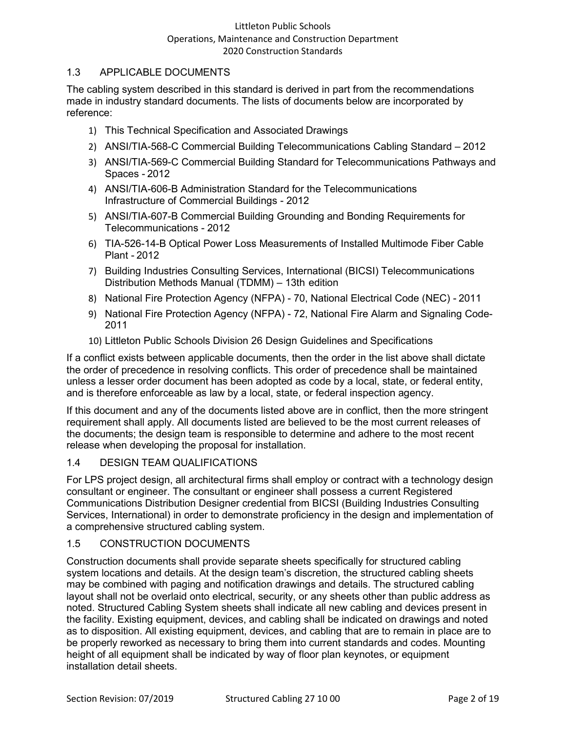## 1.3 APPLICABLE DOCUMENTS

The cabling system described in this standard is derived in part from the recommendations made in industry standard documents. The lists of documents below are incorporated by reference:

1) This Technical Specification and Associated Drawings
2) ANSI/TIA-568-C Commercial Building Telecommunications Cabling Standard – 2012
3) ANSI/TIA-569-C Commercial Building Standard for Telecommunications Pathways and Spaces - 2012
4) ANSI/TIA-606-B Administration Standard for the Telecommunications Infrastructure of Commercial Buildings - 2012
5) ANSI/TIA-607-B Commercial Building Grounding and Bonding Requirements for Telecommunications - 2012
6) TIA-526-14-B Optical Power Loss Measurements of Installed Multimode Fiber Cable Plant - 2012
7) Building Industries Consulting Services, International (BICSI) Telecommunications Distribution Methods Manual (TDMM) – 13th edition
8) National Fire Protection Agency (NFPA) - 70, National Electrical Code (NEC) - 2011
9) National Fire Protection Agency (NFPA) - 72, National Fire Alarm and Signaling Code-2011
10) Littleton Public Schools Division 26 Design Guidelines and Specifications

If a conflict exists between applicable documents, then the order in the list above shall dictate the order of precedence in resolving conflicts. This order of precedence shall be maintained unless a lesser order document has been adopted as code by a local, state, or federal entity, and is therefore enforceable as law by a local, state, or federal inspection agency.

If this document and any of the documents listed above are in conflict, then the more stringent requirement shall apply. All documents listed are believed to be the most current releases of the documents; the design team is responsible to determine and adhere to the most recent release when developing the proposal for installation.

## 1.4 DESIGN TEAM QUALIFICATIONS

For LPS project design, all architectural firms shall employ or contract with a technology design consultant or engineer. The consultant or engineer shall possess a current Registered Communications Distribution Designer credential from BICSI (Building Industries Consulting Services, International) in order to demonstrate proficiency in the design and implementation of a comprehensive structured cabling system.

## 1.5 CONSTRUCTION DOCUMENTS

Construction documents shall provide separate sheets specifically for structured cabling system locations and details. At the design team's discretion, the structured cabling sheets may be combined with paging and notification drawings and details. The structured cabling layout shall not be overlaid onto electrical, security, or any sheets other than public address as noted. Structured Cabling System sheets shall indicate all new cabling and devices present in the facility. Existing equipment, devices, and cabling shall be indicated on drawings and noted as to disposition. All existing equipment, devices, and cabling that are to remain in place are to be properly reworked as necessary to bring them into current standards and codes. Mounting height of all equipment shall be indicated by way of floor plan keynotes, or equipment installation detail sheets.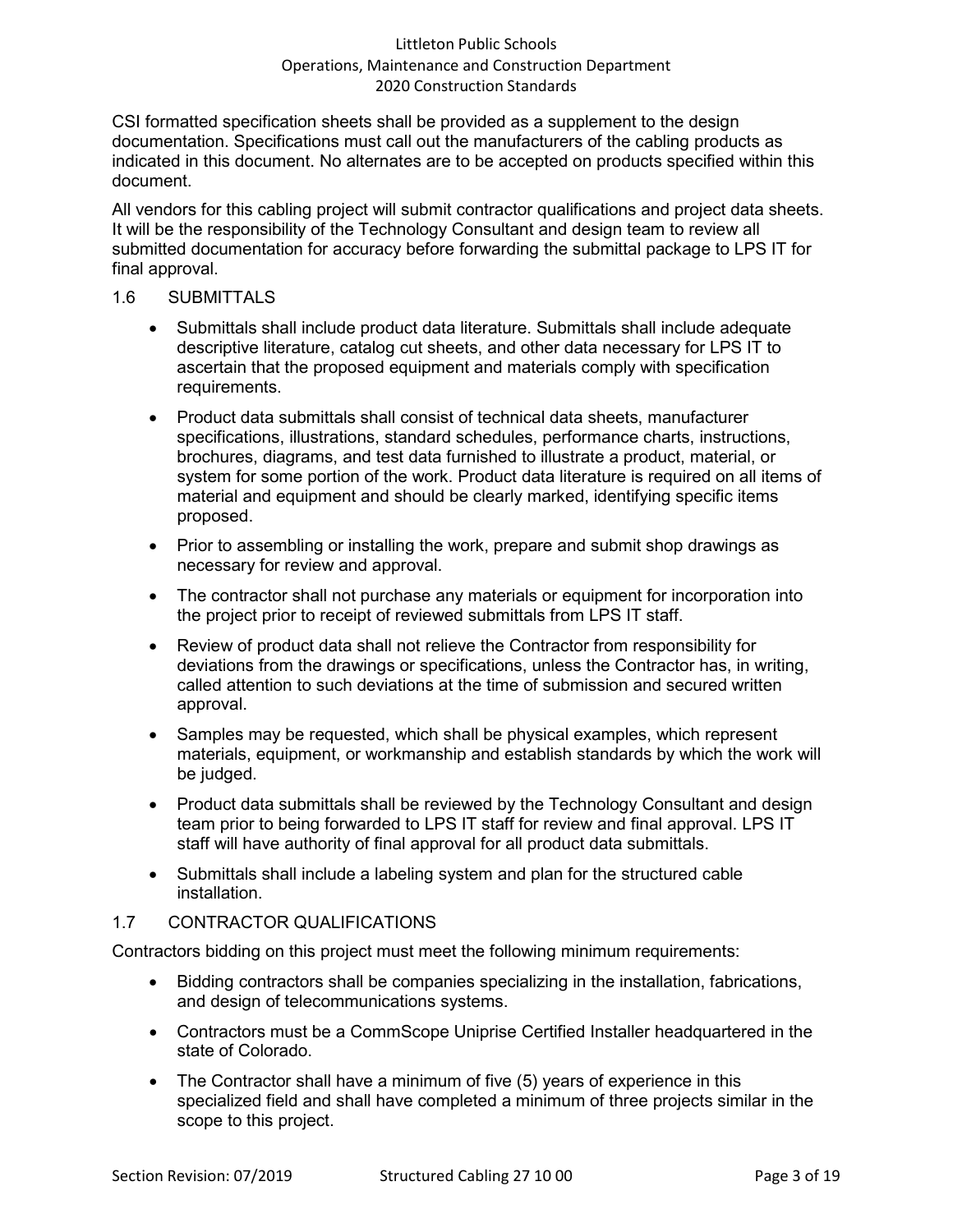CSI formatted specification sheets shall be provided as a supplement to the design documentation. Specifications must call out the manufacturers of the cabling products as indicated in this document. No alternates are to be accepted on products specified within this document.

All vendors for this cabling project will submit contractor qualifications and project data sheets. It will be the responsibility of the Technology Consultant and design team to review all submitted documentation for accuracy before forwarding the submittal package to LPS IT for final approval.

## 1.6 SUBMITTALS

- Submittals shall include product data literature. Submittals shall include adequate descriptive literature, catalog cut sheets, and other data necessary for LPS IT to ascertain that the proposed equipment and materials comply with specification requirements.
- Product data submittals shall consist of technical data sheets, manufacturer specifications, illustrations, standard schedules, performance charts, instructions, brochures, diagrams, and test data furnished to illustrate a product, material, or system for some portion of the work. Product data literature is required on all items of material and equipment and should be clearly marked, identifying specific items proposed.
- Prior to assembling or installing the work, prepare and submit shop drawings as necessary for review and approval.
- The contractor shall not purchase any materials or equipment for incorporation into the project prior to receipt of reviewed submittals from LPS IT staff.
- Review of product data shall not relieve the Contractor from responsibility for deviations from the drawings or specifications, unless the Contractor has, in writing, called attention to such deviations at the time of submission and secured written approval.
- Samples may be requested, which shall be physical examples, which represent materials, equipment, or workmanship and establish standards by which the work will be judged.
- Product data submittals shall be reviewed by the Technology Consultant and design team prior to being forwarded to LPS IT staff for review and final approval. LPS IT staff will have authority of final approval for all product data submittals.
- Submittals shall include a labeling system and plan for the structured cable installation.

## 1.7 CONTRACTOR QUALIFICATIONS

Contractors bidding on this project must meet the following minimum requirements:

- Bidding contractors shall be companies specializing in the installation, fabrications, and design of telecommunications systems.
- Contractors must be a CommScope Uniprise Certified Installer headquartered in the state of Colorado.
- The Contractor shall have a minimum of five (5) years of experience in this specialized field and shall have completed a minimum of three projects similar in the scope to this project.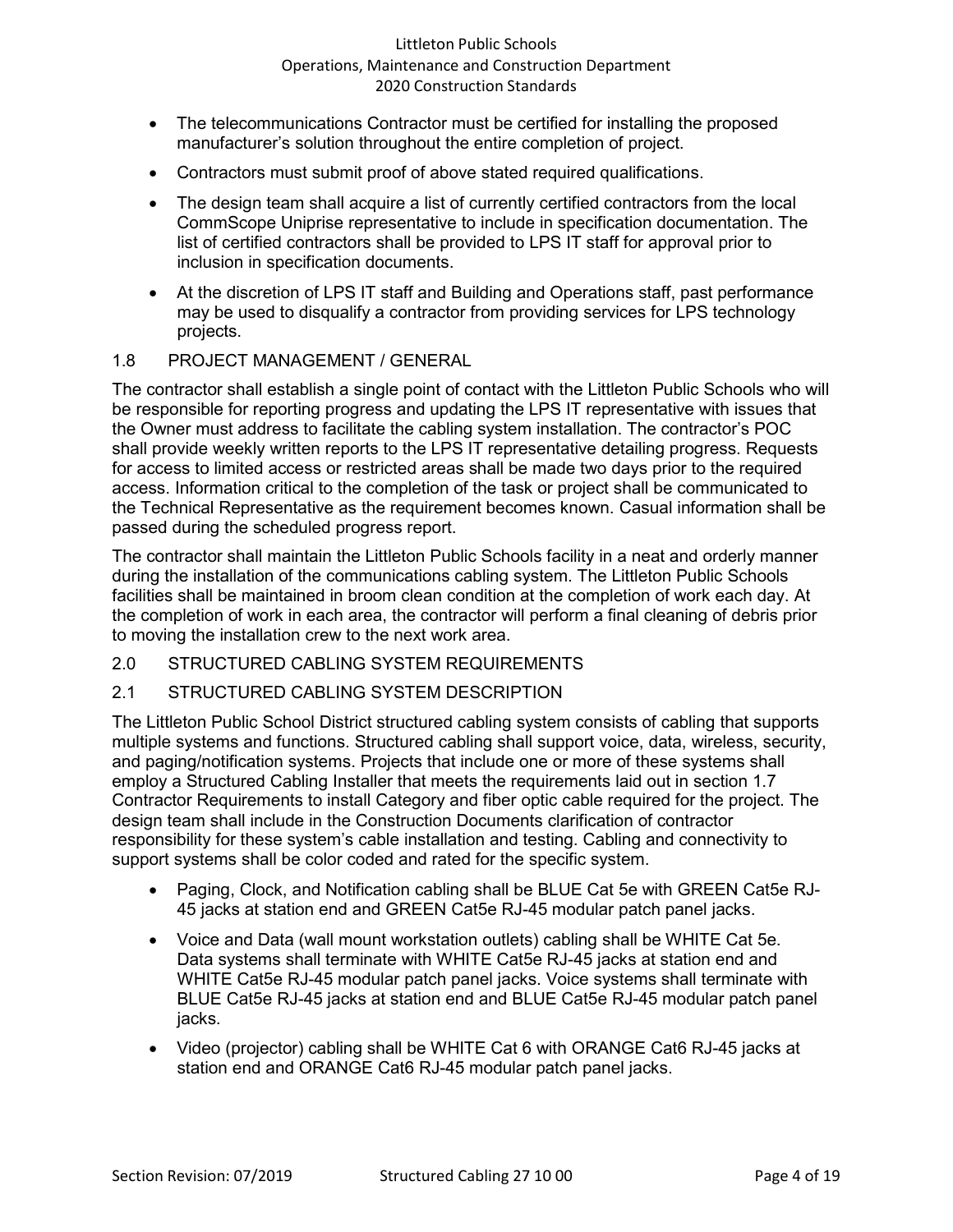- The telecommunications Contractor must be certified for installing the proposed manufacturer's solution throughout the entire completion of project.
- Contractors must submit proof of above stated required qualifications.
- The design team shall acquire a list of currently certified contractors from the local CommScope Uniprise representative to include in specification documentation. The list of certified contractors shall be provided to LPS IT staff for approval prior to inclusion in specification documents.
- At the discretion of LPS IT staff and Building and Operations staff, past performance may be used to disqualify a contractor from providing services for LPS technology projects.

## 1.8 PROJECT MANAGEMENT / GENERAL

The contractor shall establish a single point of contact with the Littleton Public Schools who will be responsible for reporting progress and updating the LPS IT representative with issues that the Owner must address to facilitate the cabling system installation. The contractor's POC shall provide weekly written reports to the LPS IT representative detailing progress. Requests for access to limited access or restricted areas shall be made two days prior to the required access. Information critical to the completion of the task or project shall be communicated to the Technical Representative as the requirement becomes known. Casual information shall be passed during the scheduled progress report.

The contractor shall maintain the Littleton Public Schools facility in a neat and orderly manner during the installation of the communications cabling system. The Littleton Public Schools facilities shall be maintained in broom clean condition at the completion of work each day. At the completion of work in each area, the contractor will perform a final cleaning of debris prior to moving the installation crew to the next work area.

# 2.0 STRUCTURED CABLING SYSTEM REQUIREMENTS

## 2.1 STRUCTURED CABLING SYSTEM DESCRIPTION

The Littleton Public School District structured cabling system consists of cabling that supports multiple systems and functions. Structured cabling shall support voice, data, wireless, security, and paging/notification systems. Projects that include one or more of these systems shall employ a Structured Cabling Installer that meets the requirements laid out in section 1.7 Contractor Requirements to install Category and fiber optic cable required for the project. The design team shall include in the Construction Documents clarification of contractor responsibility for these system's cable installation and testing. Cabling and connectivity to support systems shall be color coded and rated for the specific system.

- Paging, Clock, and Notification cabling shall be BLUE Cat 5e with GREEN Cat5e RJ-45 jacks at station end and GREEN Cat5e RJ-45 modular patch panel jacks.
- Voice and Data (wall mount workstation outlets) cabling shall be WHITE Cat 5e. Data systems shall terminate with WHITE Cat5e RJ-45 jacks at station end and WHITE Cat5e RJ-45 modular patch panel jacks. Voice systems shall terminate with BLUE Cat5e RJ-45 jacks at station end and BLUE Cat5e RJ-45 modular patch panel jacks.
- Video (projector) cabling shall be WHITE Cat 6 with ORANGE Cat6 RJ-45 jacks at station end and ORANGE Cat6 RJ-45 modular patch panel jacks.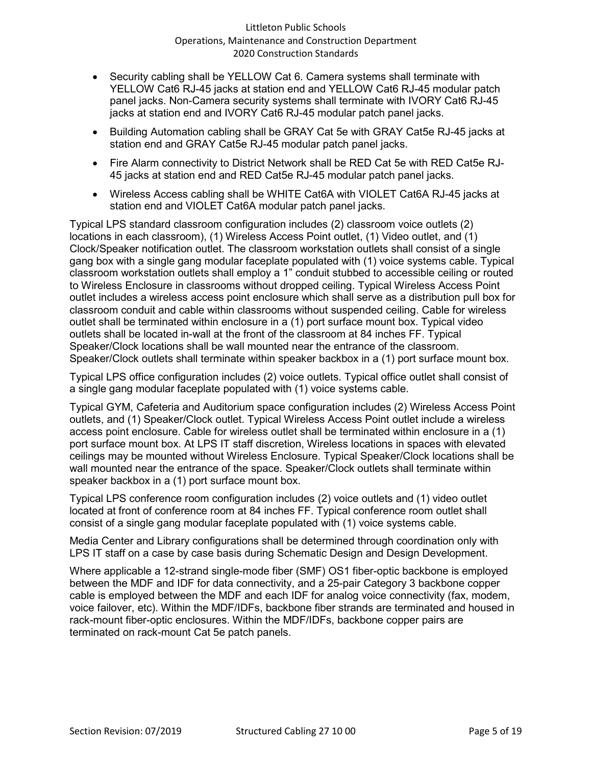- Security cabling shall be YELLOW Cat 6. Camera systems shall terminate with YELLOW Cat6 RJ-45 jacks at station end and YELLOW Cat6 RJ-45 modular patch panel jacks. Non-Camera security systems shall terminate with IVORY Cat6 RJ-45 jacks at station end and IVORY Cat6 RJ-45 modular patch panel jacks.
- Building Automation cabling shall be GRAY Cat 5e with GRAY Cat5e RJ-45 jacks at station end and GRAY Cat5e RJ-45 modular patch panel jacks.
- Fire Alarm connectivity to District Network shall be RED Cat 5e with RED Cat5e RJ-45 jacks at station end and RED Cat5e RJ-45 modular patch panel jacks.
- Wireless Access cabling shall be WHITE Cat6A with VIOLET Cat6A RJ-45 jacks at station end and VIOLET Cat6A modular patch panel jacks.

Typical LPS standard classroom configuration includes (2) classroom voice outlets (2) locations in each classroom), (1) Wireless Access Point outlet, (1) Video outlet, and (1) Clock/Speaker notification outlet. The classroom workstation outlets shall consist of a single gang box with a single gang modular faceplate populated with (1) voice systems cable. Typical classroom workstation outlets shall employ a 1" conduit stubbed to accessible ceiling or routed to Wireless Enclosure in classrooms without dropped ceiling. Typical Wireless Access Point outlet includes a wireless access point enclosure which shall serve as a distribution pull box for classroom conduit and cable within classrooms without suspended ceiling. Cable for wireless outlet shall be terminated within enclosure in a (1) port surface mount box. Typical video outlets shall be located in-wall at the front of the classroom at 84 inches FF. Typical Speaker/Clock locations shall be wall mounted near the entrance of the classroom. Speaker/Clock outlets shall terminate within speaker backbox in a (1) port surface mount box.

Typical LPS office configuration includes (2) voice outlets. Typical office outlet shall consist of a single gang modular faceplate populated with (1) voice systems cable.

Typical GYM, Cafeteria and Auditorium space configuration includes (2) Wireless Access Point outlets, and (1) Speaker/Clock outlet. Typical Wireless Access Point outlet include a wireless access point enclosure. Cable for wireless outlet shall be terminated within enclosure in a (1) port surface mount box. At LPS IT staff discretion, Wireless locations in spaces with elevated ceilings may be mounted without Wireless Enclosure. Typical Speaker/Clock locations shall be wall mounted near the entrance of the space. Speaker/Clock outlets shall terminate within speaker backbox in a (1) port surface mount box.

Typical LPS conference room configuration includes (2) voice outlets and (1) video outlet located at front of conference room at 84 inches FF. Typical conference room outlet shall consist of a single gang modular faceplate populated with (1) voice systems cable.

Media Center and Library configurations shall be determined through coordination only with LPS IT staff on a case by case basis during Schematic Design and Design Development.

Where applicable a 12-strand single-mode fiber (SMF) OS1 fiber-optic backbone is employed between the MDF and IDF for data connectivity, and a 25-pair Category 3 backbone copper cable is employed between the MDF and each IDF for analog voice connectivity (fax, modem, voice failover, etc). Within the MDF/IDFs, backbone fiber strands are terminated and housed in rack-mount fiber-optic enclosures. Within the MDF/IDFs, backbone copper pairs are terminated on rack-mount Cat 5e patch panels.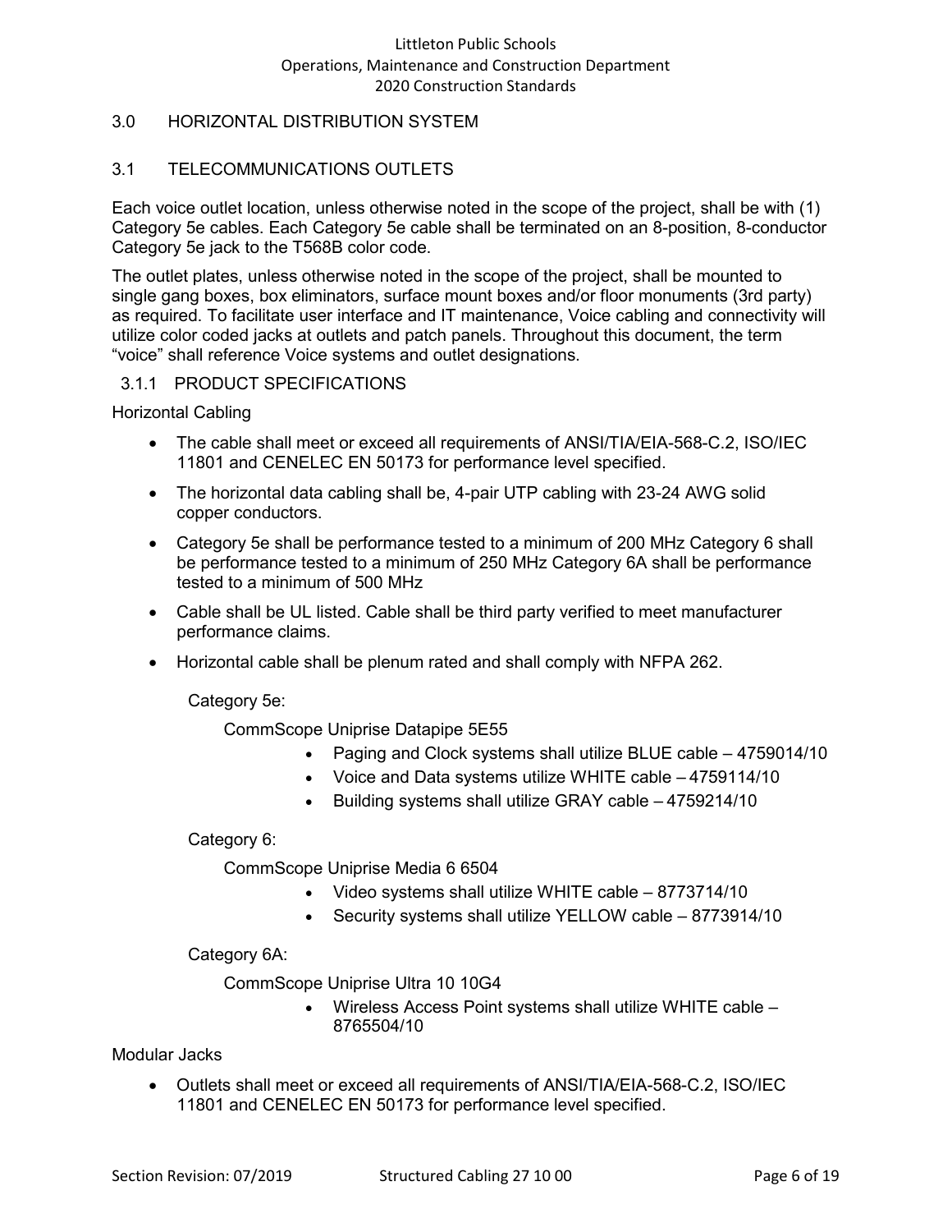## 3.0 HORIZONTAL DISTRIBUTION SYSTEM

### 3.1 TELECOMMUNICATIONS OUTLETS

Each voice outlet location, unless otherwise noted in the scope of the project, shall be with (1) Category 5e cables. Each Category 5e cable shall be terminated on an 8-position, 8-conductor Category 5e jack to the T568B color code.

The outlet plates, unless otherwise noted in the scope of the project, shall be mounted to single gang boxes, box eliminators, surface mount boxes and/or floor monuments (3rd party) as required. To facilitate user interface and IT maintenance, Voice cabling and connectivity will utilize color coded jacks at outlets and patch panels. Throughout this document, the term "voice" shall reference Voice systems and outlet designations.

#### 3.1.1 PRODUCT SPECIFICATIONS

Horizontal Cabling

- The cable shall meet or exceed all requirements of ANSI/TIA/EIA-568-C.2, ISO/IEC 11801 and CENELEC EN 50173 for performance level specified.
- The horizontal data cabling shall be, 4-pair UTP cabling with 23-24 AWG solid copper conductors.
- Category 5e shall be performance tested to a minimum of 200 MHz Category 6 shall be performance tested to a minimum of 250 MHz Category 6A shall be performance tested to a minimum of 500 MHz
- Cable shall be UL listed. Cable shall be third party verified to meet manufacturer performance claims.
- Horizontal cable shall be plenum rated and shall comply with NFPA 262.

Category 5e:

CommScope Uniprise Datapipe 5E55

- Paging and Clock systems shall utilize BLUE cable – 4759014/10
- Voice and Data systems utilize WHITE cable – 4759114/10
- Building systems shall utilize GRAY cable – 4759214/10

Category 6:

CommScope Uniprise Media 6 6504

- Video systems shall utilize WHITE cable – 8773714/10
- Security systems shall utilize YELLOW cable – 8773914/10

Category 6A:

CommScope Uniprise Ultra 10 10G4

- Wireless Access Point systems shall utilize WHITE cable – 8765504/10

Modular Jacks

- Outlets shall meet or exceed all requirements of ANSI/TIA/EIA-568-C.2, ISO/IEC 11801 and CENELEC EN 50173 for performance level specified.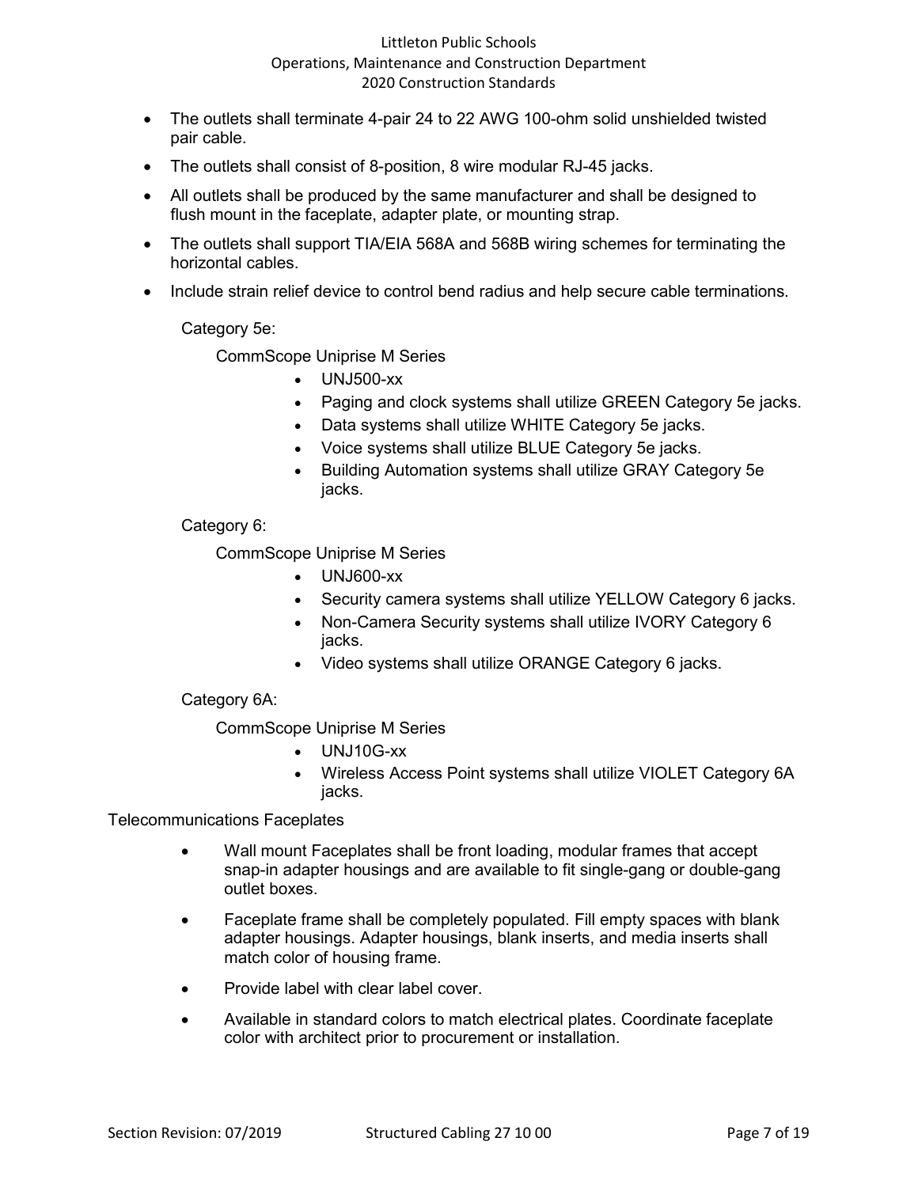- The outlets shall terminate 4-pair 24 to 22 AWG 100-ohm solid unshielded twisted pair cable.
- The outlets shall consist of 8-position, 8 wire modular RJ-45 jacks.
- All outlets shall be produced by the same manufacturer and shall be designed to flush mount in the faceplate, adapter plate, or mounting strap.
- The outlets shall support TIA/EIA 568A and 568B wiring schemes for terminating the horizontal cables.
- Include strain relief device to control bend radius and help secure cable terminations.

Category 5e:

CommScope Uniprise M Series

- UNJ500-xx
- Paging and clock systems shall utilize GREEN Category 5e jacks.
- Data systems shall utilize WHITE Category 5e jacks.
- Voice systems shall utilize BLUE Category 5e jacks.
- Building Automation systems shall utilize GRAY Category 5e jacks.

Category 6:

CommScope Uniprise M Series

- UNJ600-xx
- Security camera systems shall utilize YELLOW Category 6 jacks.
- Non-Camera Security systems shall utilize IVORY Category 6 jacks.
- Video systems shall utilize ORANGE Category 6 jacks.

Category 6A:

CommScope Uniprise M Series

- UNJ10G-xx
- Wireless Access Point systems shall utilize VIOLET Category 6A jacks.

Telecommunications Faceplates

- Wall mount Faceplates shall be front loading, modular frames that accept snap-in adapter housings and are available to fit single-gang or double-gang outlet boxes.
- Faceplate frame shall be completely populated. Fill empty spaces with blank adapter housings. Adapter housings, blank inserts, and media inserts shall match color of housing frame.
- Provide label with clear label cover.
- Available in standard colors to match electrical plates. Coordinate faceplate color with architect prior to procurement or installation.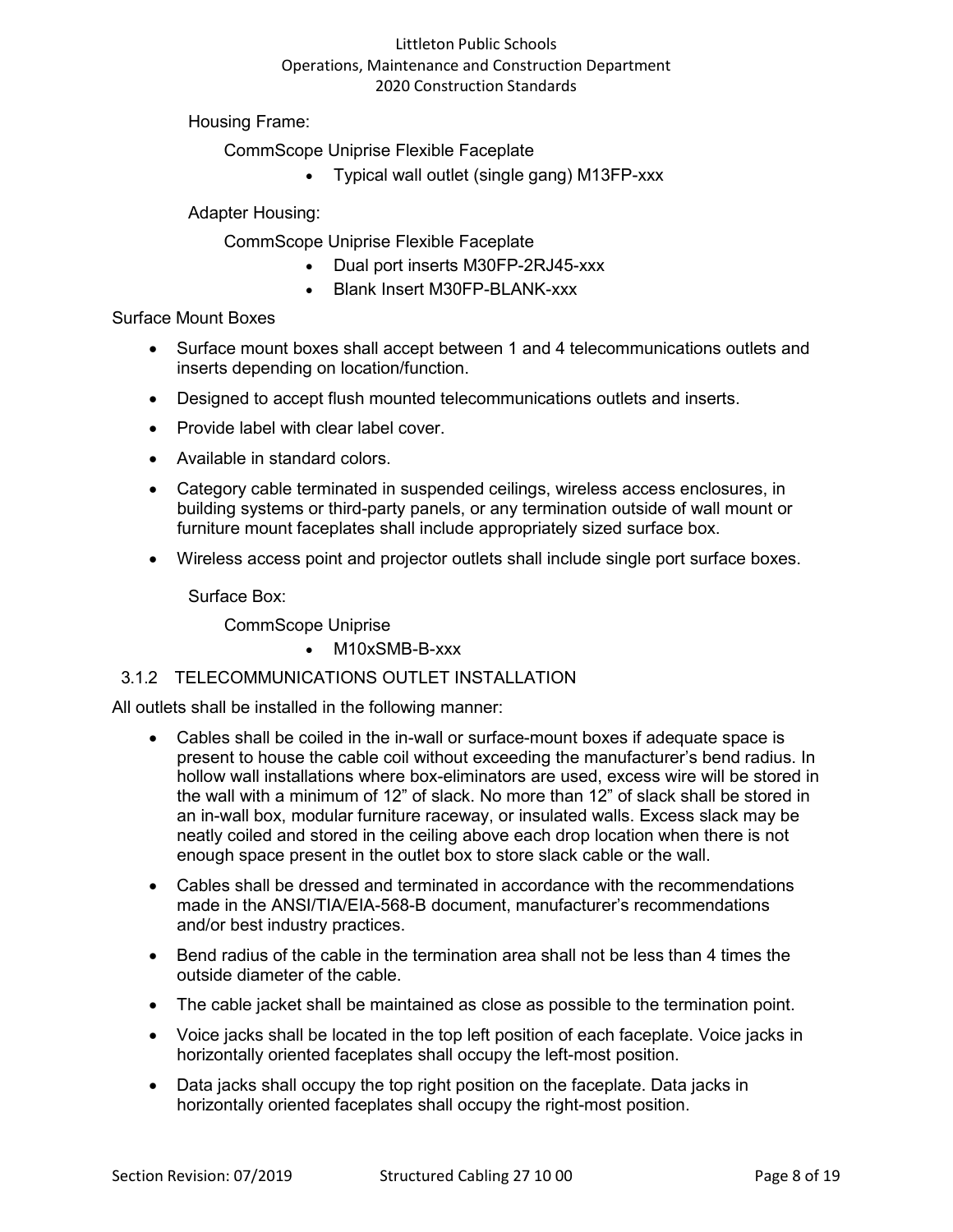Housing Frame:

CommScope Uniprise Flexible Faceplate

- Typical wall outlet (single gang) M13FP-xxx

Adapter Housing:

CommScope Uniprise Flexible Faceplate

- Dual port inserts M30FP-2RJ45-xxx
- Blank Insert M30FP-BLANK-xxx

Surface Mount Boxes

- Surface mount boxes shall accept between 1 and 4 telecommunications outlets and inserts depending on location/function.
- Designed to accept flush mounted telecommunications outlets and inserts.
- Provide label with clear label cover.
- Available in standard colors.
- Category cable terminated in suspended ceilings, wireless access enclosures, in building systems or third-party panels, or any termination outside of wall mount or furniture mount faceplates shall include appropriately sized surface box.
- Wireless access point and projector outlets shall include single port surface boxes.

Surface Box:

CommScope Uniprise

- M10xSMB-B-xxx

### 3.1.2 TELECOMMUNICATIONS OUTLET INSTALLATION

All outlets shall be installed in the following manner:

- Cables shall be coiled in the in-wall or surface-mount boxes if adequate space is present to house the cable coil without exceeding the manufacturer's bend radius. In hollow wall installations where box-eliminators are used, excess wire will be stored in the wall with a minimum of 12" of slack. No more than 12" of slack shall be stored in an in-wall box, modular furniture raceway, or insulated walls. Excess slack may be neatly coiled and stored in the ceiling above each drop location when there is not enough space present in the outlet box to store slack cable or the wall.
- Cables shall be dressed and terminated in accordance with the recommendations made in the ANSI/TIA/EIA-568-B document, manufacturer's recommendations and/or best industry practices.
- Bend radius of the cable in the termination area shall not be less than 4 times the outside diameter of the cable.
- The cable jacket shall be maintained as close as possible to the termination point.
- Voice jacks shall be located in the top left position of each faceplate. Voice jacks in horizontally oriented faceplates shall occupy the left-most position.
- Data jacks shall occupy the top right position on the faceplate. Data jacks in horizontally oriented faceplates shall occupy the right-most position.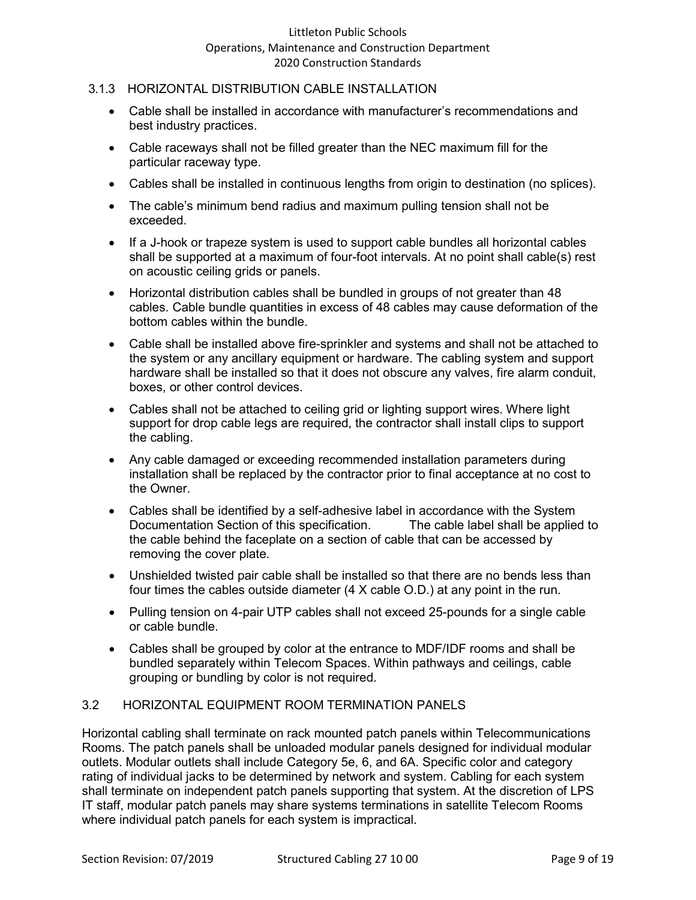### 3.1.3 HORIZONTAL DISTRIBUTION CABLE INSTALLATION

- Cable shall be installed in accordance with manufacturer's recommendations and best industry practices.
- Cable raceways shall not be filled greater than the NEC maximum fill for the particular raceway type.
- Cables shall be installed in continuous lengths from origin to destination (no splices).
- The cable's minimum bend radius and maximum pulling tension shall not be exceeded.
- If a J-hook or trapeze system is used to support cable bundles all horizontal cables shall be supported at a maximum of four-foot intervals. At no point shall cable(s) rest on acoustic ceiling grids or panels.
- Horizontal distribution cables shall be bundled in groups of not greater than 48 cables. Cable bundle quantities in excess of 48 cables may cause deformation of the bottom cables within the bundle.
- Cable shall be installed above fire-sprinkler and systems and shall not be attached to the system or any ancillary equipment or hardware. The cabling system and support hardware shall be installed so that it does not obscure any valves, fire alarm conduit, boxes, or other control devices.
- Cables shall not be attached to ceiling grid or lighting support wires. Where light support for drop cable legs are required, the contractor shall install clips to support the cabling.
- Any cable damaged or exceeding recommended installation parameters during installation shall be replaced by the contractor prior to final acceptance at no cost to the Owner.
- Cables shall be identified by a self-adhesive label in accordance with the System Documentation Section of this specification. The cable label shall be applied to the cable behind the faceplate on a section of cable that can be accessed by removing the cover plate.
- Unshielded twisted pair cable shall be installed so that there are no bends less than four times the cables outside diameter (4 X cable O.D.) at any point in the run.
- Pulling tension on 4-pair UTP cables shall not exceed 25-pounds for a single cable or cable bundle.
- Cables shall be grouped by color at the entrance to MDF/IDF rooms and shall be bundled separately within Telecom Spaces. Within pathways and ceilings, cable grouping or bundling by color is not required.

## 3.2 HORIZONTAL EQUIPMENT ROOM TERMINATION PANELS

Horizontal cabling shall terminate on rack mounted patch panels within Telecommunications Rooms. The patch panels shall be unloaded modular panels designed for individual modular outlets. Modular outlets shall include Category 5e, 6, and 6A. Specific color and category rating of individual jacks to be determined by network and system. Cabling for each system shall terminate on independent patch panels supporting that system. At the discretion of LPS IT staff, modular patch panels may share systems terminations in satellite Telecom Rooms where individual patch panels for each system is impractical.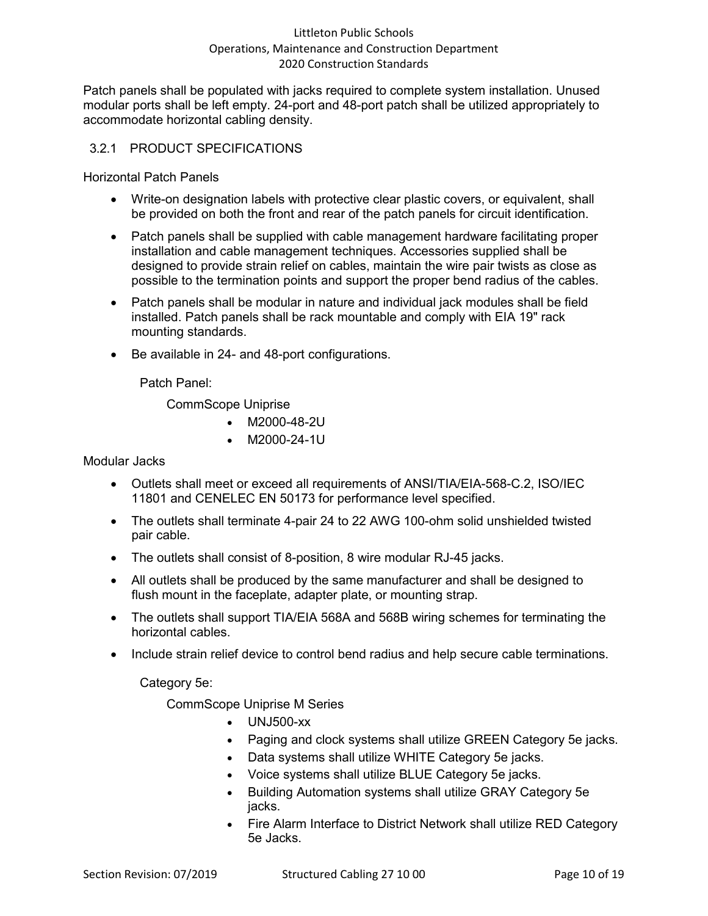Patch panels shall be populated with jacks required to complete system installation. Unused modular ports shall be left empty. 24-port and 48-port patch shall be utilized appropriately to accommodate horizontal cabling density.

### 3.2.1 PRODUCT SPECIFICATIONS

Horizontal Patch Panels

- Write-on designation labels with protective clear plastic covers, or equivalent, shall be provided on both the front and rear of the patch panels for circuit identification.
- Patch panels shall be supplied with cable management hardware facilitating proper installation and cable management techniques. Accessories supplied shall be designed to provide strain relief on cables, maintain the wire pair twists as close as possible to the termination points and support the proper bend radius of the cables.
- Patch panels shall be modular in nature and individual jack modules shall be field installed. Patch panels shall be rack mountable and comply with EIA 19" rack mounting standards.
- Be available in 24- and 48-port configurations.

Patch Panel:

CommScope Uniprise

- M2000-48-2U
- M2000-24-1U

Modular Jacks

- Outlets shall meet or exceed all requirements of ANSI/TIA/EIA-568-C.2, ISO/IEC 11801 and CENELEC EN 50173 for performance level specified.
- The outlets shall terminate 4-pair 24 to 22 AWG 100-ohm solid unshielded twisted pair cable.
- The outlets shall consist of 8-position, 8 wire modular RJ-45 jacks.
- All outlets shall be produced by the same manufacturer and shall be designed to flush mount in the faceplate, adapter plate, or mounting strap.
- The outlets shall support TIA/EIA 568A and 568B wiring schemes for terminating the horizontal cables.
- Include strain relief device to control bend radius and help secure cable terminations.

Category 5e:

CommScope Uniprise M Series

- UNJ500-xx
- Paging and clock systems shall utilize GREEN Category 5e jacks.
- Data systems shall utilize WHITE Category 5e jacks.
- Voice systems shall utilize BLUE Category 5e jacks.
- Building Automation systems shall utilize GRAY Category 5e jacks.
- Fire Alarm Interface to District Network shall utilize RED Category 5e Jacks.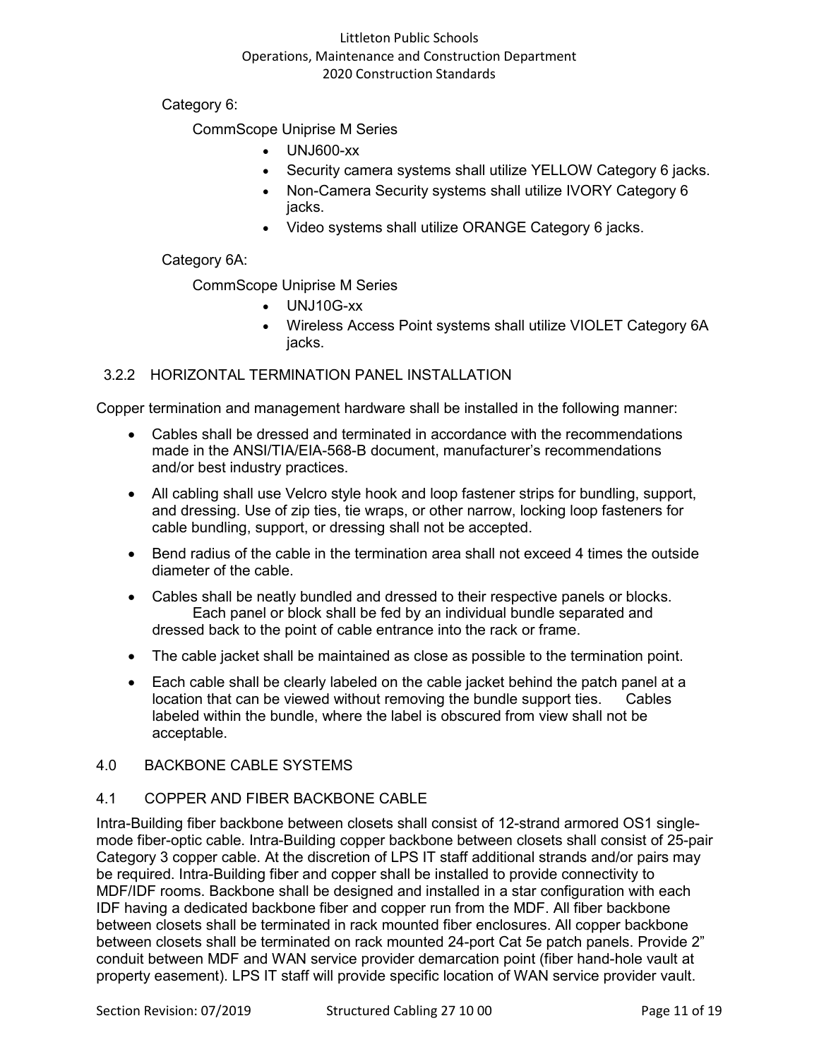Category 6:

CommScope Uniprise M Series

- UNJ600-xx
- Security camera systems shall utilize YELLOW Category 6 jacks.
- Non-Camera Security systems shall utilize IVORY Category 6 jacks.
- Video systems shall utilize ORANGE Category 6 jacks.

Category 6A:

CommScope Uniprise M Series

- UNJ10G-xx
- Wireless Access Point systems shall utilize VIOLET Category 6A jacks.

### 3.2.2 HORIZONTAL TERMINATION PANEL INSTALLATION

Copper termination and management hardware shall be installed in the following manner:

- Cables shall be dressed and terminated in accordance with the recommendations made in the ANSI/TIA/EIA-568-B document, manufacturer's recommendations and/or best industry practices.
- All cabling shall use Velcro style hook and loop fastener strips for bundling, support, and dressing. Use of zip ties, tie wraps, or other narrow, locking loop fasteners for cable bundling, support, or dressing shall not be accepted.
- Bend radius of the cable in the termination area shall not exceed 4 times the outside diameter of the cable.
- Cables shall be neatly bundled and dressed to their respective panels or blocks. Each panel or block shall be fed by an individual bundle separated and dressed back to the point of cable entrance into the rack or frame.
- The cable jacket shall be maintained as close as possible to the termination point.
- Each cable shall be clearly labeled on the cable jacket behind the patch panel at a location that can be viewed without removing the bundle support ties. Cables labeled within the bundle, where the label is obscured from view shall not be acceptable.

## 4.0 BACKBONE CABLE SYSTEMS

### 4.1 COPPER AND FIBER BACKBONE CABLE

Intra-Building fiber backbone between closets shall consist of 12-strand armored OS1 single-mode fiber-optic cable. Intra-Building copper backbone between closets shall consist of 25-pair Category 3 copper cable. At the discretion of LPS IT staff additional strands and/or pairs may be required. Intra-Building fiber and copper shall be installed to provide connectivity to MDF/IDF rooms. Backbone shall be designed and installed in a star configuration with each IDF having a dedicated backbone fiber and copper run from the MDF. All fiber backbone between closets shall be terminated in rack mounted fiber enclosures. All copper backbone between closets shall be terminated on rack mounted 24-port Cat 5e patch panels. Provide 2" conduit between MDF and WAN service provider demarcation point (fiber hand-hole vault at property easement). LPS IT staff will provide specific location of WAN service provider vault.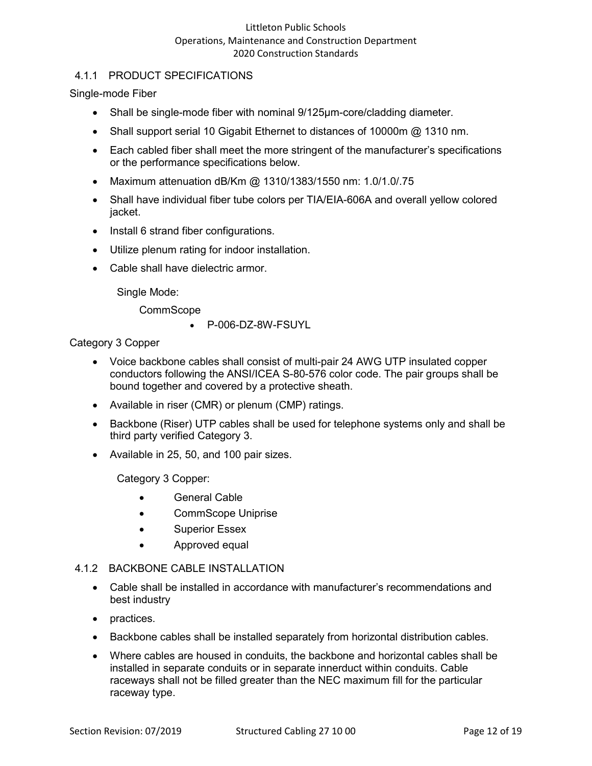### 4.1.1 PRODUCT SPECIFICATIONS

Single-mode Fiber

- Shall be single-mode fiber with nominal 9/125µm-core/cladding diameter.
- Shall support serial 10 Gigabit Ethernet to distances of 10000m @ 1310 nm.
- Each cabled fiber shall meet the more stringent of the manufacturer's specifications or the performance specifications below.
- Maximum attenuation dB/Km @ 1310/1383/1550 nm: 1.0/1.0/.75
- Shall have individual fiber tube colors per TIA/EIA-606A and overall yellow colored jacket.
- Install 6 strand fiber configurations.
- Utilize plenum rating for indoor installation.
- Cable shall have dielectric armor.

Single Mode:

CommScope

- P-006-DZ-8W-FSUYL

Category 3 Copper

- Voice backbone cables shall consist of multi-pair 24 AWG UTP insulated copper conductors following the ANSI/ICEA S-80-576 color code. The pair groups shall be bound together and covered by a protective sheath.
- Available in riser (CMR) or plenum (CMP) ratings.
- Backbone (Riser) UTP cables shall be used for telephone systems only and shall be third party verified Category 3.
- Available in 25, 50, and 100 pair sizes.

Category 3 Copper:

- General Cable
- CommScope Uniprise
- Superior Essex
- Approved equal

### 4.1.2 BACKBONE CABLE INSTALLATION

- Cable shall be installed in accordance with manufacturer's recommendations and best industry
- practices.
- Backbone cables shall be installed separately from horizontal distribution cables.
- Where cables are housed in conduits, the backbone and horizontal cables shall be installed in separate conduits or in separate innerduct within conduits. Cable raceways shall not be filled greater than the NEC maximum fill for the particular raceway type.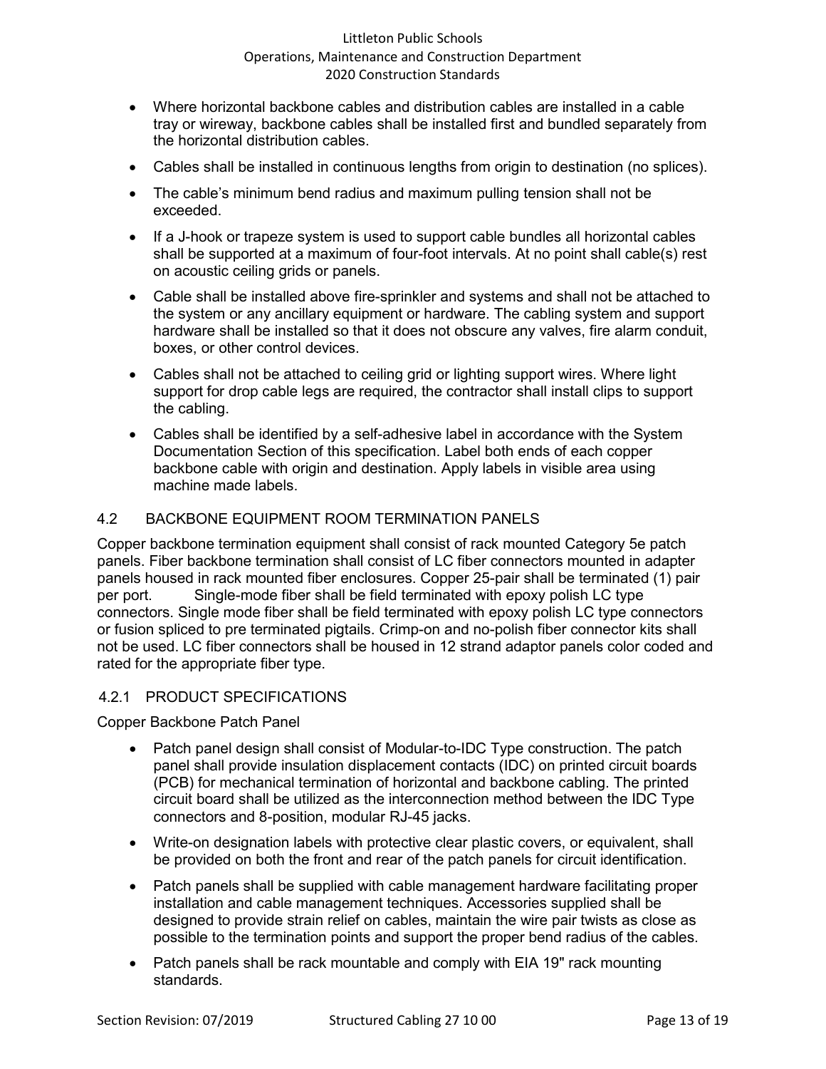- Where horizontal backbone cables and distribution cables are installed in a cable tray or wireway, backbone cables shall be installed first and bundled separately from the horizontal distribution cables.
- Cables shall be installed in continuous lengths from origin to destination (no splices).
- The cable's minimum bend radius and maximum pulling tension shall not be exceeded.
- If a J-hook or trapeze system is used to support cable bundles all horizontal cables shall be supported at a maximum of four-foot intervals. At no point shall cable(s) rest on acoustic ceiling grids or panels.
- Cable shall be installed above fire-sprinkler and systems and shall not be attached to the system or any ancillary equipment or hardware. The cabling system and support hardware shall be installed so that it does not obscure any valves, fire alarm conduit, boxes, or other control devices.
- Cables shall not be attached to ceiling grid or lighting support wires. Where light support for drop cable legs are required, the contractor shall install clips to support the cabling.
- Cables shall be identified by a self-adhesive label in accordance with the System Documentation Section of this specification. Label both ends of each copper backbone cable with origin and destination. Apply labels in visible area using machine made labels.

## 4.2 BACKBONE EQUIPMENT ROOM TERMINATION PANELS

Copper backbone termination equipment shall consist of rack mounted Category 5e patch panels. Fiber backbone termination shall consist of LC fiber connectors mounted in adapter panels housed in rack mounted fiber enclosures. Copper 25-pair shall be terminated (1) pair per port. Single-mode fiber shall be field terminated with epoxy polish LC type connectors. Single mode fiber shall be field terminated with epoxy polish LC type connectors or fusion spliced to pre terminated pigtails. Crimp-on and no-polish fiber connector kits shall not be used. LC fiber connectors shall be housed in 12 strand adaptor panels color coded and rated for the appropriate fiber type.

### 4.2.1 PRODUCT SPECIFICATIONS

Copper Backbone Patch Panel

- Patch panel design shall consist of Modular-to-IDC Type construction. The patch panel shall provide insulation displacement contacts (IDC) on printed circuit boards (PCB) for mechanical termination of horizontal and backbone cabling. The printed circuit board shall be utilized as the interconnection method between the IDC Type connectors and 8-position, modular RJ-45 jacks.
- Write-on designation labels with protective clear plastic covers, or equivalent, shall be provided on both the front and rear of the patch panels for circuit identification.
- Patch panels shall be supplied with cable management hardware facilitating proper installation and cable management techniques. Accessories supplied shall be designed to provide strain relief on cables, maintain the wire pair twists as close as possible to the termination points and support the proper bend radius of the cables.
- Patch panels shall be rack mountable and comply with EIA 19" rack mounting standards.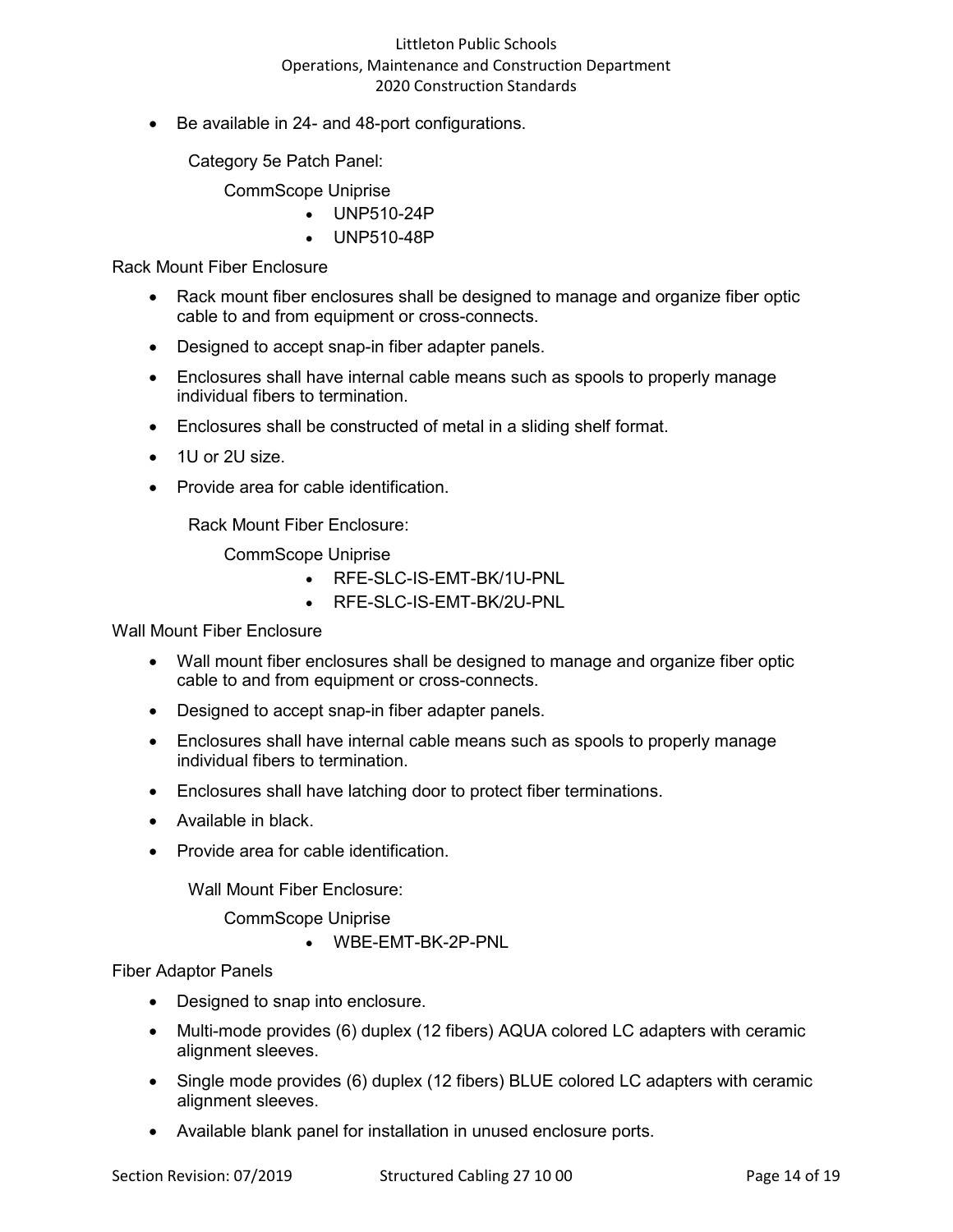- Be available in 24- and 48-port configurations.

  Category 5e Patch Panel:

  CommScope Uniprise

  - UNP510-24P
  - UNP510-48P

Rack Mount Fiber Enclosure

- Rack mount fiber enclosures shall be designed to manage and organize fiber optic cable to and from equipment or cross-connects.
- Designed to accept snap-in fiber adapter panels.
- Enclosures shall have internal cable means such as spools to properly manage individual fibers to termination.
- Enclosures shall be constructed of metal in a sliding shelf format.
- 1U or 2U size.
- Provide area for cable identification.

  Rack Mount Fiber Enclosure:

  CommScope Uniprise

  - RFE-SLC-IS-EMT-BK/1U-PNL
  - RFE-SLC-IS-EMT-BK/2U-PNL

Wall Mount Fiber Enclosure

- Wall mount fiber enclosures shall be designed to manage and organize fiber optic cable to and from equipment or cross-connects.
- Designed to accept snap-in fiber adapter panels.
- Enclosures shall have internal cable means such as spools to properly manage individual fibers to termination.
- Enclosures shall have latching door to protect fiber terminations.
- Available in black.
- Provide area for cable identification.

  Wall Mount Fiber Enclosure:

  CommScope Uniprise

  - WBE-EMT-BK-2P-PNL

Fiber Adaptor Panels

- Designed to snap into enclosure.
- Multi-mode provides (6) duplex (12 fibers) AQUA colored LC adapters with ceramic alignment sleeves.
- Single mode provides (6) duplex (12 fibers) BLUE colored LC adapters with ceramic alignment sleeves.
- Available blank panel for installation in unused enclosure ports.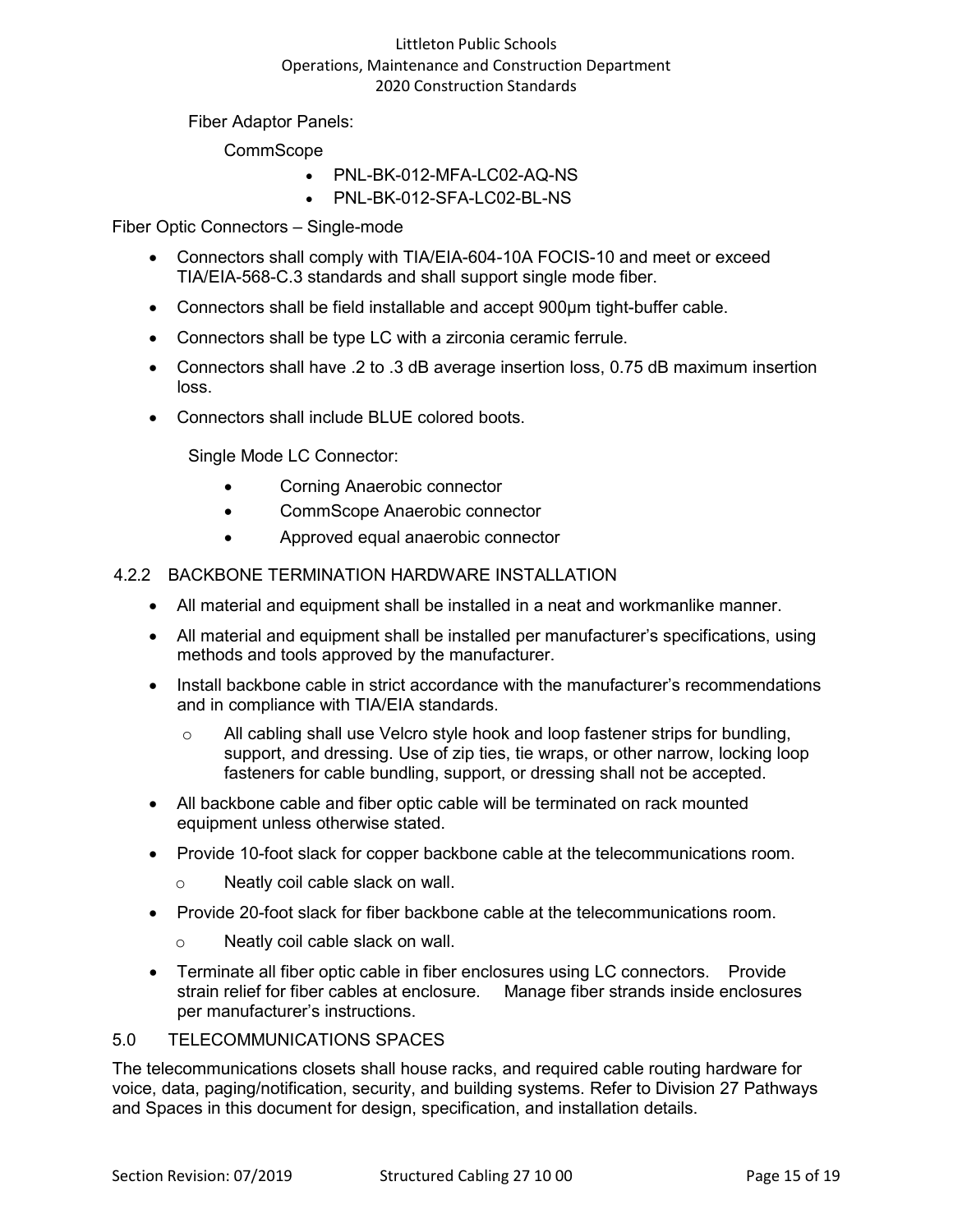Fiber Adaptor Panels:

CommScope

- PNL-BK-012-MFA-LC02-AQ-NS
- PNL-BK-012-SFA-LC02-BL-NS

Fiber Optic Connectors – Single-mode

- Connectors shall comply with TIA/EIA-604-10A FOCIS-10 and meet or exceed TIA/EIA-568-C.3 standards and shall support single mode fiber.
- Connectors shall be field installable and accept 900µm tight-buffer cable.
- Connectors shall be type LC with a zirconia ceramic ferrule.
- Connectors shall have .2 to .3 dB average insertion loss, 0.75 dB maximum insertion loss.
- Connectors shall include BLUE colored boots.

Single Mode LC Connector:

- Corning Anaerobic connector
- CommScope Anaerobic connector
- Approved equal anaerobic connector

### 4.2.2 BACKBONE TERMINATION HARDWARE INSTALLATION

- All material and equipment shall be installed in a neat and workmanlike manner.
- All material and equipment shall be installed per manufacturer's specifications, using methods and tools approved by the manufacturer.
- Install backbone cable in strict accordance with the manufacturer's recommendations and in compliance with TIA/EIA standards.
  - All cabling shall use Velcro style hook and loop fastener strips for bundling, support, and dressing. Use of zip ties, tie wraps, or other narrow, locking loop fasteners for cable bundling, support, or dressing shall not be accepted.
- All backbone cable and fiber optic cable will be terminated on rack mounted equipment unless otherwise stated.
- Provide 10-foot slack for copper backbone cable at the telecommunications room.
  - Neatly coil cable slack on wall.
- Provide 20-foot slack for fiber backbone cable at the telecommunications room.
  - Neatly coil cable slack on wall.
- Terminate all fiber optic cable in fiber enclosures using LC connectors. Provide strain relief for fiber cables at enclosure. Manage fiber strands inside enclosures per manufacturer's instructions.

## 5.0 TELECOMMUNICATIONS SPACES

The telecommunications closets shall house racks, and required cable routing hardware for voice, data, paging/notification, security, and building systems. Refer to Division 27 Pathways and Spaces in this document for design, specification, and installation details.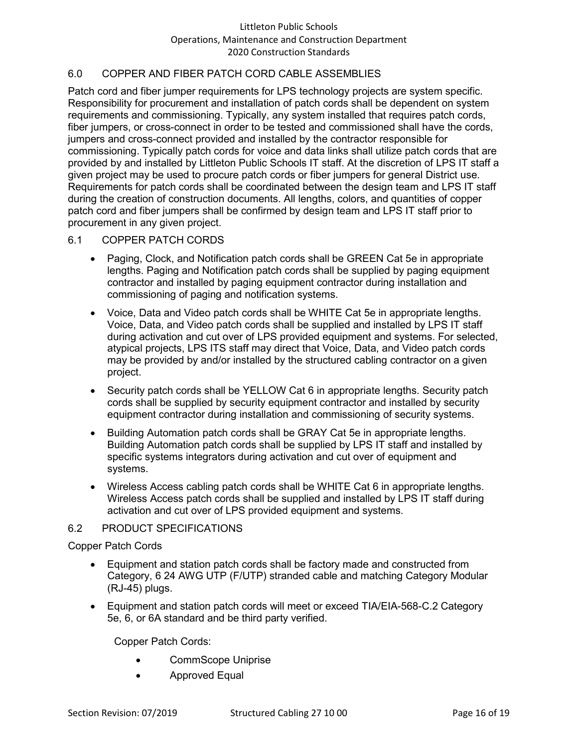## 6.0 COPPER AND FIBER PATCH CORD CABLE ASSEMBLIES

Patch cord and fiber jumper requirements for LPS technology projects are system specific. Responsibility for procurement and installation of patch cords shall be dependent on system requirements and commissioning. Typically, any system installed that requires patch cords, fiber jumpers, or cross-connect in order to be tested and commissioned shall have the cords, jumpers and cross-connect provided and installed by the contractor responsible for commissioning. Typically patch cords for voice and data links shall utilize patch cords that are provided by and installed by Littleton Public Schools IT staff. At the discretion of LPS IT staff a given project may be used to procure patch cords or fiber jumpers for general District use. Requirements for patch cords shall be coordinated between the design team and LPS IT staff during the creation of construction documents. All lengths, colors, and quantities of copper patch cord and fiber jumpers shall be confirmed by design team and LPS IT staff prior to procurement in any given project.

### 6.1 COPPER PATCH CORDS

- Paging, Clock, and Notification patch cords shall be GREEN Cat 5e in appropriate lengths. Paging and Notification patch cords shall be supplied by paging equipment contractor and installed by paging equipment contractor during installation and commissioning of paging and notification systems.
- Voice, Data and Video patch cords shall be WHITE Cat 5e in appropriate lengths. Voice, Data, and Video patch cords shall be supplied and installed by LPS IT staff during activation and cut over of LPS provided equipment and systems. For selected, atypical projects, LPS ITS staff may direct that Voice, Data, and Video patch cords may be provided by and/or installed by the structured cabling contractor on a given project.
- Security patch cords shall be YELLOW Cat 6 in appropriate lengths. Security patch cords shall be supplied by security equipment contractor and installed by security equipment contractor during installation and commissioning of security systems.
- Building Automation patch cords shall be GRAY Cat 5e in appropriate lengths. Building Automation patch cords shall be supplied by LPS IT staff and installed by specific systems integrators during activation and cut over of equipment and systems.
- Wireless Access cabling patch cords shall be WHITE Cat 6 in appropriate lengths. Wireless Access patch cords shall be supplied and installed by LPS IT staff during activation and cut over of LPS provided equipment and systems.

### 6.2 PRODUCT SPECIFICATIONS

Copper Patch Cords

- Equipment and station patch cords shall be factory made and constructed from Category, 6 24 AWG UTP (F/UTP) stranded cable and matching Category Modular (RJ-45) plugs.
- Equipment and station patch cords will meet or exceed TIA/EIA-568-C.2 Category 5e, 6, or 6A standard and be third party verified.

Copper Patch Cords:

- CommScope Uniprise
- Approved Equal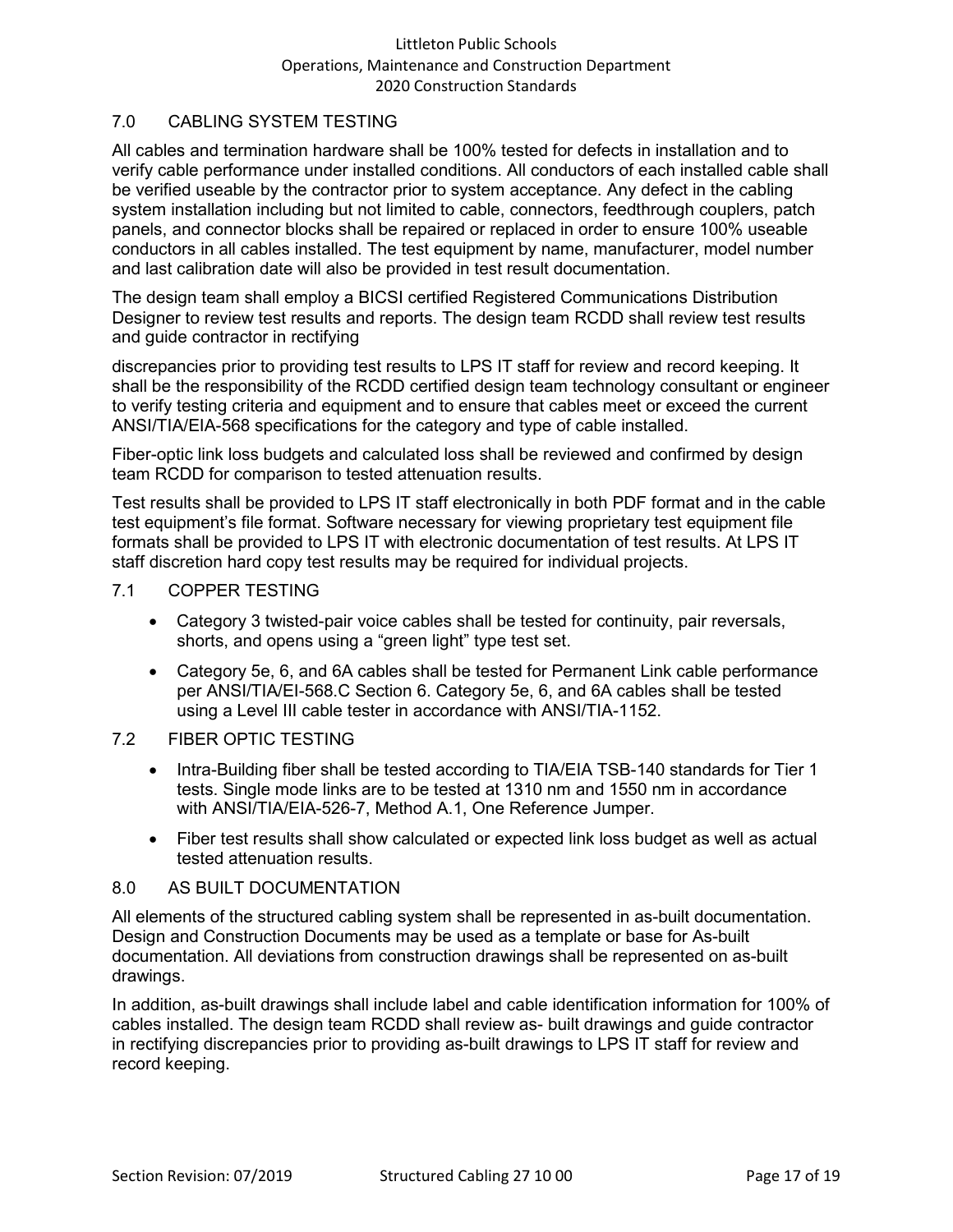## 7.0 CABLING SYSTEM TESTING

All cables and termination hardware shall be 100% tested for defects in installation and to verify cable performance under installed conditions. All conductors of each installed cable shall be verified useable by the contractor prior to system acceptance. Any defect in the cabling system installation including but not limited to cable, connectors, feedthrough couplers, patch panels, and connector blocks shall be repaired or replaced in order to ensure 100% useable conductors in all cables installed. The test equipment by name, manufacturer, model number and last calibration date will also be provided in test result documentation.

The design team shall employ a BICSI certified Registered Communications Distribution Designer to review test results and reports. The design team RCDD shall review test results and guide contractor in rectifying

discrepancies prior to providing test results to LPS IT staff for review and record keeping. It shall be the responsibility of the RCDD certified design team technology consultant or engineer to verify testing criteria and equipment and to ensure that cables meet or exceed the current ANSI/TIA/EIA-568 specifications for the category and type of cable installed.

Fiber-optic link loss budgets and calculated loss shall be reviewed and confirmed by design team RCDD for comparison to tested attenuation results.

Test results shall be provided to LPS IT staff electronically in both PDF format and in the cable test equipment's file format. Software necessary for viewing proprietary test equipment file formats shall be provided to LPS IT with electronic documentation of test results. At LPS IT staff discretion hard copy test results may be required for individual projects.

### 7.1 COPPER TESTING

- Category 3 twisted-pair voice cables shall be tested for continuity, pair reversals, shorts, and opens using a "green light" type test set.
- Category 5e, 6, and 6A cables shall be tested for Permanent Link cable performance per ANSI/TIA/EI-568.C Section 6. Category 5e, 6, and 6A cables shall be tested using a Level III cable tester in accordance with ANSI/TIA-1152.

### 7.2 FIBER OPTIC TESTING

- Intra-Building fiber shall be tested according to TIA/EIA TSB-140 standards for Tier 1 tests. Single mode links are to be tested at 1310 nm and 1550 nm in accordance with ANSI/TIA/EIA-526-7, Method A.1, One Reference Jumper.
- Fiber test results shall show calculated or expected link loss budget as well as actual tested attenuation results.

## 8.0 AS BUILT DOCUMENTATION

All elements of the structured cabling system shall be represented in as-built documentation. Design and Construction Documents may be used as a template or base for As-built documentation. All deviations from construction drawings shall be represented on as-built drawings.

In addition, as-built drawings shall include label and cable identification information for 100% of cables installed. The design team RCDD shall review as- built drawings and guide contractor in rectifying discrepancies prior to providing as-built drawings to LPS IT staff for review and record keeping.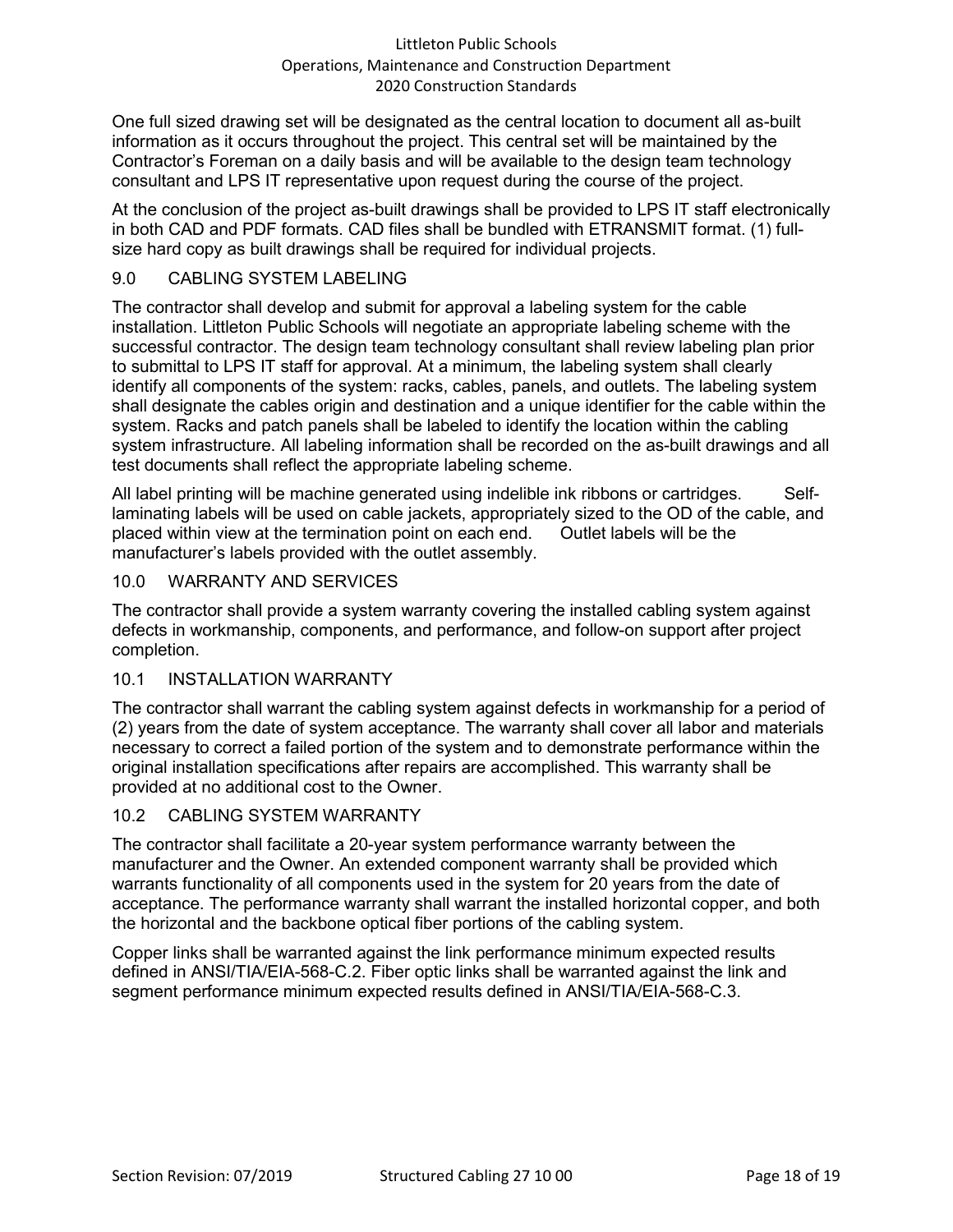One full sized drawing set will be designated as the central location to document all as-built information as it occurs throughout the project. This central set will be maintained by the Contractor's Foreman on a daily basis and will be available to the design team technology consultant and LPS IT representative upon request during the course of the project.

At the conclusion of the project as-built drawings shall be provided to LPS IT staff electronically in both CAD and PDF formats. CAD files shall be bundled with ETRANSMIT format. (1) full-size hard copy as built drawings shall be required for individual projects.

## 9.0 CABLING SYSTEM LABELING

The contractor shall develop and submit for approval a labeling system for the cable installation. Littleton Public Schools will negotiate an appropriate labeling scheme with the successful contractor. The design team technology consultant shall review labeling plan prior to submittal to LPS IT staff for approval. At a minimum, the labeling system shall clearly identify all components of the system: racks, cables, panels, and outlets. The labeling system shall designate the cables origin and destination and a unique identifier for the cable within the system. Racks and patch panels shall be labeled to identify the location within the cabling system infrastructure. All labeling information shall be recorded on the as-built drawings and all test documents shall reflect the appropriate labeling scheme.

All label printing will be machine generated using indelible ink ribbons or cartridges. Self-laminating labels will be used on cable jackets, appropriately sized to the OD of the cable, and placed within view at the termination point on each end. Outlet labels will be the manufacturer's labels provided with the outlet assembly.

## 10.0 WARRANTY AND SERVICES

The contractor shall provide a system warranty covering the installed cabling system against defects in workmanship, components, and performance, and follow-on support after project completion.

### 10.1 INSTALLATION WARRANTY

The contractor shall warrant the cabling system against defects in workmanship for a period of (2) years from the date of system acceptance. The warranty shall cover all labor and materials necessary to correct a failed portion of the system and to demonstrate performance within the original installation specifications after repairs are accomplished. This warranty shall be provided at no additional cost to the Owner.

### 10.2 CABLING SYSTEM WARRANTY

The contractor shall facilitate a 20-year system performance warranty between the manufacturer and the Owner. An extended component warranty shall be provided which warrants functionality of all components used in the system for 20 years from the date of acceptance. The performance warranty shall warrant the installed horizontal copper, and both the horizontal and the backbone optical fiber portions of the cabling system.

Copper links shall be warranted against the link performance minimum expected results defined in ANSI/TIA/EIA-568-C.2. Fiber optic links shall be warranted against the link and segment performance minimum expected results defined in ANSI/TIA/EIA-568-C.3.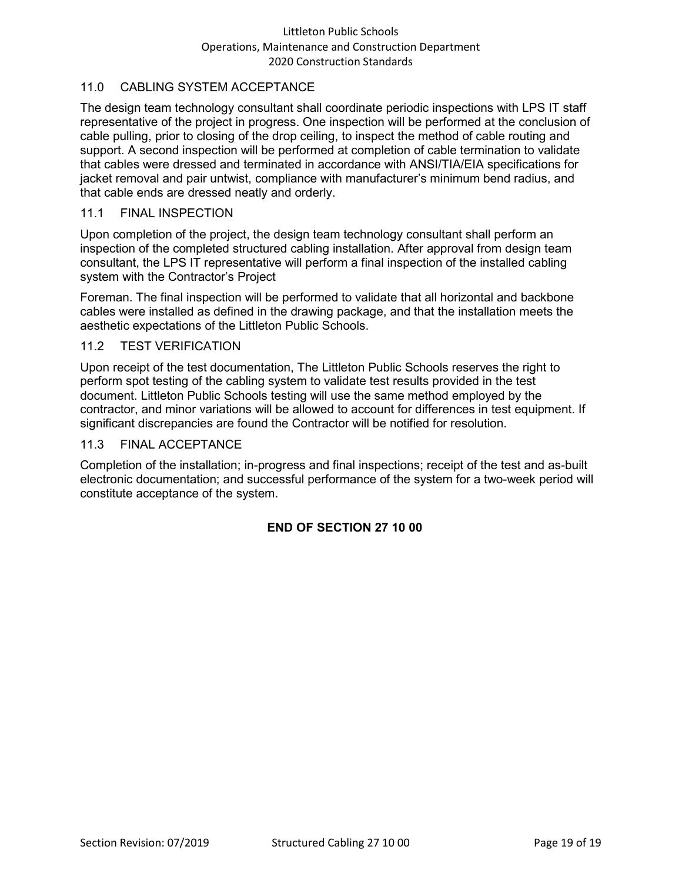## 11.0 CABLING SYSTEM ACCEPTANCE

The design team technology consultant shall coordinate periodic inspections with LPS IT staff representative of the project in progress. One inspection will be performed at the conclusion of cable pulling, prior to closing of the drop ceiling, to inspect the method of cable routing and support. A second inspection will be performed at completion of cable termination to validate that cables were dressed and terminated in accordance with ANSI/TIA/EIA specifications for jacket removal and pair untwist, compliance with manufacturer's minimum bend radius, and that cable ends are dressed neatly and orderly.

### 11.1 FINAL INSPECTION

Upon completion of the project, the design team technology consultant shall perform an inspection of the completed structured cabling installation. After approval from design team consultant, the LPS IT representative will perform a final inspection of the installed cabling system with the Contractor's Project

Foreman. The final inspection will be performed to validate that all horizontal and backbone cables were installed as defined in the drawing package, and that the installation meets the aesthetic expectations of the Littleton Public Schools.

### 11.2 TEST VERIFICATION

Upon receipt of the test documentation, The Littleton Public Schools reserves the right to perform spot testing of the cabling system to validate test results provided in the test document. Littleton Public Schools testing will use the same method employed by the contractor, and minor variations will be allowed to account for differences in test equipment. If significant discrepancies are found the Contractor will be notified for resolution.

### 11.3 FINAL ACCEPTANCE

Completion of the installation; in-progress and final inspections; receipt of the test and as-built electronic documentation; and successful performance of the system for a two-week period will constitute acceptance of the system.

**END OF SECTION 27 10 00**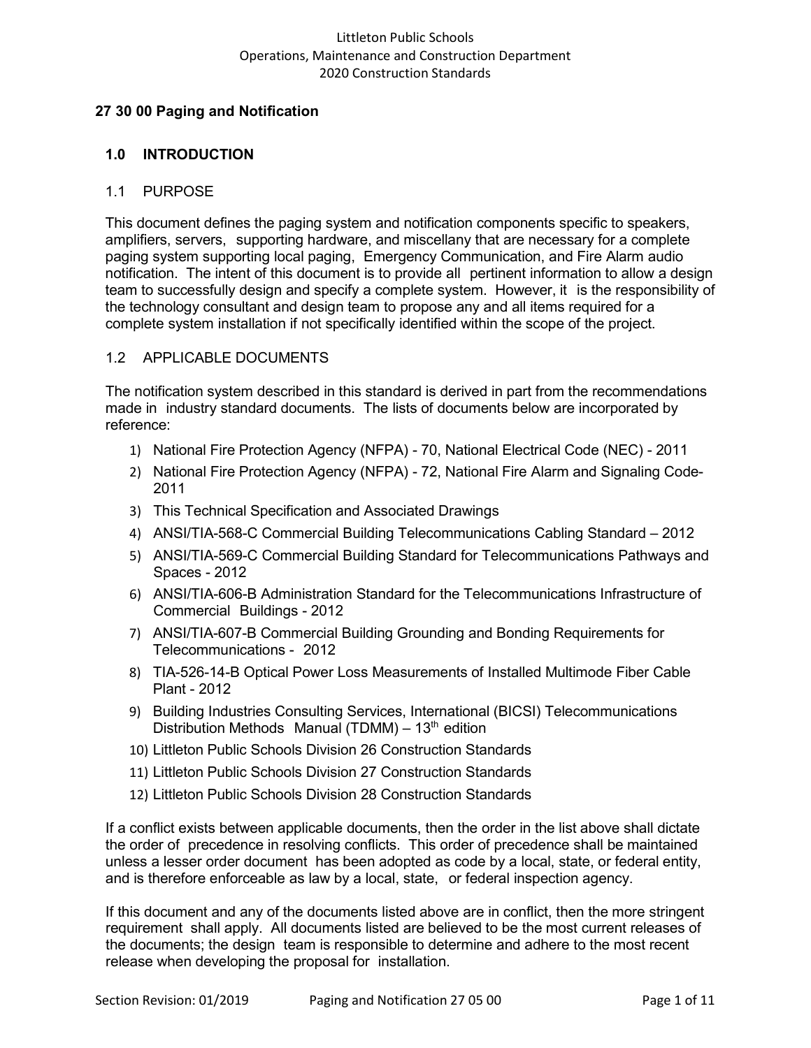# 27 30 00 Paging and Notification

## 1.0 INTRODUCTION

### 1.1 PURPOSE

This document defines the paging system and notification components specific to speakers, amplifiers, servers, supporting hardware, and miscellany that are necessary for a complete paging system supporting local paging, Emergency Communication, and Fire Alarm audio notification. The intent of this document is to provide all pertinent information to allow a design team to successfully design and specify a complete system. However, it is the responsibility of the technology consultant and design team to propose any and all items required for a complete system installation if not specifically identified within the scope of the project.

### 1.2 APPLICABLE DOCUMENTS

The notification system described in this standard is derived in part from the recommendations made in industry standard documents. The lists of documents below are incorporated by reference:

1) National Fire Protection Agency (NFPA) - 70, National Electrical Code (NEC) - 2011
2) National Fire Protection Agency (NFPA) - 72, National Fire Alarm and Signaling Code-2011
3) This Technical Specification and Associated Drawings
4) ANSI/TIA-568-C Commercial Building Telecommunications Cabling Standard – 2012
5) ANSI/TIA-569-C Commercial Building Standard for Telecommunications Pathways and Spaces - 2012
6) ANSI/TIA-606-B Administration Standard for the Telecommunications Infrastructure of Commercial Buildings - 2012
7) ANSI/TIA-607-B Commercial Building Grounding and Bonding Requirements for Telecommunications - 2012
8) TIA-526-14-B Optical Power Loss Measurements of Installed Multimode Fiber Cable Plant - 2012
9) Building Industries Consulting Services, International (BICSI) Telecommunications Distribution Methods Manual (TDMM) – 13th edition
10) Littleton Public Schools Division 26 Construction Standards
11) Littleton Public Schools Division 27 Construction Standards
12) Littleton Public Schools Division 28 Construction Standards

If a conflict exists between applicable documents, then the order in the list above shall dictate the order of precedence in resolving conflicts. This order of precedence shall be maintained unless a lesser order document has been adopted as code by a local, state, or federal entity, and is therefore enforceable as law by a local, state, or federal inspection agency.

If this document and any of the documents listed above are in conflict, then the more stringent requirement shall apply. All documents listed are believed to be the most current releases of the documents; the design team is responsible to determine and adhere to the most recent release when developing the proposal for installation.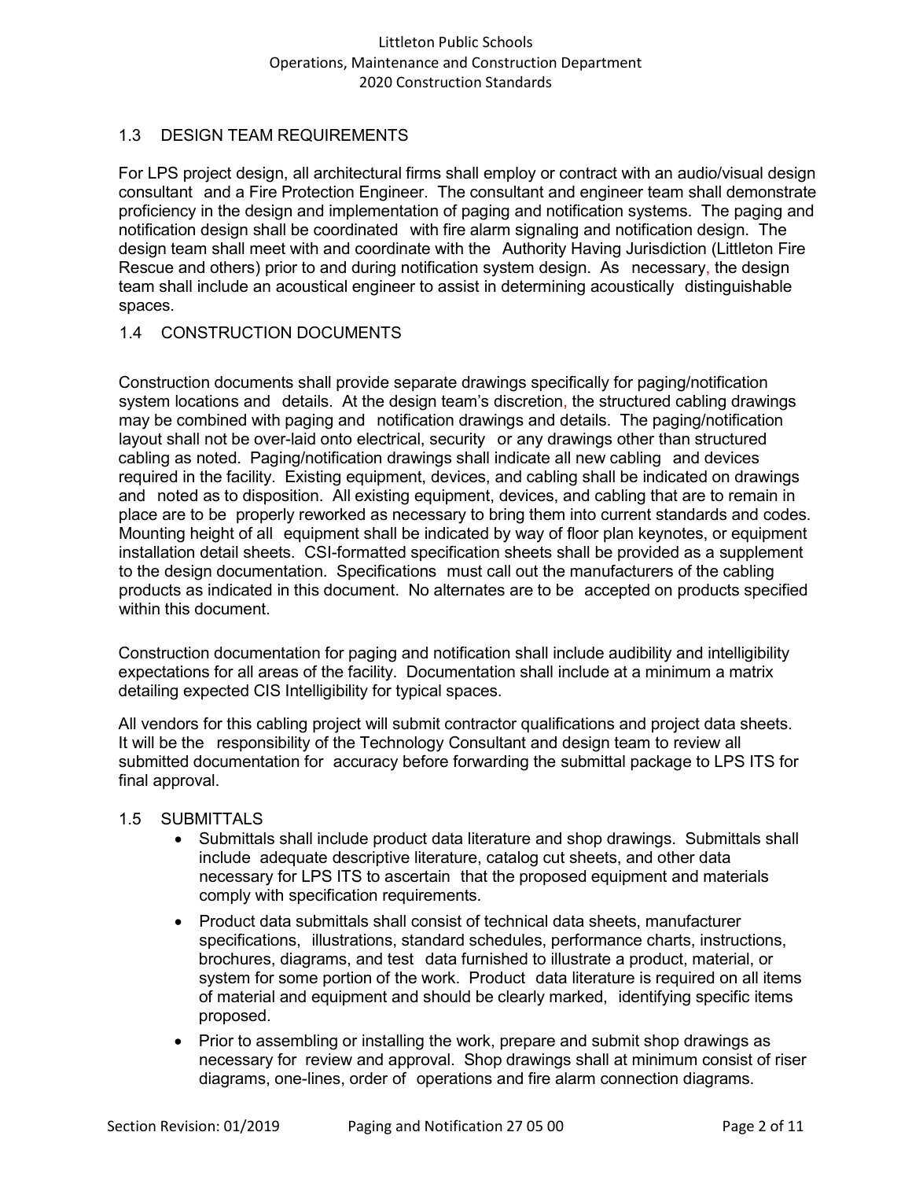## 1.3 DESIGN TEAM REQUIREMENTS

For LPS project design, all architectural firms shall employ or contract with an audio/visual design consultant and a Fire Protection Engineer. The consultant and engineer team shall demonstrate proficiency in the design and implementation of paging and notification systems. The paging and notification design shall be coordinated with fire alarm signaling and notification design. The design team shall meet with and coordinate with the Authority Having Jurisdiction (Littleton Fire Rescue and others) prior to and during notification system design. As necessary, the design team shall include an acoustical engineer to assist in determining acoustically distinguishable spaces.

## 1.4 CONSTRUCTION DOCUMENTS

Construction documents shall provide separate drawings specifically for paging/notification system locations and details. At the design team's discretion, the structured cabling drawings may be combined with paging and notification drawings and details. The paging/notification layout shall not be over-laid onto electrical, security or any drawings other than structured cabling as noted. Paging/notification drawings shall indicate all new cabling and devices required in the facility. Existing equipment, devices, and cabling shall be indicated on drawings and noted as to disposition. All existing equipment, devices, and cabling that are to remain in place are to be properly reworked as necessary to bring them into current standards and codes. Mounting height of all equipment shall be indicated by way of floor plan keynotes, or equipment installation detail sheets. CSI-formatted specification sheets shall be provided as a supplement to the design documentation. Specifications must call out the manufacturers of the cabling products as indicated in this document. No alternates are to be accepted on products specified within this document.

Construction documentation for paging and notification shall include audibility and intelligibility expectations for all areas of the facility. Documentation shall include at a minimum a matrix detailing expected CIS Intelligibility for typical spaces.

All vendors for this cabling project will submit contractor qualifications and project data sheets. It will be the responsibility of the Technology Consultant and design team to review all submitted documentation for accuracy before forwarding the submittal package to LPS ITS for final approval.

## 1.5 SUBMITTALS

- Submittals shall include product data literature and shop drawings. Submittals shall include adequate descriptive literature, catalog cut sheets, and other data necessary for LPS ITS to ascertain that the proposed equipment and materials comply with specification requirements.
- Product data submittals shall consist of technical data sheets, manufacturer specifications, illustrations, standard schedules, performance charts, instructions, brochures, diagrams, and test data furnished to illustrate a product, material, or system for some portion of the work. Product data literature is required on all items of material and equipment and should be clearly marked, identifying specific items proposed.
- Prior to assembling or installing the work, prepare and submit shop drawings as necessary for review and approval. Shop drawings shall at minimum consist of riser diagrams, one-lines, order of operations and fire alarm connection diagrams.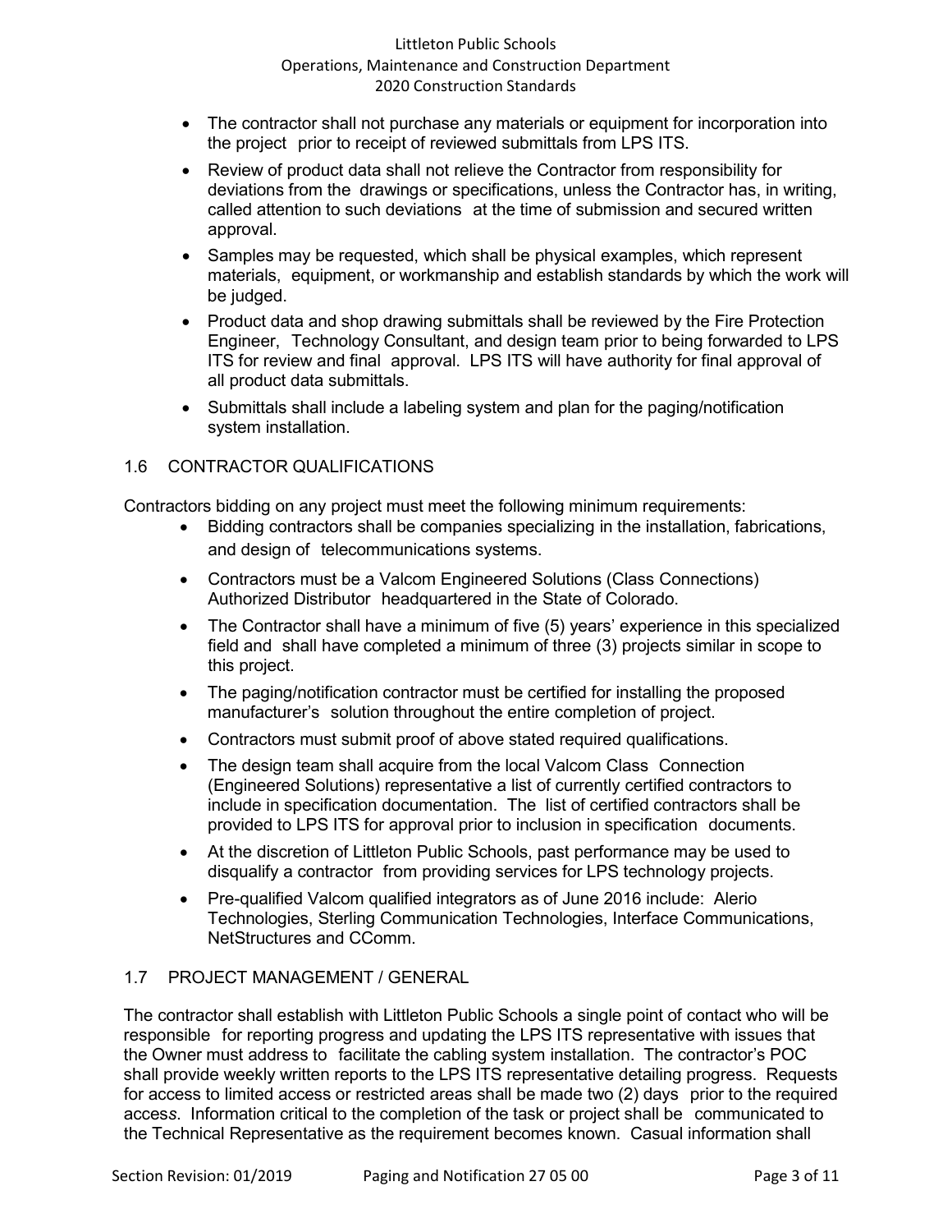- The contractor shall not purchase any materials or equipment for incorporation into the project prior to receipt of reviewed submittals from LPS ITS.
- Review of product data shall not relieve the Contractor from responsibility for deviations from the drawings or specifications, unless the Contractor has, in writing, called attention to such deviations at the time of submission and secured written approval.
- Samples may be requested, which shall be physical examples, which represent materials, equipment, or workmanship and establish standards by which the work will be judged.
- Product data and shop drawing submittals shall be reviewed by the Fire Protection Engineer, Technology Consultant, and design team prior to being forwarded to LPS ITS for review and final approval. LPS ITS will have authority for final approval of all product data submittals.
- Submittals shall include a labeling system and plan for the paging/notification system installation.

## 1.6 CONTRACTOR QUALIFICATIONS

Contractors bidding on any project must meet the following minimum requirements:

- Bidding contractors shall be companies specializing in the installation, fabrications, and design of telecommunications systems.
- Contractors must be a Valcom Engineered Solutions (Class Connections) Authorized Distributor headquartered in the State of Colorado.
- The Contractor shall have a minimum of five (5) years' experience in this specialized field and shall have completed a minimum of three (3) projects similar in scope to this project.
- The paging/notification contractor must be certified for installing the proposed manufacturer's solution throughout the entire completion of project.
- Contractors must submit proof of above stated required qualifications.
- The design team shall acquire from the local Valcom Class Connection (Engineered Solutions) representative a list of currently certified contractors to include in specification documentation. The list of certified contractors shall be provided to LPS ITS for approval prior to inclusion in specification documents.
- At the discretion of Littleton Public Schools, past performance may be used to disqualify a contractor from providing services for LPS technology projects.
- Pre-qualified Valcom qualified integrators as of June 2016 include: Alerio Technologies, Sterling Communication Technologies, Interface Communications, NetStructures and CComm.

## 1.7 PROJECT MANAGEMENT / GENERAL

The contractor shall establish with Littleton Public Schools a single point of contact who will be responsible for reporting progress and updating the LPS ITS representative with issues that the Owner must address to facilitate the cabling system installation. The contractor's POC shall provide weekly written reports to the LPS ITS representative detailing progress. Requests for access to limited access or restricted areas shall be made two (2) days prior to the required access. Information critical to the completion of the task or project shall be communicated to the Technical Representative as the requirement becomes known. Casual information shall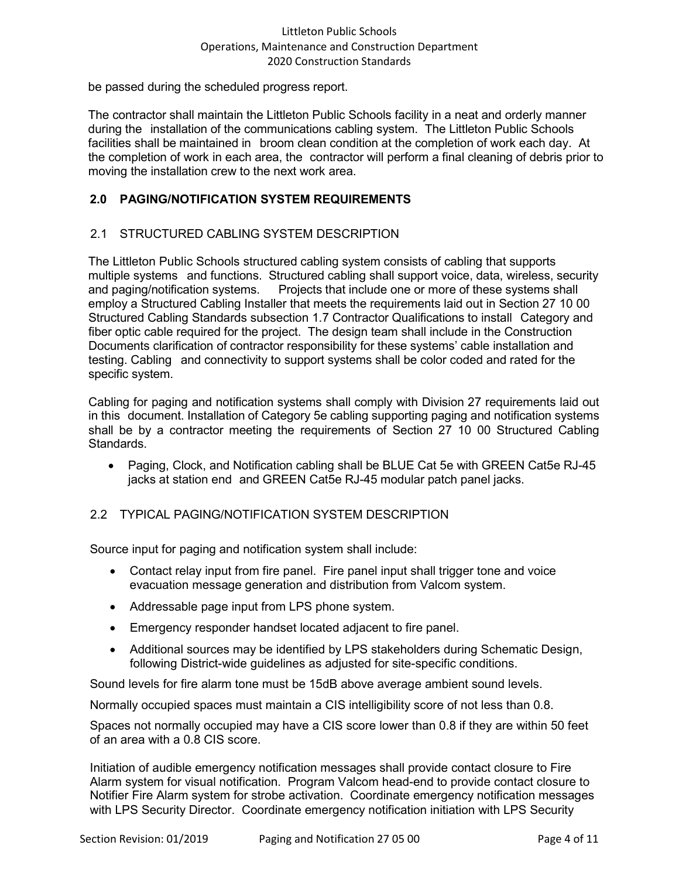be passed during the scheduled progress report.

The contractor shall maintain the Littleton Public Schools facility in a neat and orderly manner during the installation of the communications cabling system. The Littleton Public Schools facilities shall be maintained in broom clean condition at the completion of work each day. At the completion of work in each area, the contractor will perform a final cleaning of debris prior to moving the installation crew to the next work area.

## 2.0 PAGING/NOTIFICATION SYSTEM REQUIREMENTS

### 2.1 STRUCTURED CABLING SYSTEM DESCRIPTION

The Littleton Public Schools structured cabling system consists of cabling that supports multiple systems and functions. Structured cabling shall support voice, data, wireless, security and paging/notification systems. Projects that include one or more of these systems shall employ a Structured Cabling Installer that meets the requirements laid out in Section 27 10 00 Structured Cabling Standards subsection 1.7 Contractor Qualifications to install Category and fiber optic cable required for the project. The design team shall include in the Construction Documents clarification of contractor responsibility for these systems' cable installation and testing. Cabling and connectivity to support systems shall be color coded and rated for the specific system.

Cabling for paging and notification systems shall comply with Division 27 requirements laid out in this document. Installation of Category 5e cabling supporting paging and notification systems shall be by a contractor meeting the requirements of Section 27 10 00 Structured Cabling Standards.

- Paging, Clock, and Notification cabling shall be BLUE Cat 5e with GREEN Cat5e RJ-45 jacks at station end and GREEN Cat5e RJ-45 modular patch panel jacks.

### 2.2 TYPICAL PAGING/NOTIFICATION SYSTEM DESCRIPTION

Source input for paging and notification system shall include:

- Contact relay input from fire panel. Fire panel input shall trigger tone and voice evacuation message generation and distribution from Valcom system.
- Addressable page input from LPS phone system.
- Emergency responder handset located adjacent to fire panel.
- Additional sources may be identified by LPS stakeholders during Schematic Design, following District-wide guidelines as adjusted for site-specific conditions.

Sound levels for fire alarm tone must be 15dB above average ambient sound levels.

Normally occupied spaces must maintain a CIS intelligibility score of not less than 0.8.

Spaces not normally occupied may have a CIS score lower than 0.8 if they are within 50 feet of an area with a 0.8 CIS score.

Initiation of audible emergency notification messages shall provide contact closure to Fire Alarm system for visual notification. Program Valcom head-end to provide contact closure to Notifier Fire Alarm system for strobe activation. Coordinate emergency notification messages with LPS Security Director. Coordinate emergency notification initiation with LPS Security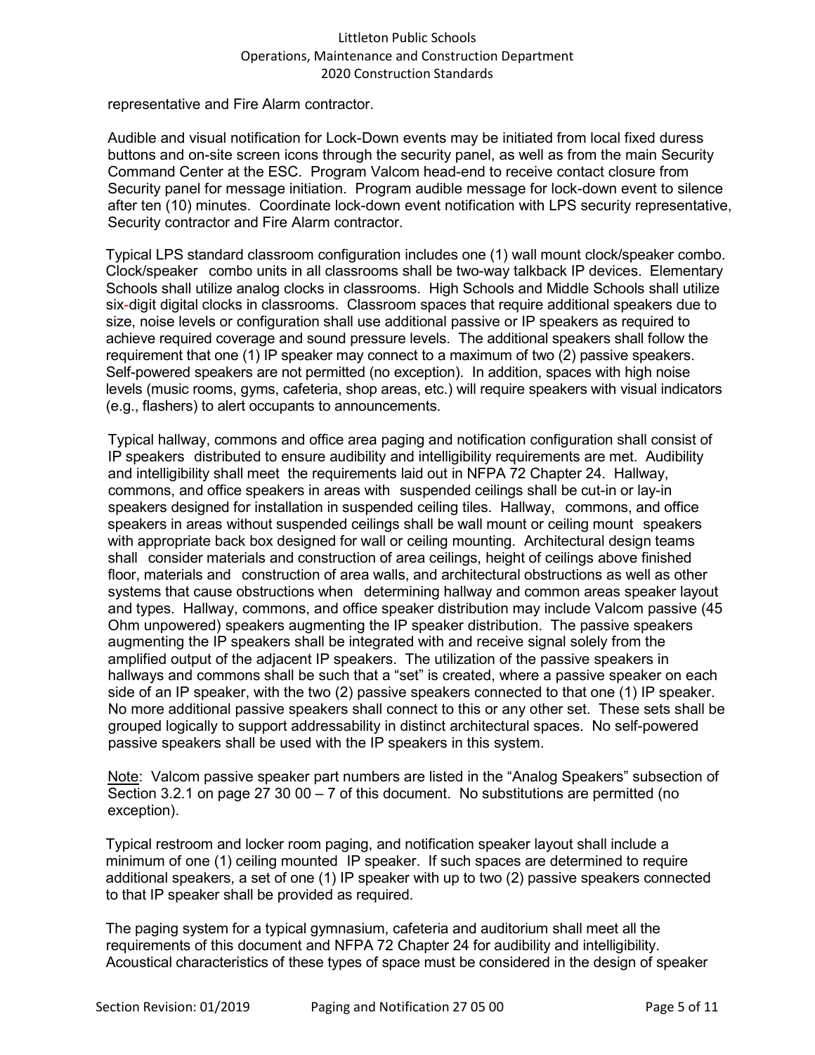representative and Fire Alarm contractor.

Audible and visual notification for Lock-Down events may be initiated from local fixed duress buttons and on-site screen icons through the security panel, as well as from the main Security Command Center at the ESC. Program Valcom head-end to receive contact closure from Security panel for message initiation. Program audible message for lock-down event to silence after ten (10) minutes. Coordinate lock-down event notification with LPS security representative, Security contractor and Fire Alarm contractor.

Typical LPS standard classroom configuration includes one (1) wall mount clock/speaker combo. Clock/speaker combo units in all classrooms shall be two-way talkback IP devices. Elementary Schools shall utilize analog clocks in classrooms. High Schools and Middle Schools shall utilize six-digit digital clocks in classrooms. Classroom spaces that require additional speakers due to size, noise levels or configuration shall use additional passive or IP speakers as required to achieve required coverage and sound pressure levels. The additional speakers shall follow the requirement that one (1) IP speaker may connect to a maximum of two (2) passive speakers. Self-powered speakers are not permitted (no exception). In addition, spaces with high noise levels (music rooms, gyms, cafeteria, shop areas, etc.) will require speakers with visual indicators (e.g., flashers) to alert occupants to announcements.

Typical hallway, commons and office area paging and notification configuration shall consist of IP speakers distributed to ensure audibility and intelligibility requirements are met. Audibility and intelligibility shall meet the requirements laid out in NFPA 72 Chapter 24. Hallway, commons, and office speakers in areas with suspended ceilings shall be cut-in or lay-in speakers designed for installation in suspended ceiling tiles. Hallway, commons, and office speakers in areas without suspended ceilings shall be wall mount or ceiling mount speakers with appropriate back box designed for wall or ceiling mounting. Architectural design teams shall consider materials and construction of area ceilings, height of ceilings above finished floor, materials and construction of area walls, and architectural obstructions as well as other systems that cause obstructions when determining hallway and common areas speaker layout and types. Hallway, commons, and office speaker distribution may include Valcom passive (45 Ohm unpowered) speakers augmenting the IP speaker distribution. The passive speakers augmenting the IP speakers shall be integrated with and receive signal solely from the amplified output of the adjacent IP speakers. The utilization of the passive speakers in hallways and commons shall be such that a "set" is created, where a passive speaker on each side of an IP speaker, with the two (2) passive speakers connected to that one (1) IP speaker. No more additional passive speakers shall connect to this or any other set. These sets shall be grouped logically to support addressability in distinct architectural spaces. No self-powered passive speakers shall be used with the IP speakers in this system.

Note: Valcom passive speaker part numbers are listed in the "Analog Speakers" subsection of Section 3.2.1 on page 27 30 00 – 7 of this document. No substitutions are permitted (no exception).

Typical restroom and locker room paging, and notification speaker layout shall include a minimum of one (1) ceiling mounted IP speaker. If such spaces are determined to require additional speakers, a set of one (1) IP speaker with up to two (2) passive speakers connected to that IP speaker shall be provided as required.

The paging system for a typical gymnasium, cafeteria and auditorium shall meet all the requirements of this document and NFPA 72 Chapter 24 for audibility and intelligibility. Acoustical characteristics of these types of space must be considered in the design of speaker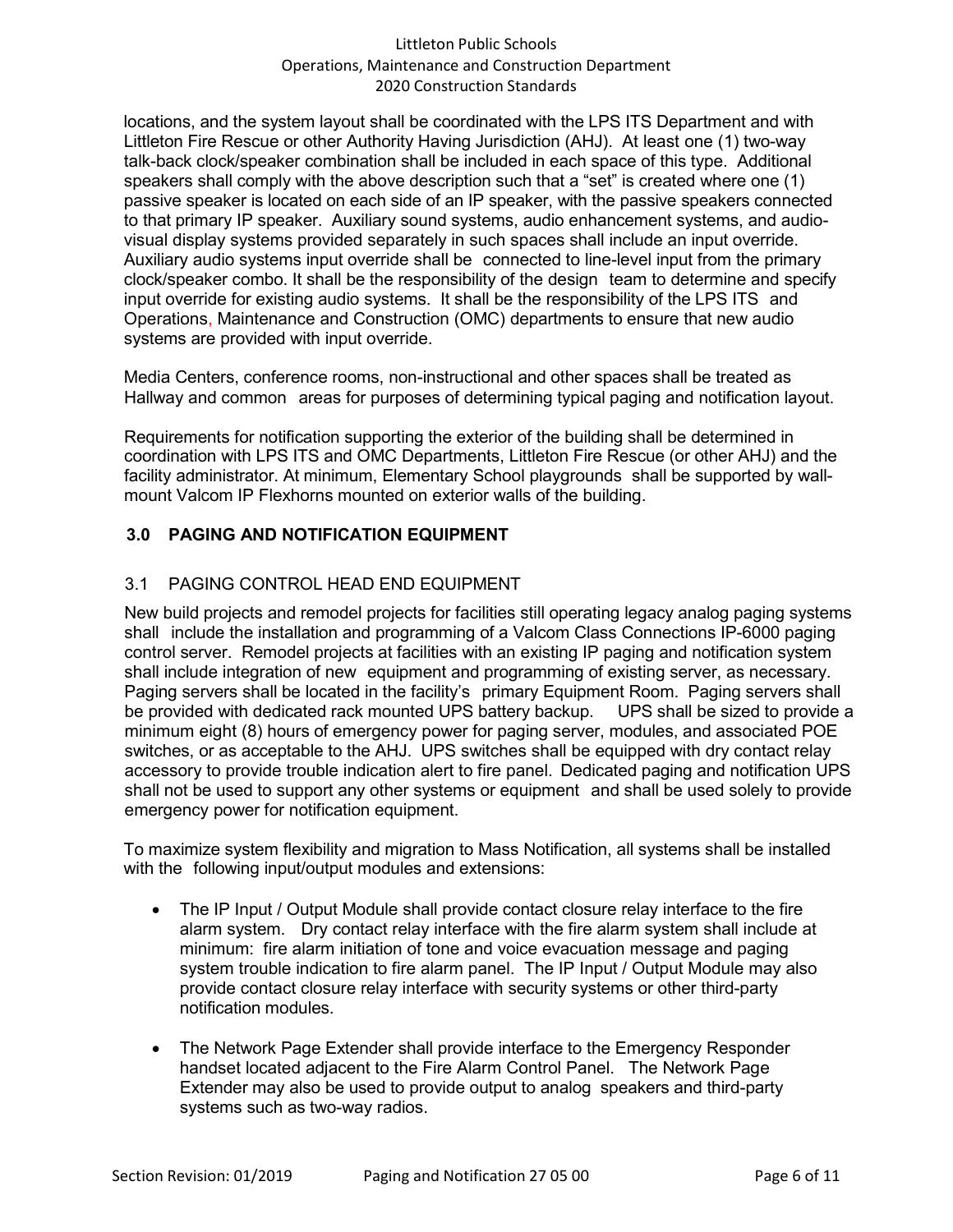locations, and the system layout shall be coordinated with the LPS ITS Department and with Littleton Fire Rescue or other Authority Having Jurisdiction (AHJ). At least one (1) two-way talk-back clock/speaker combination shall be included in each space of this type. Additional speakers shall comply with the above description such that a "set" is created where one (1) passive speaker is located on each side of an IP speaker, with the passive speakers connected to that primary IP speaker. Auxiliary sound systems, audio enhancement systems, and audio-visual display systems provided separately in such spaces shall include an input override. Auxiliary audio systems input override shall be connected to line-level input from the primary clock/speaker combo. It shall be the responsibility of the design team to determine and specify input override for existing audio systems. It shall be the responsibility of the LPS ITS and Operations, Maintenance and Construction (OMC) departments to ensure that new audio systems are provided with input override.

Media Centers, conference rooms, non-instructional and other spaces shall be treated as Hallway and common areas for purposes of determining typical paging and notification layout.

Requirements for notification supporting the exterior of the building shall be determined in coordination with LPS ITS and OMC Departments, Littleton Fire Rescue (or other AHJ) and the facility administrator. At minimum, Elementary School playgrounds shall be supported by wall-mount Valcom IP Flexhorns mounted on exterior walls of the building.

## 3.0 PAGING AND NOTIFICATION EQUIPMENT

### 3.1 PAGING CONTROL HEAD END EQUIPMENT

New build projects and remodel projects for facilities still operating legacy analog paging systems shall include the installation and programming of a Valcom Class Connections IP-6000 paging control server. Remodel projects at facilities with an existing IP paging and notification system shall include integration of new equipment and programming of existing server, as necessary. Paging servers shall be located in the facility's primary Equipment Room. Paging servers shall be provided with dedicated rack mounted UPS battery backup. UPS shall be sized to provide a minimum eight (8) hours of emergency power for paging server, modules, and associated POE switches, or as acceptable to the AHJ. UPS switches shall be equipped with dry contact relay accessory to provide trouble indication alert to fire panel. Dedicated paging and notification UPS shall not be used to support any other systems or equipment and shall be used solely to provide emergency power for notification equipment.

To maximize system flexibility and migration to Mass Notification, all systems shall be installed with the following input/output modules and extensions:

- The IP Input / Output Module shall provide contact closure relay interface to the fire alarm system. Dry contact relay interface with the fire alarm system shall include at minimum: fire alarm initiation of tone and voice evacuation message and paging system trouble indication to fire alarm panel. The IP Input / Output Module may also provide contact closure relay interface with security systems or other third-party notification modules.

- The Network Page Extender shall provide interface to the Emergency Responder handset located adjacent to the Fire Alarm Control Panel. The Network Page Extender may also be used to provide output to analog speakers and third-party systems such as two-way radios.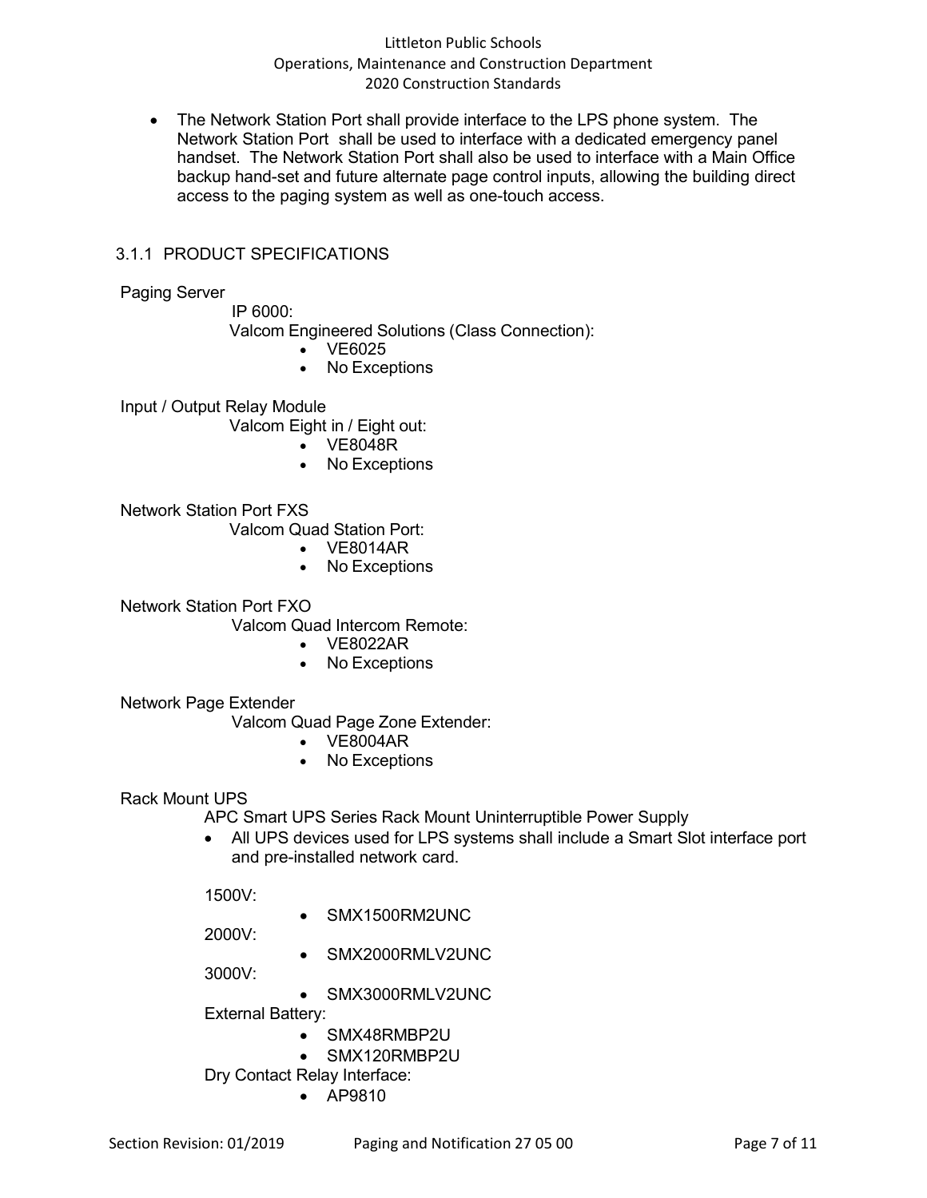- The Network Station Port shall provide interface to the LPS phone system. The Network Station Port shall be used to interface with a dedicated emergency panel handset. The Network Station Port shall also be used to interface with a Main Office backup hand-set and future alternate page control inputs, allowing the building direct access to the paging system as well as one-touch access.

### 3.1.1 PRODUCT SPECIFICATIONS

Paging Server

IP 6000:

Valcom Engineered Solutions (Class Connection):

- VE6025
- No Exceptions

Input / Output Relay Module

Valcom Eight in / Eight out:

- VE8048R
- No Exceptions

Network Station Port FXS

Valcom Quad Station Port:

- VE8014AR
- No Exceptions

Network Station Port FXO

Valcom Quad Intercom Remote:

- VE8022AR
- No Exceptions

Network Page Extender

Valcom Quad Page Zone Extender:

- VE8004AR
- No Exceptions

Rack Mount UPS

APC Smart UPS Series Rack Mount Uninterruptible Power Supply

- All UPS devices used for LPS systems shall include a Smart Slot interface port and pre-installed network card.

1500V:

- SMX1500RM2UNC

2000V:

- SMX2000RMLV2UNC

3000V:

- SMX3000RMLV2UNC

External Battery:

- SMX48RMBP2U
- SMX120RMBP2U

Dry Contact Relay Interface:

- AP9810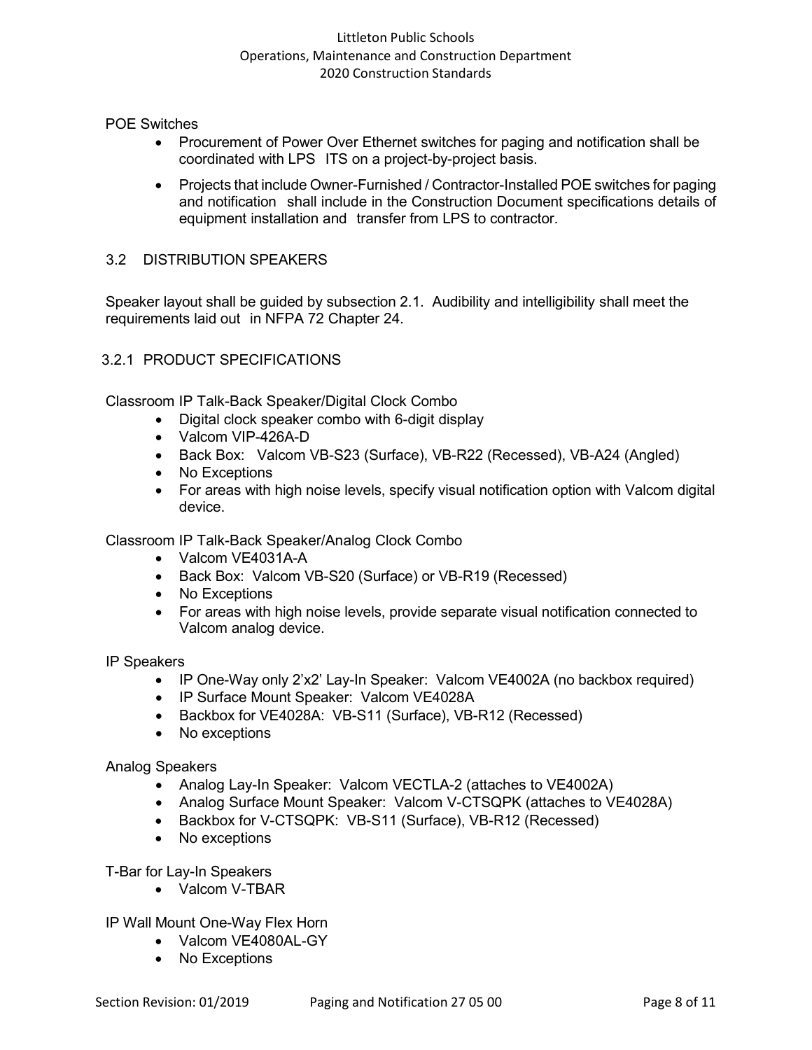POE Switches

- Procurement of Power Over Ethernet switches for paging and notification shall be coordinated with LPS ITS on a project-by-project basis.
- Projects that include Owner-Furnished / Contractor-Installed POE switches for paging and notification shall include in the Construction Document specifications details of equipment installation and transfer from LPS to contractor.

## 3.2 DISTRIBUTION SPEAKERS

Speaker layout shall be guided by subsection 2.1. Audibility and intelligibility shall meet the requirements laid out in NFPA 72 Chapter 24.

### 3.2.1 PRODUCT SPECIFICATIONS

Classroom IP Talk-Back Speaker/Digital Clock Combo

- Digital clock speaker combo with 6-digit display
- Valcom VIP-426A-D
- Back Box: Valcom VB-S23 (Surface), VB-R22 (Recessed), VB-A24 (Angled)
- No Exceptions
- For areas with high noise levels, specify visual notification option with Valcom digital device.

Classroom IP Talk-Back Speaker/Analog Clock Combo

- Valcom VE4031A-A
- Back Box: Valcom VB-S20 (Surface) or VB-R19 (Recessed)
- No Exceptions
- For areas with high noise levels, provide separate visual notification connected to Valcom analog device.

IP Speakers

- IP One-Way only 2'x2' Lay-In Speaker: Valcom VE4002A (no backbox required)
- IP Surface Mount Speaker: Valcom VE4028A
- Backbox for VE4028A: VB-S11 (Surface), VB-R12 (Recessed)
- No exceptions

Analog Speakers

- Analog Lay-In Speaker: Valcom VECTLA-2 (attaches to VE4002A)
- Analog Surface Mount Speaker: Valcom V-CTSQPK (attaches to VE4028A)
- Backbox for V-CTSQPK: VB-S11 (Surface), VB-R12 (Recessed)
- No exceptions

T-Bar for Lay-In Speakers

- Valcom V-TBAR

IP Wall Mount One-Way Flex Horn

- Valcom VE4080AL-GY
- No Exceptions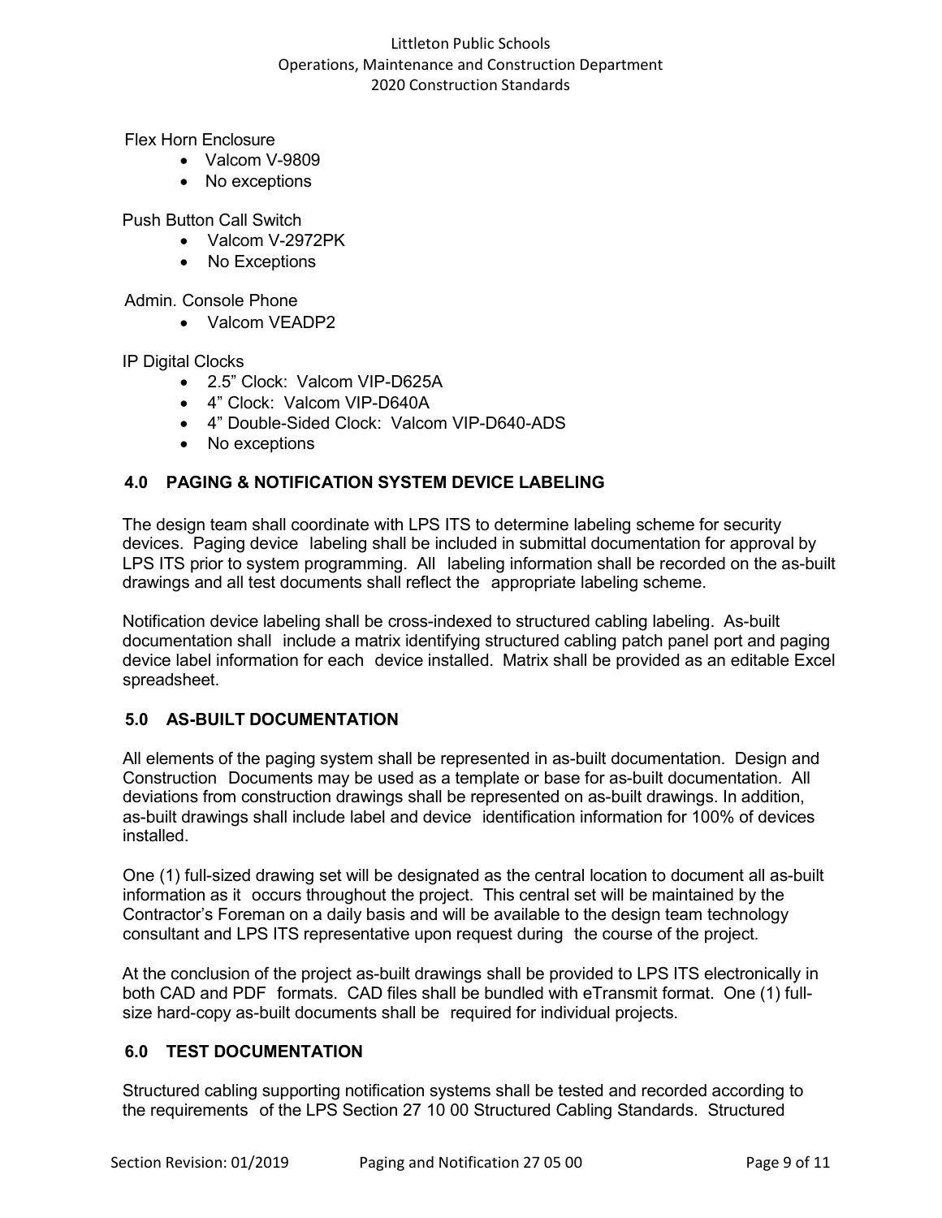Flex Horn Enclosure

- Valcom V-9809
- No exceptions

Push Button Call Switch

- Valcom V-2972PK
- No Exceptions

Admin. Console Phone

- Valcom VEADP2

IP Digital Clocks

- 2.5" Clock: Valcom VIP-D625A
- 4" Clock: Valcom VIP-D640A
- 4" Double-Sided Clock: Valcom VIP-D640-ADS
- No exceptions

## 4.0 PAGING & NOTIFICATION SYSTEM DEVICE LABELING

The design team shall coordinate with LPS ITS to determine labeling scheme for security devices. Paging device labeling shall be included in submittal documentation for approval by LPS ITS prior to system programming. All labeling information shall be recorded on the as-built drawings and all test documents shall reflect the appropriate labeling scheme.

Notification device labeling shall be cross-indexed to structured cabling labeling. As-built documentation shall include a matrix identifying structured cabling patch panel port and paging device label information for each device installed. Matrix shall be provided as an editable Excel spreadsheet.

## 5.0 AS-BUILT DOCUMENTATION

All elements of the paging system shall be represented in as-built documentation. Design and Construction Documents may be used as a template or base for as-built documentation. All deviations from construction drawings shall be represented on as-built drawings. In addition, as-built drawings shall include label and device identification information for 100% of devices installed.

One (1) full-sized drawing set will be designated as the central location to document all as-built information as it occurs throughout the project. This central set will be maintained by the Contractor's Foreman on a daily basis and will be available to the design team technology consultant and LPS ITS representative upon request during the course of the project.

At the conclusion of the project as-built drawings shall be provided to LPS ITS electronically in both CAD and PDF formats. CAD files shall be bundled with eTransmit format. One (1) full-size hard-copy as-built documents shall be required for individual projects.

## 6.0 TEST DOCUMENTATION

Structured cabling supporting notification systems shall be tested and recorded according to the requirements of the LPS Section 27 10 00 Structured Cabling Standards. Structured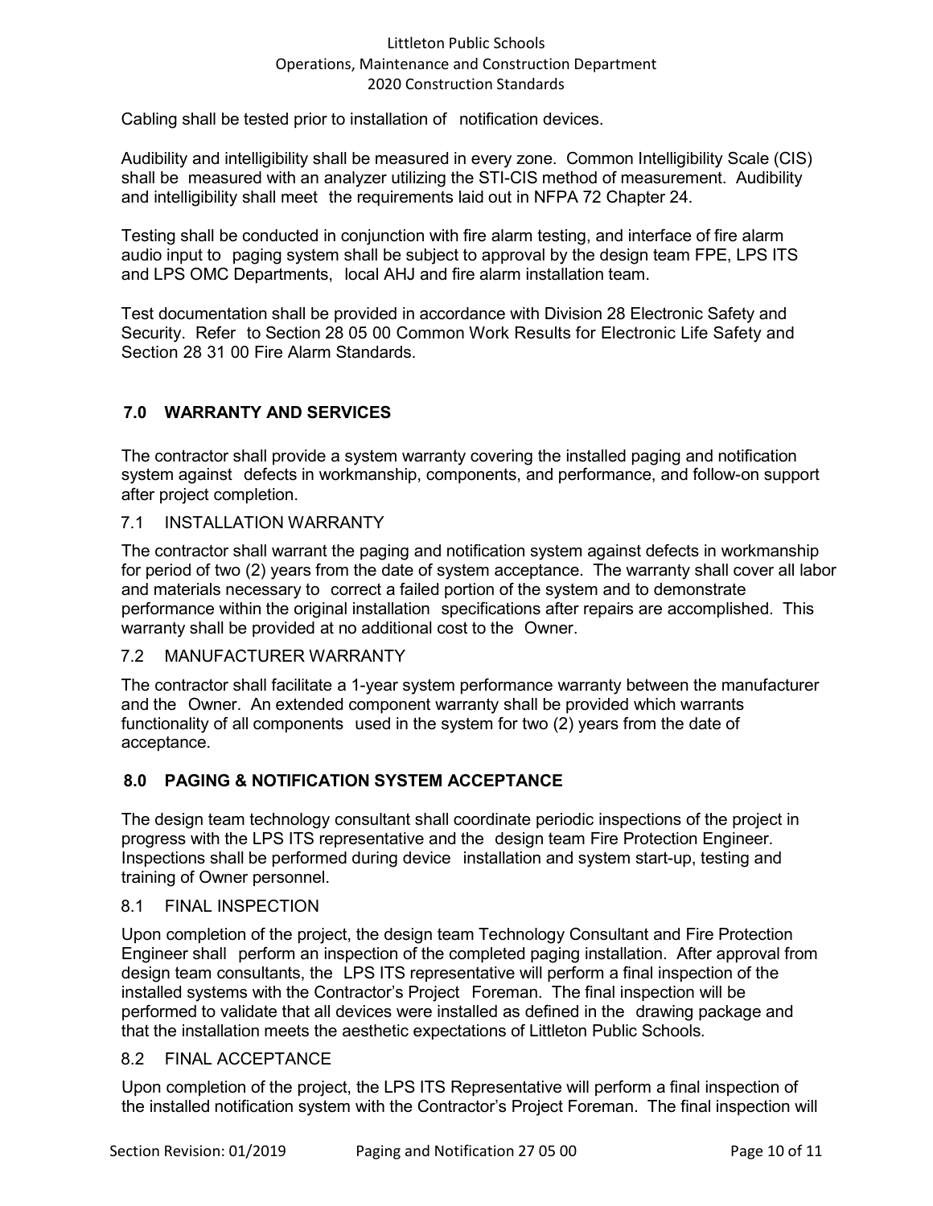Cabling shall be tested prior to installation of notification devices.

Audibility and intelligibility shall be measured in every zone. Common Intelligibility Scale (CIS) shall be measured with an analyzer utilizing the STI-CIS method of measurement. Audibility and intelligibility shall meet the requirements laid out in NFPA 72 Chapter 24.

Testing shall be conducted in conjunction with fire alarm testing, and interface of fire alarm audio input to paging system shall be subject to approval by the design team FPE, LPS ITS and LPS OMC Departments, local AHJ and fire alarm installation team.

Test documentation shall be provided in accordance with Division 28 Electronic Safety and Security. Refer to Section 28 05 00 Common Work Results for Electronic Life Safety and Section 28 31 00 Fire Alarm Standards.

## 7.0 WARRANTY AND SERVICES

The contractor shall provide a system warranty covering the installed paging and notification system against defects in workmanship, components, and performance, and follow-on support after project completion.

### 7.1 INSTALLATION WARRANTY

The contractor shall warrant the paging and notification system against defects in workmanship for period of two (2) years from the date of system acceptance. The warranty shall cover all labor and materials necessary to correct a failed portion of the system and to demonstrate performance within the original installation specifications after repairs are accomplished. This warranty shall be provided at no additional cost to the Owner.

### 7.2 MANUFACTURER WARRANTY

The contractor shall facilitate a 1-year system performance warranty between the manufacturer and the Owner. An extended component warranty shall be provided which warrants functionality of all components used in the system for two (2) years from the date of acceptance.

## 8.0 PAGING & NOTIFICATION SYSTEM ACCEPTANCE

The design team technology consultant shall coordinate periodic inspections of the project in progress with the LPS ITS representative and the design team Fire Protection Engineer. Inspections shall be performed during device installation and system start-up, testing and training of Owner personnel.

### 8.1 FINAL INSPECTION

Upon completion of the project, the design team Technology Consultant and Fire Protection Engineer shall perform an inspection of the completed paging installation. After approval from design team consultants, the LPS ITS representative will perform a final inspection of the installed systems with the Contractor's Project Foreman. The final inspection will be performed to validate that all devices were installed as defined in the drawing package and that the installation meets the aesthetic expectations of Littleton Public Schools.

### 8.2 FINAL ACCEPTANCE

Upon completion of the project, the LPS ITS Representative will perform a final inspection of the installed notification system with the Contractor's Project Foreman. The final inspection will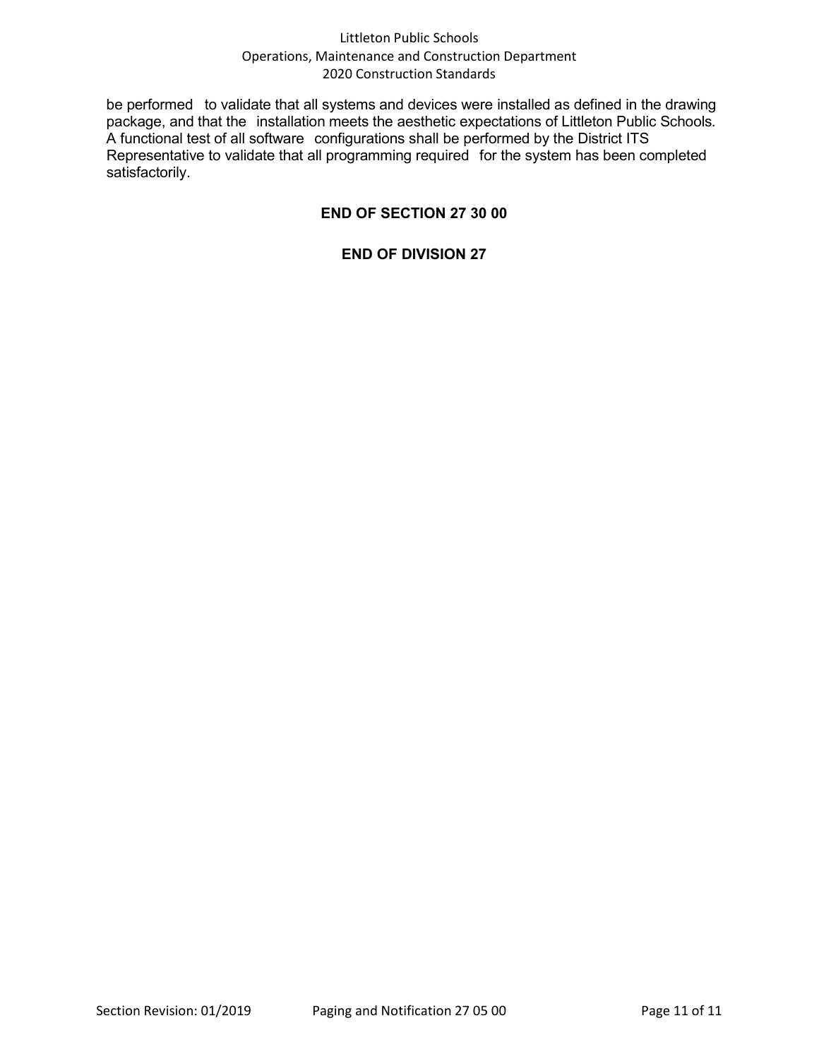be performed to validate that all systems and devices were installed as defined in the drawing package, and that the installation meets the aesthetic expectations of Littleton Public Schools. A functional test of all software configurations shall be performed by the District ITS Representative to validate that all programming required for the system has been completed satisfactorily.

**END OF SECTION 27 30 00**

**END OF DIVISION 27**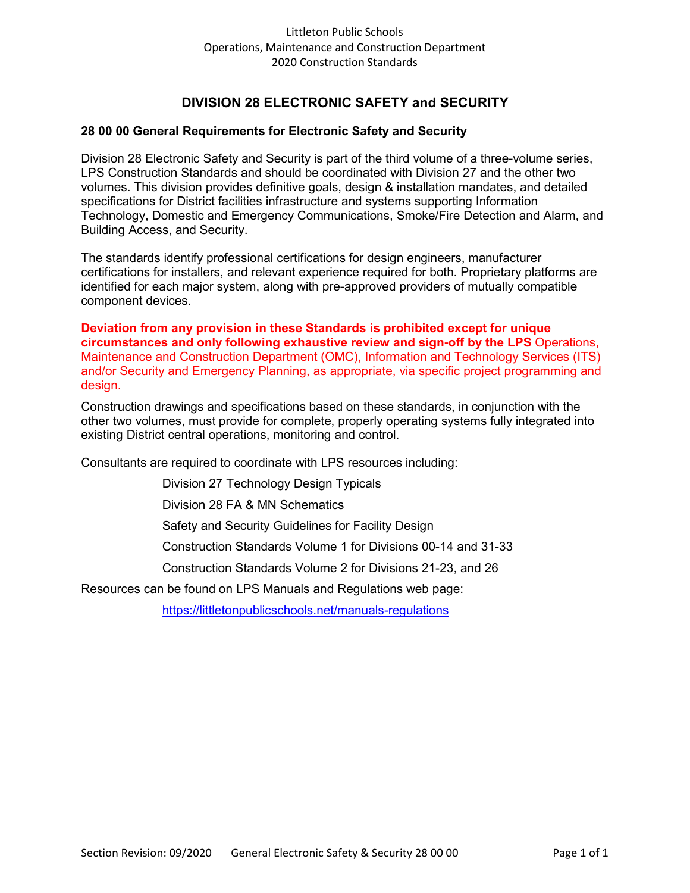# DIVISION 28 ELECTRONIC SAFETY and SECURITY

## 28 00 00 General Requirements for Electronic Safety and Security

Division 28 Electronic Safety and Security is part of the third volume of a three-volume series, LPS Construction Standards and should be coordinated with Division 27 and the other two volumes. This division provides definitive goals, design & installation mandates, and detailed specifications for District facilities infrastructure and systems supporting Information Technology, Domestic and Emergency Communications, Smoke/Fire Detection and Alarm, and Building Access, and Security.

The standards identify professional certifications for design engineers, manufacturer certifications for installers, and relevant experience required for both. Proprietary platforms are identified for each major system, along with pre-approved providers of mutually compatible component devices.

**Deviation from any provision in these Standards is prohibited except for unique circumstances and only following exhaustive review and sign-off by the LPS** Operations, Maintenance and Construction Department (OMC), Information and Technology Services (ITS) and/or Security and Emergency Planning, as appropriate, via specific project programming and design.

Construction drawings and specifications based on these standards, in conjunction with the other two volumes, must provide for complete, properly operating systems fully integrated into existing District central operations, monitoring and control.

Consultants are required to coordinate with LPS resources including:

- Division 27 Technology Design Typicals
- Division 28 FA & MN Schematics
- Safety and Security Guidelines for Facility Design
- Construction Standards Volume 1 for Divisions 00-14 and 31-33
- Construction Standards Volume 2 for Divisions 21-23, and 26

Resources can be found on LPS Manuals and Regulations web page:

https://littletonpublicschools.net/manuals-regulations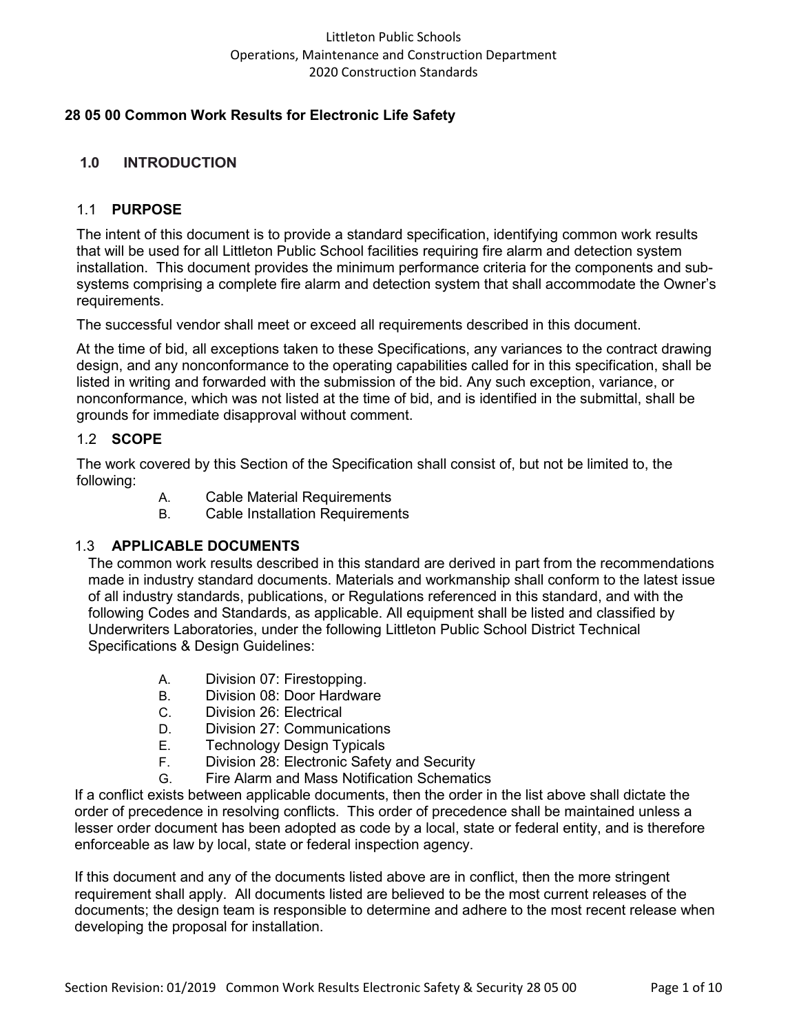# 28 05 00 Common Work Results for Electronic Life Safety

## 1.0 INTRODUCTION

### 1.1 PURPOSE

The intent of this document is to provide a standard specification, identifying common work results that will be used for all Littleton Public School facilities requiring fire alarm and detection system installation. This document provides the minimum performance criteria for the components and sub-systems comprising a complete fire alarm and detection system that shall accommodate the Owner's requirements.

The successful vendor shall meet or exceed all requirements described in this document.

At the time of bid, all exceptions taken to these Specifications, any variances to the contract drawing design, and any nonconformance to the operating capabilities called for in this specification, shall be listed in writing and forwarded with the submission of the bid. Any such exception, variance, or nonconformance, which was not listed at the time of bid, and is identified in the submittal, shall be grounds for immediate disapproval without comment.

### 1.2 SCOPE

The work covered by this Section of the Specification shall consist of, but not be limited to, the following:

A. Cable Material Requirements
B. Cable Installation Requirements

### 1.3 APPLICABLE DOCUMENTS

The common work results described in this standard are derived in part from the recommendations made in industry standard documents. Materials and workmanship shall conform to the latest issue of all industry standards, publications, or Regulations referenced in this standard, and with the following Codes and Standards, as applicable. All equipment shall be listed and classified by Underwriters Laboratories, under the following Littleton Public School District Technical Specifications & Design Guidelines:

A. Division 07: Firestopping.
B. Division 08: Door Hardware
C. Division 26: Electrical
D. Division 27: Communications
E. Technology Design Typicals
F. Division 28: Electronic Safety and Security
G. Fire Alarm and Mass Notification Schematics

If a conflict exists between applicable documents, then the order in the list above shall dictate the order of precedence in resolving conflicts. This order of precedence shall be maintained unless a lesser order document has been adopted as code by a local, state or federal entity, and is therefore enforceable as law by local, state or federal inspection agency.

If this document and any of the documents listed above are in conflict, then the more stringent requirement shall apply. All documents listed are believed to be the most current releases of the documents; the design team is responsible to determine and adhere to the most recent release when developing the proposal for installation.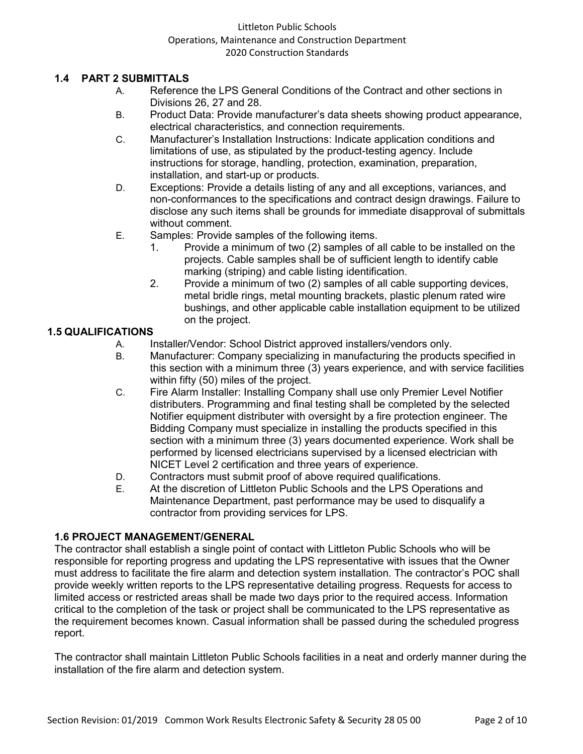## 1.4 PART 2 SUBMITTALS

A. Reference the LPS General Conditions of the Contract and other sections in Divisions 26, 27 and 28.

B. Product Data: Provide manufacturer's data sheets showing product appearance, electrical characteristics, and connection requirements.

C. Manufacturer's Installation Instructions: Indicate application conditions and limitations of use, as stipulated by the product-testing agency. Include instructions for storage, handling, protection, examination, preparation, installation, and start-up or products.

D. Exceptions: Provide a details listing of any and all exceptions, variances, and non-conformances to the specifications and contract design drawings. Failure to disclose any such items shall be grounds for immediate disapproval of submittals without comment.

E. Samples: Provide samples of the following items.

1. Provide a minimum of two (2) samples of all cable to be installed on the projects. Cable samples shall be of sufficient length to identify cable marking (striping) and cable listing identification.
2. Provide a minimum of two (2) samples of all cable supporting devices, metal bridle rings, metal mounting brackets, plastic plenum rated wire bushings, and other applicable cable installation equipment to be utilized on the project.

## 1.5 QUALIFICATIONS

A. Installer/Vendor: School District approved installers/vendors only.

B. Manufacturer: Company specializing in manufacturing the products specified in this section with a minimum three (3) years experience, and with service facilities within fifty (50) miles of the project.

C. Fire Alarm Installer: Installing Company shall use only Premier Level Notifier distributers. Programming and final testing shall be completed by the selected Notifier equipment distributer with oversight by a fire protection engineer. The Bidding Company must specialize in installing the products specified in this section with a minimum three (3) years documented experience. Work shall be performed by licensed electricians supervised by a licensed electrician with NICET Level 2 certification and three years of experience.

D. Contractors must submit proof of above required qualifications.

E. At the discretion of Littleton Public Schools and the LPS Operations and Maintenance Department, past performance may be used to disqualify a contractor from providing services for LPS.

## 1.6 PROJECT MANAGEMENT/GENERAL

The contractor shall establish a single point of contact with Littleton Public Schools who will be responsible for reporting progress and updating the LPS representative with issues that the Owner must address to facilitate the fire alarm and detection system installation. The contractor's POC shall provide weekly written reports to the LPS representative detailing progress. Requests for access to limited access or restricted areas shall be made two days prior to the required access. Information critical to the completion of the task or project shall be communicated to the LPS representative as the requirement becomes known. Casual information shall be passed during the scheduled progress report.

The contractor shall maintain Littleton Public Schools facilities in a neat and orderly manner during the installation of the fire alarm and detection system.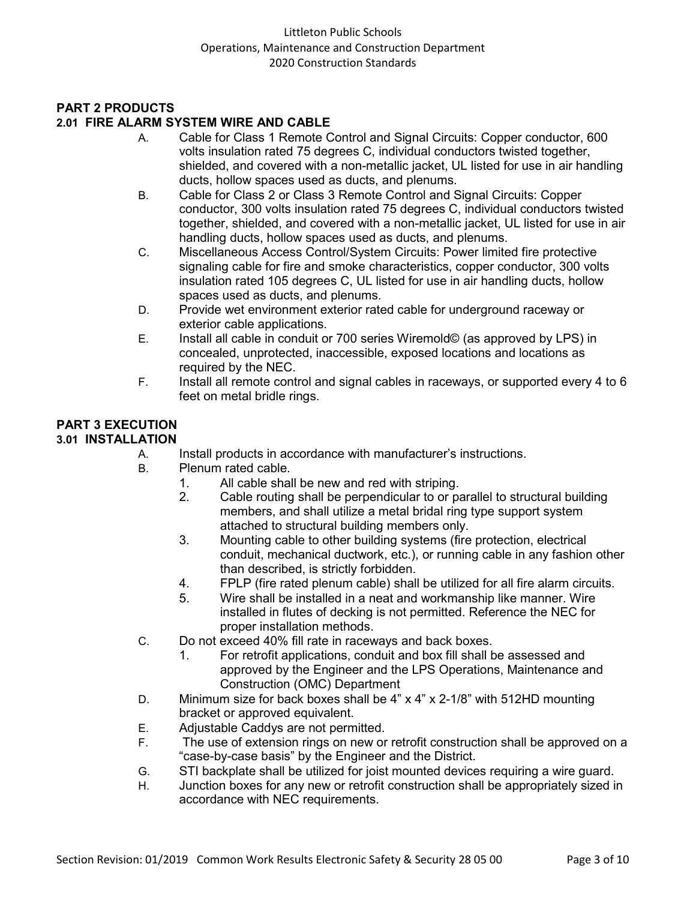## PART 2 PRODUCTS

### 2.01 FIRE ALARM SYSTEM WIRE AND CABLE

A. Cable for Class 1 Remote Control and Signal Circuits: Copper conductor, 600 volts insulation rated 75 degrees C, individual conductors twisted together, shielded, and covered with a non-metallic jacket, UL listed for use in air handling ducts, hollow spaces used as ducts, and plenums.

B. Cable for Class 2 or Class 3 Remote Control and Signal Circuits: Copper conductor, 300 volts insulation rated 75 degrees C, individual conductors twisted together, shielded, and covered with a non-metallic jacket, UL listed for use in air handling ducts, hollow spaces used as ducts, and plenums.

C. Miscellaneous Access Control/System Circuits: Power limited fire protective signaling cable for fire and smoke characteristics, copper conductor, 300 volts insulation rated 105 degrees C, UL listed for use in air handling ducts, hollow spaces used as ducts, and plenums.

D. Provide wet environment exterior rated cable for underground raceway or exterior cable applications.

E. Install all cable in conduit or 700 series Wiremold© (as approved by LPS) in concealed, unprotected, inaccessible, exposed locations and locations as required by the NEC.

F. Install all remote control and signal cables in raceways, or supported every 4 to 6 feet on metal bridle rings.

## PART 3 EXECUTION

### 3.01 INSTALLATION

A. Install products in accordance with manufacturer's instructions.

B. Plenum rated cable.
   1. All cable shall be new and red with striping.
   2. Cable routing shall be perpendicular to or parallel to structural building members, and shall utilize a metal bridal ring type support system attached to structural building members only.
   3. Mounting cable to other building systems (fire protection, electrical conduit, mechanical ductwork, etc.), or running cable in any fashion other than described, is strictly forbidden.
   4. FPLP (fire rated plenum cable) shall be utilized for all fire alarm circuits.
   5. Wire shall be installed in a neat and workmanship like manner. Wire installed in flutes of decking is not permitted. Reference the NEC for proper installation methods.

C. Do not exceed 40% fill rate in raceways and back boxes.
   1. For retrofit applications, conduit and box fill shall be assessed and approved by the Engineer and the LPS Operations, Maintenance and Construction (OMC) Department

D. Minimum size for back boxes shall be 4" x 4" x 2-1/8" with 512HD mounting bracket or approved equivalent.

E. Adjustable Caddys are not permitted.

F. The use of extension rings on new or retrofit construction shall be approved on a "case-by-case basis" by the Engineer and the District.

G. STI backplate shall be utilized for joist mounted devices requiring a wire guard.

H. Junction boxes for any new or retrofit construction shall be appropriately sized in accordance with NEC requirements.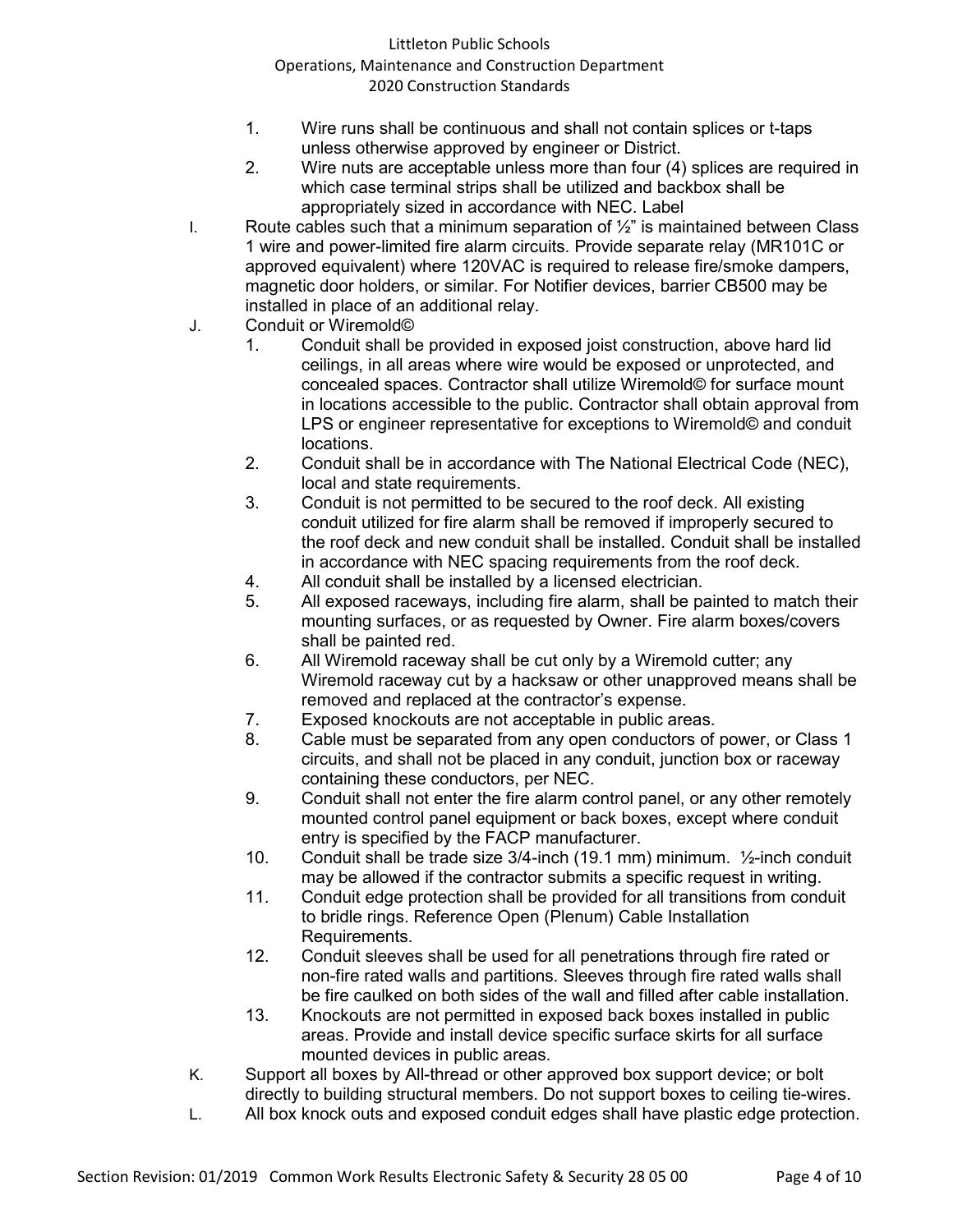1. Wire runs shall be continuous and shall not contain splices or t-taps unless otherwise approved by engineer or District.
2. Wire nuts are acceptable unless more than four (4) splices are required in which case terminal strips shall be utilized and backbox shall be appropriately sized in accordance with NEC. Label

I. Route cables such that a minimum separation of ½" is maintained between Class 1 wire and power-limited fire alarm circuits. Provide separate relay (MR101C or approved equivalent) where 120VAC is required to release fire/smoke dampers, magnetic door holders, or similar. For Notifier devices, barrier CB500 may be installed in place of an additional relay.

J. Conduit or Wiremold©
1. Conduit shall be provided in exposed joist construction, above hard lid ceilings, in all areas where wire would be exposed or unprotected, and concealed spaces. Contractor shall utilize Wiremold© for surface mount in locations accessible to the public. Contractor shall obtain approval from LPS or engineer representative for exceptions to Wiremold© and conduit locations.
2. Conduit shall be in accordance with The National Electrical Code (NEC), local and state requirements.
3. Conduit is not permitted to be secured to the roof deck. All existing conduit utilized for fire alarm shall be removed if improperly secured to the roof deck and new conduit shall be installed. Conduit shall be installed in accordance with NEC spacing requirements from the roof deck.
4. All conduit shall be installed by a licensed electrician.
5. All exposed raceways, including fire alarm, shall be painted to match their mounting surfaces, or as requested by Owner. Fire alarm boxes/covers shall be painted red.
6. All Wiremold raceway shall be cut only by a Wiremold cutter; any Wiremold raceway cut by a hacksaw or other unapproved means shall be removed and replaced at the contractor's expense.
7. Exposed knockouts are not acceptable in public areas.
8. Cable must be separated from any open conductors of power, or Class 1 circuits, and shall not be placed in any conduit, junction box or raceway containing these conductors, per NEC.
9. Conduit shall not enter the fire alarm control panel, or any other remotely mounted control panel equipment or back boxes, except where conduit entry is specified by the FACP manufacturer.
10. Conduit shall be trade size 3/4-inch (19.1 mm) minimum. ½-inch conduit may be allowed if the contractor submits a specific request in writing.
11. Conduit edge protection shall be provided for all transitions from conduit to bridle rings. Reference Open (Plenum) Cable Installation Requirements.
12. Conduit sleeves shall be used for all penetrations through fire rated or non-fire rated walls and partitions. Sleeves through fire rated walls shall be fire caulked on both sides of the wall and filled after cable installation.
13. Knockouts are not permitted in exposed back boxes installed in public areas. Provide and install device specific surface skirts for all surface mounted devices in public areas.

K. Support all boxes by All-thread or other approved box support device; or bolt directly to building structural members. Do not support boxes to ceiling tie-wires.

L. All box knock outs and exposed conduit edges shall have plastic edge protection.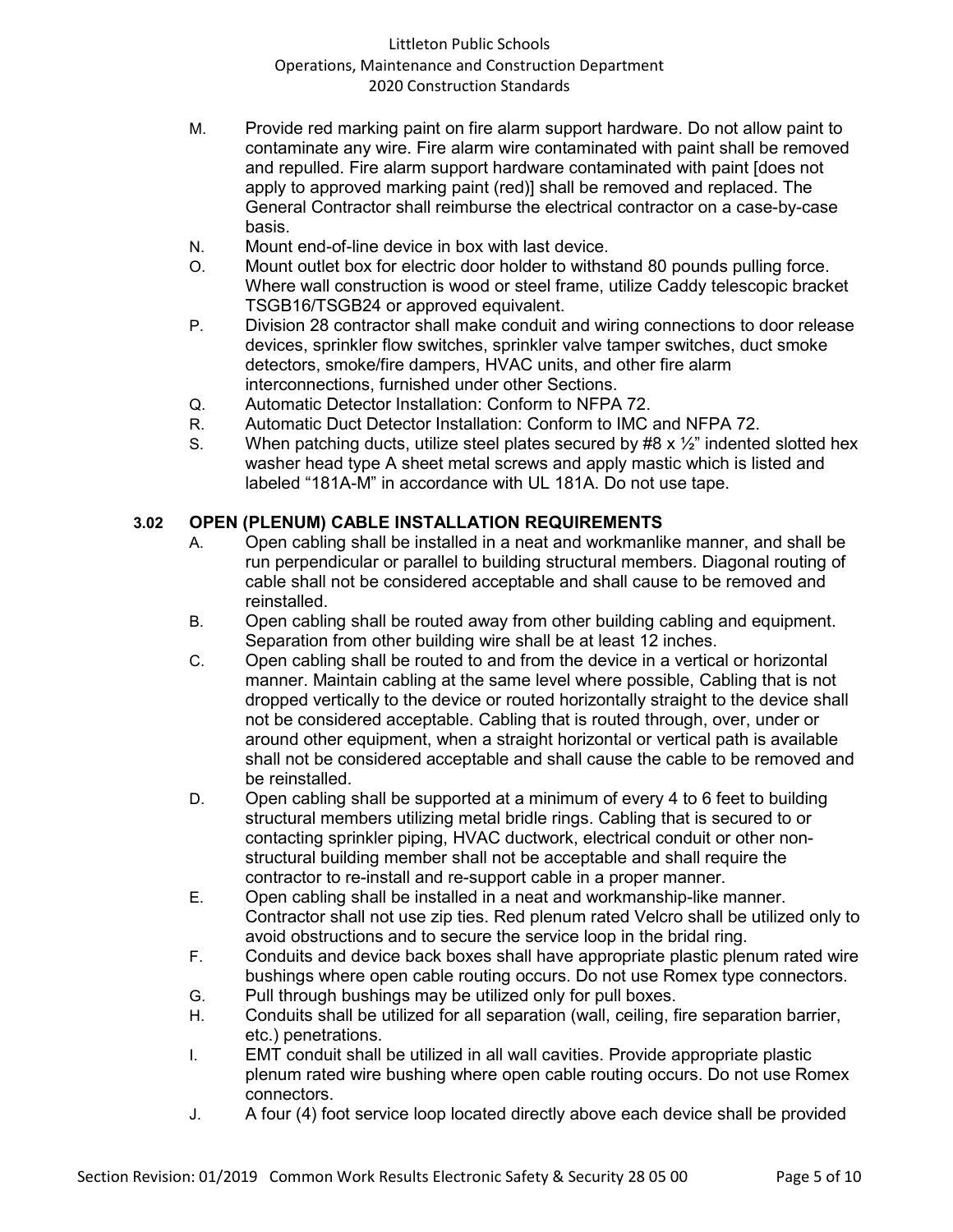M. Provide red marking paint on fire alarm support hardware. Do not allow paint to contaminate any wire. Fire alarm wire contaminated with paint shall be removed and repulled. Fire alarm support hardware contaminated with paint [does not apply to approved marking paint (red)] shall be removed and replaced. The General Contractor shall reimburse the electrical contractor on a case-by-case basis.

N. Mount end-of-line device in box with last device.

O. Mount outlet box for electric door holder to withstand 80 pounds pulling force. Where wall construction is wood or steel frame, utilize Caddy telescopic bracket TSGB16/TSGB24 or approved equivalent.

P. Division 28 contractor shall make conduit and wiring connections to door release devices, sprinkler flow switches, sprinkler valve tamper switches, duct smoke detectors, smoke/fire dampers, HVAC units, and other fire alarm interconnections, furnished under other Sections.

Q. Automatic Detector Installation: Conform to NFPA 72.

R. Automatic Duct Detector Installation: Conform to IMC and NFPA 72.

S. When patching ducts, utilize steel plates secured by #8 x ½" indented slotted hex washer head type A sheet metal screws and apply mastic which is listed and labeled "181A-M" in accordance with UL 181A. Do not use tape.

### 3.02 OPEN (PLENUM) CABLE INSTALLATION REQUIREMENTS

A. Open cabling shall be installed in a neat and workmanlike manner, and shall be run perpendicular or parallel to building structural members. Diagonal routing of cable shall not be considered acceptable and shall cause to be removed and reinstalled.

B. Open cabling shall be routed away from other building cabling and equipment. Separation from other building wire shall be at least 12 inches.

C. Open cabling shall be routed to and from the device in a vertical or horizontal manner. Maintain cabling at the same level where possible, Cabling that is not dropped vertically to the device or routed horizontally straight to the device shall not be considered acceptable. Cabling that is routed through, over, under or around other equipment, when a straight horizontal or vertical path is available shall not be considered acceptable and shall cause the cable to be removed and be reinstalled.

D. Open cabling shall be supported at a minimum of every 4 to 6 feet to building structural members utilizing metal bridle rings. Cabling that is secured to or contacting sprinkler piping, HVAC ductwork, electrical conduit or other non-structural building member shall not be acceptable and shall require the contractor to re-install and re-support cable in a proper manner.

E. Open cabling shall be installed in a neat and workmanship-like manner. Contractor shall not use zip ties. Red plenum rated Velcro shall be utilized only to avoid obstructions and to secure the service loop in the bridal ring.

F. Conduits and device back boxes shall have appropriate plastic plenum rated wire bushings where open cable routing occurs. Do not use Romex type connectors.

G. Pull through bushings may be utilized only for pull boxes.

H. Conduits shall be utilized for all separation (wall, ceiling, fire separation barrier, etc.) penetrations.

I. EMT conduit shall be utilized in all wall cavities. Provide appropriate plastic plenum rated wire bushing where open cable routing occurs. Do not use Romex connectors.

J. A four (4) foot service loop located directly above each device shall be provided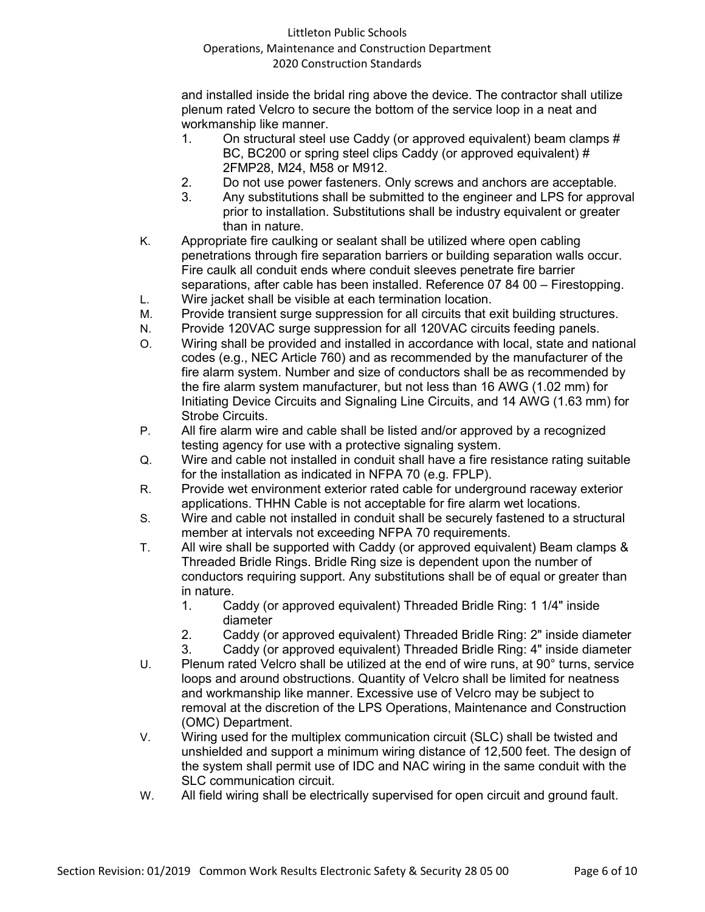and installed inside the bridal ring above the device. The contractor shall utilize plenum rated Velcro to secure the bottom of the service loop in a neat and workmanship like manner.

1. On structural steel use Caddy (or approved equivalent) beam clamps # BC, BC200 or spring steel clips Caddy (or approved equivalent) # 2FMP28, M24, M58 or M912.
2. Do not use power fasteners. Only screws and anchors are acceptable.
3. Any substitutions shall be submitted to the engineer and LPS for approval prior to installation. Substitutions shall be industry equivalent or greater than in nature.

K. Appropriate fire caulking or sealant shall be utilized where open cabling penetrations through fire separation barriers or building separation walls occur. Fire caulk all conduit ends where conduit sleeves penetrate fire barrier separations, after cable has been installed. Reference 07 84 00 – Firestopping.

L. Wire jacket shall be visible at each termination location.

M. Provide transient surge suppression for all circuits that exit building structures.

N. Provide 120VAC surge suppression for all 120VAC circuits feeding panels.

O. Wiring shall be provided and installed in accordance with local, state and national codes (e.g., NEC Article 760) and as recommended by the manufacturer of the fire alarm system. Number and size of conductors shall be as recommended by the fire alarm system manufacturer, but not less than 16 AWG (1.02 mm) for Initiating Device Circuits and Signaling Line Circuits, and 14 AWG (1.63 mm) for Strobe Circuits.

P. All fire alarm wire and cable shall be listed and/or approved by a recognized testing agency for use with a protective signaling system.

Q. Wire and cable not installed in conduit shall have a fire resistance rating suitable for the installation as indicated in NFPA 70 (e.g. FPLP).

R. Provide wet environment exterior rated cable for underground raceway exterior applications. THHN Cable is not acceptable for fire alarm wet locations.

S. Wire and cable not installed in conduit shall be securely fastened to a structural member at intervals not exceeding NFPA 70 requirements.

T. All wire shall be supported with Caddy (or approved equivalent) Beam clamps & Threaded Bridle Rings. Bridle Ring size is dependent upon the number of conductors requiring support. Any substitutions shall be of equal or greater than in nature.

1. Caddy (or approved equivalent) Threaded Bridle Ring: 1 1/4" inside diameter
2. Caddy (or approved equivalent) Threaded Bridle Ring: 2" inside diameter
3. Caddy (or approved equivalent) Threaded Bridle Ring: 4" inside diameter

U. Plenum rated Velcro shall be utilized at the end of wire runs, at 90° turns, service loops and around obstructions. Quantity of Velcro shall be limited for neatness and workmanship like manner. Excessive use of Velcro may be subject to removal at the discretion of the LPS Operations, Maintenance and Construction (OMC) Department.

V. Wiring used for the multiplex communication circuit (SLC) shall be twisted and unshielded and support a minimum wiring distance of 12,500 feet. The design of the system shall permit use of IDC and NAC wiring in the same conduit with the SLC communication circuit.

W. All field wiring shall be electrically supervised for open circuit and ground fault.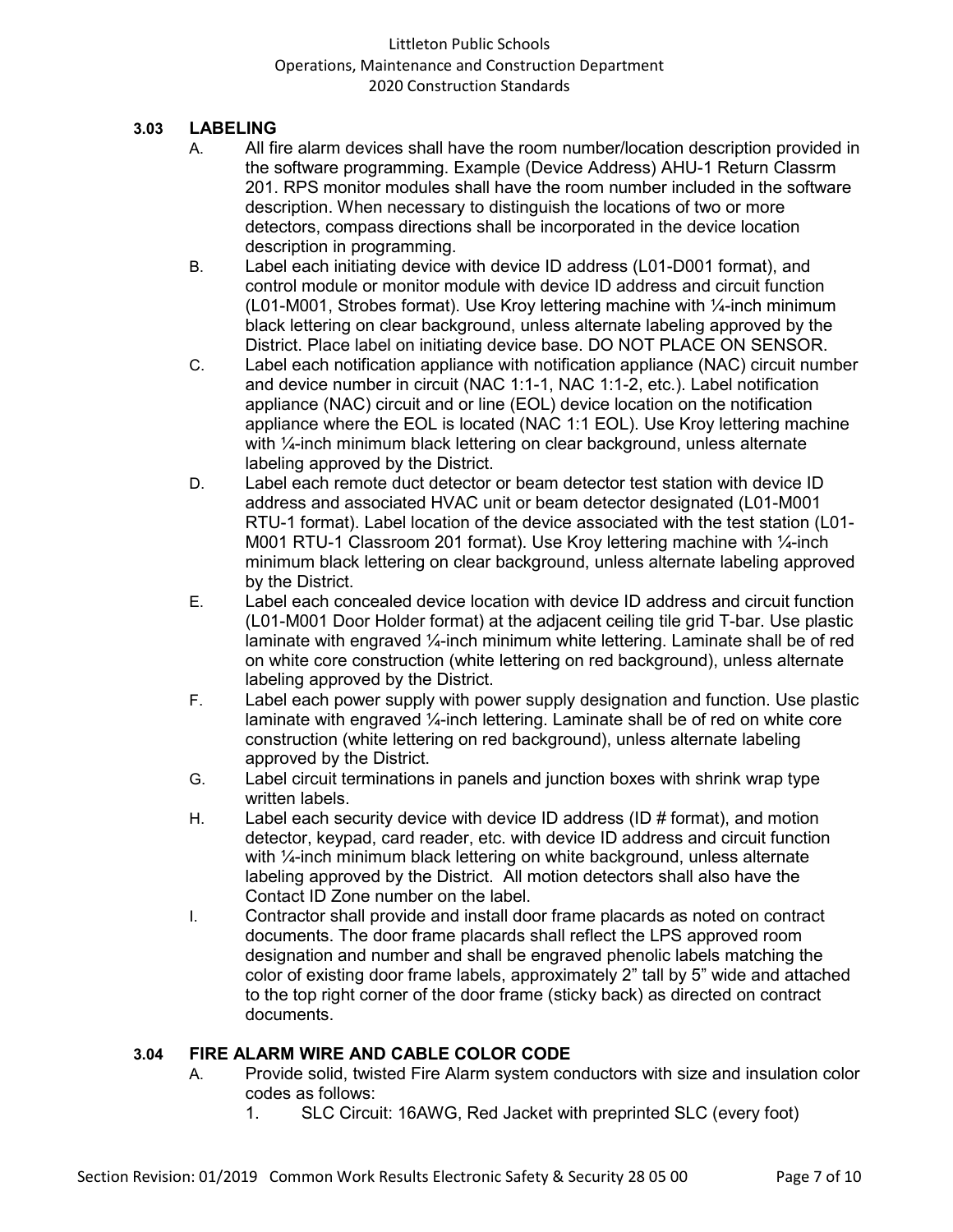### 3.03 LABELING

A. All fire alarm devices shall have the room number/location description provided in the software programming. Example (Device Address) AHU-1 Return Classrm 201. RPS monitor modules shall have the room number included in the software description. When necessary to distinguish the locations of two or more detectors, compass directions shall be incorporated in the device location description in programming.

B. Label each initiating device with device ID address (L01-D001 format), and control module or monitor module with device ID address and circuit function (L01-M001, Strobes format). Use Kroy lettering machine with ¼-inch minimum black lettering on clear background, unless alternate labeling approved by the District. Place label on initiating device base. DO NOT PLACE ON SENSOR.

C. Label each notification appliance with notification appliance (NAC) circuit number and device number in circuit (NAC 1:1-1, NAC 1:1-2, etc.). Label notification appliance (NAC) circuit and or line (EOL) device location on the notification appliance where the EOL is located (NAC 1:1 EOL). Use Kroy lettering machine with ¼-inch minimum black lettering on clear background, unless alternate labeling approved by the District.

D. Label each remote duct detector or beam detector test station with device ID address and associated HVAC unit or beam detector designated (L01-M001 RTU-1 format). Label location of the device associated with the test station (L01-M001 RTU-1 Classroom 201 format). Use Kroy lettering machine with ¼-inch minimum black lettering on clear background, unless alternate labeling approved by the District.

E. Label each concealed device location with device ID address and circuit function (L01-M001 Door Holder format) at the adjacent ceiling tile grid T-bar. Use plastic laminate with engraved ¼-inch minimum white lettering. Laminate shall be of red on white core construction (white lettering on red background), unless alternate labeling approved by the District.

F. Label each power supply with power supply designation and function. Use plastic laminate with engraved ¼-inch lettering. Laminate shall be of red on white core construction (white lettering on red background), unless alternate labeling approved by the District.

G. Label circuit terminations in panels and junction boxes with shrink wrap type written labels.

H. Label each security device with device ID address (ID # format), and motion detector, keypad, card reader, etc. with device ID address and circuit function with ¼-inch minimum black lettering on white background, unless alternate labeling approved by the District. All motion detectors shall also have the Contact ID Zone number on the label.

I. Contractor shall provide and install door frame placards as noted on contract documents. The door frame placards shall reflect the LPS approved room designation and number and shall be engraved phenolic labels matching the color of existing door frame labels, approximately 2" tall by 5" wide and attached to the top right corner of the door frame (sticky back) as directed on contract documents.

### 3.04 FIRE ALARM WIRE AND CABLE COLOR CODE

A. Provide solid, twisted Fire Alarm system conductors with size and insulation color codes as follows:

1. SLC Circuit: 16AWG, Red Jacket with preprinted SLC (every foot)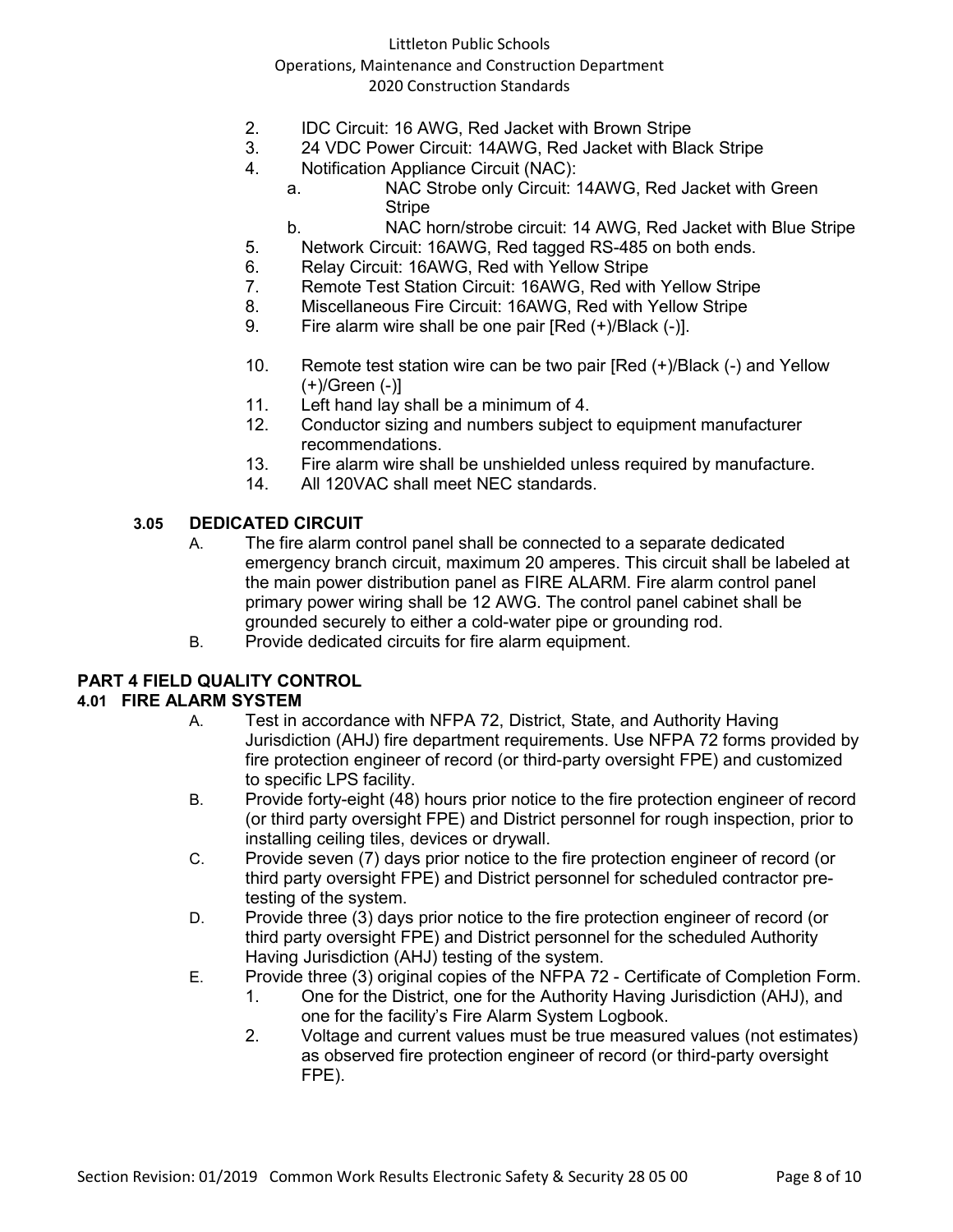2. IDC Circuit: 16 AWG, Red Jacket with Brown Stripe
3. 24 VDC Power Circuit: 14AWG, Red Jacket with Black Stripe
4. Notification Appliance Circuit (NAC):
   a. NAC Strobe only Circuit: 14AWG, Red Jacket with Green Stripe
   b. NAC horn/strobe circuit: 14 AWG, Red Jacket with Blue Stripe
5. Network Circuit: 16AWG, Red tagged RS-485 on both ends.
6. Relay Circuit: 16AWG, Red with Yellow Stripe
7. Remote Test Station Circuit: 16AWG, Red with Yellow Stripe
8. Miscellaneous Fire Circuit: 16AWG, Red with Yellow Stripe
9. Fire alarm wire shall be one pair [Red (+)/Black (-)].
10. Remote test station wire can be two pair [Red (+)/Black (-) and Yellow (+)/Green (-)]
11. Left hand lay shall be a minimum of 4.
12. Conductor sizing and numbers subject to equipment manufacturer recommendations.
13. Fire alarm wire shall be unshielded unless required by manufacture.
14. All 120VAC shall meet NEC standards.

### 3.05 DEDICATED CIRCUIT

A. The fire alarm control panel shall be connected to a separate dedicated emergency branch circuit, maximum 20 amperes. This circuit shall be labeled at the main power distribution panel as FIRE ALARM. Fire alarm control panel primary power wiring shall be 12 AWG. The control panel cabinet shall be grounded securely to either a cold-water pipe or grounding rod.

B. Provide dedicated circuits for fire alarm equipment.

## PART 4 FIELD QUALITY CONTROL

### 4.01 FIRE ALARM SYSTEM

A. Test in accordance with NFPA 72, District, State, and Authority Having Jurisdiction (AHJ) fire department requirements. Use NFPA 72 forms provided by fire protection engineer of record (or third-party oversight FPE) and customized to specific LPS facility.

B. Provide forty-eight (48) hours prior notice to the fire protection engineer of record (or third party oversight FPE) and District personnel for rough inspection, prior to installing ceiling tiles, devices or drywall.

C. Provide seven (7) days prior notice to the fire protection engineer of record (or third party oversight FPE) and District personnel for scheduled contractor pre-testing of the system.

D. Provide three (3) days prior notice to the fire protection engineer of record (or third party oversight FPE) and District personnel for the scheduled Authority Having Jurisdiction (AHJ) testing of the system.

E. Provide three (3) original copies of the NFPA 72 - Certificate of Completion Form.
   1. One for the District, one for the Authority Having Jurisdiction (AHJ), and one for the facility's Fire Alarm System Logbook.
   2. Voltage and current values must be true measured values (not estimates) as observed fire protection engineer of record (or third-party oversight FPE).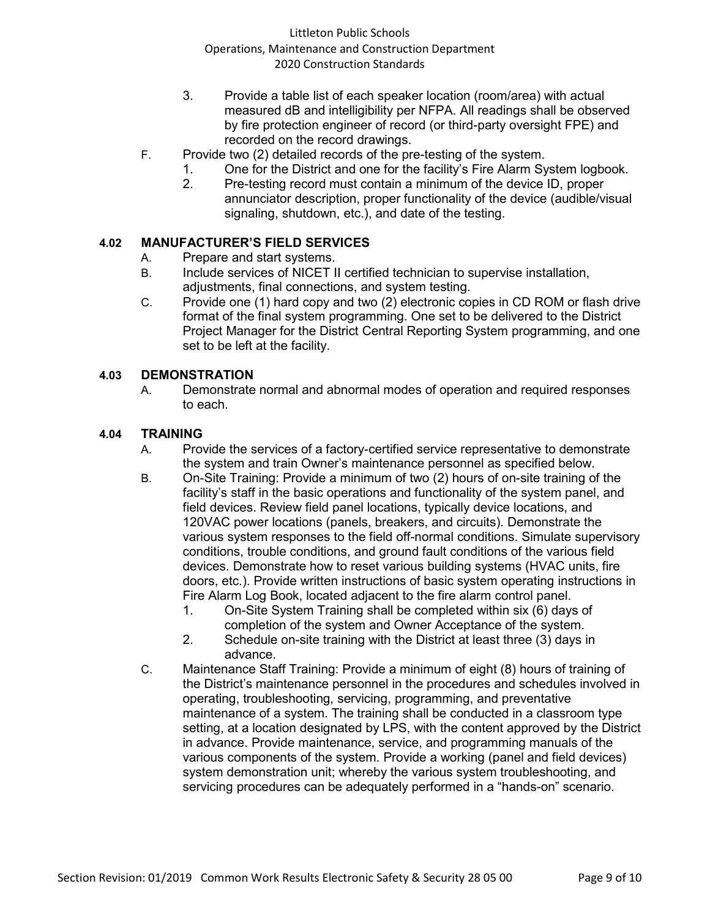3. Provide a table list of each speaker location (room/area) with actual measured dB and intelligibility per NFPA. All readings shall be observed by fire protection engineer of record (or third-party oversight FPE) and recorded on the record drawings.

F. Provide two (2) detailed records of the pre-testing of the system.
   1. One for the District and one for the facility's Fire Alarm System logbook.
   2. Pre-testing record must contain a minimum of the device ID, proper annunciator description, proper functionality of the device (audible/visual signaling, shutdown, etc.), and date of the testing.

## 4.02 MANUFACTURER'S FIELD SERVICES

A. Prepare and start systems.

B. Include services of NICET II certified technician to supervise installation, adjustments, final connections, and system testing.

C. Provide one (1) hard copy and two (2) electronic copies in CD ROM or flash drive format of the final system programming. One set to be delivered to the District Project Manager for the District Central Reporting System programming, and one set to be left at the facility.

## 4.03 DEMONSTRATION

A. Demonstrate normal and abnormal modes of operation and required responses to each.

## 4.04 TRAINING

A. Provide the services of a factory-certified service representative to demonstrate the system and train Owner's maintenance personnel as specified below.

B. On-Site Training: Provide a minimum of two (2) hours of on-site training of the facility's staff in the basic operations and functionality of the system panel, and field devices. Review field panel locations, typically device locations, and 120VAC power locations (panels, breakers, and circuits). Demonstrate the various system responses to the field off-normal conditions. Simulate supervisory conditions, trouble conditions, and ground fault conditions of the various field devices. Demonstrate how to reset various building systems (HVAC units, fire doors, etc.). Provide written instructions of basic system operating instructions in Fire Alarm Log Book, located adjacent to the fire alarm control panel.
   1. On-Site System Training shall be completed within six (6) days of completion of the system and Owner Acceptance of the system.
   2. Schedule on-site training with the District at least three (3) days in advance.

C. Maintenance Staff Training: Provide a minimum of eight (8) hours of training of the District's maintenance personnel in the procedures and schedules involved in operating, troubleshooting, servicing, programming, and preventative maintenance of a system. The training shall be conducted in a classroom type setting, at a location designated by LPS, with the content approved by the District in advance. Provide maintenance, service, and programming manuals of the various components of the system. Provide a working (panel and field devices) system demonstration unit; whereby the various system troubleshooting, and servicing procedures can be adequately performed in a "hands-on" scenario.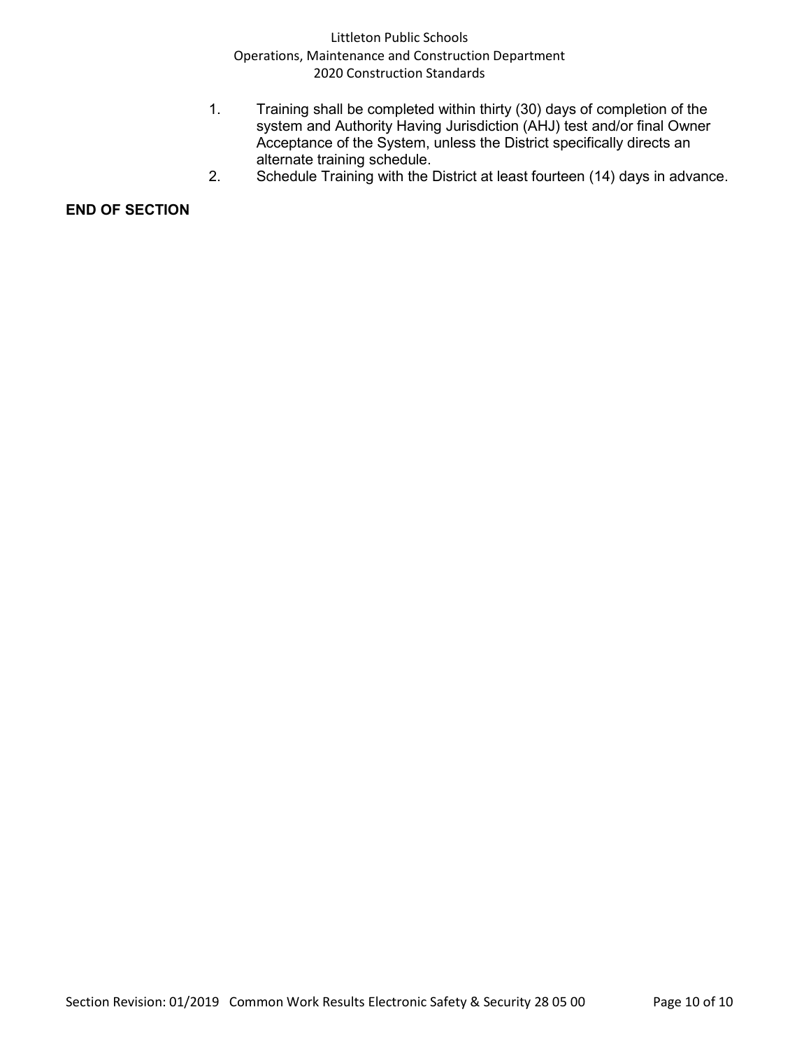1. Training shall be completed within thirty (30) days of completion of the system and Authority Having Jurisdiction (AHJ) test and/or final Owner Acceptance of the System, unless the District specifically directs an alternate training schedule.
2. Schedule Training with the District at least fourteen (14) days in advance.

**END OF SECTION**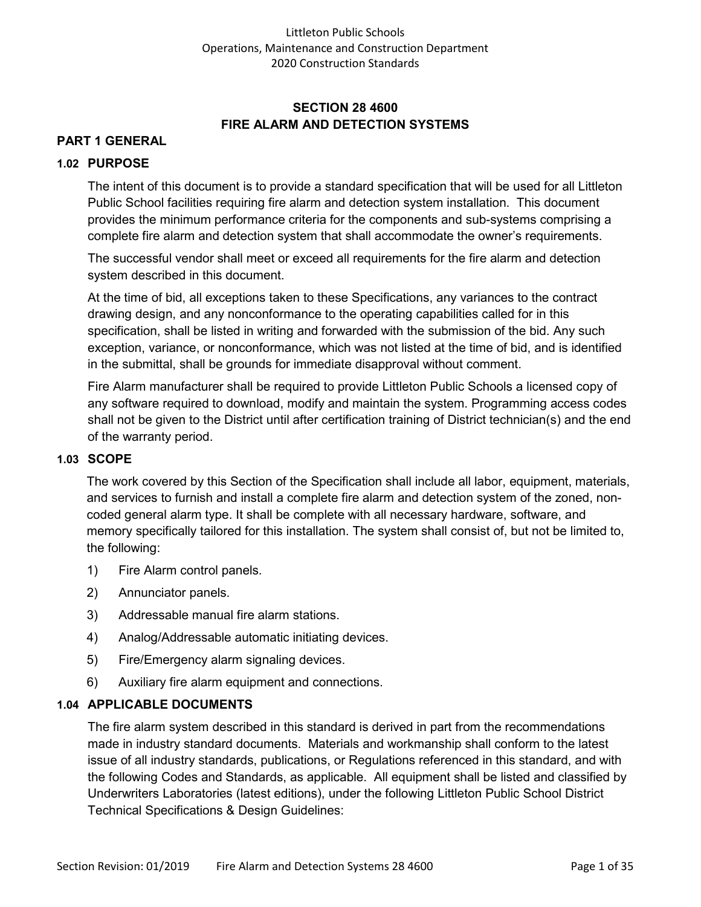# SECTION 28 4600
# FIRE ALARM AND DETECTION SYSTEMS

## PART 1 GENERAL

### 1.02 PURPOSE

The intent of this document is to provide a standard specification that will be used for all Littleton Public School facilities requiring fire alarm and detection system installation. This document provides the minimum performance criteria for the components and sub-systems comprising a complete fire alarm and detection system that shall accommodate the owner's requirements.

The successful vendor shall meet or exceed all requirements for the fire alarm and detection system described in this document.

At the time of bid, all exceptions taken to these Specifications, any variances to the contract drawing design, and any nonconformance to the operating capabilities called for in this specification, shall be listed in writing and forwarded with the submission of the bid. Any such exception, variance, or nonconformance, which was not listed at the time of bid, and is identified in the submittal, shall be grounds for immediate disapproval without comment.

Fire Alarm manufacturer shall be required to provide Littleton Public Schools a licensed copy of any software required to download, modify and maintain the system. Programming access codes shall not be given to the District until after certification training of District technician(s) and the end of the warranty period.

### 1.03 SCOPE

The work covered by this Section of the Specification shall include all labor, equipment, materials, and services to furnish and install a complete fire alarm and detection system of the zoned, non-coded general alarm type. It shall be complete with all necessary hardware, software, and memory specifically tailored for this installation. The system shall consist of, but not be limited to, the following:

1) Fire Alarm control panels.
2) Annunciator panels.
3) Addressable manual fire alarm stations.
4) Analog/Addressable automatic initiating devices.
5) Fire/Emergency alarm signaling devices.
6) Auxiliary fire alarm equipment and connections.

### 1.04 APPLICABLE DOCUMENTS

The fire alarm system described in this standard is derived in part from the recommendations made in industry standard documents. Materials and workmanship shall conform to the latest issue of all industry standards, publications, or Regulations referenced in this standard, and with the following Codes and Standards, as applicable. All equipment shall be listed and classified by Underwriters Laboratories (latest editions), under the following Littleton Public School District Technical Specifications & Design Guidelines: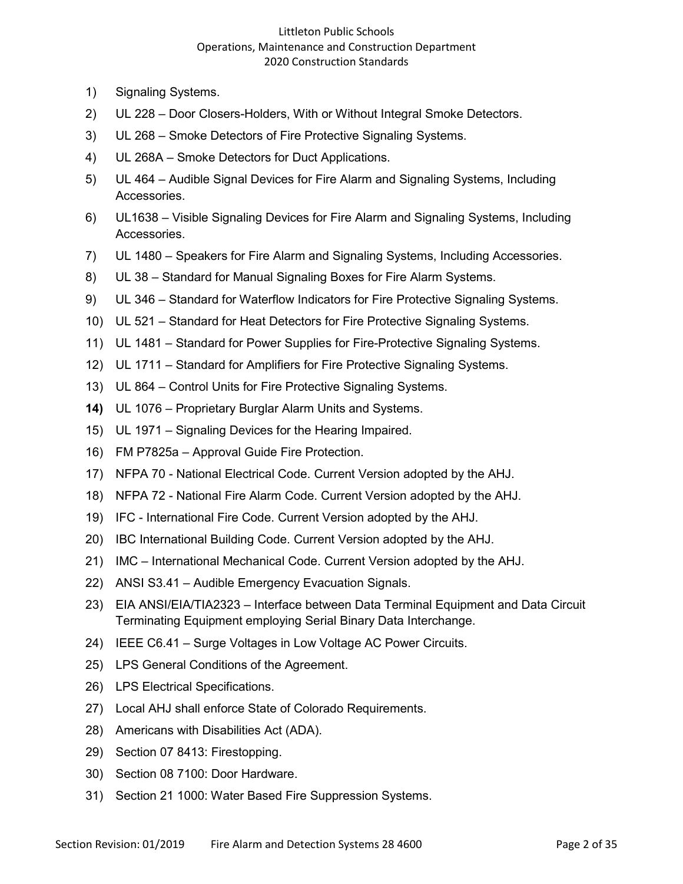1) Signaling Systems.
2) UL 228 – Door Closers-Holders, With or Without Integral Smoke Detectors.
3) UL 268 – Smoke Detectors of Fire Protective Signaling Systems.
4) UL 268A – Smoke Detectors for Duct Applications.
5) UL 464 – Audible Signal Devices for Fire Alarm and Signaling Systems, Including Accessories.
6) UL1638 – Visible Signaling Devices for Fire Alarm and Signaling Systems, Including Accessories.
7) UL 1480 – Speakers for Fire Alarm and Signaling Systems, Including Accessories.
8) UL 38 – Standard for Manual Signaling Boxes for Fire Alarm Systems.
9) UL 346 – Standard for Waterflow Indicators for Fire Protective Signaling Systems.
10) UL 521 – Standard for Heat Detectors for Fire Protective Signaling Systems.
11) UL 1481 – Standard for Power Supplies for Fire-Protective Signaling Systems.
12) UL 1711 – Standard for Amplifiers for Fire Protective Signaling Systems.
13) UL 864 – Control Units for Fire Protective Signaling Systems.
**14)** UL 1076 – Proprietary Burglar Alarm Units and Systems.
15) UL 1971 – Signaling Devices for the Hearing Impaired.
16) FM P7825a – Approval Guide Fire Protection.
17) NFPA 70 - National Electrical Code. Current Version adopted by the AHJ.
18) NFPA 72 - National Fire Alarm Code. Current Version adopted by the AHJ.
19) IFC - International Fire Code. Current Version adopted by the AHJ.
20) IBC International Building Code. Current Version adopted by the AHJ.
21) IMC – International Mechanical Code. Current Version adopted by the AHJ.
22) ANSI S3.41 – Audible Emergency Evacuation Signals.
23) EIA ANSI/EIA/TIA2323 – Interface between Data Terminal Equipment and Data Circuit Terminating Equipment employing Serial Binary Data Interchange.
24) IEEE C6.41 – Surge Voltages in Low Voltage AC Power Circuits.
25) LPS General Conditions of the Agreement.
26) LPS Electrical Specifications.
27) Local AHJ shall enforce State of Colorado Requirements.
28) Americans with Disabilities Act (ADA).
29) Section 07 8413: Firestopping.
30) Section 08 7100: Door Hardware.
31) Section 21 1000: Water Based Fire Suppression Systems.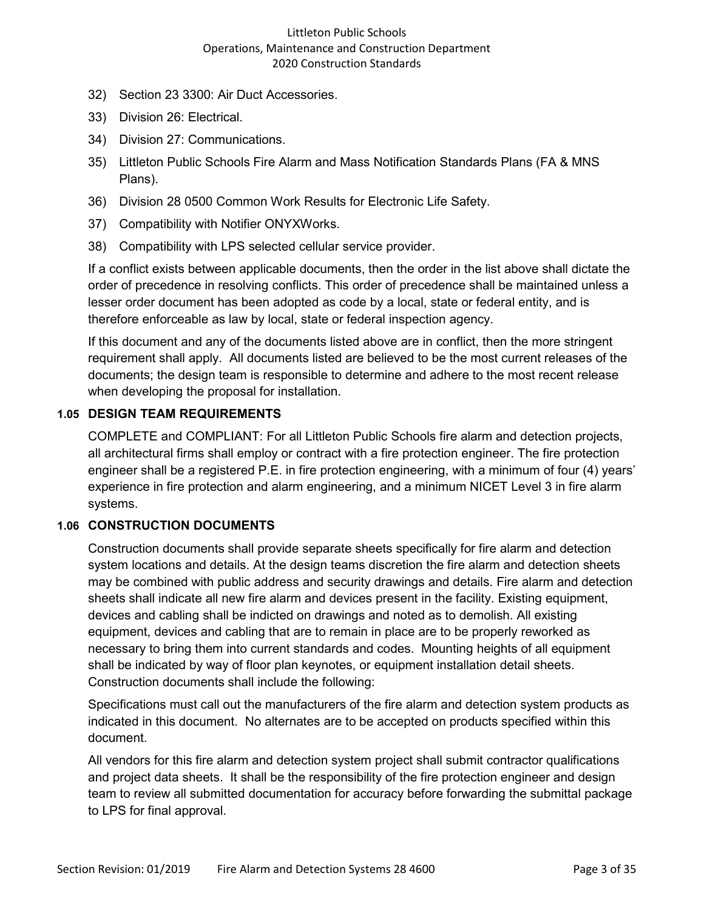32) Section 23 3300: Air Duct Accessories.
33) Division 26: Electrical.
34) Division 27: Communications.
35) Littleton Public Schools Fire Alarm and Mass Notification Standards Plans (FA & MNS Plans).
36) Division 28 0500 Common Work Results for Electronic Life Safety.
37) Compatibility with Notifier ONYXWorks.
38) Compatibility with LPS selected cellular service provider.

If a conflict exists between applicable documents, then the order in the list above shall dictate the order of precedence in resolving conflicts. This order of precedence shall be maintained unless a lesser order document has been adopted as code by a local, state or federal entity, and is therefore enforceable as law by local, state or federal inspection agency.

If this document and any of the documents listed above are in conflict, then the more stringent requirement shall apply. All documents listed are believed to be the most current releases of the documents; the design team is responsible to determine and adhere to the most recent release when developing the proposal for installation.

### 1.05 DESIGN TEAM REQUIREMENTS

COMPLETE and COMPLIANT: For all Littleton Public Schools fire alarm and detection projects, all architectural firms shall employ or contract with a fire protection engineer. The fire protection engineer shall be a registered P.E. in fire protection engineering, with a minimum of four (4) years' experience in fire protection and alarm engineering, and a minimum NICET Level 3 in fire alarm systems.

### 1.06 CONSTRUCTION DOCUMENTS

Construction documents shall provide separate sheets specifically for fire alarm and detection system locations and details. At the design teams discretion the fire alarm and detection sheets may be combined with public address and security drawings and details. Fire alarm and detection sheets shall indicate all new fire alarm and devices present in the facility. Existing equipment, devices and cabling shall be indicted on drawings and noted as to demolish. All existing equipment, devices and cabling that are to remain in place are to be properly reworked as necessary to bring them into current standards and codes. Mounting heights of all equipment shall be indicated by way of floor plan keynotes, or equipment installation detail sheets. Construction documents shall include the following:

Specifications must call out the manufacturers of the fire alarm and detection system products as indicated in this document. No alternates are to be accepted on products specified within this document.

All vendors for this fire alarm and detection system project shall submit contractor qualifications and project data sheets. It shall be the responsibility of the fire protection engineer and design team to review all submitted documentation for accuracy before forwarding the submittal package to LPS for final approval.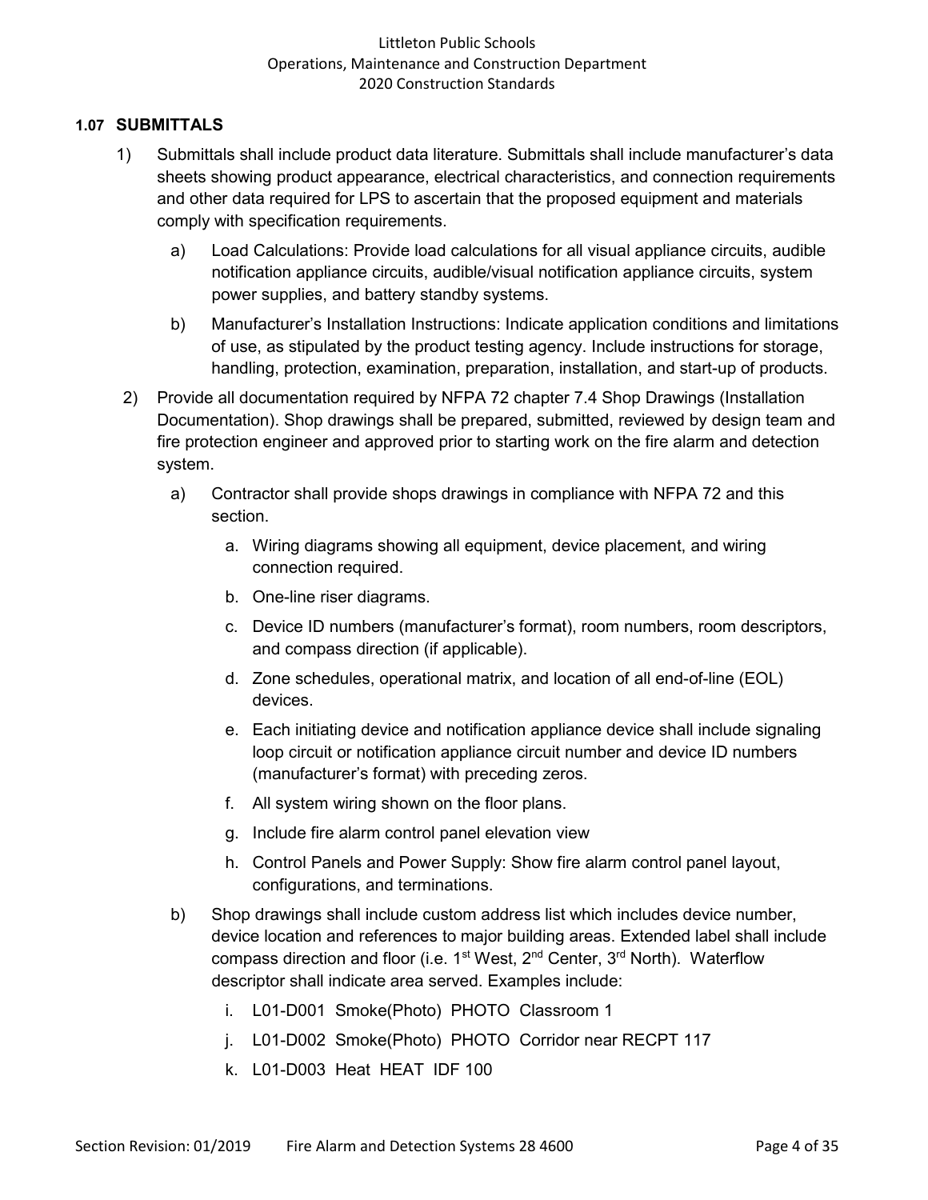### 1.07 SUBMITTALS

1) Submittals shall include product data literature. Submittals shall include manufacturer's data sheets showing product appearance, electrical characteristics, and connection requirements and other data required for LPS to ascertain that the proposed equipment and materials comply with specification requirements.

   a) Load Calculations: Provide load calculations for all visual appliance circuits, audible notification appliance circuits, audible/visual notification appliance circuits, system power supplies, and battery standby systems.

   b) Manufacturer's Installation Instructions: Indicate application conditions and limitations of use, as stipulated by the product testing agency. Include instructions for storage, handling, protection, examination, preparation, installation, and start-up of products.

2) Provide all documentation required by NFPA 72 chapter 7.4 Shop Drawings (Installation Documentation). Shop drawings shall be prepared, submitted, reviewed by design team and fire protection engineer and approved prior to starting work on the fire alarm and detection system.

   a) Contractor shall provide shops drawings in compliance with NFPA 72 and this section.

      a. Wiring diagrams showing all equipment, device placement, and wiring connection required.
      b. One-line riser diagrams.
      c. Device ID numbers (manufacturer's format), room numbers, room descriptors, and compass direction (if applicable).
      d. Zone schedules, operational matrix, and location of all end-of-line (EOL) devices.
      e. Each initiating device and notification appliance device shall include signaling loop circuit or notification appliance circuit number and device ID numbers (manufacturer's format) with preceding zeros.
      f. All system wiring shown on the floor plans.
      g. Include fire alarm control panel elevation view
      h. Control Panels and Power Supply: Show fire alarm control panel layout, configurations, and terminations.

   b) Shop drawings shall include custom address list which includes device number, device location and references to major building areas. Extended label shall include compass direction and floor (i.e. 1st West, 2nd Center, 3rd North). Waterflow descriptor shall indicate area served. Examples include:

      i. L01-D001 Smoke(Photo) PHOTO Classroom 1
      j. L01-D002 Smoke(Photo) PHOTO Corridor near RECPT 117
      k. L01-D003 Heat HEAT IDF 100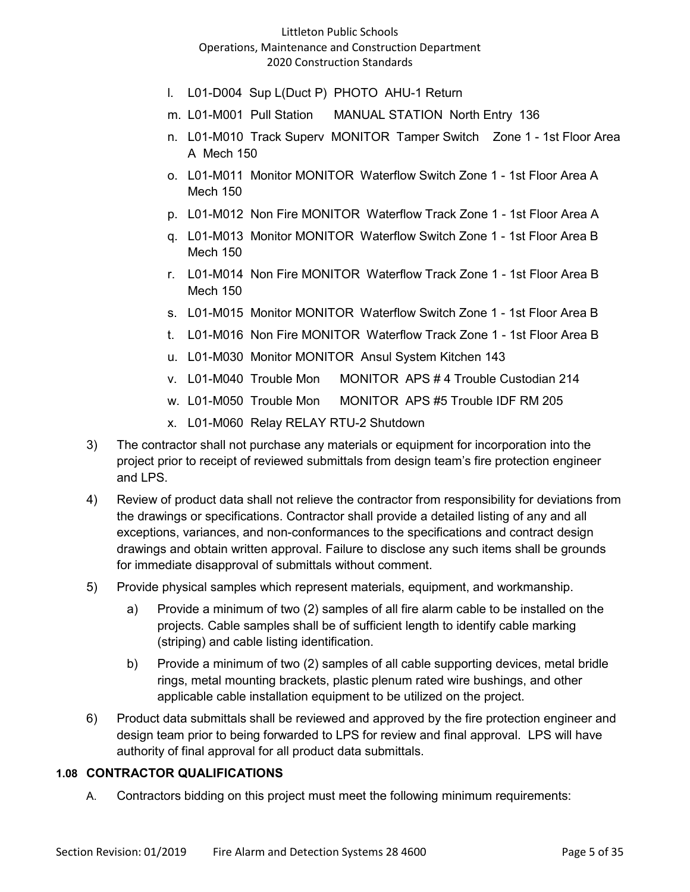l. L01-D004 Sup L(Duct P) PHOTO AHU-1 Return
m. L01-M001 Pull Station MANUAL STATION North Entry 136
n. L01-M010 Track Superv MONITOR Tamper Switch Zone 1 - 1st Floor Area A Mech 150
o. L01-M011 Monitor MONITOR Waterflow Switch Zone 1 - 1st Floor Area A Mech 150
p. L01-M012 Non Fire MONITOR Waterflow Track Zone 1 - 1st Floor Area A
q. L01-M013 Monitor MONITOR Waterflow Switch Zone 1 - 1st Floor Area B Mech 150
r. L01-M014 Non Fire MONITOR Waterflow Track Zone 1 - 1st Floor Area B Mech 150
s. L01-M015 Monitor MONITOR Waterflow Switch Zone 1 - 1st Floor Area B
t. L01-M016 Non Fire MONITOR Waterflow Track Zone 1 - 1st Floor Area B
u. L01-M030 Monitor MONITOR Ansul System Kitchen 143
v. L01-M040 Trouble Mon MONITOR APS # 4 Trouble Custodian 214
w. L01-M050 Trouble Mon MONITOR APS #5 Trouble IDF RM 205
x. L01-M060 Relay RELAY RTU-2 Shutdown

3) The contractor shall not purchase any materials or equipment for incorporation into the project prior to receipt of reviewed submittals from design team's fire protection engineer and LPS.

4) Review of product data shall not relieve the contractor from responsibility for deviations from the drawings or specifications. Contractor shall provide a detailed listing of any and all exceptions, variances, and non-conformances to the specifications and contract design drawings and obtain written approval. Failure to disclose any such items shall be grounds for immediate disapproval of submittals without comment.

5) Provide physical samples which represent materials, equipment, and workmanship.

   a) Provide a minimum of two (2) samples of all fire alarm cable to be installed on the projects. Cable samples shall be of sufficient length to identify cable marking (striping) and cable listing identification.

   b) Provide a minimum of two (2) samples of all cable supporting devices, metal bridle rings, metal mounting brackets, plastic plenum rated wire bushings, and other applicable cable installation equipment to be utilized on the project.

6) Product data submittals shall be reviewed and approved by the fire protection engineer and design team prior to being forwarded to LPS for review and final approval. LPS will have authority of final approval for all product data submittals.

### 1.08 CONTRACTOR QUALIFICATIONS

A. Contractors bidding on this project must meet the following minimum requirements: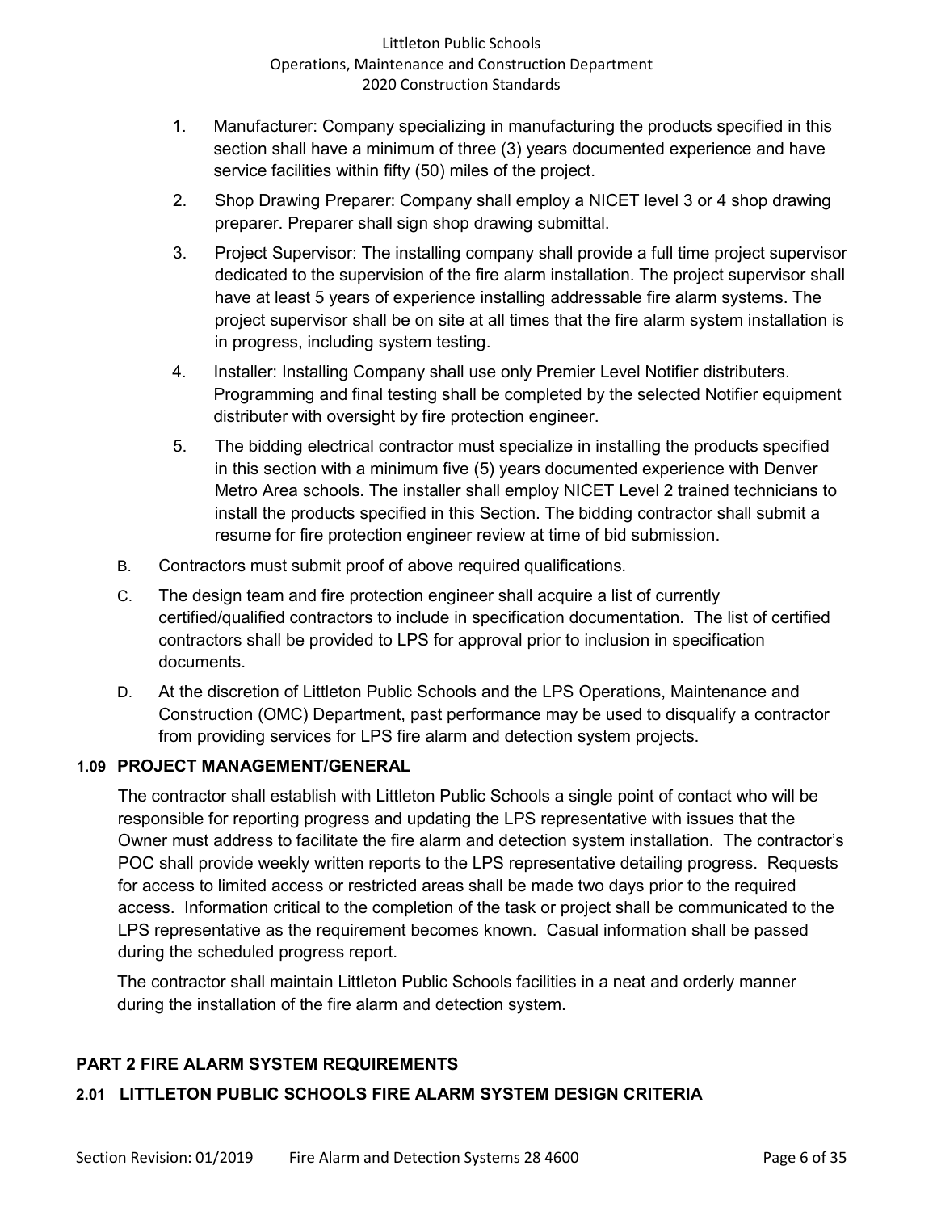1. Manufacturer: Company specializing in manufacturing the products specified in this section shall have a minimum of three (3) years documented experience and have service facilities within fifty (50) miles of the project.
2. Shop Drawing Preparer: Company shall employ a NICET level 3 or 4 shop drawing preparer. Preparer shall sign shop drawing submittal.
3. Project Supervisor: The installing company shall provide a full time project supervisor dedicated to the supervision of the fire alarm installation. The project supervisor shall have at least 5 years of experience installing addressable fire alarm systems. The project supervisor shall be on site at all times that the fire alarm system installation is in progress, including system testing.
4. Installer: Installing Company shall use only Premier Level Notifier distributers. Programming and final testing shall be completed by the selected Notifier equipment distributer with oversight by fire protection engineer.
5. The bidding electrical contractor must specialize in installing the products specified in this section with a minimum five (5) years documented experience with Denver Metro Area schools. The installer shall employ NICET Level 2 trained technicians to install the products specified in this Section. The bidding contractor shall submit a resume for fire protection engineer review at time of bid submission.

B. Contractors must submit proof of above required qualifications.

C. The design team and fire protection engineer shall acquire a list of currently certified/qualified contractors to include in specification documentation. The list of certified contractors shall be provided to LPS for approval prior to inclusion in specification documents.

D. At the discretion of Littleton Public Schools and the LPS Operations, Maintenance and Construction (OMC) Department, past performance may be used to disqualify a contractor from providing services for LPS fire alarm and detection system projects.

### 1.09 PROJECT MANAGEMENT/GENERAL

The contractor shall establish with Littleton Public Schools a single point of contact who will be responsible for reporting progress and updating the LPS representative with issues that the Owner must address to facilitate the fire alarm and detection system installation. The contractor's POC shall provide weekly written reports to the LPS representative detailing progress. Requests for access to limited access or restricted areas shall be made two days prior to the required access. Information critical to the completion of the task or project shall be communicated to the LPS representative as the requirement becomes known. Casual information shall be passed during the scheduled progress report.

The contractor shall maintain Littleton Public Schools facilities in a neat and orderly manner during the installation of the fire alarm and detection system.

## PART 2 FIRE ALARM SYSTEM REQUIREMENTS

### 2.01 LITTLETON PUBLIC SCHOOLS FIRE ALARM SYSTEM DESIGN CRITERIA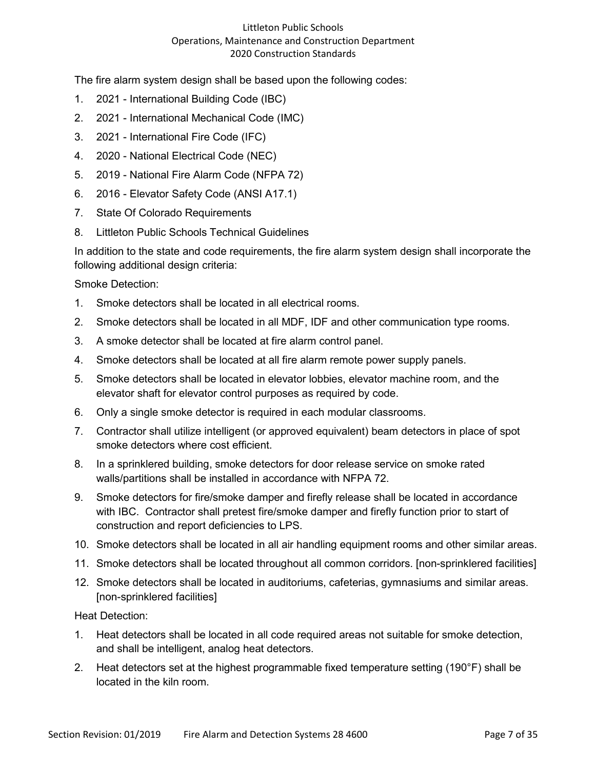The fire alarm system design shall be based upon the following codes:

1. 2021 - International Building Code (IBC)
2. 2021 - International Mechanical Code (IMC)
3. 2021 - International Fire Code (IFC)
4. 2020 - National Electrical Code (NEC)
5. 2019 - National Fire Alarm Code (NFPA 72)
6. 2016 - Elevator Safety Code (ANSI A17.1)
7. State Of Colorado Requirements
8. Littleton Public Schools Technical Guidelines

In addition to the state and code requirements, the fire alarm system design shall incorporate the following additional design criteria:

Smoke Detection:

1. Smoke detectors shall be located in all electrical rooms.
2. Smoke detectors shall be located in all MDF, IDF and other communication type rooms.
3. A smoke detector shall be located at fire alarm control panel.
4. Smoke detectors shall be located at all fire alarm remote power supply panels.
5. Smoke detectors shall be located in elevator lobbies, elevator machine room, and the elevator shaft for elevator control purposes as required by code.
6. Only a single smoke detector is required in each modular classrooms.
7. Contractor shall utilize intelligent (or approved equivalent) beam detectors in place of spot smoke detectors where cost efficient.
8. In a sprinklered building, smoke detectors for door release service on smoke rated walls/partitions shall be installed in accordance with NFPA 72.
9. Smoke detectors for fire/smoke damper and firefly release shall be located in accordance with IBC. Contractor shall pretest fire/smoke damper and firefly function prior to start of construction and report deficiencies to LPS.
10. Smoke detectors shall be located in all air handling equipment rooms and other similar areas.
11. Smoke detectors shall be located throughout all common corridors. [non-sprinklered facilities]
12. Smoke detectors shall be located in auditoriums, cafeterias, gymnasiums and similar areas. [non-sprinklered facilities]

Heat Detection:

1. Heat detectors shall be located in all code required areas not suitable for smoke detection, and shall be intelligent, analog heat detectors.
2. Heat detectors set at the highest programmable fixed temperature setting (190°F) shall be located in the kiln room.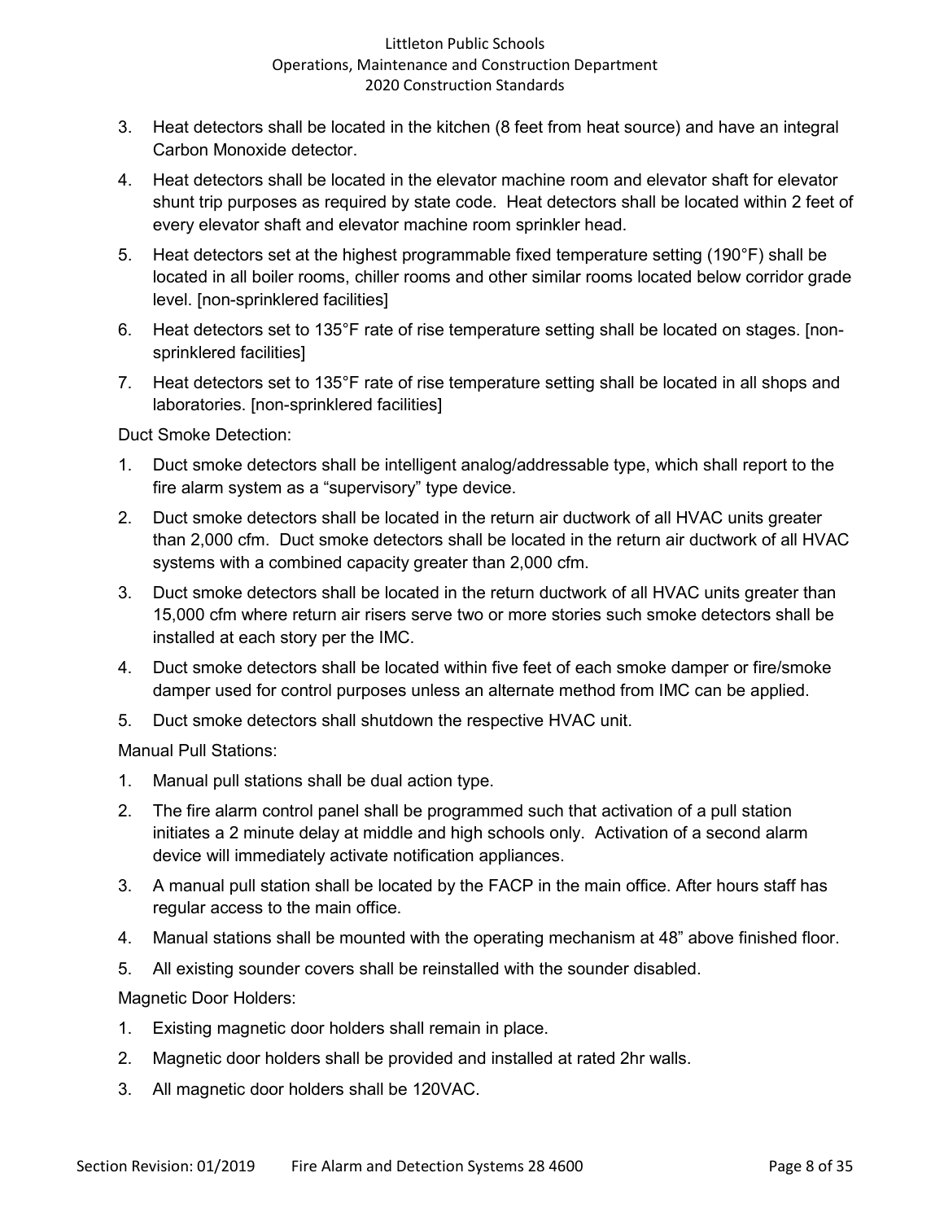3. Heat detectors shall be located in the kitchen (8 feet from heat source) and have an integral Carbon Monoxide detector.
4. Heat detectors shall be located in the elevator machine room and elevator shaft for elevator shunt trip purposes as required by state code. Heat detectors shall be located within 2 feet of every elevator shaft and elevator machine room sprinkler head.
5. Heat detectors set at the highest programmable fixed temperature setting (190°F) shall be located in all boiler rooms, chiller rooms and other similar rooms located below corridor grade level. [non-sprinklered facilities]
6. Heat detectors set to 135°F rate of rise temperature setting shall be located on stages. [non-sprinklered facilities]
7. Heat detectors set to 135°F rate of rise temperature setting shall be located in all shops and laboratories. [non-sprinklered facilities]

Duct Smoke Detection:

1. Duct smoke detectors shall be intelligent analog/addressable type, which shall report to the fire alarm system as a "supervisory" type device.
2. Duct smoke detectors shall be located in the return air ductwork of all HVAC units greater than 2,000 cfm. Duct smoke detectors shall be located in the return air ductwork of all HVAC systems with a combined capacity greater than 2,000 cfm.
3. Duct smoke detectors shall be located in the return ductwork of all HVAC units greater than 15,000 cfm where return air risers serve two or more stories such smoke detectors shall be installed at each story per the IMC.
4. Duct smoke detectors shall be located within five feet of each smoke damper or fire/smoke damper used for control purposes unless an alternate method from IMC can be applied.
5. Duct smoke detectors shall shutdown the respective HVAC unit.

Manual Pull Stations:

1. Manual pull stations shall be dual action type.
2. The fire alarm control panel shall be programmed such that activation of a pull station initiates a 2 minute delay at middle and high schools only. Activation of a second alarm device will immediately activate notification appliances.
3. A manual pull station shall be located by the FACP in the main office. After hours staff has regular access to the main office.
4. Manual stations shall be mounted with the operating mechanism at 48" above finished floor.
5. All existing sounder covers shall be reinstalled with the sounder disabled.

Magnetic Door Holders:

1. Existing magnetic door holders shall remain in place.
2. Magnetic door holders shall be provided and installed at rated 2hr walls.
3. All magnetic door holders shall be 120VAC.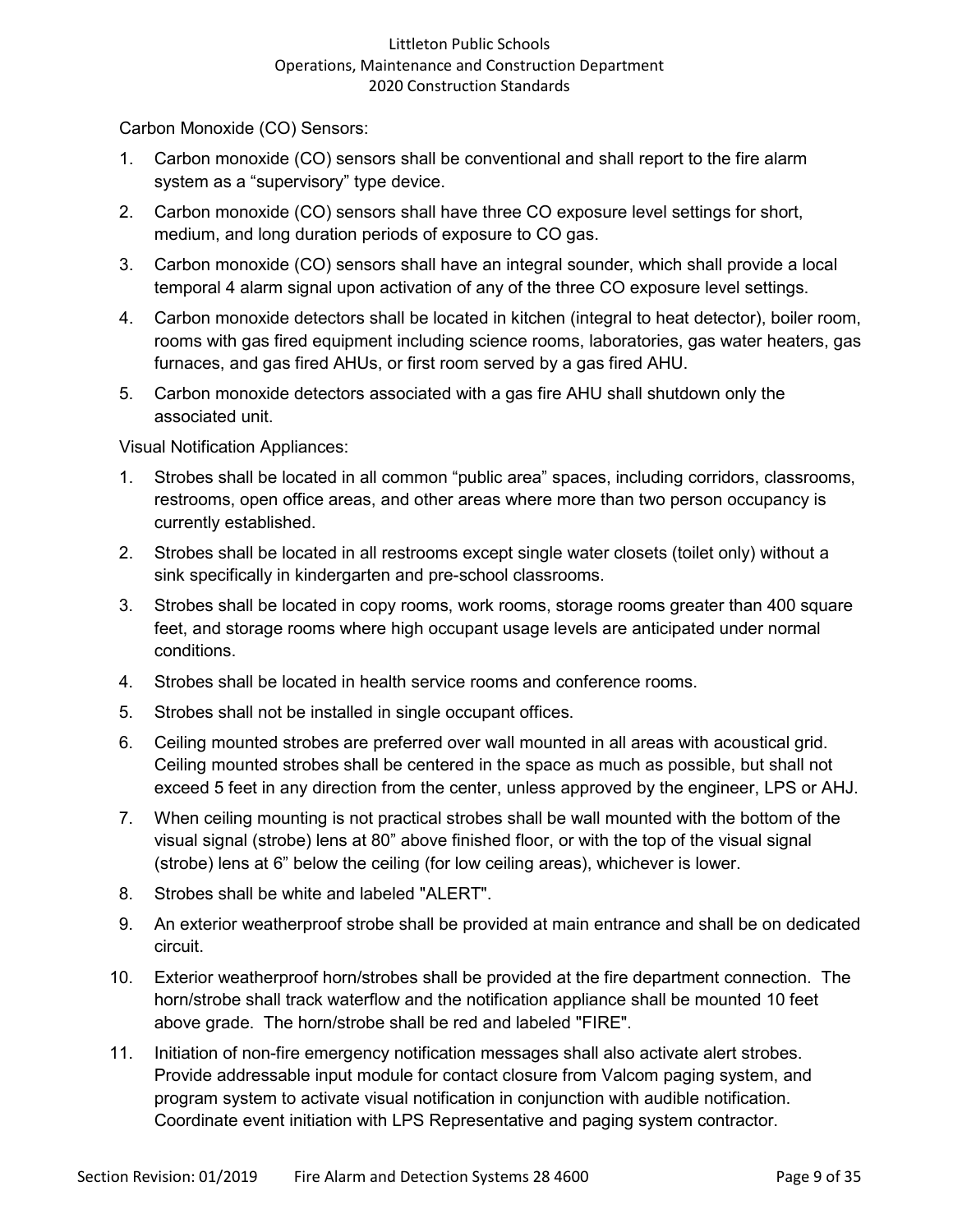Carbon Monoxide (CO) Sensors:

1. Carbon monoxide (CO) sensors shall be conventional and shall report to the fire alarm system as a “supervisory” type device.
2. Carbon monoxide (CO) sensors shall have three CO exposure level settings for short, medium, and long duration periods of exposure to CO gas.
3. Carbon monoxide (CO) sensors shall have an integral sounder, which shall provide a local temporal 4 alarm signal upon activation of any of the three CO exposure level settings.
4. Carbon monoxide detectors shall be located in kitchen (integral to heat detector), boiler room, rooms with gas fired equipment including science rooms, laboratories, gas water heaters, gas furnaces, and gas fired AHUs, or first room served by a gas fired AHU.
5. Carbon monoxide detectors associated with a gas fire AHU shall shutdown only the associated unit.

Visual Notification Appliances:

1. Strobes shall be located in all common “public area” spaces, including corridors, classrooms, restrooms, open office areas, and other areas where more than two person occupancy is currently established.
2. Strobes shall be located in all restrooms except single water closets (toilet only) without a sink specifically in kindergarten and pre-school classrooms.
3. Strobes shall be located in copy rooms, work rooms, storage rooms greater than 400 square feet, and storage rooms where high occupant usage levels are anticipated under normal conditions.
4. Strobes shall be located in health service rooms and conference rooms.
5. Strobes shall not be installed in single occupant offices.
6. Ceiling mounted strobes are preferred over wall mounted in all areas with acoustical grid. Ceiling mounted strobes shall be centered in the space as much as possible, but shall not exceed 5 feet in any direction from the center, unless approved by the engineer, LPS or AHJ.
7. When ceiling mounting is not practical strobes shall be wall mounted with the bottom of the visual signal (strobe) lens at 80” above finished floor, or with the top of the visual signal (strobe) lens at 6” below the ceiling (for low ceiling areas), whichever is lower.
8. Strobes shall be white and labeled "ALERT".
9. An exterior weatherproof strobe shall be provided at main entrance and shall be on dedicated circuit.
10. Exterior weatherproof horn/strobes shall be provided at the fire department connection. The horn/strobe shall track waterflow and the notification appliance shall be mounted 10 feet above grade. The horn/strobe shall be red and labeled "FIRE".
11. Initiation of non-fire emergency notification messages shall also activate alert strobes. Provide addressable input module for contact closure from Valcom paging system, and program system to activate visual notification in conjunction with audible notification. Coordinate event initiation with LPS Representative and paging system contractor.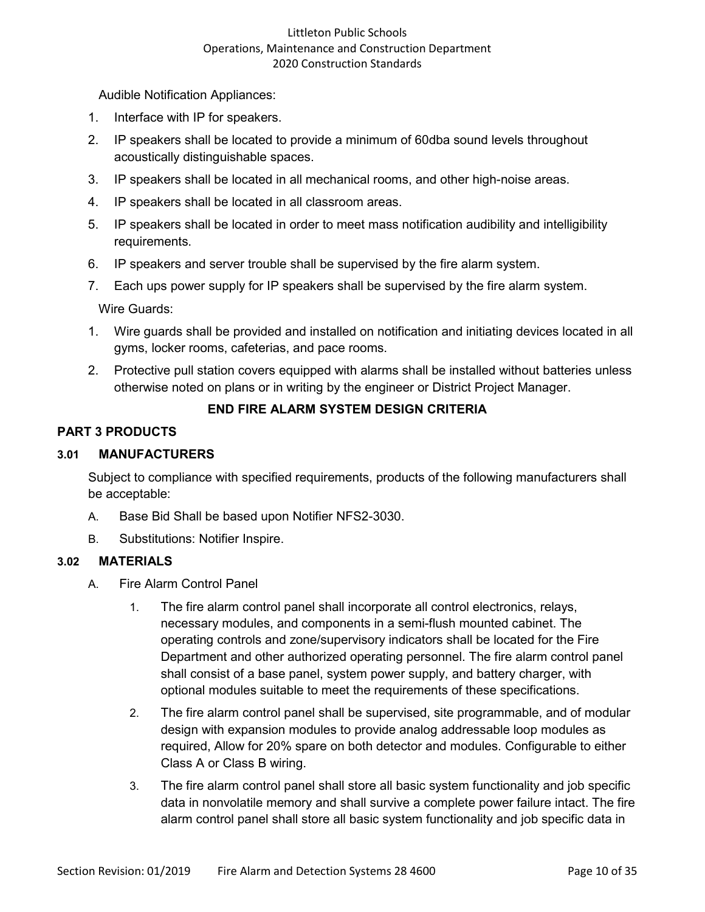Audible Notification Appliances:

1. Interface with IP for speakers.
2. IP speakers shall be located to provide a minimum of 60dba sound levels throughout acoustically distinguishable spaces.
3. IP speakers shall be located in all mechanical rooms, and other high-noise areas.
4. IP speakers shall be located in all classroom areas.
5. IP speakers shall be located in order to meet mass notification audibility and intelligibility requirements.
6. IP speakers and server trouble shall be supervised by the fire alarm system.
7. Each ups power supply for IP speakers shall be supervised by the fire alarm system.

Wire Guards:

1. Wire guards shall be provided and installed on notification and initiating devices located in all gyms, locker rooms, cafeterias, and pace rooms.
2. Protective pull station covers equipped with alarms shall be installed without batteries unless otherwise noted on plans or in writing by the engineer or District Project Manager.

**END FIRE ALARM SYSTEM DESIGN CRITERIA**

## PART 3 PRODUCTS

### 3.01 MANUFACTURERS

Subject to compliance with specified requirements, products of the following manufacturers shall be acceptable:

A. Base Bid Shall be based upon Notifier NFS2-3030.

B. Substitutions: Notifier Inspire.

### 3.02 MATERIALS

A. Fire Alarm Control Panel

1. The fire alarm control panel shall incorporate all control electronics, relays, necessary modules, and components in a semi-flush mounted cabinet. The operating controls and zone/supervisory indicators shall be located for the Fire Department and other authorized operating personnel. The fire alarm control panel shall consist of a base panel, system power supply, and battery charger, with optional modules suitable to meet the requirements of these specifications.
2. The fire alarm control panel shall be supervised, site programmable, and of modular design with expansion modules to provide analog addressable loop modules as required, Allow for 20% spare on both detector and modules. Configurable to either Class A or Class B wiring.
3. The fire alarm control panel shall store all basic system functionality and job specific data in nonvolatile memory and shall survive a complete power failure intact. The fire alarm control panel shall store all basic system functionality and job specific data in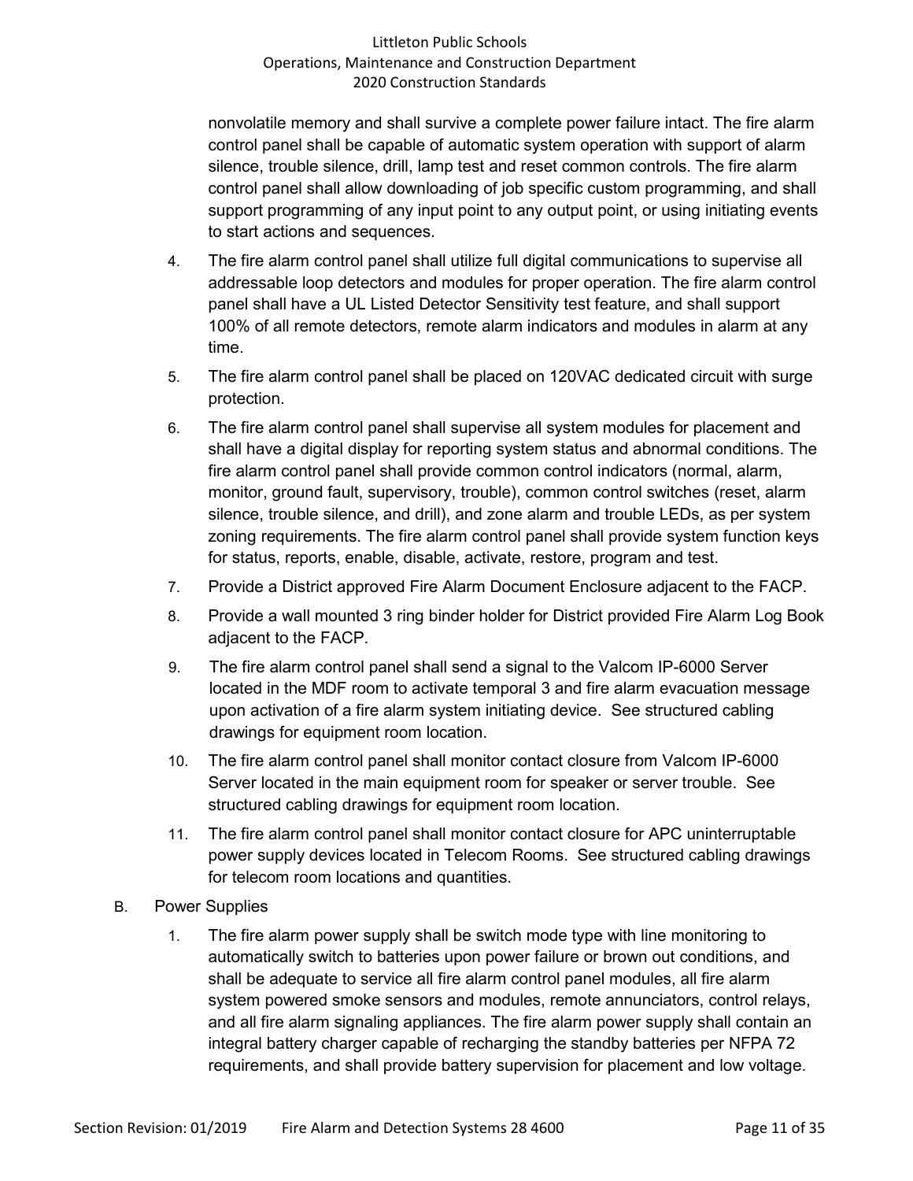nonvolatile memory and shall survive a complete power failure intact. The fire alarm control panel shall be capable of automatic system operation with support of alarm silence, trouble silence, drill, lamp test and reset common controls. The fire alarm control panel shall allow downloading of job specific custom programming, and shall support programming of any input point to any output point, or using initiating events to start actions and sequences.

4. The fire alarm control panel shall utilize full digital communications to supervise all addressable loop detectors and modules for proper operation. The fire alarm control panel shall have a UL Listed Detector Sensitivity test feature, and shall support 100% of all remote detectors, remote alarm indicators and modules in alarm at any time.

5. The fire alarm control panel shall be placed on 120VAC dedicated circuit with surge protection.

6. The fire alarm control panel shall supervise all system modules for placement and shall have a digital display for reporting system status and abnormal conditions. The fire alarm control panel shall provide common control indicators (normal, alarm, monitor, ground fault, supervisory, trouble), common control switches (reset, alarm silence, trouble silence, and drill), and zone alarm and trouble LEDs, as per system zoning requirements. The fire alarm control panel shall provide system function keys for status, reports, enable, disable, activate, restore, program and test.

7. Provide a District approved Fire Alarm Document Enclosure adjacent to the FACP.

8. Provide a wall mounted 3 ring binder holder for District provided Fire Alarm Log Book adjacent to the FACP.

9. The fire alarm control panel shall send a signal to the Valcom IP-6000 Server located in the MDF room to activate temporal 3 and fire alarm evacuation message upon activation of a fire alarm system initiating device. See structured cabling drawings for equipment room location.

10. The fire alarm control panel shall monitor contact closure from Valcom IP-6000 Server located in the main equipment room for speaker or server trouble. See structured cabling drawings for equipment room location.

11. The fire alarm control panel shall monitor contact closure for APC uninterruptable power supply devices located in Telecom Rooms. See structured cabling drawings for telecom room locations and quantities.

B. Power Supplies

1. The fire alarm power supply shall be switch mode type with line monitoring to automatically switch to batteries upon power failure or brown out conditions, and shall be adequate to service all fire alarm control panel modules, all fire alarm system powered smoke sensors and modules, remote annunciators, control relays, and all fire alarm signaling appliances. The fire alarm power supply shall contain an integral battery charger capable of recharging the standby batteries per NFPA 72 requirements, and shall provide battery supervision for placement and low voltage.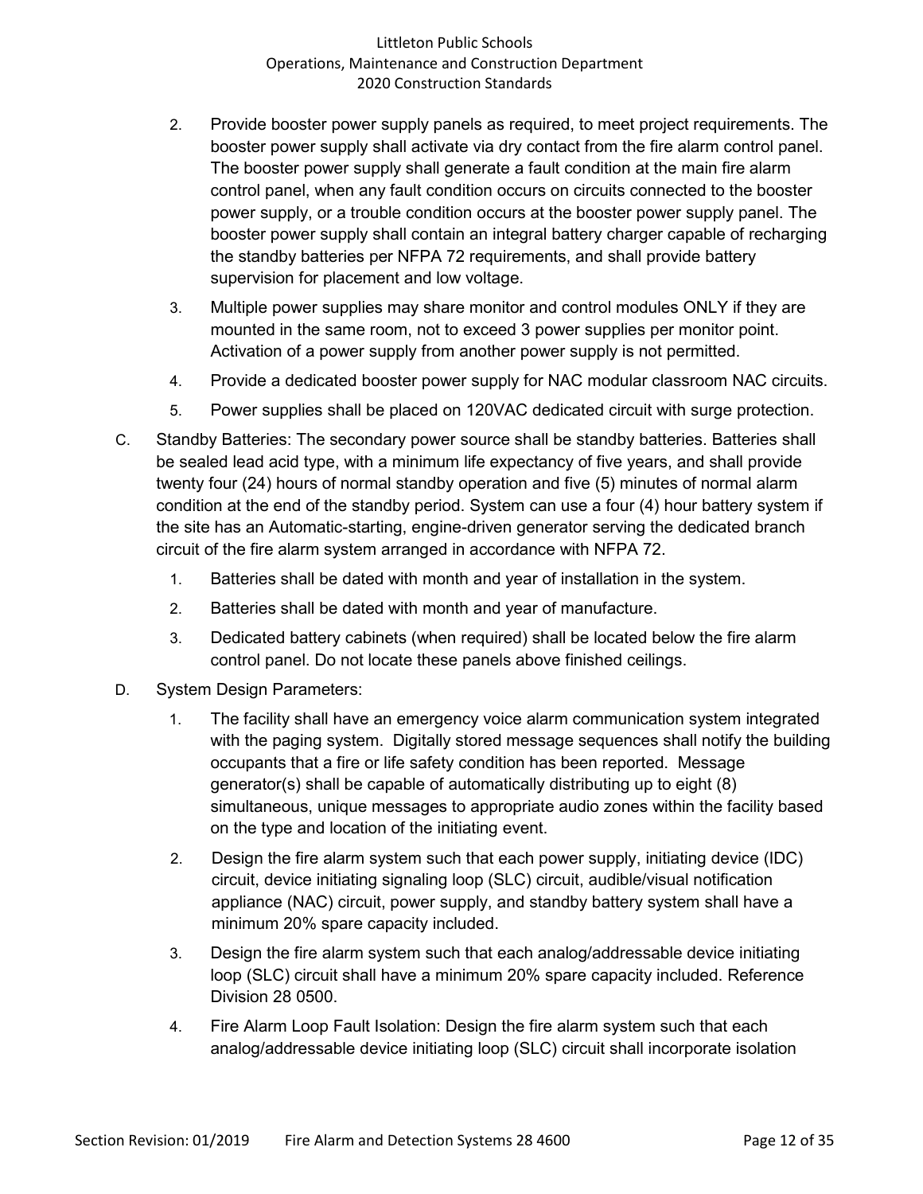2. Provide booster power supply panels as required, to meet project requirements. The booster power supply shall activate via dry contact from the fire alarm control panel. The booster power supply shall generate a fault condition at the main fire alarm control panel, when any fault condition occurs on circuits connected to the booster power supply, or a trouble condition occurs at the booster power supply panel. The booster power supply shall contain an integral battery charger capable of recharging the standby batteries per NFPA 72 requirements, and shall provide battery supervision for placement and low voltage.
3. Multiple power supplies may share monitor and control modules ONLY if they are mounted in the same room, not to exceed 3 power supplies per monitor point. Activation of a power supply from another power supply is not permitted.
4. Provide a dedicated booster power supply for NAC modular classroom NAC circuits.
5. Power supplies shall be placed on 120VAC dedicated circuit with surge protection.

C. Standby Batteries: The secondary power source shall be standby batteries. Batteries shall be sealed lead acid type, with a minimum life expectancy of five years, and shall provide twenty four (24) hours of normal standby operation and five (5) minutes of normal alarm condition at the end of the standby period. System can use a four (4) hour battery system if the site has an Automatic-starting, engine-driven generator serving the dedicated branch circuit of the fire alarm system arranged in accordance with NFPA 72.

1. Batteries shall be dated with month and year of installation in the system.
2. Batteries shall be dated with month and year of manufacture.
3. Dedicated battery cabinets (when required) shall be located below the fire alarm control panel. Do not locate these panels above finished ceilings.

D. System Design Parameters:

1. The facility shall have an emergency voice alarm communication system integrated with the paging system. Digitally stored message sequences shall notify the building occupants that a fire or life safety condition has been reported. Message generator(s) shall be capable of automatically distributing up to eight (8) simultaneous, unique messages to appropriate audio zones within the facility based on the type and location of the initiating event.
2. Design the fire alarm system such that each power supply, initiating device (IDC) circuit, device initiating signaling loop (SLC) circuit, audible/visual notification appliance (NAC) circuit, power supply, and standby battery system shall have a minimum 20% spare capacity included.
3. Design the fire alarm system such that each analog/addressable device initiating loop (SLC) circuit shall have a minimum 20% spare capacity included. Reference Division 28 0500.
4. Fire Alarm Loop Fault Isolation: Design the fire alarm system such that each analog/addressable device initiating loop (SLC) circuit shall incorporate isolation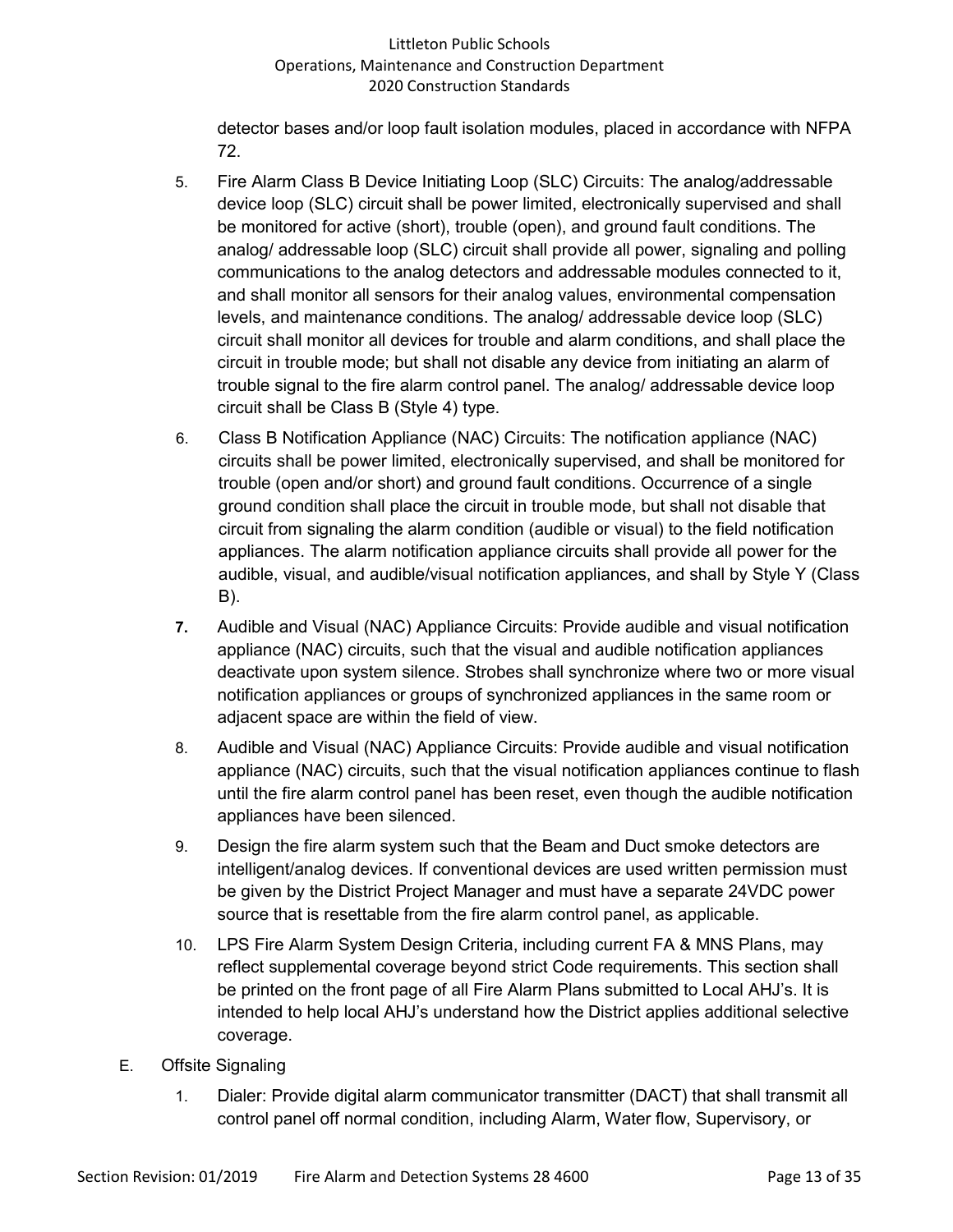detector bases and/or loop fault isolation modules, placed in accordance with NFPA 72.

5. Fire Alarm Class B Device Initiating Loop (SLC) Circuits: The analog/addressable device loop (SLC) circuit shall be power limited, electronically supervised and shall be monitored for active (short), trouble (open), and ground fault conditions. The analog/ addressable loop (SLC) circuit shall provide all power, signaling and polling communications to the analog detectors and addressable modules connected to it, and shall monitor all sensors for their analog values, environmental compensation levels, and maintenance conditions. The analog/ addressable device loop (SLC) circuit shall monitor all devices for trouble and alarm conditions, and shall place the circuit in trouble mode; but shall not disable any device from initiating an alarm of trouble signal to the fire alarm control panel. The analog/ addressable device loop circuit shall be Class B (Style 4) type.

6. Class B Notification Appliance (NAC) Circuits: The notification appliance (NAC) circuits shall be power limited, electronically supervised, and shall be monitored for trouble (open and/or short) and ground fault conditions. Occurrence of a single ground condition shall place the circuit in trouble mode, but shall not disable that circuit from signaling the alarm condition (audible or visual) to the field notification appliances. The alarm notification appliance circuits shall provide all power for the audible, visual, and audible/visual notification appliances, and shall by Style Y (Class B).

7. Audible and Visual (NAC) Appliance Circuits: Provide audible and visual notification appliance (NAC) circuits, such that the visual and audible notification appliances deactivate upon system silence. Strobes shall synchronize where two or more visual notification appliances or groups of synchronized appliances in the same room or adjacent space are within the field of view.

8. Audible and Visual (NAC) Appliance Circuits: Provide audible and visual notification appliance (NAC) circuits, such that the visual notification appliances continue to flash until the fire alarm control panel has been reset, even though the audible notification appliances have been silenced.

9. Design the fire alarm system such that the Beam and Duct smoke detectors are intelligent/analog devices. If conventional devices are used written permission must be given by the District Project Manager and must have a separate 24VDC power source that is resettable from the fire alarm control panel, as applicable.

10. LPS Fire Alarm System Design Criteria, including current FA & MNS Plans, may reflect supplemental coverage beyond strict Code requirements. This section shall be printed on the front page of all Fire Alarm Plans submitted to Local AHJ's. It is intended to help local AHJ's understand how the District applies additional selective coverage.

E. Offsite Signaling

1. Dialer: Provide digital alarm communicator transmitter (DACT) that shall transmit all control panel off normal condition, including Alarm, Water flow, Supervisory, or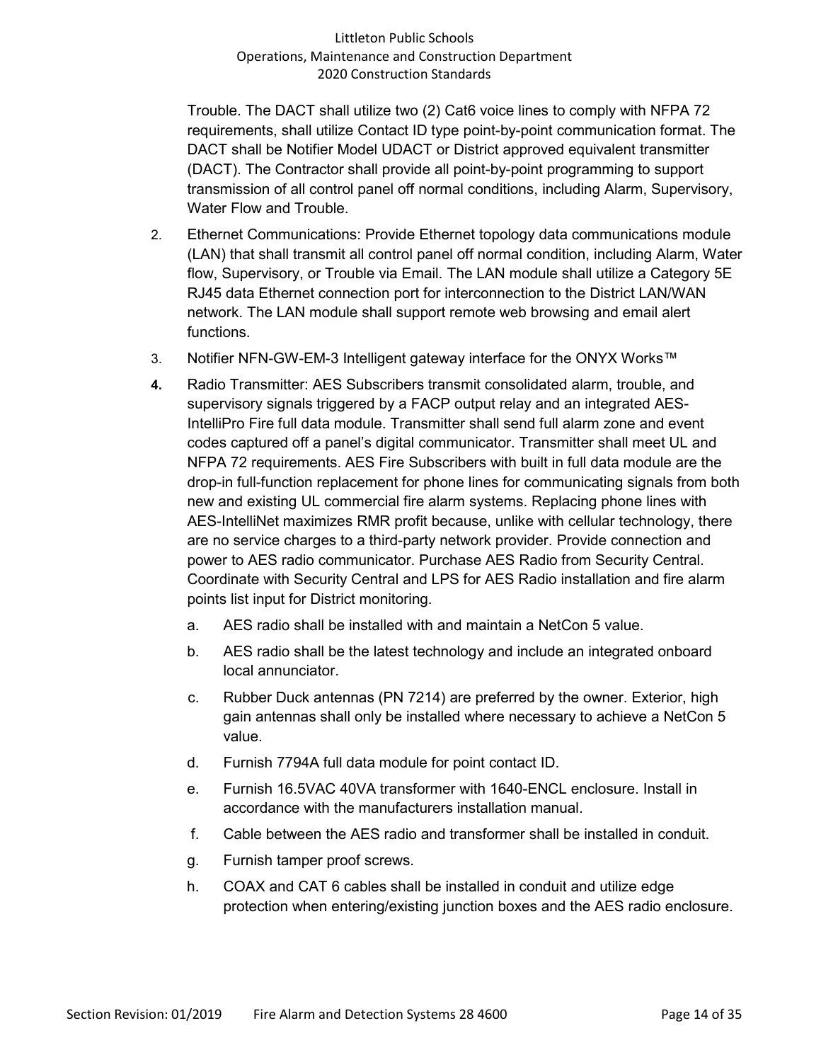Trouble. The DACT shall utilize two (2) Cat6 voice lines to comply with NFPA 72 requirements, shall utilize Contact ID type point-by-point communication format. The DACT shall be Notifier Model UDACT or District approved equivalent transmitter (DACT). The Contractor shall provide all point-by-point programming to support transmission of all control panel off normal conditions, including Alarm, Supervisory, Water Flow and Trouble.

2. Ethernet Communications: Provide Ethernet topology data communications module (LAN) that shall transmit all control panel off normal condition, including Alarm, Water flow, Supervisory, or Trouble via Email. The LAN module shall utilize a Category 5E RJ45 data Ethernet connection port for interconnection to the District LAN/WAN network. The LAN module shall support remote web browsing and email alert functions.

3. Notifier NFN-GW-EM-3 Intelligent gateway interface for the ONYX Works™

4. Radio Transmitter: AES Subscribers transmit consolidated alarm, trouble, and supervisory signals triggered by a FACP output relay and an integrated AES-IntelliPro Fire full data module. Transmitter shall send full alarm zone and event codes captured off a panel's digital communicator. Transmitter shall meet UL and NFPA 72 requirements. AES Fire Subscribers with built in full data module are the drop-in full-function replacement for phone lines for communicating signals from both new and existing UL commercial fire alarm systems. Replacing phone lines with AES-IntelliNet maximizes RMR profit because, unlike with cellular technology, there are no service charges to a third-party network provider. Provide connection and power to AES radio communicator. Purchase AES Radio from Security Central. Coordinate with Security Central and LPS for AES Radio installation and fire alarm points list input for District monitoring.

   a. AES radio shall be installed with and maintain a NetCon 5 value.

   b. AES radio shall be the latest technology and include an integrated onboard local annunciator.

   c. Rubber Duck antennas (PN 7214) are preferred by the owner. Exterior, high gain antennas shall only be installed where necessary to achieve a NetCon 5 value.

   d. Furnish 7794A full data module for point contact ID.

   e. Furnish 16.5VAC 40VA transformer with 1640-ENCL enclosure. Install in accordance with the manufacturers installation manual.

   f. Cable between the AES radio and transformer shall be installed in conduit.

   g. Furnish tamper proof screws.

   h. COAX and CAT 6 cables shall be installed in conduit and utilize edge protection when entering/existing junction boxes and the AES radio enclosure.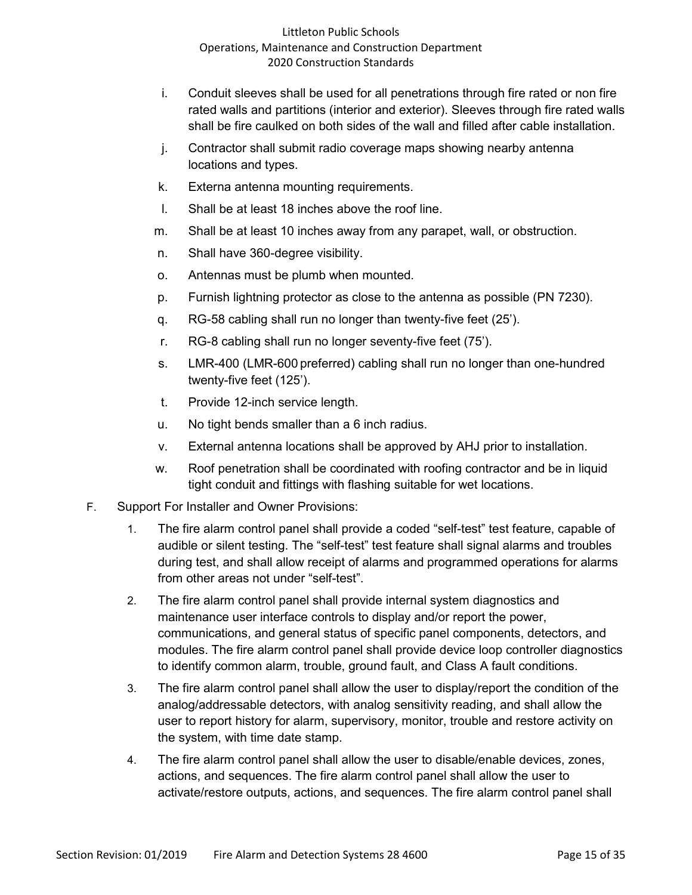i. Conduit sleeves shall be used for all penetrations through fire rated or non fire rated walls and partitions (interior and exterior). Sleeves through fire rated walls shall be fire caulked on both sides of the wall and filled after cable installation.

j. Contractor shall submit radio coverage maps showing nearby antenna locations and types.

k. Externa antenna mounting requirements.

l. Shall be at least 18 inches above the roof line.

m. Shall be at least 10 inches away from any parapet, wall, or obstruction.

n. Shall have 360-degree visibility.

o. Antennas must be plumb when mounted.

p. Furnish lightning protector as close to the antenna as possible (PN 7230).

q. RG-58 cabling shall run no longer than twenty-five feet (25').

r. RG-8 cabling shall run no longer seventy-five feet (75').

s. LMR-400 (LMR-600 preferred) cabling shall run no longer than one-hundred twenty-five feet (125').

t. Provide 12-inch service length.

u. No tight bends smaller than a 6 inch radius.

v. External antenna locations shall be approved by AHJ prior to installation.

w. Roof penetration shall be coordinated with roofing contractor and be in liquid tight conduit and fittings with flashing suitable for wet locations.

F. Support For Installer and Owner Provisions:

1. The fire alarm control panel shall provide a coded "self-test" test feature, capable of audible or silent testing. The "self-test" test feature shall signal alarms and troubles during test, and shall allow receipt of alarms and programmed operations for alarms from other areas not under "self-test".

2. The fire alarm control panel shall provide internal system diagnostics and maintenance user interface controls to display and/or report the power, communications, and general status of specific panel components, detectors, and modules. The fire alarm control panel shall provide device loop controller diagnostics to identify common alarm, trouble, ground fault, and Class A fault conditions.

3. The fire alarm control panel shall allow the user to display/report the condition of the analog/addressable detectors, with analog sensitivity reading, and shall allow the user to report history for alarm, supervisory, monitor, trouble and restore activity on the system, with time date stamp.

4. The fire alarm control panel shall allow the user to disable/enable devices, zones, actions, and sequences. The fire alarm control panel shall allow the user to activate/restore outputs, actions, and sequences. The fire alarm control panel shall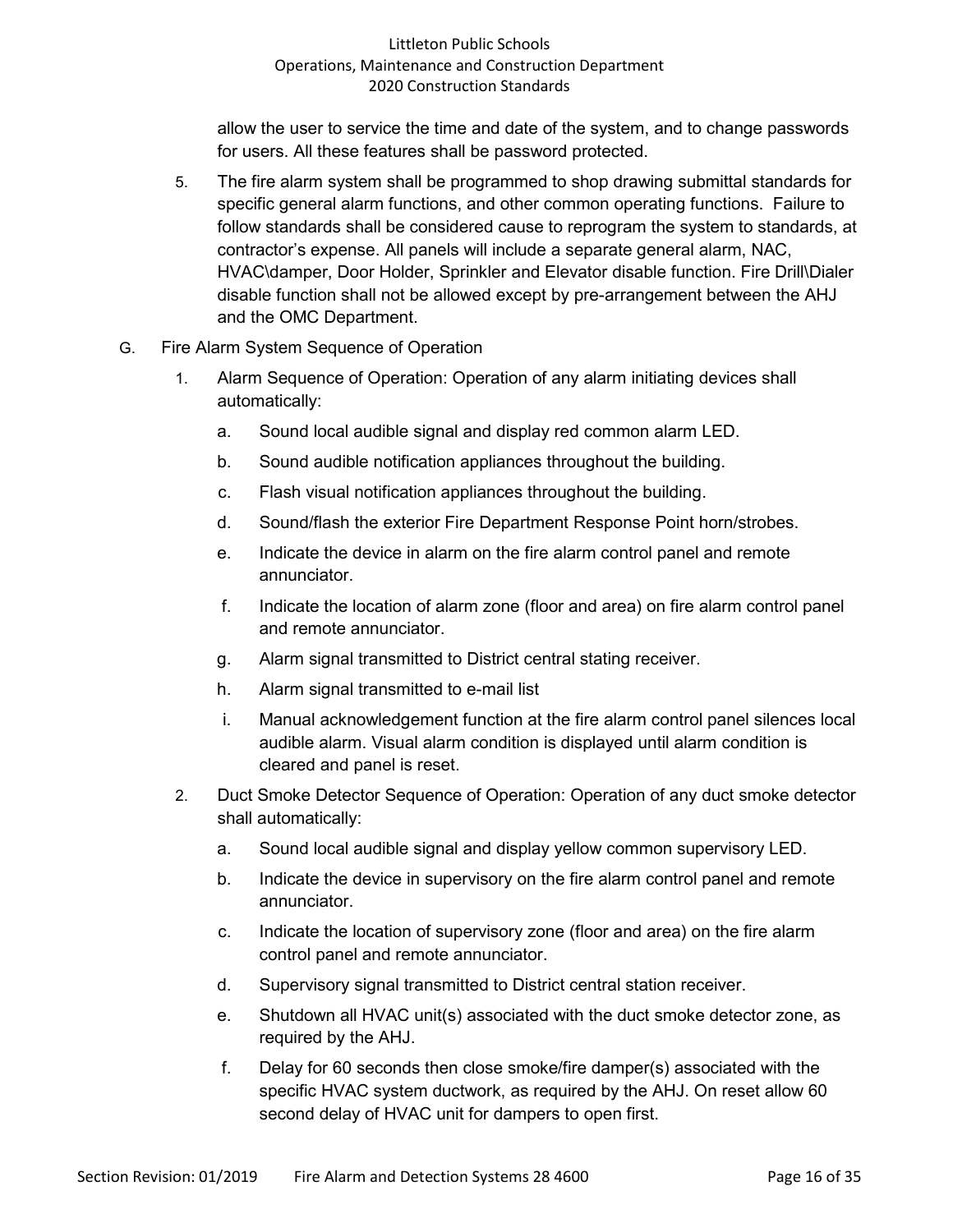allow the user to service the time and date of the system, and to change passwords for users. All these features shall be password protected.

5. The fire alarm system shall be programmed to shop drawing submittal standards for specific general alarm functions, and other common operating functions. Failure to follow standards shall be considered cause to reprogram the system to standards, at contractor's expense. All panels will include a separate general alarm, NAC, HVAC\damper, Door Holder, Sprinkler and Elevator disable function. Fire Drill\Dialer disable function shall not be allowed except by pre-arrangement between the AHJ and the OMC Department.

G. Fire Alarm System Sequence of Operation

1. Alarm Sequence of Operation: Operation of any alarm initiating devices shall automatically:

   a. Sound local audible signal and display red common alarm LED.

   b. Sound audible notification appliances throughout the building.

   c. Flash visual notification appliances throughout the building.

   d. Sound/flash the exterior Fire Department Response Point horn/strobes.

   e. Indicate the device in alarm on the fire alarm control panel and remote annunciator.

   f. Indicate the location of alarm zone (floor and area) on fire alarm control panel and remote annunciator.

   g. Alarm signal transmitted to District central stating receiver.

   h. Alarm signal transmitted to e-mail list

   i. Manual acknowledgement function at the fire alarm control panel silences local audible alarm. Visual alarm condition is displayed until alarm condition is cleared and panel is reset.

2. Duct Smoke Detector Sequence of Operation: Operation of any duct smoke detector shall automatically:

   a. Sound local audible signal and display yellow common supervisory LED.

   b. Indicate the device in supervisory on the fire alarm control panel and remote annunciator.

   c. Indicate the location of supervisory zone (floor and area) on the fire alarm control panel and remote annunciator.

   d. Supervisory signal transmitted to District central station receiver.

   e. Shutdown all HVAC unit(s) associated with the duct smoke detector zone, as required by the AHJ.

   f. Delay for 60 seconds then close smoke/fire damper(s) associated with the specific HVAC system ductwork, as required by the AHJ. On reset allow 60 second delay of HVAC unit for dampers to open first.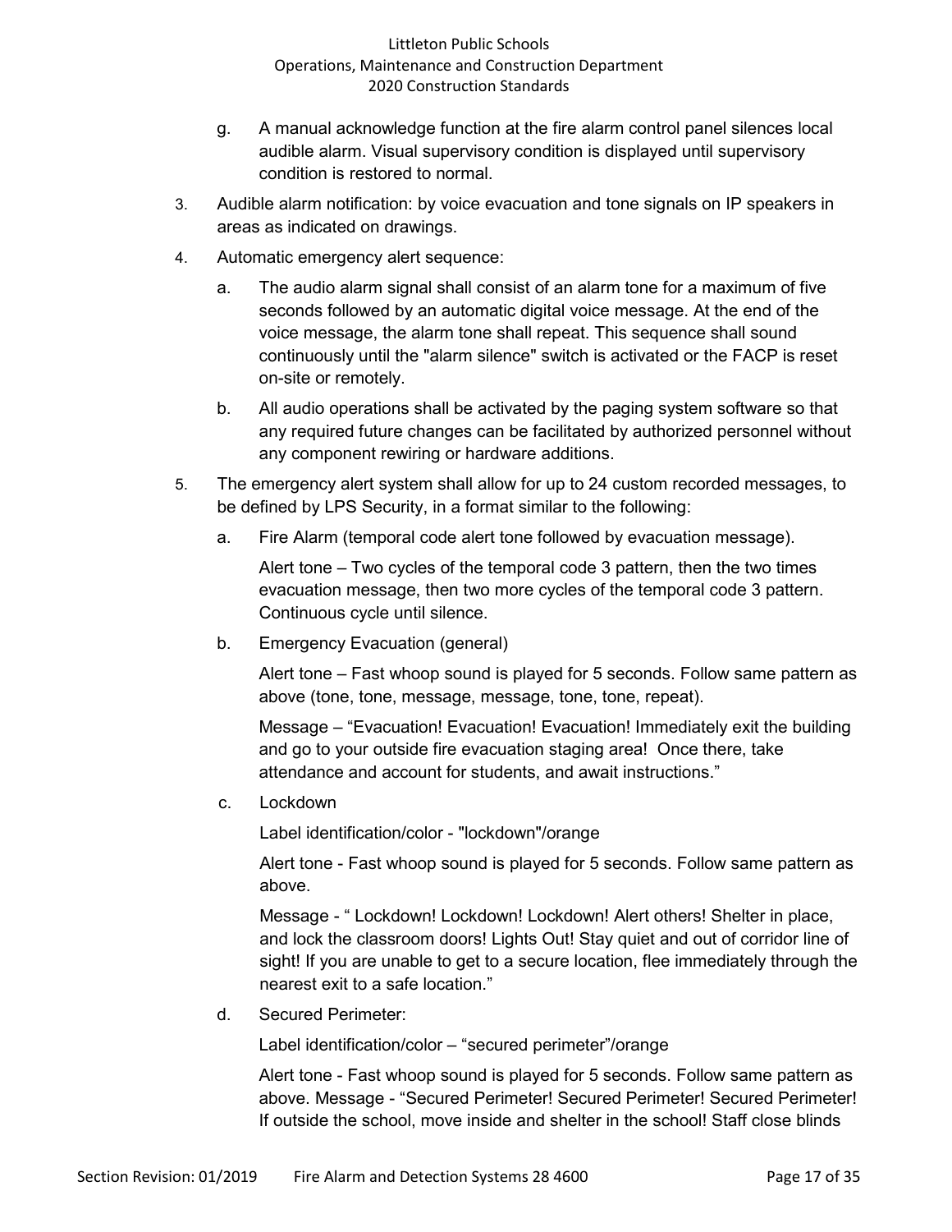g. A manual acknowledge function at the fire alarm control panel silences local audible alarm. Visual supervisory condition is displayed until supervisory condition is restored to normal.

3. Audible alarm notification: by voice evacuation and tone signals on IP speakers in areas as indicated on drawings.

4. Automatic emergency alert sequence:

   a. The audio alarm signal shall consist of an alarm tone for a maximum of five seconds followed by an automatic digital voice message. At the end of the voice message, the alarm tone shall repeat. This sequence shall sound continuously until the "alarm silence" switch is activated or the FACP is reset on-site or remotely.

   b. All audio operations shall be activated by the paging system software so that any required future changes can be facilitated by authorized personnel without any component rewiring or hardware additions.

5. The emergency alert system shall allow for up to 24 custom recorded messages, to be defined by LPS Security, in a format similar to the following:

   a. Fire Alarm (temporal code alert tone followed by evacuation message).

      Alert tone – Two cycles of the temporal code 3 pattern, then the two times evacuation message, then two more cycles of the temporal code 3 pattern. Continuous cycle until silence.

   b. Emergency Evacuation (general)

      Alert tone – Fast whoop sound is played for 5 seconds. Follow same pattern as above (tone, tone, message, message, tone, tone, repeat).

      Message – "Evacuation! Evacuation! Evacuation! Immediately exit the building and go to your outside fire evacuation staging area! Once there, take attendance and account for students, and await instructions."

   c. Lockdown

      Label identification/color - "lockdown"/orange

      Alert tone - Fast whoop sound is played for 5 seconds. Follow same pattern as above.

      Message - " Lockdown! Lockdown! Lockdown! Alert others! Shelter in place, and lock the classroom doors! Lights Out! Stay quiet and out of corridor line of sight! If you are unable to get to a secure location, flee immediately through the nearest exit to a safe location."

   d. Secured Perimeter:

      Label identification/color – "secured perimeter"/orange

      Alert tone - Fast whoop sound is played for 5 seconds. Follow same pattern as above. Message - "Secured Perimeter! Secured Perimeter! Secured Perimeter! If outside the school, move inside and shelter in the school! Staff close blinds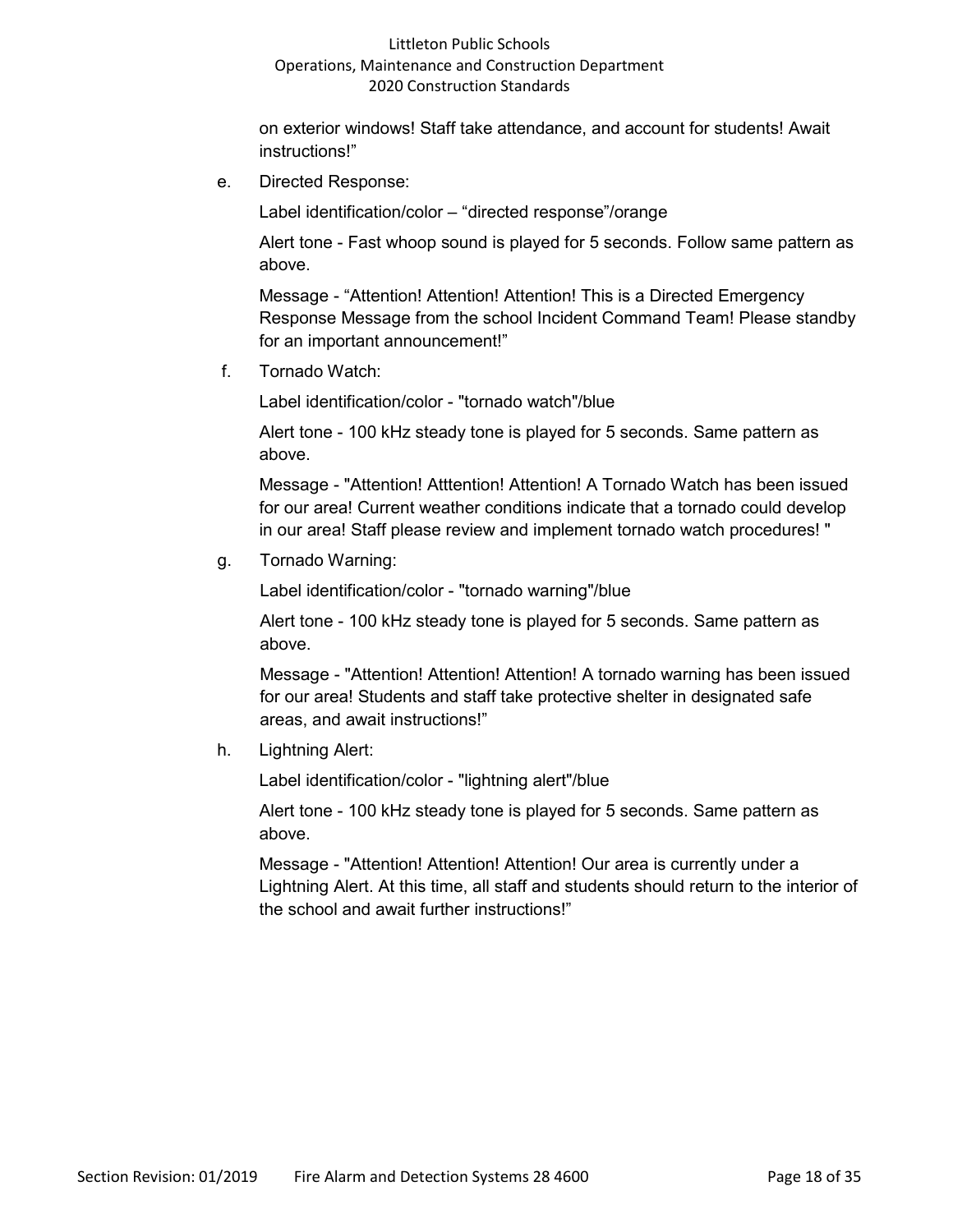on exterior windows! Staff take attendance, and account for students! Await instructions!"

e. Directed Response:

   Label identification/color – "directed response"/orange

   Alert tone - Fast whoop sound is played for 5 seconds. Follow same pattern as above.

   Message - "Attention! Attention! Attention! This is a Directed Emergency Response Message from the school Incident Command Team! Please standby for an important announcement!"

f. Tornado Watch:

   Label identification/color - "tornado watch"/blue

   Alert tone - 100 kHz steady tone is played for 5 seconds. Same pattern as above.

   Message - "Attention! Atttention! Attention! A Tornado Watch has been issued for our area! Current weather conditions indicate that a tornado could develop in our area! Staff please review and implement tornado watch procedures! "

g. Tornado Warning:

   Label identification/color - "tornado warning"/blue

   Alert tone - 100 kHz steady tone is played for 5 seconds. Same pattern as above.

   Message - "Attention! Attention! Attention! A tornado warning has been issued for our area! Students and staff take protective shelter in designated safe areas, and await instructions!"

h. Lightning Alert:

   Label identification/color - "lightning alert"/blue

   Alert tone - 100 kHz steady tone is played for 5 seconds. Same pattern as above.

   Message - "Attention! Attention! Attention! Our area is currently under a Lightning Alert. At this time, all staff and students should return to the interior of the school and await further instructions!"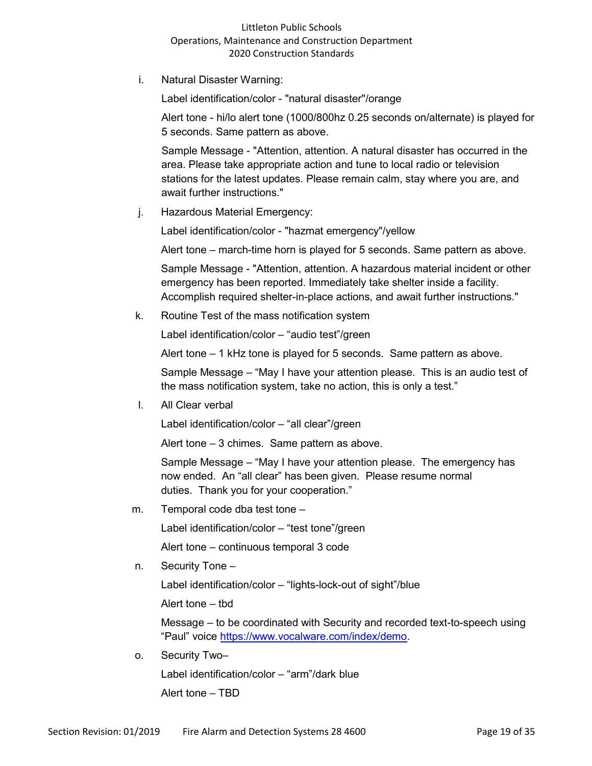i. Natural Disaster Warning:

   Label identification/color - "natural disaster"/orange

   Alert tone - hi/lo alert tone (1000/800hz 0.25 seconds on/alternate) is played for 5 seconds. Same pattern as above.

   Sample Message - "Attention, attention. A natural disaster has occurred in the area. Please take appropriate action and tune to local radio or television stations for the latest updates. Please remain calm, stay where you are, and await further instructions."

j. Hazardous Material Emergency:

   Label identification/color - "hazmat emergency"/yellow

   Alert tone – march-time horn is played for 5 seconds. Same pattern as above.

   Sample Message - "Attention, attention. A hazardous material incident or other emergency has been reported. Immediately take shelter inside a facility. Accomplish required shelter-in-place actions, and await further instructions."

k. Routine Test of the mass notification system

   Label identification/color – "audio test"/green

   Alert tone – 1 kHz tone is played for 5 seconds. Same pattern as above.

   Sample Message – "May I have your attention please. This is an audio test of the mass notification system, take no action, this is only a test."

l. All Clear verbal

   Label identification/color – "all clear"/green

   Alert tone – 3 chimes. Same pattern as above.

   Sample Message – "May I have your attention please. The emergency has now ended. An "all clear" has been given. Please resume normal duties. Thank you for your cooperation."

m. Temporal code dba test tone –

   Label identification/color – "test tone"/green

   Alert tone – continuous temporal 3 code

n. Security Tone –

   Label identification/color – "lights-lock-out of sight"/blue

   Alert tone – tbd

   Message – to be coordinated with Security and recorded text-to-speech using "Paul" voice https://www.vocalware.com/index/demo.

o. Security Two–

   Label identification/color – "arm"/dark blue

   Alert tone – TBD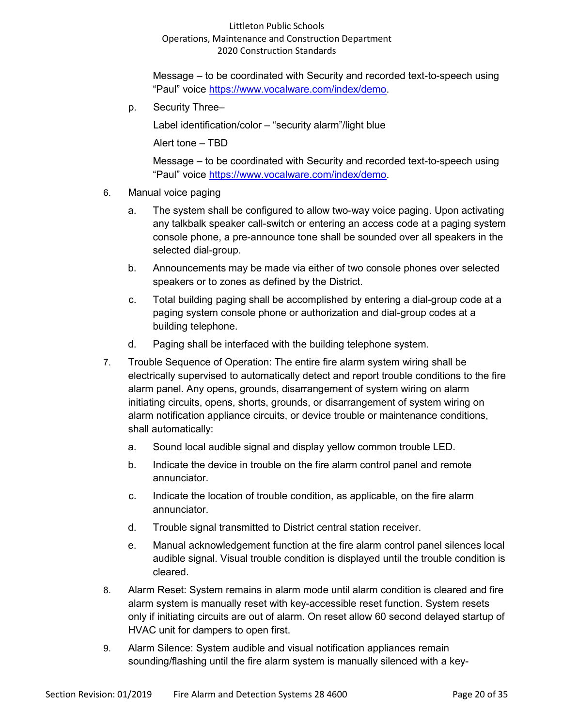Message – to be coordinated with Security and recorded text-to-speech using “Paul” voice https://www.vocalware.com/index/demo.

p. Security Three–

Label identification/color – “security alarm”/light blue

Alert tone – TBD

Message – to be coordinated with Security and recorded text-to-speech using “Paul” voice https://www.vocalware.com/index/demo.

6. Manual voice paging

   a. The system shall be configured to allow two-way voice paging. Upon activating any talkbalk speaker call-switch or entering an access code at a paging system console phone, a pre-announce tone shall be sounded over all speakers in the selected dial-group.

   b. Announcements may be made via either of two console phones over selected speakers or to zones as defined by the District.

   c. Total building paging shall be accomplished by entering a dial-group code at a paging system console phone or authorization and dial-group codes at a building telephone.

   d. Paging shall be interfaced with the building telephone system.

7. Trouble Sequence of Operation: The entire fire alarm system wiring shall be electrically supervised to automatically detect and report trouble conditions to the fire alarm panel. Any opens, grounds, disarrangement of system wiring on alarm initiating circuits, opens, shorts, grounds, or disarrangement of system wiring on alarm notification appliance circuits, or device trouble or maintenance conditions, shall automatically:

   a. Sound local audible signal and display yellow common trouble LED.

   b. Indicate the device in trouble on the fire alarm control panel and remote annunciator.

   c. Indicate the location of trouble condition, as applicable, on the fire alarm annunciator.

   d. Trouble signal transmitted to District central station receiver.

   e. Manual acknowledgement function at the fire alarm control panel silences local audible signal. Visual trouble condition is displayed until the trouble condition is cleared.

8. Alarm Reset: System remains in alarm mode until alarm condition is cleared and fire alarm system is manually reset with key-accessible reset function. System resets only if initiating circuits are out of alarm. On reset allow 60 second delayed startup of HVAC unit for dampers to open first.

9. Alarm Silence: System audible and visual notification appliances remain sounding/flashing until the fire alarm system is manually silenced with a key-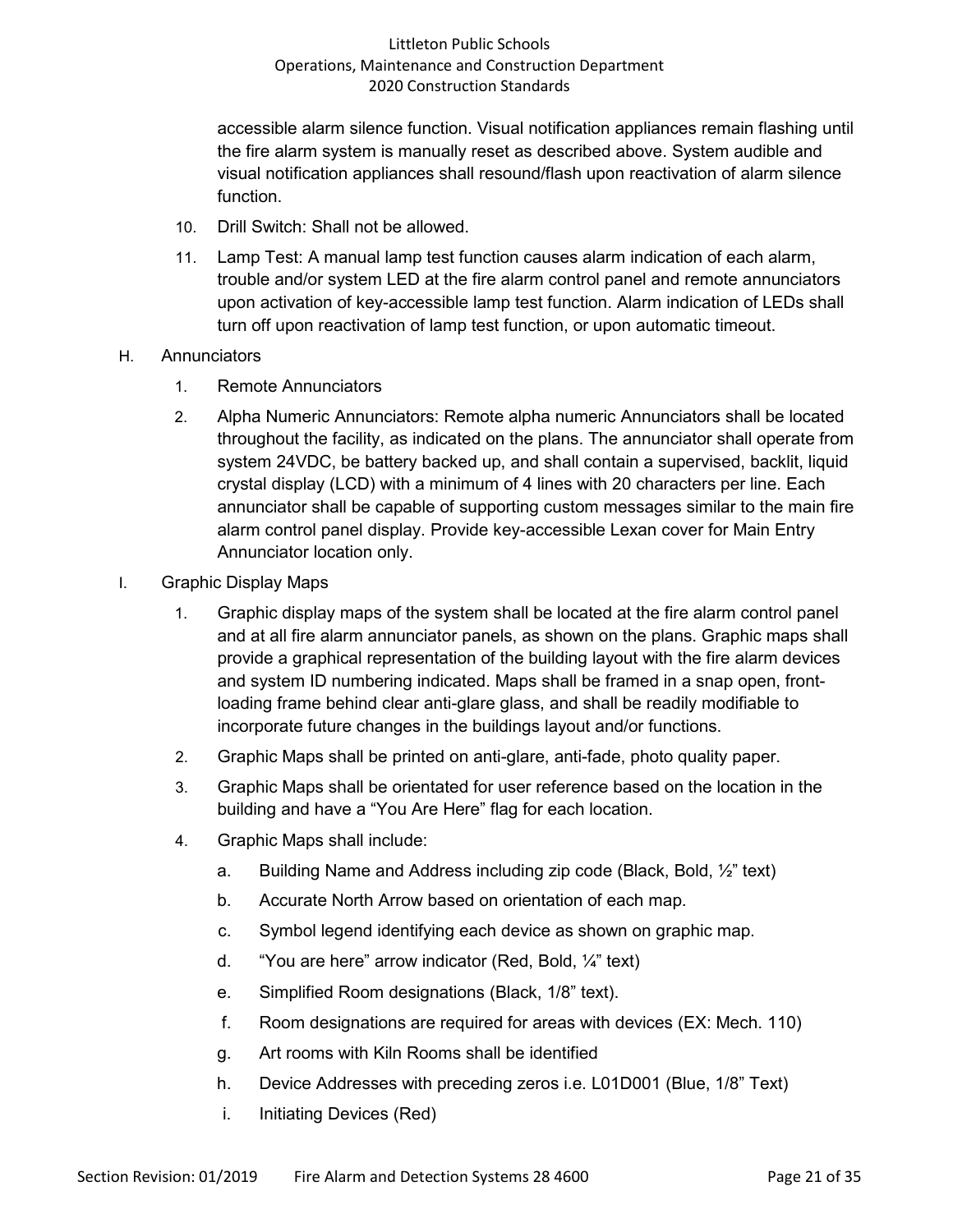accessible alarm silence function. Visual notification appliances remain flashing until the fire alarm system is manually reset as described above. System audible and visual notification appliances shall resound/flash upon reactivation of alarm silence function.

10. Drill Switch: Shall not be allowed.
11. Lamp Test: A manual lamp test function causes alarm indication of each alarm, trouble and/or system LED at the fire alarm control panel and remote annunciators upon activation of key-accessible lamp test function. Alarm indication of LEDs shall turn off upon reactivation of lamp test function, or upon automatic timeout.

H. Annunciators

1. Remote Annunciators
2. Alpha Numeric Annunciators: Remote alpha numeric Annunciators shall be located throughout the facility, as indicated on the plans. The annunciator shall operate from system 24VDC, be battery backed up, and shall contain a supervised, backlit, liquid crystal display (LCD) with a minimum of 4 lines with 20 characters per line. Each annunciator shall be capable of supporting custom messages similar to the main fire alarm control panel display. Provide key-accessible Lexan cover for Main Entry Annunciator location only.

I. Graphic Display Maps

1. Graphic display maps of the system shall be located at the fire alarm control panel and at all fire alarm annunciator panels, as shown on the plans. Graphic maps shall provide a graphical representation of the building layout with the fire alarm devices and system ID numbering indicated. Maps shall be framed in a snap open, front-loading frame behind clear anti-glare glass, and shall be readily modifiable to incorporate future changes in the buildings layout and/or functions.
2. Graphic Maps shall be printed on anti-glare, anti-fade, photo quality paper.
3. Graphic Maps shall be orientated for user reference based on the location in the building and have a "You Are Here" flag for each location.
4. Graphic Maps shall include:
   a. Building Name and Address including zip code (Black, Bold, ½" text)
   b. Accurate North Arrow based on orientation of each map.
   c. Symbol legend identifying each device as shown on graphic map.
   d. "You are here" arrow indicator (Red, Bold, ¼" text)
   e. Simplified Room designations (Black, 1/8" text).
   f. Room designations are required for areas with devices (EX: Mech. 110)
   g. Art rooms with Kiln Rooms shall be identified
   h. Device Addresses with preceding zeros i.e. L01D001 (Blue, 1/8" Text)
   i. Initiating Devices (Red)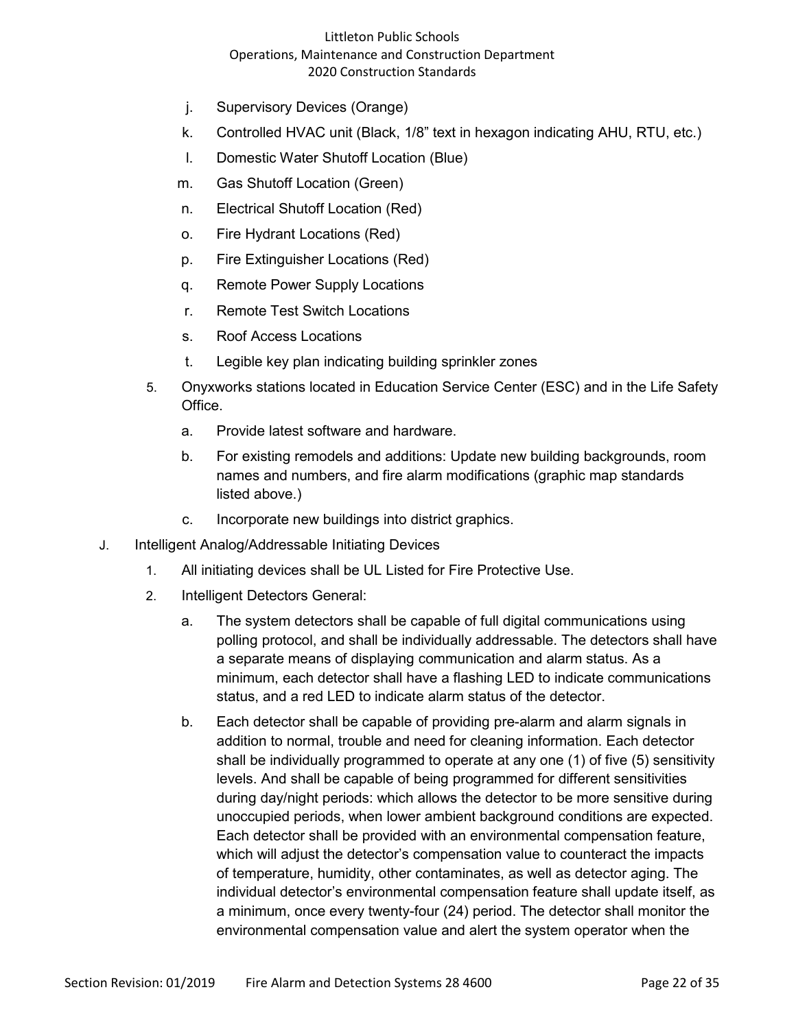- j. Supervisory Devices (Orange)
   - k. Controlled HVAC unit (Black, 1/8" text in hexagon indicating AHU, RTU, etc.)
   - l. Domestic Water Shutoff Location (Blue)
   - m. Gas Shutoff Location (Green)
   - n. Electrical Shutoff Location (Red)
   - o. Fire Hydrant Locations (Red)
   - p. Fire Extinguisher Locations (Red)
   - q. Remote Power Supply Locations
   - r. Remote Test Switch Locations
   - s. Roof Access Locations
   - t. Legible key plan indicating building sprinkler zones

5. Onyxworks stations located in Education Service Center (ESC) and in the Life Safety Office.
   - a. Provide latest software and hardware.
   - b. For existing remodels and additions: Update new building backgrounds, room names and numbers, and fire alarm modifications (graphic map standards listed above.)
   - c. Incorporate new buildings into district graphics.

J. Intelligent Analog/Addressable Initiating Devices

1. All initiating devices shall be UL Listed for Fire Protective Use.
2. Intelligent Detectors General:
   - a. The system detectors shall be capable of full digital communications using polling protocol, and shall be individually addressable. The detectors shall have a separate means of displaying communication and alarm status. As a minimum, each detector shall have a flashing LED to indicate communications status, and a red LED to indicate alarm status of the detector.
   - b. Each detector shall be capable of providing pre-alarm and alarm signals in addition to normal, trouble and need for cleaning information. Each detector shall be individually programmed to operate at any one (1) of five (5) sensitivity levels. And shall be capable of being programmed for different sensitivities during day/night periods: which allows the detector to be more sensitive during unoccupied periods, when lower ambient background conditions are expected. Each detector shall be provided with an environmental compensation feature, which will adjust the detector's compensation value to counteract the impacts of temperature, humidity, other contaminates, as well as detector aging. The individual detector's environmental compensation feature shall update itself, as a minimum, once every twenty-four (24) period. The detector shall monitor the environmental compensation value and alert the system operator when the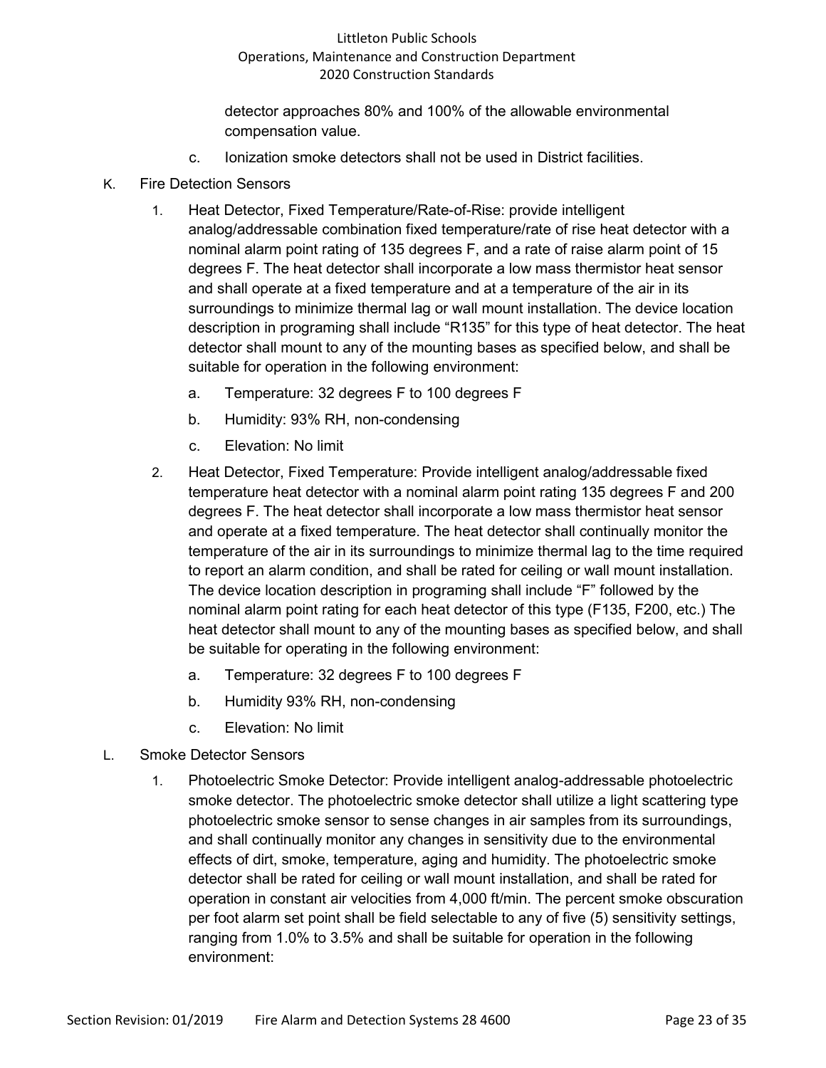detector approaches 80% and 100% of the allowable environmental compensation value.

c. Ionization smoke detectors shall not be used in District facilities.

K. Fire Detection Sensors

1. Heat Detector, Fixed Temperature/Rate-of-Rise: provide intelligent analog/addressable combination fixed temperature/rate of rise heat detector with a nominal alarm point rating of 135 degrees F, and a rate of raise alarm point of 15 degrees F. The heat detector shall incorporate a low mass thermistor heat sensor and shall operate at a fixed temperature and at a temperature of the air in its surroundings to minimize thermal lag or wall mount installation. The device location description in programing shall include "R135" for this type of heat detector. The heat detector shall mount to any of the mounting bases as specified below, and shall be suitable for operation in the following environment:

   a. Temperature: 32 degrees F to 100 degrees F

   b. Humidity: 93% RH, non-condensing

   c. Elevation: No limit

2. Heat Detector, Fixed Temperature: Provide intelligent analog/addressable fixed temperature heat detector with a nominal alarm point rating 135 degrees F and 200 degrees F. The heat detector shall incorporate a low mass thermistor heat sensor and operate at a fixed temperature. The heat detector shall continually monitor the temperature of the air in its surroundings to minimize thermal lag to the time required to report an alarm condition, and shall be rated for ceiling or wall mount installation. The device location description in programing shall include "F" followed by the nominal alarm point rating for each heat detector of this type (F135, F200, etc.) The heat detector shall mount to any of the mounting bases as specified below, and shall be suitable for operating in the following environment:

   a. Temperature: 32 degrees F to 100 degrees F

   b. Humidity 93% RH, non-condensing

   c. Elevation: No limit

L. Smoke Detector Sensors

1. Photoelectric Smoke Detector: Provide intelligent analog-addressable photoelectric smoke detector. The photoelectric smoke detector shall utilize a light scattering type photoelectric smoke sensor to sense changes in air samples from its surroundings, and shall continually monitor any changes in sensitivity due to the environmental effects of dirt, smoke, temperature, aging and humidity. The photoelectric smoke detector shall be rated for ceiling or wall mount installation, and shall be rated for operation in constant air velocities from 4,000 ft/min. The percent smoke obscuration per foot alarm set point shall be field selectable to any of five (5) sensitivity settings, ranging from 1.0% to 3.5% and shall be suitable for operation in the following environment: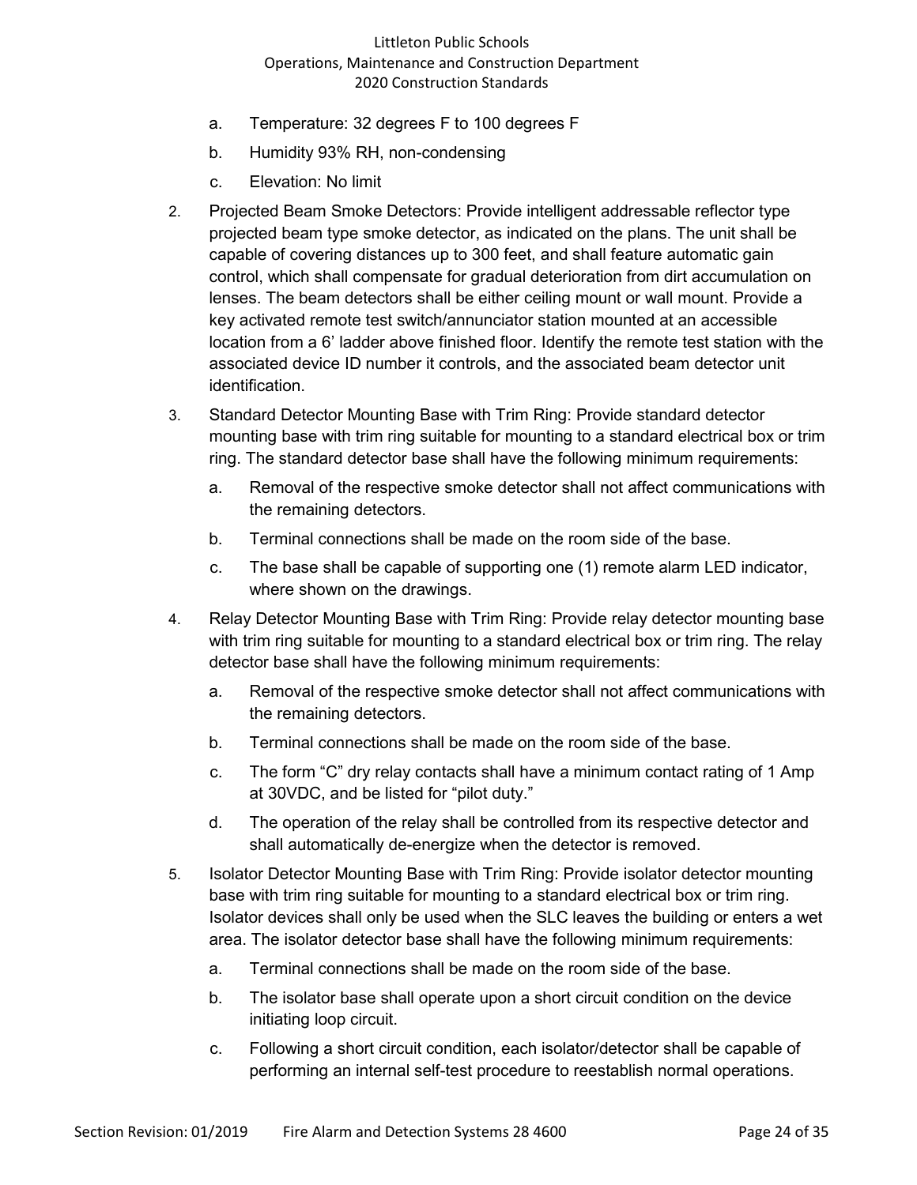a. Temperature: 32 degrees F to 100 degrees F

b. Humidity 93% RH, non-condensing

c. Elevation: No limit

2. Projected Beam Smoke Detectors: Provide intelligent addressable reflector type projected beam type smoke detector, as indicated on the plans. The unit shall be capable of covering distances up to 300 feet, and shall feature automatic gain control, which shall compensate for gradual deterioration from dirt accumulation on lenses. The beam detectors shall be either ceiling mount or wall mount. Provide a key activated remote test switch/annunciator station mounted at an accessible location from a 6' ladder above finished floor. Identify the remote test station with the associated device ID number it controls, and the associated beam detector unit identification.

3. Standard Detector Mounting Base with Trim Ring: Provide standard detector mounting base with trim ring suitable for mounting to a standard electrical box or trim ring. The standard detector base shall have the following minimum requirements:

   a. Removal of the respective smoke detector shall not affect communications with the remaining detectors.

   b. Terminal connections shall be made on the room side of the base.

   c. The base shall be capable of supporting one (1) remote alarm LED indicator, where shown on the drawings.

4. Relay Detector Mounting Base with Trim Ring: Provide relay detector mounting base with trim ring suitable for mounting to a standard electrical box or trim ring. The relay detector base shall have the following minimum requirements:

   a. Removal of the respective smoke detector shall not affect communications with the remaining detectors.

   b. Terminal connections shall be made on the room side of the base.

   c. The form "C" dry relay contacts shall have a minimum contact rating of 1 Amp at 30VDC, and be listed for "pilot duty."

   d. The operation of the relay shall be controlled from its respective detector and shall automatically de-energize when the detector is removed.

5. Isolator Detector Mounting Base with Trim Ring: Provide isolator detector mounting base with trim ring suitable for mounting to a standard electrical box or trim ring. Isolator devices shall only be used when the SLC leaves the building or enters a wet area. The isolator detector base shall have the following minimum requirements:

   a. Terminal connections shall be made on the room side of the base.

   b. The isolator base shall operate upon a short circuit condition on the device initiating loop circuit.

   c. Following a short circuit condition, each isolator/detector shall be capable of performing an internal self-test procedure to reestablish normal operations.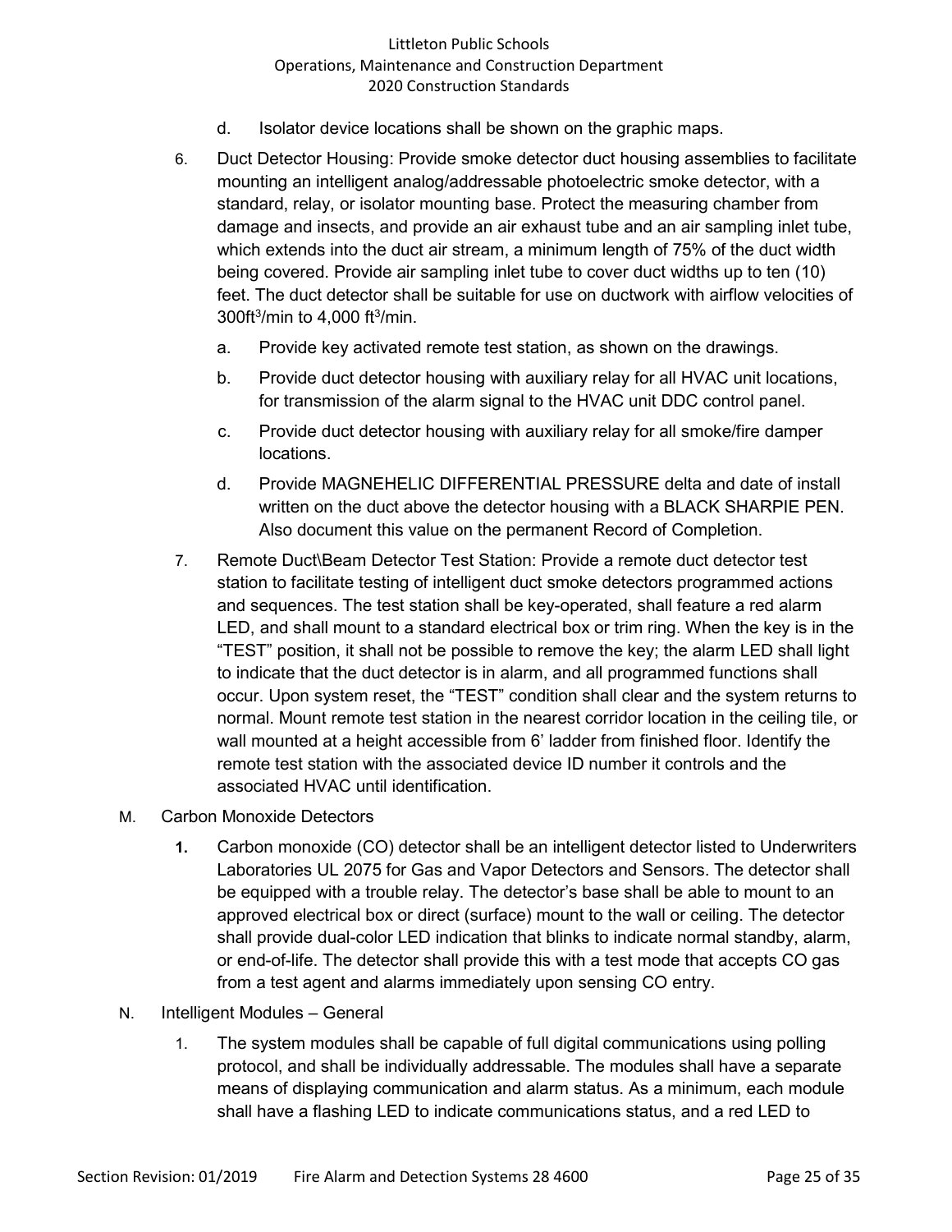d. Isolator device locations shall be shown on the graphic maps.

6. Duct Detector Housing: Provide smoke detector duct housing assemblies to facilitate mounting an intelligent analog/addressable photoelectric smoke detector, with a standard, relay, or isolator mounting base. Protect the measuring chamber from damage and insects, and provide an air exhaust tube and an air sampling inlet tube, which extends into the duct air stream, a minimum length of 75% of the duct width being covered. Provide air sampling inlet tube to cover duct widths up to ten (10) feet. The duct detector shall be suitable for use on ductwork with airflow velocities of 300ft$^3$/min to 4,000 ft$^3$/min.

   a. Provide key activated remote test station, as shown on the drawings.

   b. Provide duct detector housing with auxiliary relay for all HVAC unit locations, for transmission of the alarm signal to the HVAC unit DDC control panel.

   c. Provide duct detector housing with auxiliary relay for all smoke/fire damper locations.

   d. Provide MAGNEHELIC DIFFERENTIAL PRESSURE delta and date of install written on the duct above the detector housing with a BLACK SHARPIE PEN. Also document this value on the permanent Record of Completion.

7. Remote Duct\Beam Detector Test Station: Provide a remote duct detector test station to facilitate testing of intelligent duct smoke detectors programmed actions and sequences. The test station shall be key-operated, shall feature a red alarm LED, and shall mount to a standard electrical box or trim ring. When the key is in the "TEST" position, it shall not be possible to remove the key; the alarm LED shall light to indicate that the duct detector is in alarm, and all programmed functions shall occur. Upon system reset, the "TEST" condition shall clear and the system returns to normal. Mount remote test station in the nearest corridor location in the ceiling tile, or wall mounted at a height accessible from 6' ladder from finished floor. Identify the remote test station with the associated device ID number it controls and the associated HVAC until identification.

M. Carbon Monoxide Detectors

   **1.** Carbon monoxide (CO) detector shall be an intelligent detector listed to Underwriters Laboratories UL 2075 for Gas and Vapor Detectors and Sensors. The detector shall be equipped with a trouble relay. The detector's base shall be able to mount to an approved electrical box or direct (surface) mount to the wall or ceiling. The detector shall provide dual-color LED indication that blinks to indicate normal standby, alarm, or end-of-life. The detector shall provide this with a test mode that accepts CO gas from a test agent and alarms immediately upon sensing CO entry.

N. Intelligent Modules – General

   1. The system modules shall be capable of full digital communications using polling protocol, and shall be individually addressable. The modules shall have a separate means of displaying communication and alarm status. As a minimum, each module shall have a flashing LED to indicate communications status, and a red LED to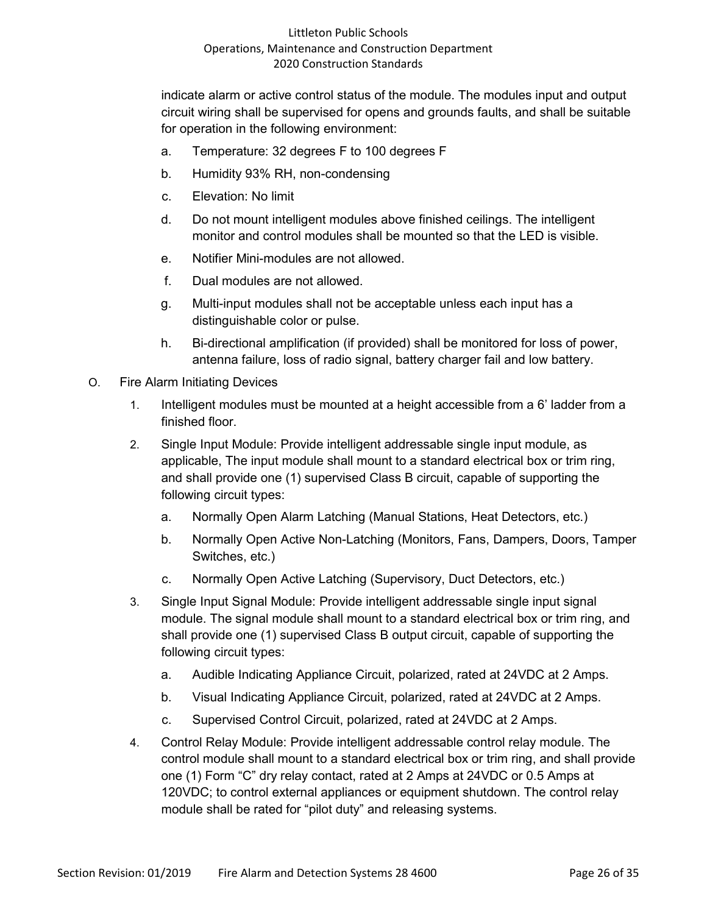indicate alarm or active control status of the module. The modules input and output circuit wiring shall be supervised for opens and grounds faults, and shall be suitable for operation in the following environment:

a. Temperature: 32 degrees F to 100 degrees F

b. Humidity 93% RH, non-condensing

c. Elevation: No limit

d. Do not mount intelligent modules above finished ceilings. The intelligent monitor and control modules shall be mounted so that the LED is visible.

e. Notifier Mini-modules are not allowed.

f. Dual modules are not allowed.

g. Multi-input modules shall not be acceptable unless each input has a distinguishable color or pulse.

h. Bi-directional amplification (if provided) shall be monitored for loss of power, antenna failure, loss of radio signal, battery charger fail and low battery.

O. Fire Alarm Initiating Devices

1. Intelligent modules must be mounted at a height accessible from a 6' ladder from a finished floor.

2. Single Input Module: Provide intelligent addressable single input module, as applicable, The input module shall mount to a standard electrical box or trim ring, and shall provide one (1) supervised Class B circuit, capable of supporting the following circuit types:

   a. Normally Open Alarm Latching (Manual Stations, Heat Detectors, etc.)

   b. Normally Open Active Non-Latching (Monitors, Fans, Dampers, Doors, Tamper Switches, etc.)

   c. Normally Open Active Latching (Supervisory, Duct Detectors, etc.)

3. Single Input Signal Module: Provide intelligent addressable single input signal module. The signal module shall mount to a standard electrical box or trim ring, and shall provide one (1) supervised Class B output circuit, capable of supporting the following circuit types:

   a. Audible Indicating Appliance Circuit, polarized, rated at 24VDC at 2 Amps.

   b. Visual Indicating Appliance Circuit, polarized, rated at 24VDC at 2 Amps.

   c. Supervised Control Circuit, polarized, rated at 24VDC at 2 Amps.

4. Control Relay Module: Provide intelligent addressable control relay module. The control module shall mount to a standard electrical box or trim ring, and shall provide one (1) Form "C" dry relay contact, rated at 2 Amps at 24VDC or 0.5 Amps at 120VDC; to control external appliances or equipment shutdown. The control relay module shall be rated for "pilot duty" and releasing systems.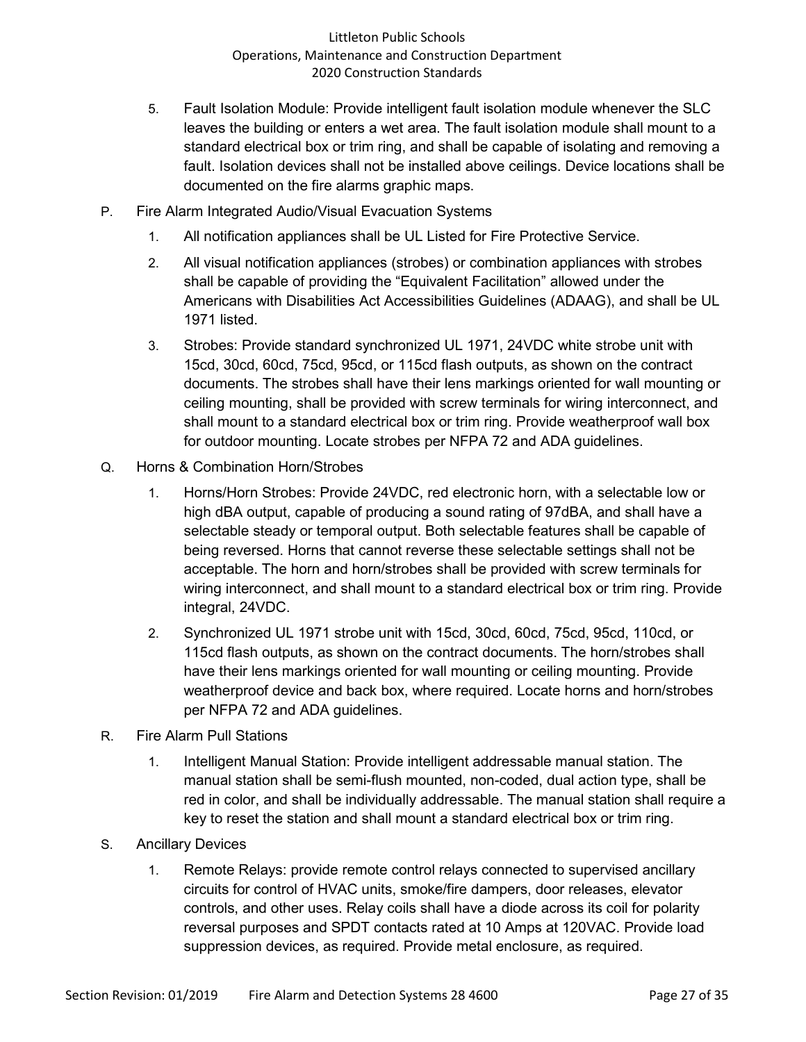5. Fault Isolation Module: Provide intelligent fault isolation module whenever the SLC leaves the building or enters a wet area. The fault isolation module shall mount to a standard electrical box or trim ring, and shall be capable of isolating and removing a fault. Isolation devices shall not be installed above ceilings. Device locations shall be documented on the fire alarms graphic maps.

P. Fire Alarm Integrated Audio/Visual Evacuation Systems

1. All notification appliances shall be UL Listed for Fire Protective Service.
2. All visual notification appliances (strobes) or combination appliances with strobes shall be capable of providing the "Equivalent Facilitation" allowed under the Americans with Disabilities Act Accessibilities Guidelines (ADAAG), and shall be UL 1971 listed.
3. Strobes: Provide standard synchronized UL 1971, 24VDC white strobe unit with 15cd, 30cd, 60cd, 75cd, 95cd, or 115cd flash outputs, as shown on the contract documents. The strobes shall have their lens markings oriented for wall mounting or ceiling mounting, shall be provided with screw terminals for wiring interconnect, and shall mount to a standard electrical box or trim ring. Provide weatherproof wall box for outdoor mounting. Locate strobes per NFPA 72 and ADA guidelines.

Q. Horns & Combination Horn/Strobes

1. Horns/Horn Strobes: Provide 24VDC, red electronic horn, with a selectable low or high dBA output, capable of producing a sound rating of 97dBA, and shall have a selectable steady or temporal output. Both selectable features shall be capable of being reversed. Horns that cannot reverse these selectable settings shall not be acceptable. The horn and horn/strobes shall be provided with screw terminals for wiring interconnect, and shall mount to a standard electrical box or trim ring. Provide integral, 24VDC.
2. Synchronized UL 1971 strobe unit with 15cd, 30cd, 60cd, 75cd, 95cd, 110cd, or 115cd flash outputs, as shown on the contract documents. The horn/strobes shall have their lens markings oriented for wall mounting or ceiling mounting. Provide weatherproof device and back box, where required. Locate horns and horn/strobes per NFPA 72 and ADA guidelines.

R. Fire Alarm Pull Stations

1. Intelligent Manual Station: Provide intelligent addressable manual station. The manual station shall be semi-flush mounted, non-coded, dual action type, shall be red in color, and shall be individually addressable. The manual station shall require a key to reset the station and shall mount a standard electrical box or trim ring.

S. Ancillary Devices

1. Remote Relays: provide remote control relays connected to supervised ancillary circuits for control of HVAC units, smoke/fire dampers, door releases, elevator controls, and other uses. Relay coils shall have a diode across its coil for polarity reversal purposes and SPDT contacts rated at 10 Amps at 120VAC. Provide load suppression devices, as required. Provide metal enclosure, as required.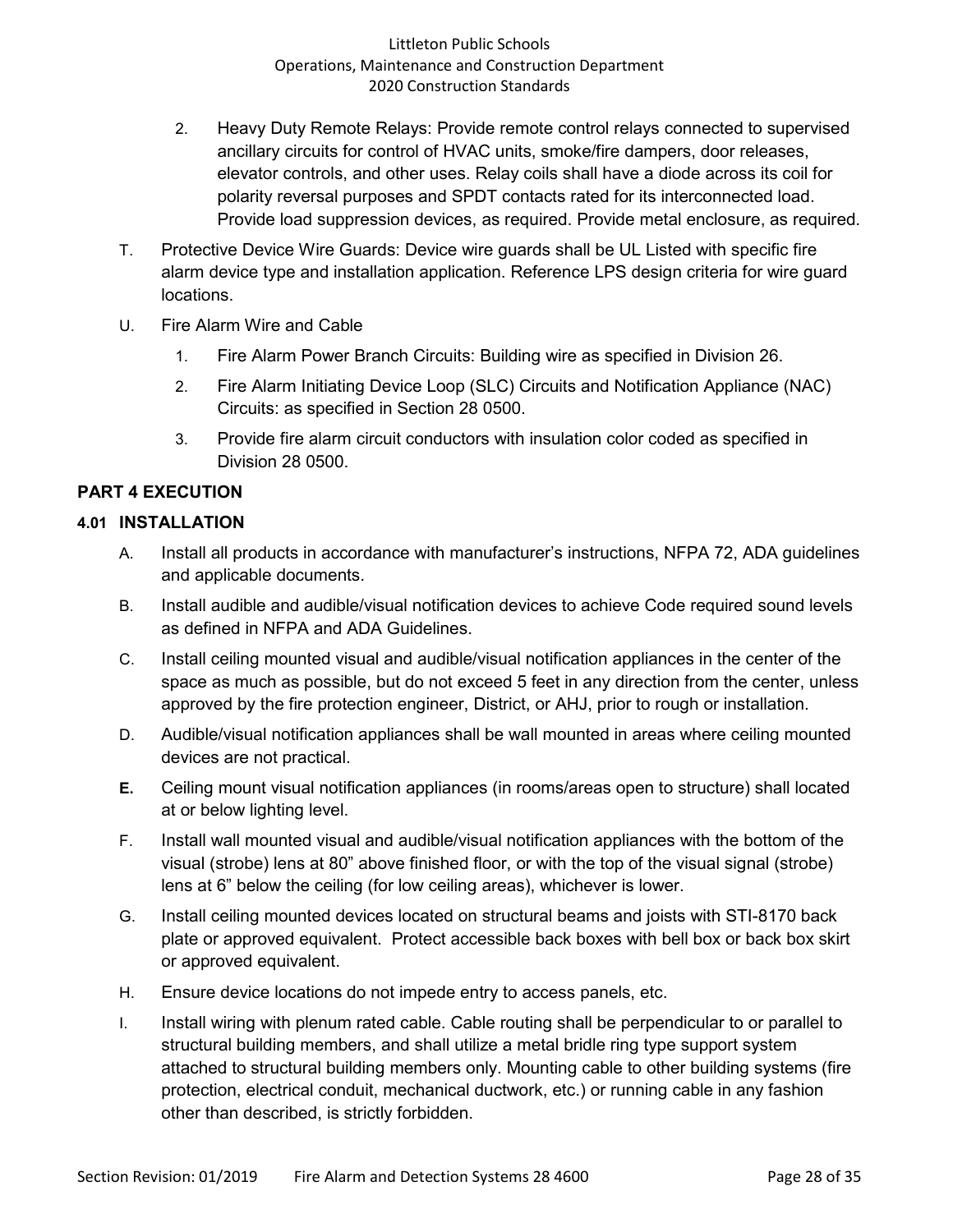2. Heavy Duty Remote Relays: Provide remote control relays connected to supervised ancillary circuits for control of HVAC units, smoke/fire dampers, door releases, elevator controls, and other uses. Relay coils shall have a diode across its coil for polarity reversal purposes and SPDT contacts rated for its interconnected load. Provide load suppression devices, as required. Provide metal enclosure, as required.

T. Protective Device Wire Guards: Device wire guards shall be UL Listed with specific fire alarm device type and installation application. Reference LPS design criteria for wire guard locations.

U. Fire Alarm Wire and Cable

1. Fire Alarm Power Branch Circuits: Building wire as specified in Division 26.
2. Fire Alarm Initiating Device Loop (SLC) Circuits and Notification Appliance (NAC) Circuits: as specified in Section 28 0500.
3. Provide fire alarm circuit conductors with insulation color coded as specified in Division 28 0500.

## PART 4 EXECUTION

### 4.01 INSTALLATION

A. Install all products in accordance with manufacturer's instructions, NFPA 72, ADA guidelines and applicable documents.

B. Install audible and audible/visual notification devices to achieve Code required sound levels as defined in NFPA and ADA Guidelines.

C. Install ceiling mounted visual and audible/visual notification appliances in the center of the space as much as possible, but do not exceed 5 feet in any direction from the center, unless approved by the fire protection engineer, District, or AHJ, prior to rough or installation.

D. Audible/visual notification appliances shall be wall mounted in areas where ceiling mounted devices are not practical.

**E.** Ceiling mount visual notification appliances (in rooms/areas open to structure) shall located at or below lighting level.

F. Install wall mounted visual and audible/visual notification appliances with the bottom of the visual (strobe) lens at 80" above finished floor, or with the top of the visual signal (strobe) lens at 6" below the ceiling (for low ceiling areas), whichever is lower.

G. Install ceiling mounted devices located on structural beams and joists with STI-8170 back plate or approved equivalent. Protect accessible back boxes with bell box or back box skirt or approved equivalent.

H. Ensure device locations do not impede entry to access panels, etc.

I. Install wiring with plenum rated cable. Cable routing shall be perpendicular to or parallel to structural building members, and shall utilize a metal bridle ring type support system attached to structural building members only. Mounting cable to other building systems (fire protection, electrical conduit, mechanical ductwork, etc.) or running cable in any fashion other than described, is strictly forbidden.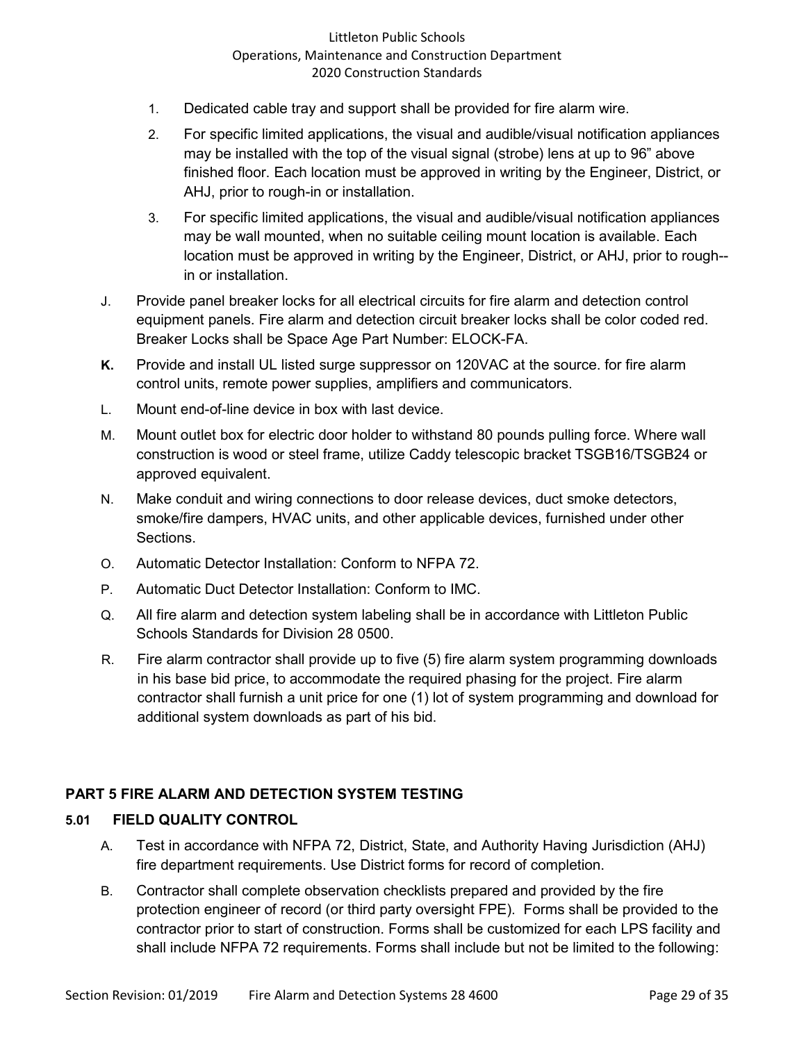1. Dedicated cable tray and support shall be provided for fire alarm wire.
2. For specific limited applications, the visual and audible/visual notification appliances may be installed with the top of the visual signal (strobe) lens at up to 96" above finished floor. Each location must be approved in writing by the Engineer, District, or AHJ, prior to rough-in or installation.
3. For specific limited applications, the visual and audible/visual notification appliances may be wall mounted, when no suitable ceiling mount location is available. Each location must be approved in writing by the Engineer, District, or AHJ, prior to rough--in or installation.

J. Provide panel breaker locks for all electrical circuits for fire alarm and detection control equipment panels. Fire alarm and detection circuit breaker locks shall be color coded red. Breaker Locks shall be Space Age Part Number: ELOCK-FA.

**K.** Provide and install UL listed surge suppressor on 120VAC at the source. for fire alarm control units, remote power supplies, amplifiers and communicators.

L. Mount end-of-line device in box with last device.

M. Mount outlet box for electric door holder to withstand 80 pounds pulling force. Where wall construction is wood or steel frame, utilize Caddy telescopic bracket TSGB16/TSGB24 or approved equivalent.

N. Make conduit and wiring connections to door release devices, duct smoke detectors, smoke/fire dampers, HVAC units, and other applicable devices, furnished under other Sections.

O. Automatic Detector Installation: Conform to NFPA 72.

P. Automatic Duct Detector Installation: Conform to IMC.

Q. All fire alarm and detection system labeling shall be in accordance with Littleton Public Schools Standards for Division 28 0500.

R. Fire alarm contractor shall provide up to five (5) fire alarm system programming downloads in his base bid price, to accommodate the required phasing for the project. Fire alarm contractor shall furnish a unit price for one (1) lot of system programming and download for additional system downloads as part of his bid.

## PART 5 FIRE ALARM AND DETECTION SYSTEM TESTING

### 5.01 FIELD QUALITY CONTROL

A. Test in accordance with NFPA 72, District, State, and Authority Having Jurisdiction (AHJ) fire department requirements. Use District forms for record of completion.

B. Contractor shall complete observation checklists prepared and provided by the fire protection engineer of record (or third party oversight FPE). Forms shall be provided to the contractor prior to start of construction. Forms shall be customized for each LPS facility and shall include NFPA 72 requirements. Forms shall include but not be limited to the following: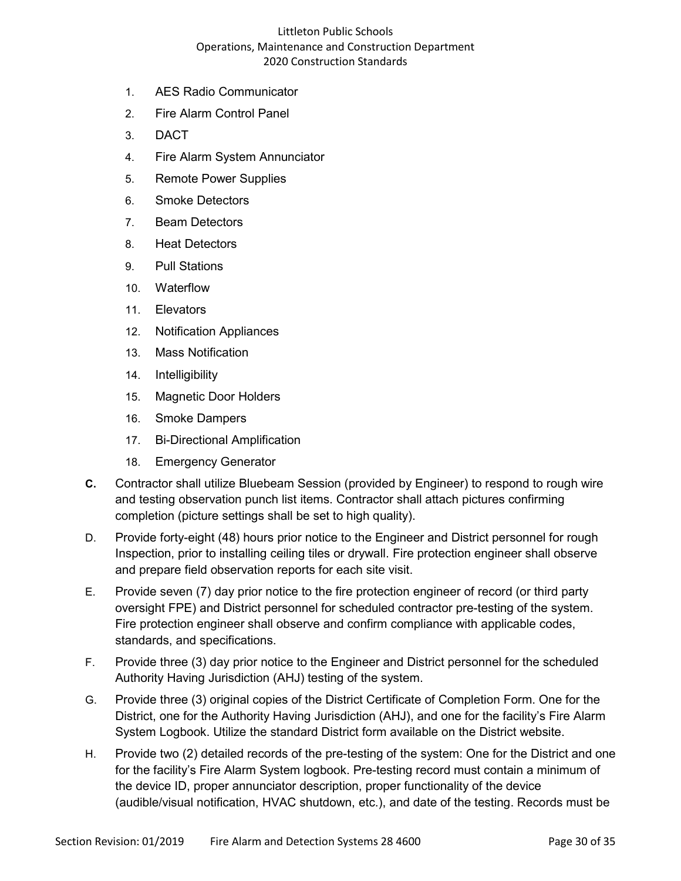1. AES Radio Communicator
2. Fire Alarm Control Panel
3. DACT
4. Fire Alarm System Annunciator
5. Remote Power Supplies
6. Smoke Detectors
7. Beam Detectors
8. Heat Detectors
9. Pull Stations
10. Waterflow
11. Elevators
12. Notification Appliances
13. Mass Notification
14. Intelligibility
15. Magnetic Door Holders
16. Smoke Dampers
17. Bi-Directional Amplification
18. Emergency Generator

**C.** Contractor shall utilize Bluebeam Session (provided by Engineer) to respond to rough wire and testing observation punch list items. Contractor shall attach pictures confirming completion (picture settings shall be set to high quality).

D. Provide forty-eight (48) hours prior notice to the Engineer and District personnel for rough Inspection, prior to installing ceiling tiles or drywall. Fire protection engineer shall observe and prepare field observation reports for each site visit.

E. Provide seven (7) day prior notice to the fire protection engineer of record (or third party oversight FPE) and District personnel for scheduled contractor pre-testing of the system. Fire protection engineer shall observe and confirm compliance with applicable codes, standards, and specifications.

F. Provide three (3) day prior notice to the Engineer and District personnel for the scheduled Authority Having Jurisdiction (AHJ) testing of the system.

G. Provide three (3) original copies of the District Certificate of Completion Form. One for the District, one for the Authority Having Jurisdiction (AHJ), and one for the facility's Fire Alarm System Logbook. Utilize the standard District form available on the District website.

H. Provide two (2) detailed records of the pre-testing of the system: One for the District and one for the facility's Fire Alarm System logbook. Pre-testing record must contain a minimum of the device ID, proper annunciator description, proper functionality of the device (audible/visual notification, HVAC shutdown, etc.), and date of the testing. Records must be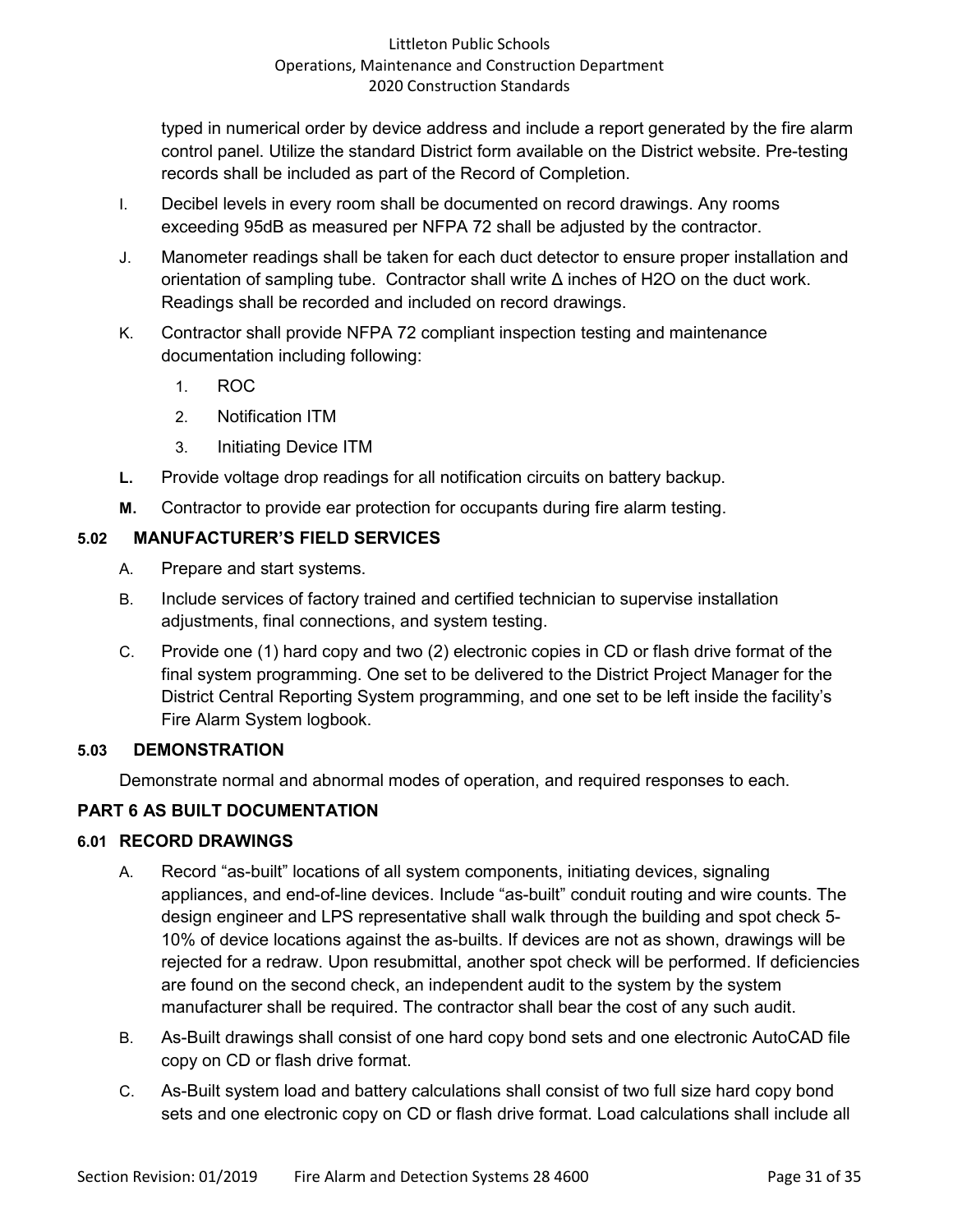typed in numerical order by device address and include a report generated by the fire alarm control panel. Utilize the standard District form available on the District website. Pre-testing records shall be included as part of the Record of Completion.

I. Decibel levels in every room shall be documented on record drawings. Any rooms exceeding 95dB as measured per NFPA 72 shall be adjusted by the contractor.

J. Manometer readings shall be taken for each duct detector to ensure proper installation and orientation of sampling tube. Contractor shall write Δ inches of $H_2O$ on the duct work. Readings shall be recorded and included on record drawings.

K. Contractor shall provide NFPA 72 compliant inspection testing and maintenance documentation including following:

1. ROC
2. Notification ITM
3. Initiating Device ITM

**L.** Provide voltage drop readings for all notification circuits on battery backup.

**M.** Contractor to provide ear protection for occupants during fire alarm testing.

### 5.02 MANUFACTURER'S FIELD SERVICES

A. Prepare and start systems.

B. Include services of factory trained and certified technician to supervise installation adjustments, final connections, and system testing.

C. Provide one (1) hard copy and two (2) electronic copies in CD or flash drive format of the final system programming. One set to be delivered to the District Project Manager for the District Central Reporting System programming, and one set to be left inside the facility's Fire Alarm System logbook.

### 5.03 DEMONSTRATION

Demonstrate normal and abnormal modes of operation, and required responses to each.

## PART 6 AS BUILT DOCUMENTATION

### 6.01 RECORD DRAWINGS

A. Record "as-built" locations of all system components, initiating devices, signaling appliances, and end-of-line devices. Include "as-built" conduit routing and wire counts. The design engineer and LPS representative shall walk through the building and spot check 5-10% of device locations against the as-builts. If devices are not as shown, drawings will be rejected for a redraw. Upon resubmittal, another spot check will be performed. If deficiencies are found on the second check, an independent audit to the system by the system manufacturer shall be required. The contractor shall bear the cost of any such audit.

B. As-Built drawings shall consist of one hard copy bond sets and one electronic AutoCAD file copy on CD or flash drive format.

C. As-Built system load and battery calculations shall consist of two full size hard copy bond sets and one electronic copy on CD or flash drive format. Load calculations shall include all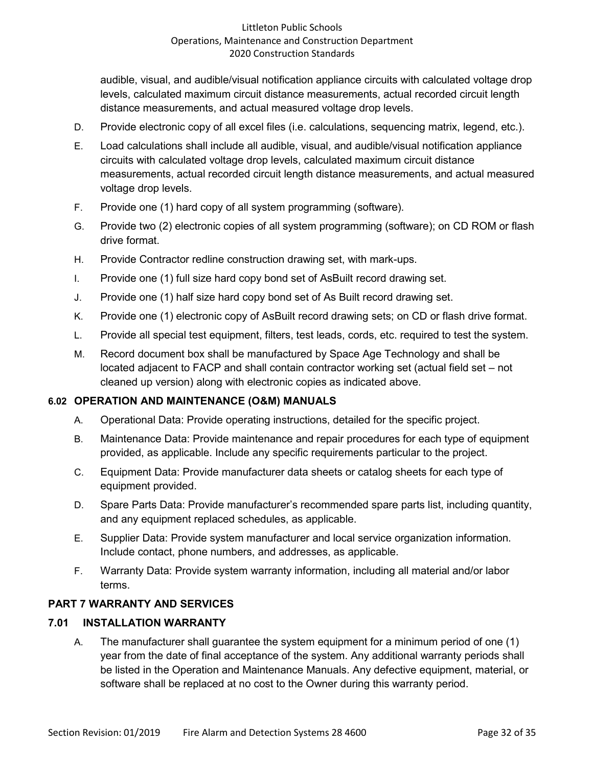audible, visual, and audible/visual notification appliance circuits with calculated voltage drop levels, calculated maximum circuit distance measurements, actual recorded circuit length distance measurements, and actual measured voltage drop levels.

D. Provide electronic copy of all excel files (i.e. calculations, sequencing matrix, legend, etc.).

E. Load calculations shall include all audible, visual, and audible/visual notification appliance circuits with calculated voltage drop levels, calculated maximum circuit distance measurements, actual recorded circuit length distance measurements, and actual measured voltage drop levels.

F. Provide one (1) hard copy of all system programming (software).

G. Provide two (2) electronic copies of all system programming (software); on CD ROM or flash drive format.

H. Provide Contractor redline construction drawing set, with mark-ups.

I. Provide one (1) full size hard copy bond set of AsBuilt record drawing set.

J. Provide one (1) half size hard copy bond set of As Built record drawing set.

K. Provide one (1) electronic copy of AsBuilt record drawing sets; on CD or flash drive format.

L. Provide all special test equipment, filters, test leads, cords, etc. required to test the system.

M. Record document box shall be manufactured by Space Age Technology and shall be located adjacent to FACP and shall contain contractor working set (actual field set – not cleaned up version) along with electronic copies as indicated above.

### 6.02 OPERATION AND MAINTENANCE (O&M) MANUALS

A. Operational Data: Provide operating instructions, detailed for the specific project.

B. Maintenance Data: Provide maintenance and repair procedures for each type of equipment provided, as applicable. Include any specific requirements particular to the project.

C. Equipment Data: Provide manufacturer data sheets or catalog sheets for each type of equipment provided.

D. Spare Parts Data: Provide manufacturer's recommended spare parts list, including quantity, and any equipment replaced schedules, as applicable.

E. Supplier Data: Provide system manufacturer and local service organization information. Include contact, phone numbers, and addresses, as applicable.

F. Warranty Data: Provide system warranty information, including all material and/or labor terms.

## PART 7 WARRANTY AND SERVICES

### 7.01 INSTALLATION WARRANTY

A. The manufacturer shall guarantee the system equipment for a minimum period of one (1) year from the date of final acceptance of the system. Any additional warranty periods shall be listed in the Operation and Maintenance Manuals. Any defective equipment, material, or software shall be replaced at no cost to the Owner during this warranty period.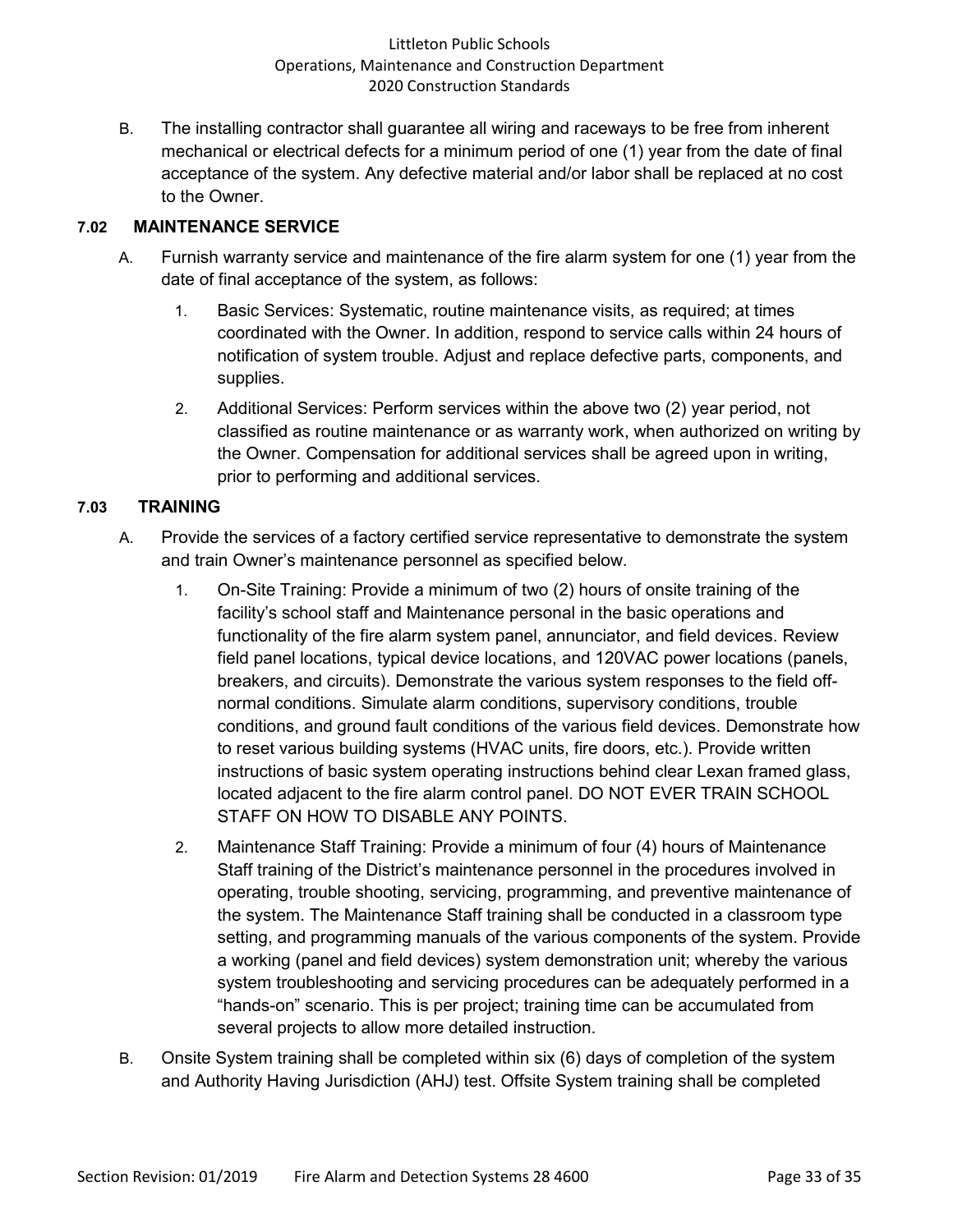B. The installing contractor shall guarantee all wiring and raceways to be free from inherent mechanical or electrical defects for a minimum period of one (1) year from the date of final acceptance of the system. Any defective material and/or labor shall be replaced at no cost to the Owner.

### 7.02 MAINTENANCE SERVICE

A. Furnish warranty service and maintenance of the fire alarm system for one (1) year from the date of final acceptance of the system, as follows:

1. Basic Services: Systematic, routine maintenance visits, as required; at times coordinated with the Owner. In addition, respond to service calls within 24 hours of notification of system trouble. Adjust and replace defective parts, components, and supplies.

2. Additional Services: Perform services within the above two (2) year period, not classified as routine maintenance or as warranty work, when authorized on writing by the Owner. Compensation for additional services shall be agreed upon in writing, prior to performing and additional services.

### 7.03 TRAINING

A. Provide the services of a factory certified service representative to demonstrate the system and train Owner's maintenance personnel as specified below.

1. On-Site Training: Provide a minimum of two (2) hours of onsite training of the facility's school staff and Maintenance personal in the basic operations and functionality of the fire alarm system panel, annunciator, and field devices. Review field panel locations, typical device locations, and 120VAC power locations (panels, breakers, and circuits). Demonstrate the various system responses to the field off-normal conditions. Simulate alarm conditions, supervisory conditions, trouble conditions, and ground fault conditions of the various field devices. Demonstrate how to reset various building systems (HVAC units, fire doors, etc.). Provide written instructions of basic system operating instructions behind clear Lexan framed glass, located adjacent to the fire alarm control panel. DO NOT EVER TRAIN SCHOOL STAFF ON HOW TO DISABLE ANY POINTS.

2. Maintenance Staff Training: Provide a minimum of four (4) hours of Maintenance Staff training of the District's maintenance personnel in the procedures involved in operating, trouble shooting, servicing, programming, and preventive maintenance of the system. The Maintenance Staff training shall be conducted in a classroom type setting, and programming manuals of the various components of the system. Provide a working (panel and field devices) system demonstration unit; whereby the various system troubleshooting and servicing procedures can be adequately performed in a "hands-on" scenario. This is per project; training time can be accumulated from several projects to allow more detailed instruction.

B. Onsite System training shall be completed within six (6) days of completion of the system and Authority Having Jurisdiction (AHJ) test. Offsite System training shall be completed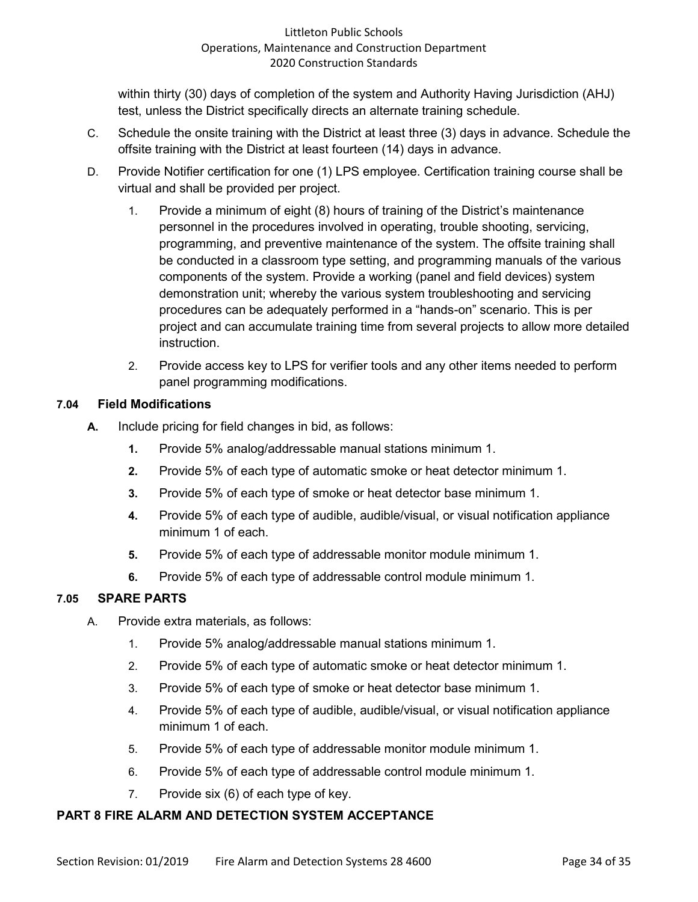within thirty (30) days of completion of the system and Authority Having Jurisdiction (AHJ) test, unless the District specifically directs an alternate training schedule.

C. Schedule the onsite training with the District at least three (3) days in advance. Schedule the offsite training with the District at least fourteen (14) days in advance.

D. Provide Notifier certification for one (1) LPS employee. Certification training course shall be virtual and shall be provided per project.

  1. Provide a minimum of eight (8) hours of training of the District's maintenance personnel in the procedures involved in operating, trouble shooting, servicing, programming, and preventive maintenance of the system. The offsite training shall be conducted in a classroom type setting, and programming manuals of the various components of the system. Provide a working (panel and field devices) system demonstration unit; whereby the various system troubleshooting and servicing procedures can be adequately performed in a "hands-on" scenario. This is per project and can accumulate training time from several projects to allow more detailed instruction.

  2. Provide access key to LPS for verifier tools and any other items needed to perform panel programming modifications.

### 7.04 Field Modifications

**A.** Include pricing for field changes in bid, as follows:

  **1.** Provide 5% analog/addressable manual stations minimum 1.

  **2.** Provide 5% of each type of automatic smoke or heat detector minimum 1.

  **3.** Provide 5% of each type of smoke or heat detector base minimum 1.

  **4.** Provide 5% of each type of audible, audible/visual, or visual notification appliance minimum 1 of each.

  **5.** Provide 5% of each type of addressable monitor module minimum 1.

  **6.** Provide 5% of each type of addressable control module minimum 1.

### 7.05 SPARE PARTS

A. Provide extra materials, as follows:

  1. Provide 5% analog/addressable manual stations minimum 1.

  2. Provide 5% of each type of automatic smoke or heat detector minimum 1.

  3. Provide 5% of each type of smoke or heat detector base minimum 1.

  4. Provide 5% of each type of audible, audible/visual, or visual notification appliance minimum 1 of each.

  5. Provide 5% of each type of addressable monitor module minimum 1.

  6. Provide 5% of each type of addressable control module minimum 1.

  7. Provide six (6) of each type of key.

## PART 8 FIRE ALARM AND DETECTION SYSTEM ACCEPTANCE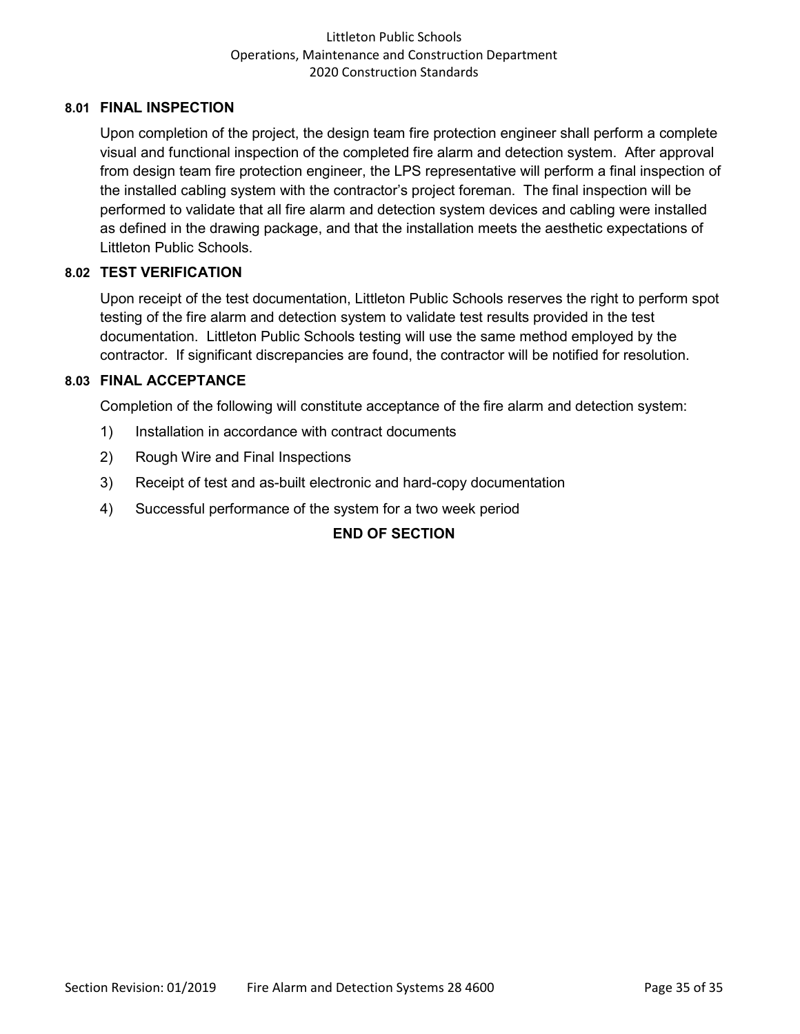### 8.01 FINAL INSPECTION

Upon completion of the project, the design team fire protection engineer shall perform a complete visual and functional inspection of the completed fire alarm and detection system. After approval from design team fire protection engineer, the LPS representative will perform a final inspection of the installed cabling system with the contractor's project foreman. The final inspection will be performed to validate that all fire alarm and detection system devices and cabling were installed as defined in the drawing package, and that the installation meets the aesthetic expectations of Littleton Public Schools.

### 8.02 TEST VERIFICATION

Upon receipt of the test documentation, Littleton Public Schools reserves the right to perform spot testing of the fire alarm and detection system to validate test results provided in the test documentation. Littleton Public Schools testing will use the same method employed by the contractor. If significant discrepancies are found, the contractor will be notified for resolution.

### 8.03 FINAL ACCEPTANCE

Completion of the following will constitute acceptance of the fire alarm and detection system:

1) Installation in accordance with contract documents
2) Rough Wire and Final Inspections
3) Receipt of test and as-built electronic and hard-copy documentation
4) Successful performance of the system for a two week period

**END OF SECTION**